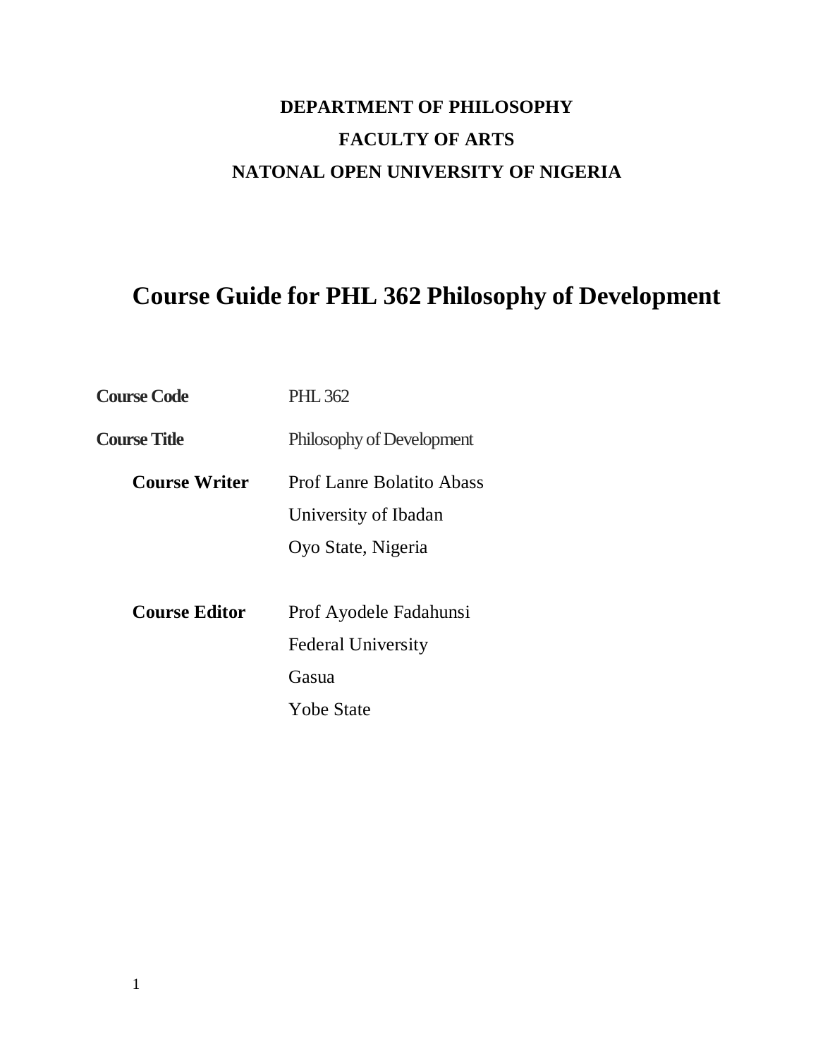**DEPARTMENT OF PHILOSOPHY**

**FACULTY OF ARTS**

**NATONAL OPEN UNIVERSITY OF NIGERIA**

# Course Guide for PHL 362 Philosophy of Development

| | |
|---|---|
| **Course Code** | PHL 362 |
| **Course Title** | Philosophy of Development |
| **Course Writer** | Prof Lanre Bolatito Abass<br>University of Ibadan<br>Oyo State, Nigeria |
| **Course Editor** | Prof Ayodele Fadahunsi<br>Federal University<br>Gasua<br>Yobe State |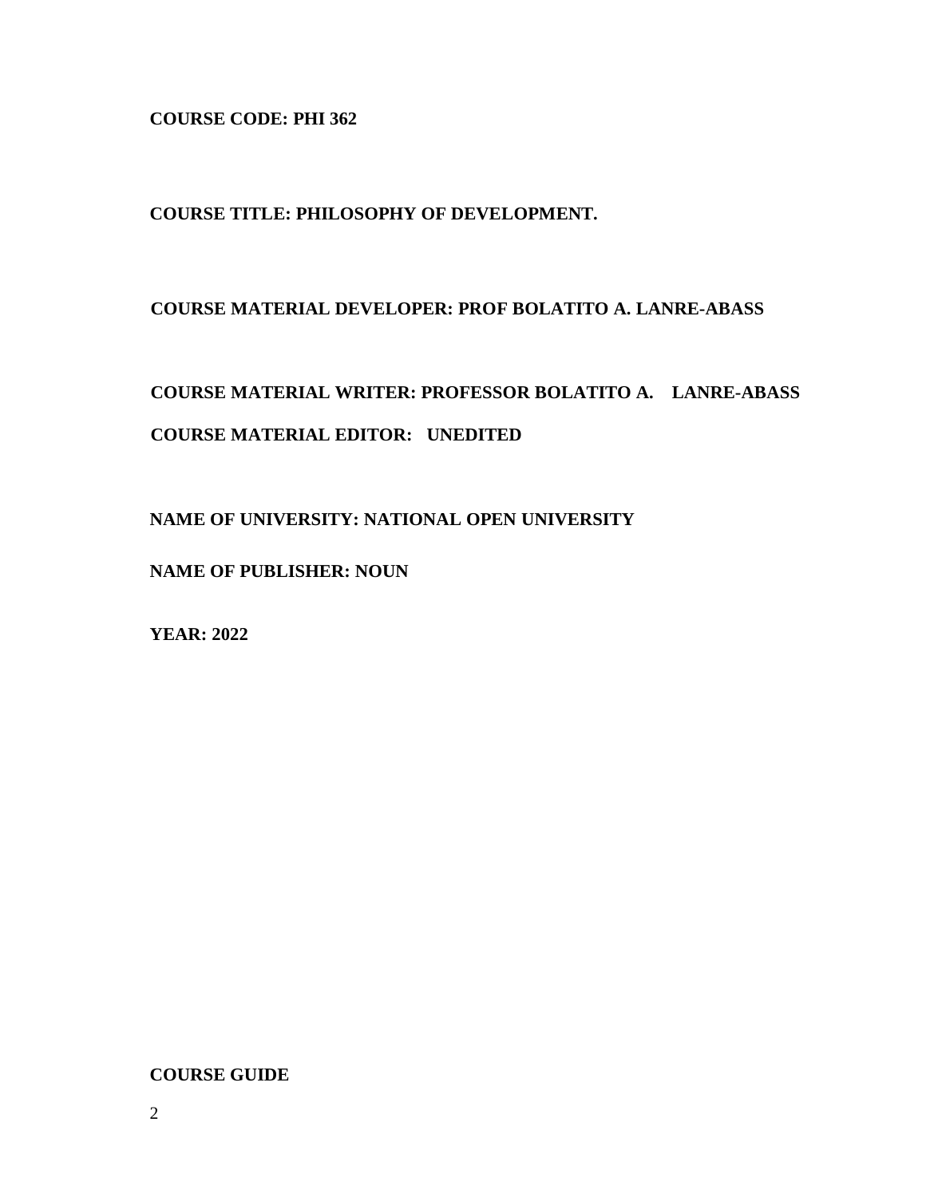**COURSE CODE: PHI 362**

**COURSE TITLE: PHILOSOPHY OF DEVELOPMENT.**

**COURSE MATERIAL DEVELOPER: PROF BOLATITO A. LANRE-ABASS**

**COURSE MATERIAL WRITER: PROFESSOR BOLATITO A. LANRE-ABASS**

**COURSE MATERIAL EDITOR: UNEDITED**

**NAME OF UNIVERSITY: NATIONAL OPEN UNIVERSITY**

**NAME OF PUBLISHER: NOUN**

**YEAR: 2022**

**COURSE GUIDE**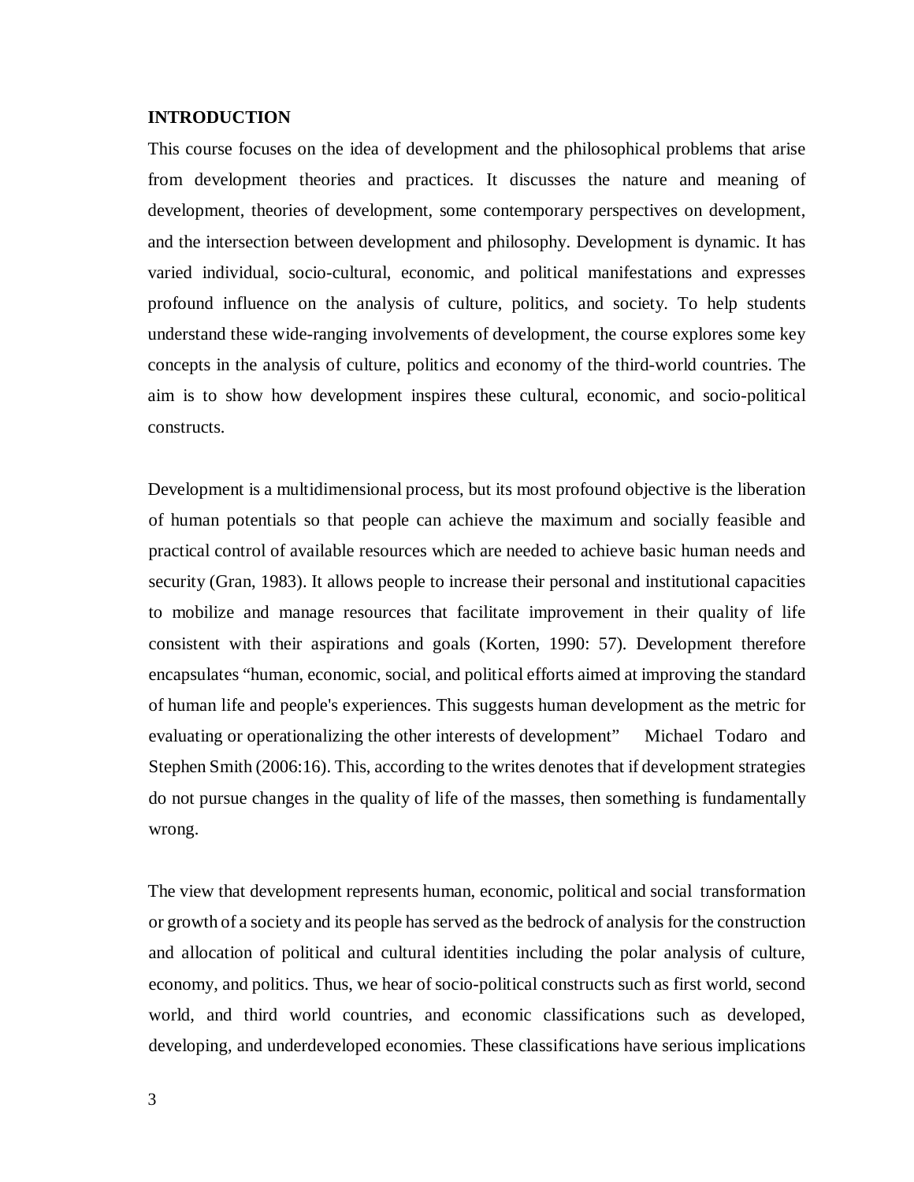## INTRODUCTION

This course focuses on the idea of development and the philosophical problems that arise from development theories and practices. It discusses the nature and meaning of development, theories of development, some contemporary perspectives on development, and the intersection between development and philosophy. Development is dynamic. It has varied individual, socio-cultural, economic, and political manifestations and expresses profound influence on the analysis of culture, politics, and society. To help students understand these wide-ranging involvements of development, the course explores some key concepts in the analysis of culture, politics and economy of the third-world countries. The aim is to show how development inspires these cultural, economic, and socio-political constructs.

Development is a multidimensional process, but its most profound objective is the liberation of human potentials so that people can achieve the maximum and socially feasible and practical control of available resources which are needed to achieve basic human needs and security (Gran, 1983). It allows people to increase their personal and institutional capacities to mobilize and manage resources that facilitate improvement in their quality of life consistent with their aspirations and goals (Korten, 1990: 57). Development therefore encapsulates "human, economic, social, and political efforts aimed at improving the standard of human life and people's experiences. This suggests human development as the metric for evaluating or operationalizing the other interests of development" Michael Todaro and Stephen Smith (2006:16). This, according to the writes denotes that if development strategies do not pursue changes in the quality of life of the masses, then something is fundamentally wrong.

The view that development represents human, economic, political and social transformation or growth of a society and its people has served as the bedrock of analysis for the construction and allocation of political and cultural identities including the polar analysis of culture, economy, and politics. Thus, we hear of socio-political constructs such as first world, second world, and third world countries, and economic classifications such as developed, developing, and underdeveloped economies. These classifications have serious implications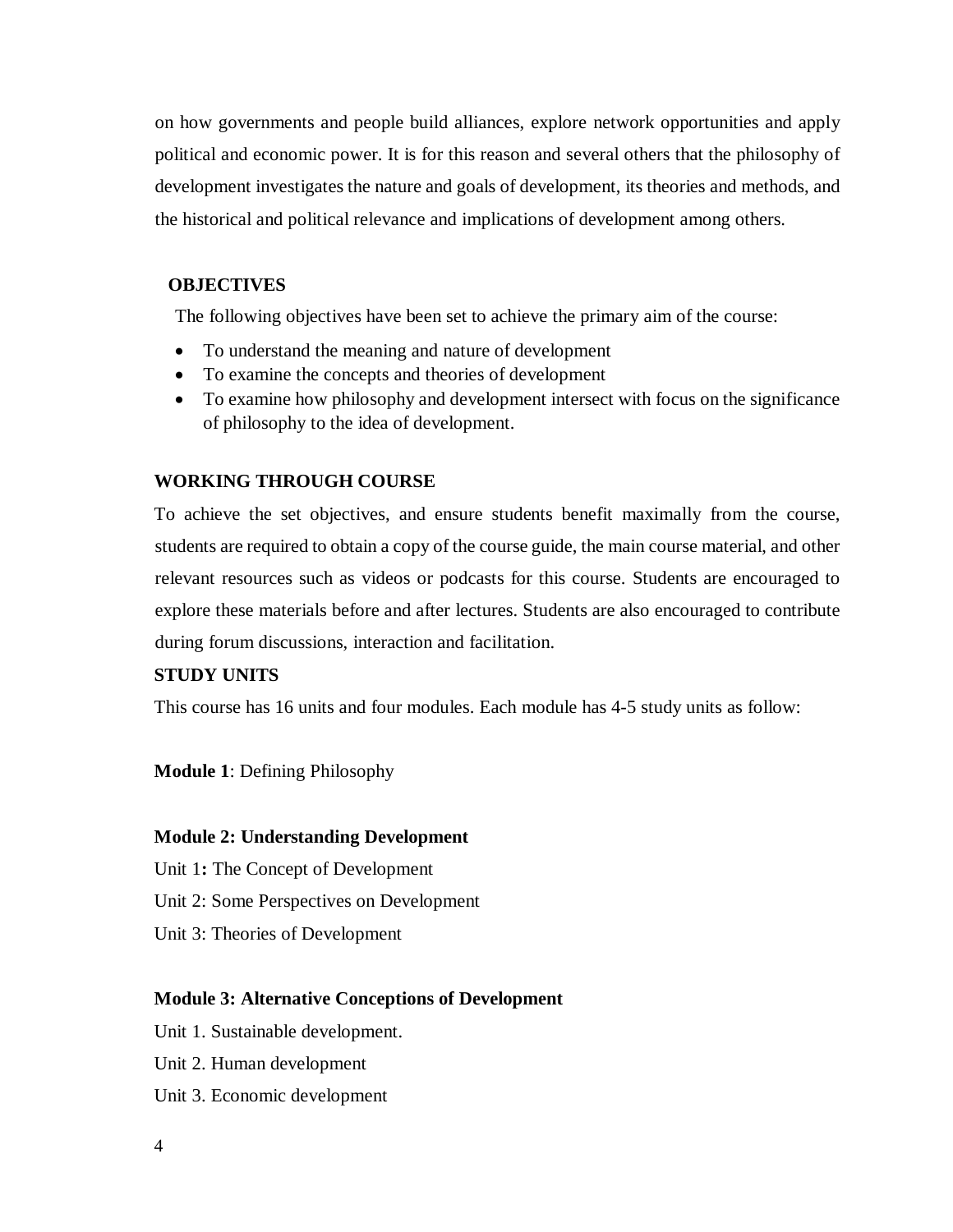on how governments and people build alliances, explore network opportunities and apply political and economic power. It is for this reason and several others that the philosophy of development investigates the nature and goals of development, its theories and methods, and the historical and political relevance and implications of development among others.

## OBJECTIVES

The following objectives have been set to achieve the primary aim of the course:

- To understand the meaning and nature of development
- To examine the concepts and theories of development
- To examine how philosophy and development intersect with focus on the significance of philosophy to the idea of development.

## WORKING THROUGH COURSE

To achieve the set objectives, and ensure students benefit maximally from the course, students are required to obtain a copy of the course guide, the main course material, and other relevant resources such as videos or podcasts for this course. Students are encouraged to explore these materials before and after lectures. Students are also encouraged to contribute during forum discussions, interaction and facilitation.

## STUDY UNITS

This course has 16 units and four modules. Each module has 4-5 study units as follow:

**Module 1**: Defining Philosophy

**Module 2: Understanding Development**

Unit 1**:** The Concept of Development

Unit 2: Some Perspectives on Development

Unit 3: Theories of Development

**Module 3: Alternative Conceptions of Development**

Unit 1. Sustainable development.

Unit 2. Human development

Unit 3. Economic development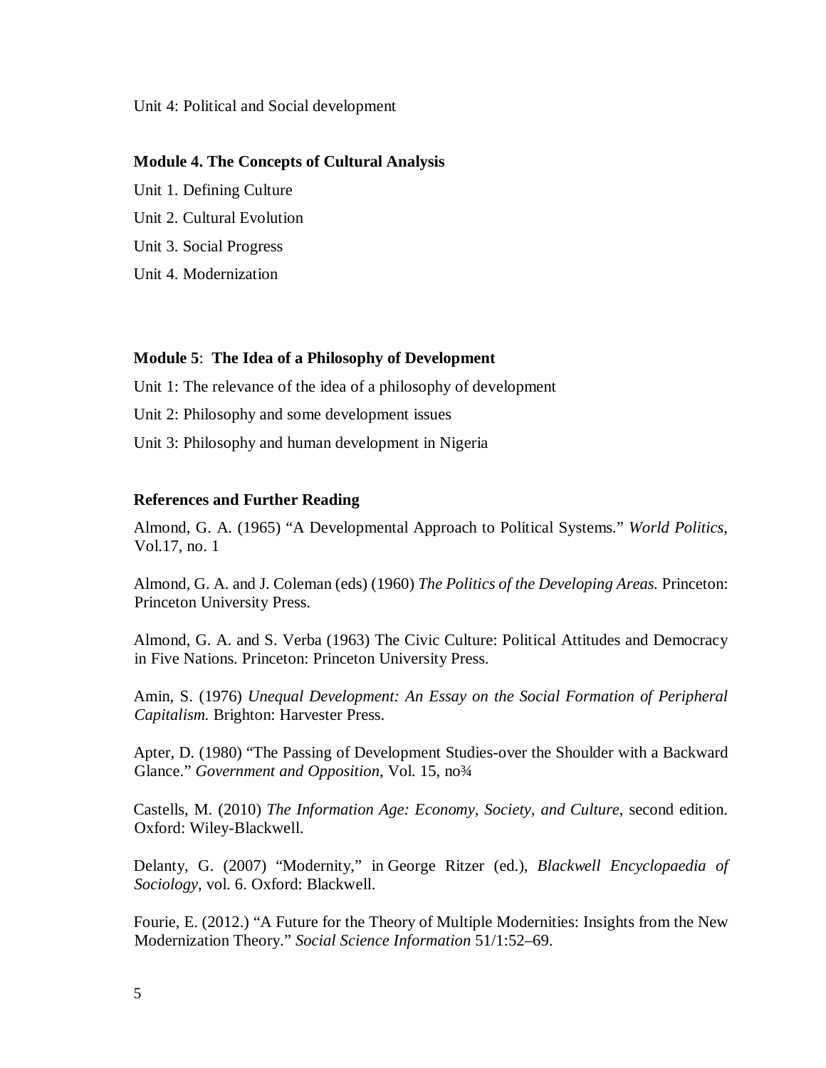Unit 4: Political and Social development

**Module 4. The Concepts of Cultural Analysis**

Unit 1. Defining Culture

Unit 2. Cultural Evolution

Unit 3. Social Progress

Unit 4. Modernization

**Module 5**: **The Idea of a Philosophy of Development**

Unit 1: The relevance of the idea of a philosophy of development

Unit 2: Philosophy and some development issues

Unit 3: Philosophy and human development in Nigeria

**References and Further Reading**

Almond, G. A. (1965) "A Developmental Approach to Political Systems." *World Politics*, Vol.17, no. 1

Almond, G. A. and J. Coleman (eds) (1960) *The Politics of the Developing Areas.* Princeton: Princeton University Press.

Almond, G. A. and S. Verba (1963) The Civic Culture: Political Attitudes and Democracy in Five Nations. Princeton: Princeton University Press.

Amin, S. (1976) *Unequal Development: An Essay on the Social Formation of Peripheral Capitalism.* Brighton: Harvester Press.

Apter, D. (1980) "The Passing of Development Studies-over the Shoulder with a Backward Glance." *Government and Opposition*, Vol. 15, no¾

Castells, M. (2010) *The Information Age: Economy, Society, and Culture*, second edition. Oxford: Wiley-Blackwell.

Delanty, G. (2007) "Modernity," in George Ritzer (ed.), *Blackwell Encyclopaedia of Sociology*, vol. 6. Oxford: Blackwell.

Fourie, E. (2012.) "A Future for the Theory of Multiple Modernities: Insights from the New Modernization Theory." *Social Science Information* 51/1:52–69.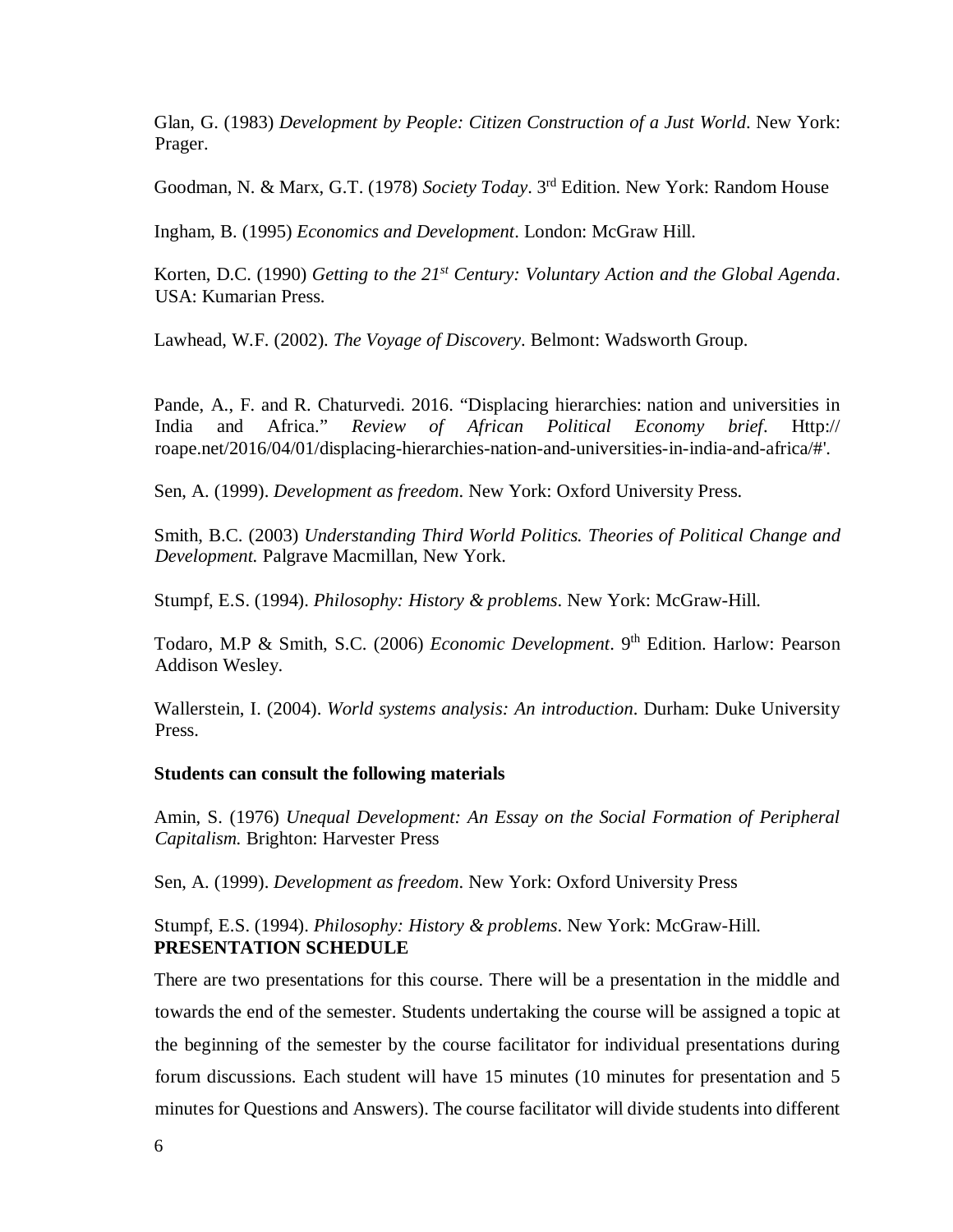Glan, G. (1983) *Development by People: Citizen Construction of a Just World*. New York: Prager.

Goodman, N. & Marx, G.T. (1978) *Society Today*. 3rd Edition. New York: Random House

Ingham, B. (1995) *Economics and Development*. London: McGraw Hill.

Korten, D.C. (1990) *Getting to the 21st Century: Voluntary Action and the Global Agenda*. USA: Kumarian Press.

Lawhead, W.F. (2002). *The Voyage of Discovery*. Belmont: Wadsworth Group.

Pande, A., F. and R. Chaturvedi. 2016. "Displacing hierarchies: nation and universities in India and Africa." *Review of African Political Economy brief*. Http:// roape.net/2016/04/01/displacing-hierarchies-nation-and-universities-in-india-and-africa/#'.

Sen, A. (1999). *Development as freedom*. New York: Oxford University Press.

Smith, B.C. (2003) *Understanding Third World Politics. Theories of Political Change and Development.* Palgrave Macmillan, New York.

Stumpf, E.S. (1994). *Philosophy: History & problems*. New York: McGraw-Hill.

Todaro, M.P & Smith, S.C. (2006) *Economic Development*. 9th Edition. Harlow: Pearson Addison Wesley.

Wallerstein, I. (2004). *World systems analysis: An introduction*. Durham: Duke University Press.

**Students can consult the following materials**

Amin, S. (1976) *Unequal Development: An Essay on the Social Formation of Peripheral Capitalism.* Brighton: Harvester Press

Sen, A. (1999). *Development as freedom*. New York: Oxford University Press

Stumpf, E.S. (1994). *Philosophy: History & problems*. New York: McGraw-Hill.

**PRESENTATION SCHEDULE**

There are two presentations for this course. There will be a presentation in the middle and towards the end of the semester. Students undertaking the course will be assigned a topic at the beginning of the semester by the course facilitator for individual presentations during forum discussions. Each student will have 15 minutes (10 minutes for presentation and 5 minutes for Questions and Answers). The course facilitator will divide students into different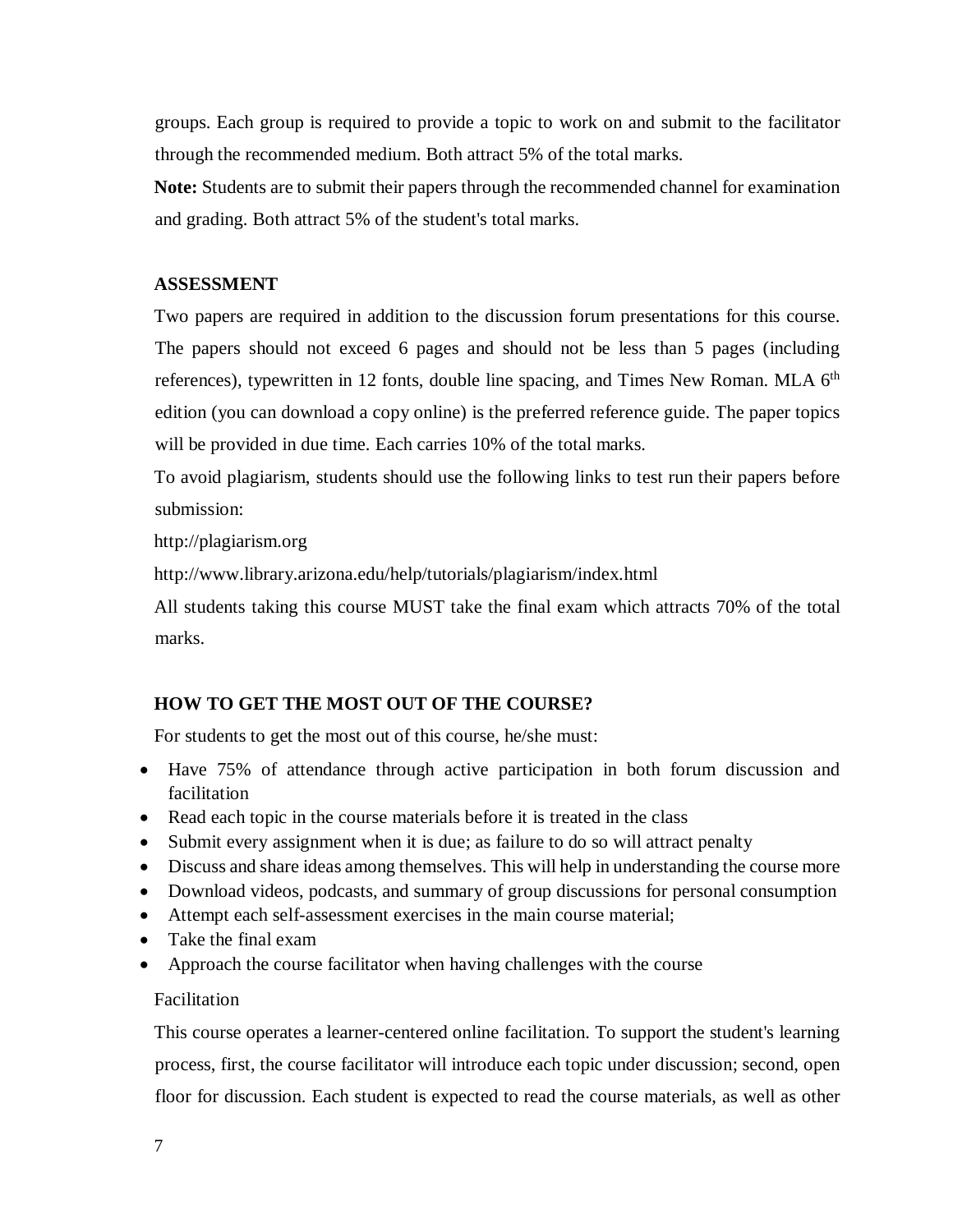groups. Each group is required to provide a topic to work on and submit to the facilitator through the recommended medium. Both attract 5% of the total marks.

**Note:** Students are to submit their papers through the recommended channel for examination and grading. Both attract 5% of the student's total marks.

## ASSESSMENT

Two papers are required in addition to the discussion forum presentations for this course. The papers should not exceed 6 pages and should not be less than 5 pages (including references), typewritten in 12 fonts, double line spacing, and Times New Roman. MLA 6th edition (you can download a copy online) is the preferred reference guide. The paper topics will be provided in due time. Each carries 10% of the total marks.

To avoid plagiarism, students should use the following links to test run their papers before submission:

http://plagiarism.org

http://www.library.arizona.edu/help/tutorials/plagiarism/index.html

All students taking this course MUST take the final exam which attracts 70% of the total marks.

## HOW TO GET THE MOST OUT OF THE COURSE?

For students to get the most out of this course, he/she must:

- Have 75% of attendance through active participation in both forum discussion and facilitation
- Read each topic in the course materials before it is treated in the class
- Submit every assignment when it is due; as failure to do so will attract penalty
- Discuss and share ideas among themselves. This will help in understanding the course more
- Download videos, podcasts, and summary of group discussions for personal consumption
- Attempt each self-assessment exercises in the main course material;
- Take the final exam
- Approach the course facilitator when having challenges with the course

Facilitation

This course operates a learner-centered online facilitation. To support the student's learning process, first, the course facilitator will introduce each topic under discussion; second, open floor for discussion. Each student is expected to read the course materials, as well as other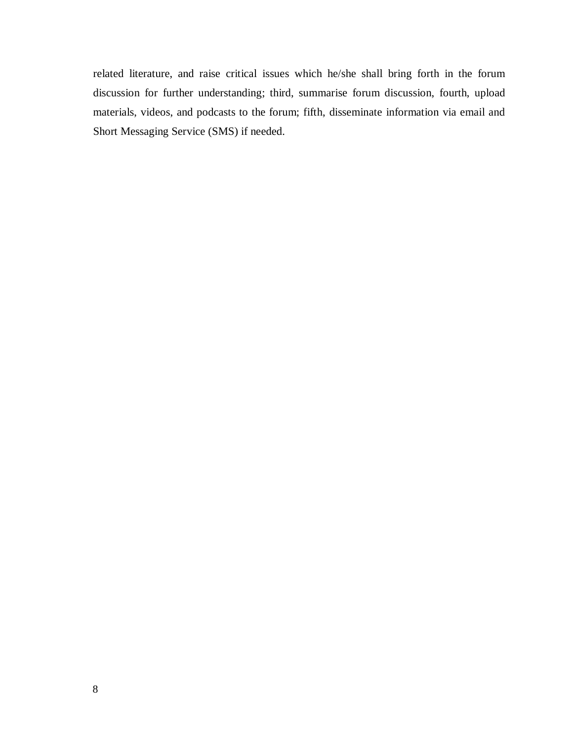related literature, and raise critical issues which he/she shall bring forth in the forum discussion for further understanding; third, summarise forum discussion, fourth, upload materials, videos, and podcasts to the forum; fifth, disseminate information via email and Short Messaging Service (SMS) if needed.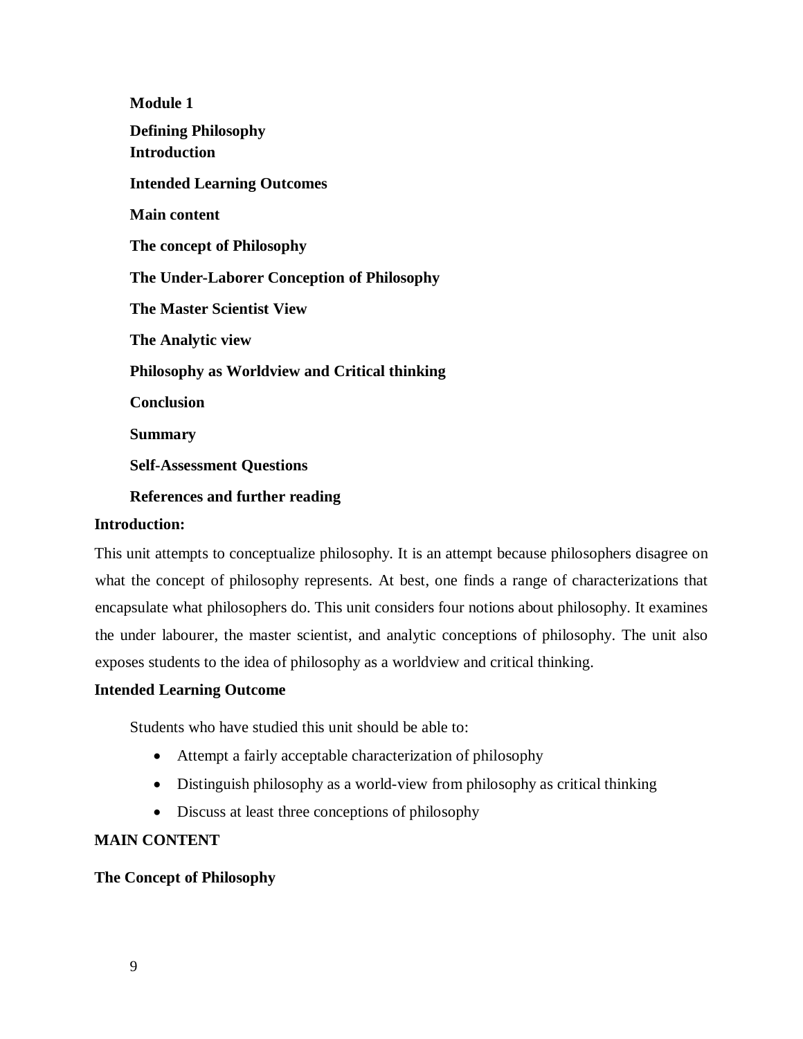**Module 1**

**Defining Philosophy**
**Introduction**

**Intended Learning Outcomes**

**Main content**

**The concept of Philosophy**

**The Under-Laborer Conception of Philosophy**

**The Master Scientist View**

**The Analytic view**

**Philosophy as Worldview and Critical thinking**

**Conclusion**

**Summary**

**Self-Assessment Questions**

**References and further reading**

**Introduction:**

This unit attempts to conceptualize philosophy. It is an attempt because philosophers disagree on what the concept of philosophy represents. At best, one finds a range of characterizations that encapsulate what philosophers do. This unit considers four notions about philosophy. It examines the under labourer, the master scientist, and analytic conceptions of philosophy. The unit also exposes students to the idea of philosophy as a worldview and critical thinking.

**Intended Learning Outcome**

Students who have studied this unit should be able to:

- Attempt a fairly acceptable characterization of philosophy
- Distinguish philosophy as a world-view from philosophy as critical thinking
- Discuss at least three conceptions of philosophy

**MAIN CONTENT**

**The Concept of Philosophy**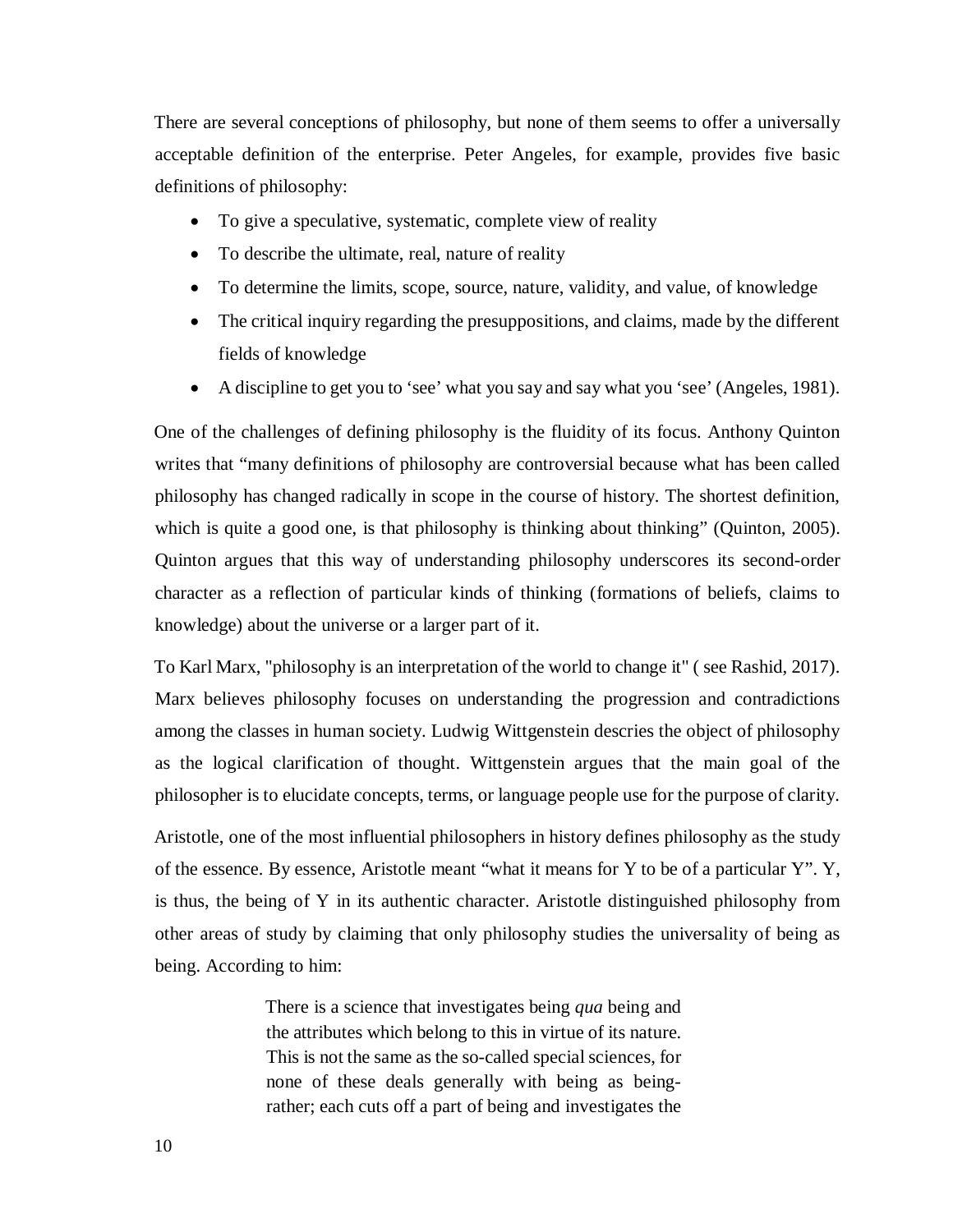There are several conceptions of philosophy, but none of them seems to offer a universally acceptable definition of the enterprise. Peter Angeles, for example, provides five basic definitions of philosophy:

- To give a speculative, systematic, complete view of reality
- To describe the ultimate, real, nature of reality
- To determine the limits, scope, source, nature, validity, and value, of knowledge
- The critical inquiry regarding the presuppositions, and claims, made by the different fields of knowledge
- A discipline to get you to 'see' what you say and say what you 'see' (Angeles, 1981).

One of the challenges of defining philosophy is the fluidity of its focus. Anthony Quinton writes that "many definitions of philosophy are controversial because what has been called philosophy has changed radically in scope in the course of history. The shortest definition, which is quite a good one, is that philosophy is thinking about thinking" (Quinton, 2005). Quinton argues that this way of understanding philosophy underscores its second-order character as a reflection of particular kinds of thinking (formations of beliefs, claims to knowledge) about the universe or a larger part of it.

To Karl Marx, "philosophy is an interpretation of the world to change it" ( see Rashid, 2017). Marx believes philosophy focuses on understanding the progression and contradictions among the classes in human society. Ludwig Wittgenstein descries the object of philosophy as the logical clarification of thought. Wittgenstein argues that the main goal of the philosopher is to elucidate concepts, terms, or language people use for the purpose of clarity.

Aristotle, one of the most influential philosophers in history defines philosophy as the study of the essence. By essence, Aristotle meant "what it means for Y to be of a particular Y". Y, is thus, the being of Y in its authentic character. Aristotle distinguished philosophy from other areas of study by claiming that only philosophy studies the universality of being as being. According to him:

> There is a science that investigates being *qua* being and the attributes which belong to this in virtue of its nature. This is not the same as the so-called special sciences, for none of these deals generally with being as being-rather; each cuts off a part of being and investigates the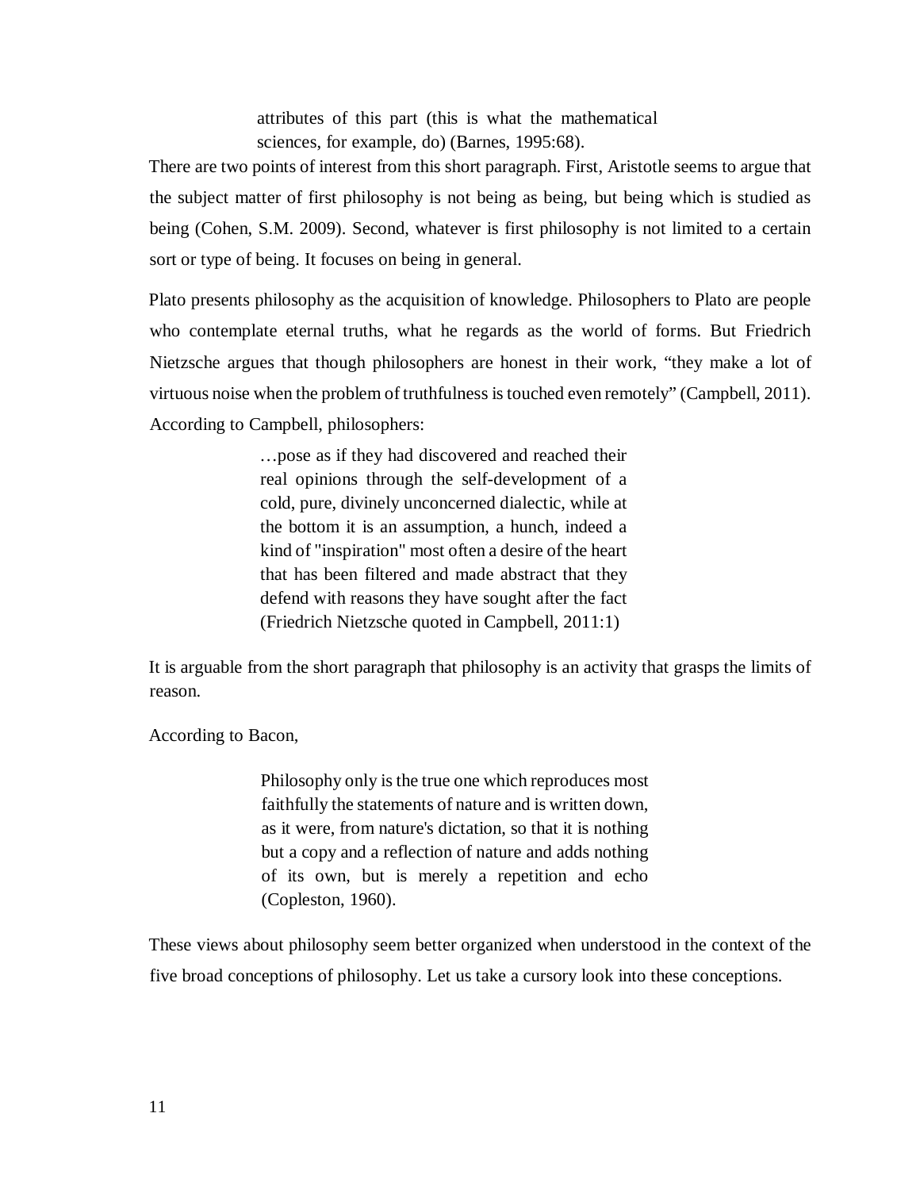> attributes of this part (this is what the mathematical sciences, for example, do) (Barnes, 1995:68).

There are two points of interest from this short paragraph. First, Aristotle seems to argue that the subject matter of first philosophy is not being as being, but being which is studied as being (Cohen, S.M. 2009). Second, whatever is first philosophy is not limited to a certain sort or type of being. It focuses on being in general.

Plato presents philosophy as the acquisition of knowledge. Philosophers to Plato are people who contemplate eternal truths, what he regards as the world of forms. But Friedrich Nietzsche argues that though philosophers are honest in their work, "they make a lot of virtuous noise when the problem of truthfulness is touched even remotely" (Campbell, 2011). According to Campbell, philosophers:

> …pose as if they had discovered and reached their real opinions through the self-development of a cold, pure, divinely unconcerned dialectic, while at the bottom it is an assumption, a hunch, indeed a kind of "inspiration" most often a desire of the heart that has been filtered and made abstract that they defend with reasons they have sought after the fact (Friedrich Nietzsche quoted in Campbell, 2011:1)

It is arguable from the short paragraph that philosophy is an activity that grasps the limits of reason.

According to Bacon,

> Philosophy only is the true one which reproduces most faithfully the statements of nature and is written down, as it were, from nature's dictation, so that it is nothing but a copy and a reflection of nature and adds nothing of its own, but is merely a repetition and echo (Copleston, 1960).

These views about philosophy seem better organized when understood in the context of the five broad conceptions of philosophy. Let us take a cursory look into these conceptions.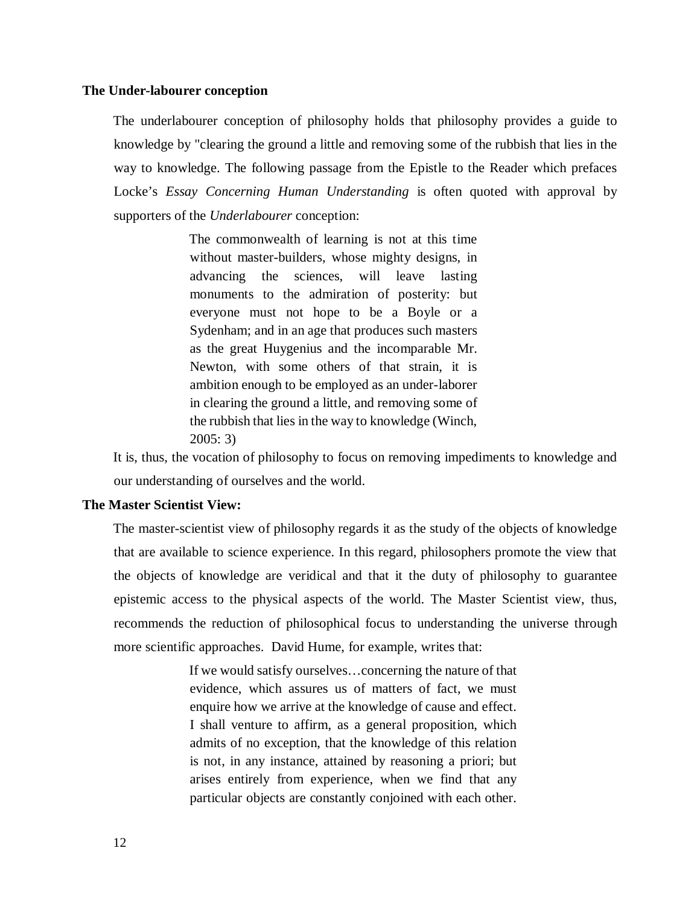**The Under-labourer conception**

The underlabourer conception of philosophy holds that philosophy provides a guide to knowledge by "clearing the ground a little and removing some of the rubbish that lies in the way to knowledge. The following passage from the Epistle to the Reader which prefaces Locke's *Essay Concerning Human Understanding* is often quoted with approval by supporters of the *Underlabourer* conception:

> The commonwealth of learning is not at this time without master-builders, whose mighty designs, in advancing the sciences, will leave lasting monuments to the admiration of posterity: but everyone must not hope to be a Boyle or a Sydenham; and in an age that produces such masters as the great Huygenius and the incomparable Mr. Newton, with some others of that strain, it is ambition enough to be employed as an under-laborer in clearing the ground a little, and removing some of the rubbish that lies in the way to knowledge (Winch, 2005: 3)

It is, thus, the vocation of philosophy to focus on removing impediments to knowledge and our understanding of ourselves and the world.

**The Master Scientist View:**

The master-scientist view of philosophy regards it as the study of the objects of knowledge that are available to science experience. In this regard, philosophers promote the view that the objects of knowledge are veridical and that it the duty of philosophy to guarantee epistemic access to the physical aspects of the world. The Master Scientist view, thus, recommends the reduction of philosophical focus to understanding the universe through more scientific approaches. David Hume, for example, writes that:

> If we would satisfy ourselves…concerning the nature of that evidence, which assures us of matters of fact, we must enquire how we arrive at the knowledge of cause and effect. I shall venture to affirm, as a general proposition, which admits of no exception, that the knowledge of this relation is not, in any instance, attained by reasoning a priori; but arises entirely from experience, when we find that any particular objects are constantly conjoined with each other.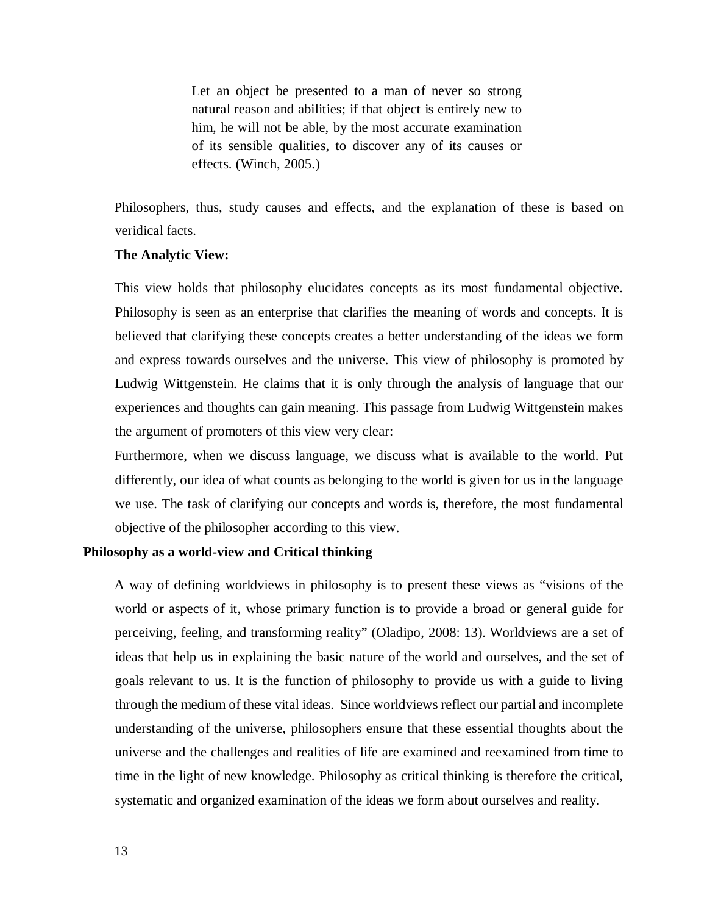> Let an object be presented to a man of never so strong natural reason and abilities; if that object is entirely new to him, he will not be able, by the most accurate examination of its sensible qualities, to discover any of its causes or effects. (Winch, 2005.)

Philosophers, thus, study causes and effects, and the explanation of these is based on veridical facts.

**The Analytic View:**

This view holds that philosophy elucidates concepts as its most fundamental objective. Philosophy is seen as an enterprise that clarifies the meaning of words and concepts. It is believed that clarifying these concepts creates a better understanding of the ideas we form and express towards ourselves and the universe. This view of philosophy is promoted by Ludwig Wittgenstein. He claims that it is only through the analysis of language that our experiences and thoughts can gain meaning. This passage from Ludwig Wittgenstein makes the argument of promoters of this view very clear:

Furthermore, when we discuss language, we discuss what is available to the world. Put differently, our idea of what counts as belonging to the world is given for us in the language we use. The task of clarifying our concepts and words is, therefore, the most fundamental objective of the philosopher according to this view.

**Philosophy as a world-view and Critical thinking**

A way of defining worldviews in philosophy is to present these views as "visions of the world or aspects of it, whose primary function is to provide a broad or general guide for perceiving, feeling, and transforming reality" (Oladipo, 2008: 13). Worldviews are a set of ideas that help us in explaining the basic nature of the world and ourselves, and the set of goals relevant to us. It is the function of philosophy to provide us with a guide to living through the medium of these vital ideas. Since worldviews reflect our partial and incomplete understanding of the universe, philosophers ensure that these essential thoughts about the universe and the challenges and realities of life are examined and reexamined from time to time in the light of new knowledge. Philosophy as critical thinking is therefore the critical, systematic and organized examination of the ideas we form about ourselves and reality.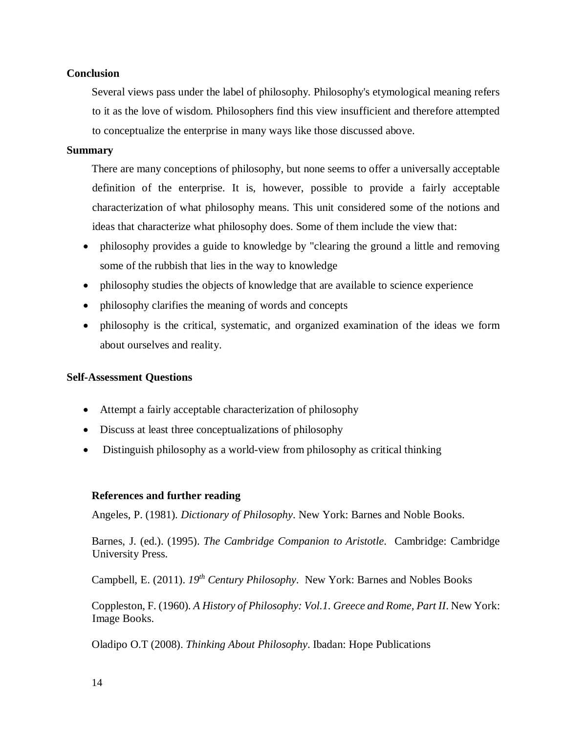**Conclusion**

Several views pass under the label of philosophy. Philosophy's etymological meaning refers to it as the love of wisdom. Philosophers find this view insufficient and therefore attempted to conceptualize the enterprise in many ways like those discussed above.

**Summary**

There are many conceptions of philosophy, but none seems to offer a universally acceptable definition of the enterprise. It is, however, possible to provide a fairly acceptable characterization of what philosophy means. This unit considered some of the notions and ideas that characterize what philosophy does. Some of them include the view that:

- philosophy provides a guide to knowledge by "clearing the ground a little and removing some of the rubbish that lies in the way to knowledge
- philosophy studies the objects of knowledge that are available to science experience
- philosophy clarifies the meaning of words and concepts
- philosophy is the critical, systematic, and organized examination of the ideas we form about ourselves and reality.

**Self-Assessment Questions**

- Attempt a fairly acceptable characterization of philosophy
- Discuss at least three conceptualizations of philosophy
- Distinguish philosophy as a world-view from philosophy as critical thinking

**References and further reading**

Angeles, P. (1981). *Dictionary of Philosophy*. New York: Barnes and Noble Books.

Barnes, J. (ed.). (1995). *The Cambridge Companion to Aristotle*. Cambridge: Cambridge University Press.

Campbell, E. (2011). *19th Century Philosophy*. New York: Barnes and Nobles Books

Coppleston, F. (1960). *A History of Philosophy: Vol.1. Greece and Rome, Part II*. New York: Image Books.

Oladipo O.T (2008). *Thinking About Philosophy*. Ibadan: Hope Publications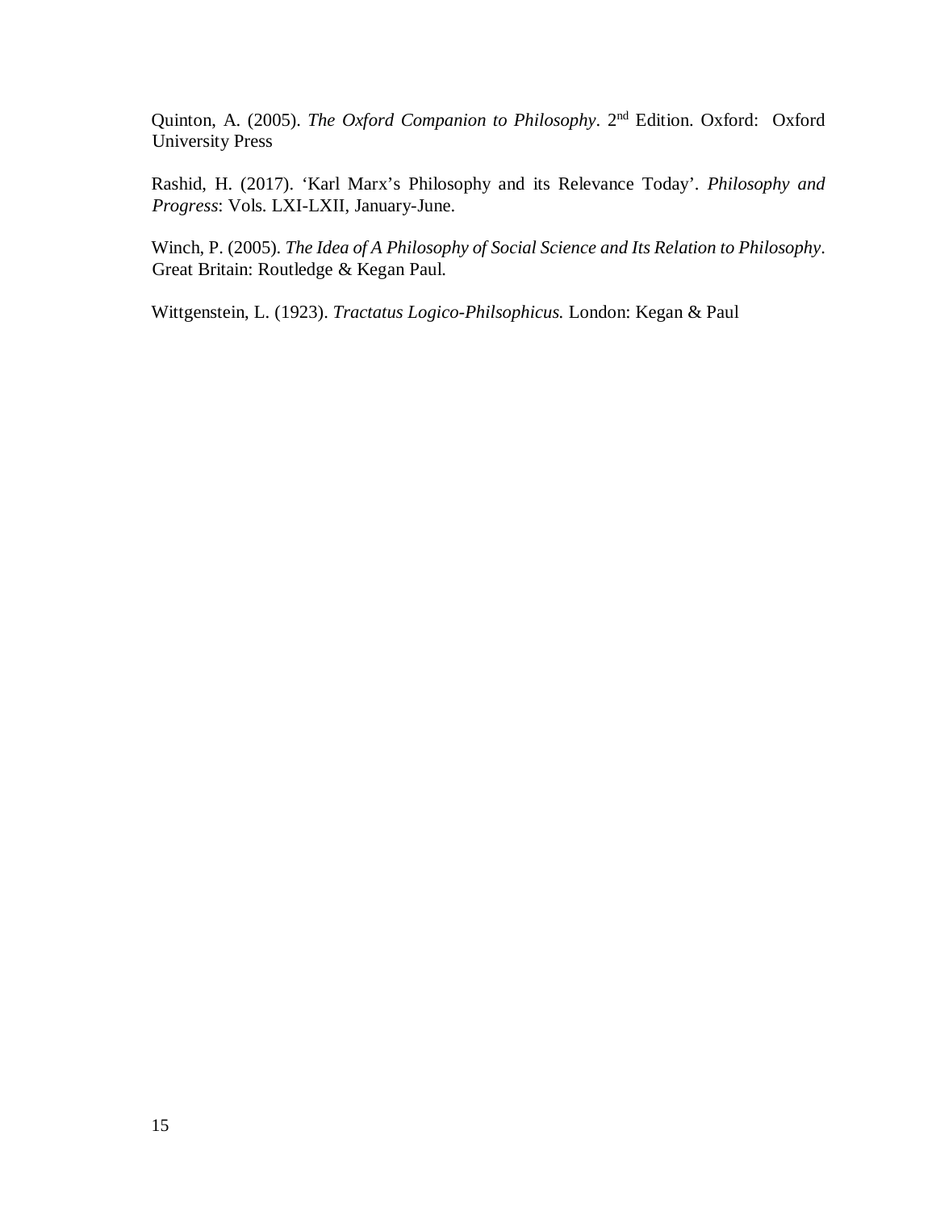Quinton, A. (2005). *The Oxford Companion to Philosophy*. 2nd Edition. Oxford: Oxford University Press

Rashid, H. (2017). 'Karl Marx's Philosophy and its Relevance Today'. *Philosophy and Progress*: Vols. LXI-LXII, January-June.

Winch, P. (2005). *The Idea of A Philosophy of Social Science and Its Relation to Philosophy*. Great Britain: Routledge & Kegan Paul.

Wittgenstein, L. (1923). *Tractatus Logico-Philsophicus.* London: Kegan & Paul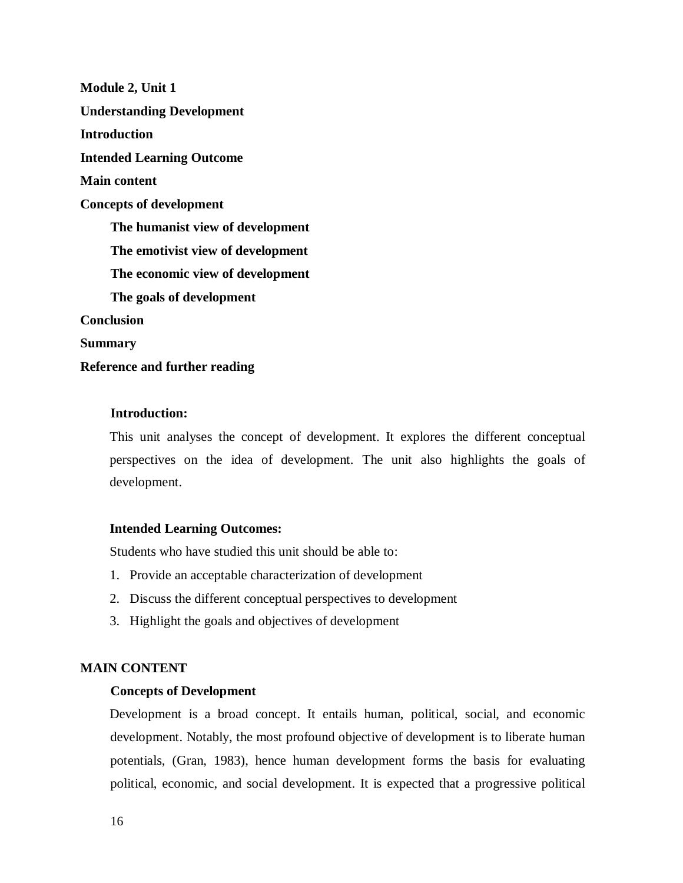**Module 2, Unit 1**

**Understanding Development**

**Introduction**

**Intended Learning Outcome**

**Main content**

**Concepts of development**

- **The humanist view of development**
- **The emotivist view of development**
- **The economic view of development**
- **The goals of development**

**Conclusion**

**Summary**

**Reference and further reading**

### Introduction:

This unit analyses the concept of development. It explores the different conceptual perspectives on the idea of development. The unit also highlights the goals of development.

### Intended Learning Outcomes:

Students who have studied this unit should be able to:

1. Provide an acceptable characterization of development
2. Discuss the different conceptual perspectives to development
3. Highlight the goals and objectives of development

## MAIN CONTENT

### Concepts of Development

Development is a broad concept. It entails human, political, social, and economic development. Notably, the most profound objective of development is to liberate human potentials, (Gran, 1983), hence human development forms the basis for evaluating political, economic, and social development. It is expected that a progressive political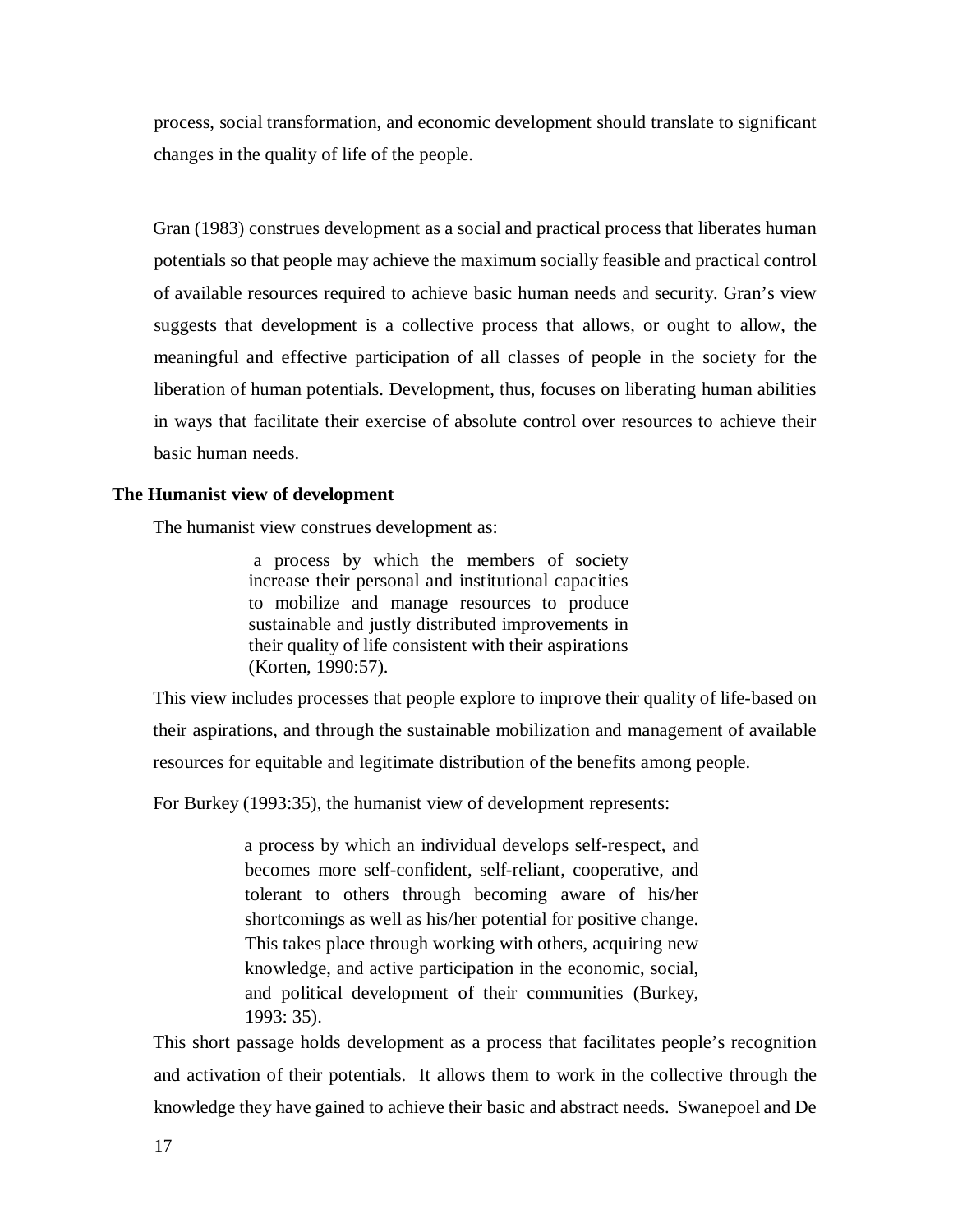process, social transformation, and economic development should translate to significant changes in the quality of life of the people.

Gran (1983) construes development as a social and practical process that liberates human potentials so that people may achieve the maximum socially feasible and practical control of available resources required to achieve basic human needs and security. Gran's view suggests that development is a collective process that allows, or ought to allow, the meaningful and effective participation of all classes of people in the society for the liberation of human potentials. Development, thus, focuses on liberating human abilities in ways that facilitate their exercise of absolute control over resources to achieve their basic human needs.

**The Humanist view of development**

The humanist view construes development as:

> a process by which the members of society increase their personal and institutional capacities to mobilize and manage resources to produce sustainable and justly distributed improvements in their quality of life consistent with their aspirations (Korten, 1990:57).

This view includes processes that people explore to improve their quality of life-based on their aspirations, and through the sustainable mobilization and management of available resources for equitable and legitimate distribution of the benefits among people.

For Burkey (1993:35), the humanist view of development represents:

> a process by which an individual develops self-respect, and becomes more self-confident, self-reliant, cooperative, and tolerant to others through becoming aware of his/her shortcomings as well as his/her potential for positive change. This takes place through working with others, acquiring new knowledge, and active participation in the economic, social, and political development of their communities (Burkey, 1993: 35).

This short passage holds development as a process that facilitates people's recognition and activation of their potentials. It allows them to work in the collective through the knowledge they have gained to achieve their basic and abstract needs. Swanepoel and De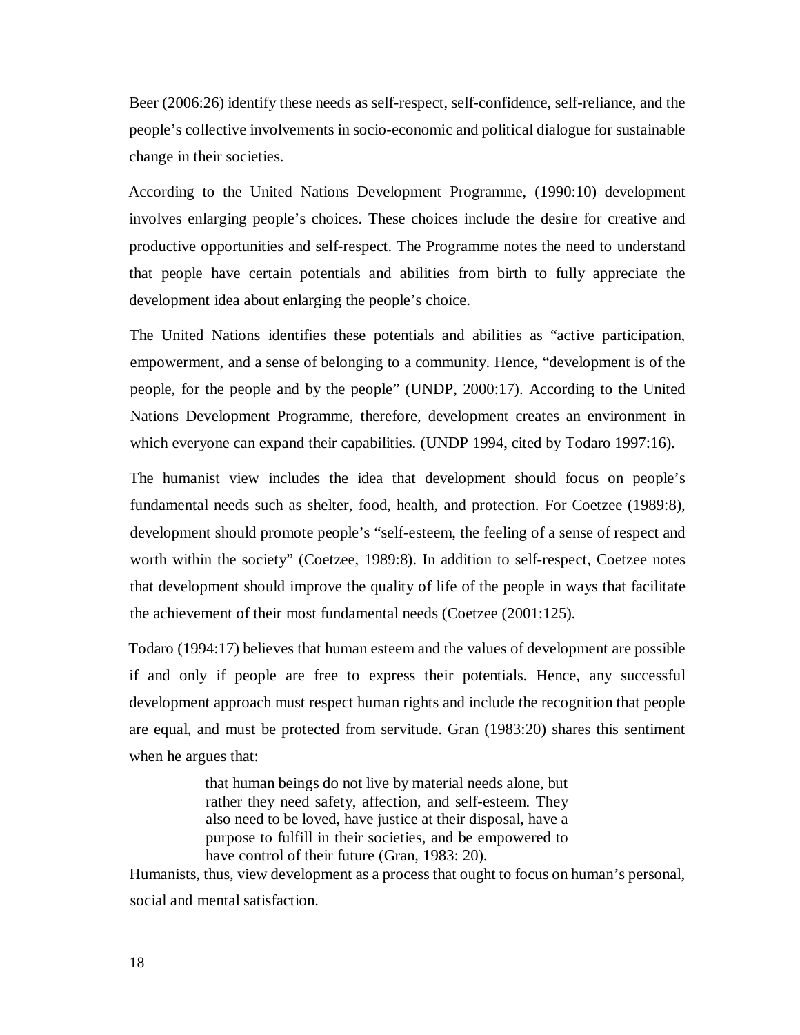Beer (2006:26) identify these needs as self-respect, self-confidence, self-reliance, and the people's collective involvements in socio-economic and political dialogue for sustainable change in their societies.

According to the United Nations Development Programme, (1990:10) development involves enlarging people's choices. These choices include the desire for creative and productive opportunities and self-respect. The Programme notes the need to understand that people have certain potentials and abilities from birth to fully appreciate the development idea about enlarging the people's choice.

The United Nations identifies these potentials and abilities as "active participation, empowerment, and a sense of belonging to a community. Hence, "development is of the people, for the people and by the people" (UNDP, 2000:17). According to the United Nations Development Programme, therefore, development creates an environment in which everyone can expand their capabilities. (UNDP 1994, cited by Todaro 1997:16).

The humanist view includes the idea that development should focus on people's fundamental needs such as shelter, food, health, and protection. For Coetzee (1989:8), development should promote people's "self-esteem, the feeling of a sense of respect and worth within the society" (Coetzee, 1989:8). In addition to self-respect, Coetzee notes that development should improve the quality of life of the people in ways that facilitate the achievement of their most fundamental needs (Coetzee (2001:125).

Todaro (1994:17) believes that human esteem and the values of development are possible if and only if people are free to express their potentials. Hence, any successful development approach must respect human rights and include the recognition that people are equal, and must be protected from servitude. Gran (1983:20) shares this sentiment when he argues that:

> that human beings do not live by material needs alone, but rather they need safety, affection, and self-esteem. They also need to be loved, have justice at their disposal, have a purpose to fulfill in their societies, and be empowered to have control of their future (Gran, 1983: 20).

Humanists, thus, view development as a process that ought to focus on human's personal, social and mental satisfaction.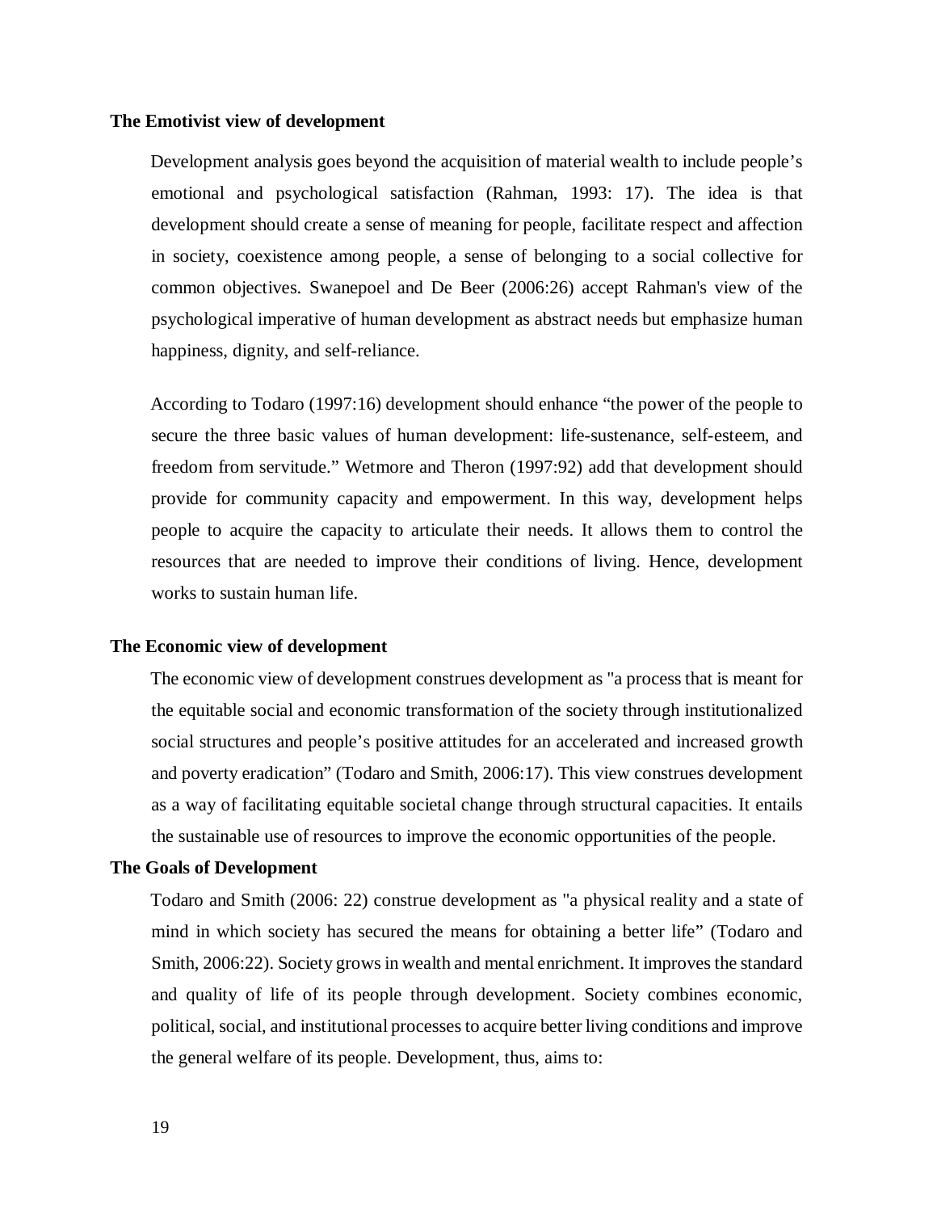### The Emotivist view of development

Development analysis goes beyond the acquisition of material wealth to include people's emotional and psychological satisfaction (Rahman, 1993: 17). The idea is that development should create a sense of meaning for people, facilitate respect and affection in society, coexistence among people, a sense of belonging to a social collective for common objectives. Swanepoel and De Beer (2006:26) accept Rahman's view of the psychological imperative of human development as abstract needs but emphasize human happiness, dignity, and self-reliance.

According to Todaro (1997:16) development should enhance "the power of the people to secure the three basic values of human development: life-sustenance, self-esteem, and freedom from servitude." Wetmore and Theron (1997:92) add that development should provide for community capacity and empowerment. In this way, development helps people to acquire the capacity to articulate their needs. It allows them to control the resources that are needed to improve their conditions of living. Hence, development works to sustain human life.

### The Economic view of development

The economic view of development construes development as "a process that is meant for the equitable social and economic transformation of the society through institutionalized social structures and people's positive attitudes for an accelerated and increased growth and poverty eradication" (Todaro and Smith, 2006:17). This view construes development as a way of facilitating equitable societal change through structural capacities. It entails the sustainable use of resources to improve the economic opportunities of the people.

### The Goals of Development

Todaro and Smith (2006: 22) construe development as "a physical reality and a state of mind in which society has secured the means for obtaining a better life" (Todaro and Smith, 2006:22). Society grows in wealth and mental enrichment. It improves the standard and quality of life of its people through development. Society combines economic, political, social, and institutional processes to acquire better living conditions and improve the general welfare of its people. Development, thus, aims to: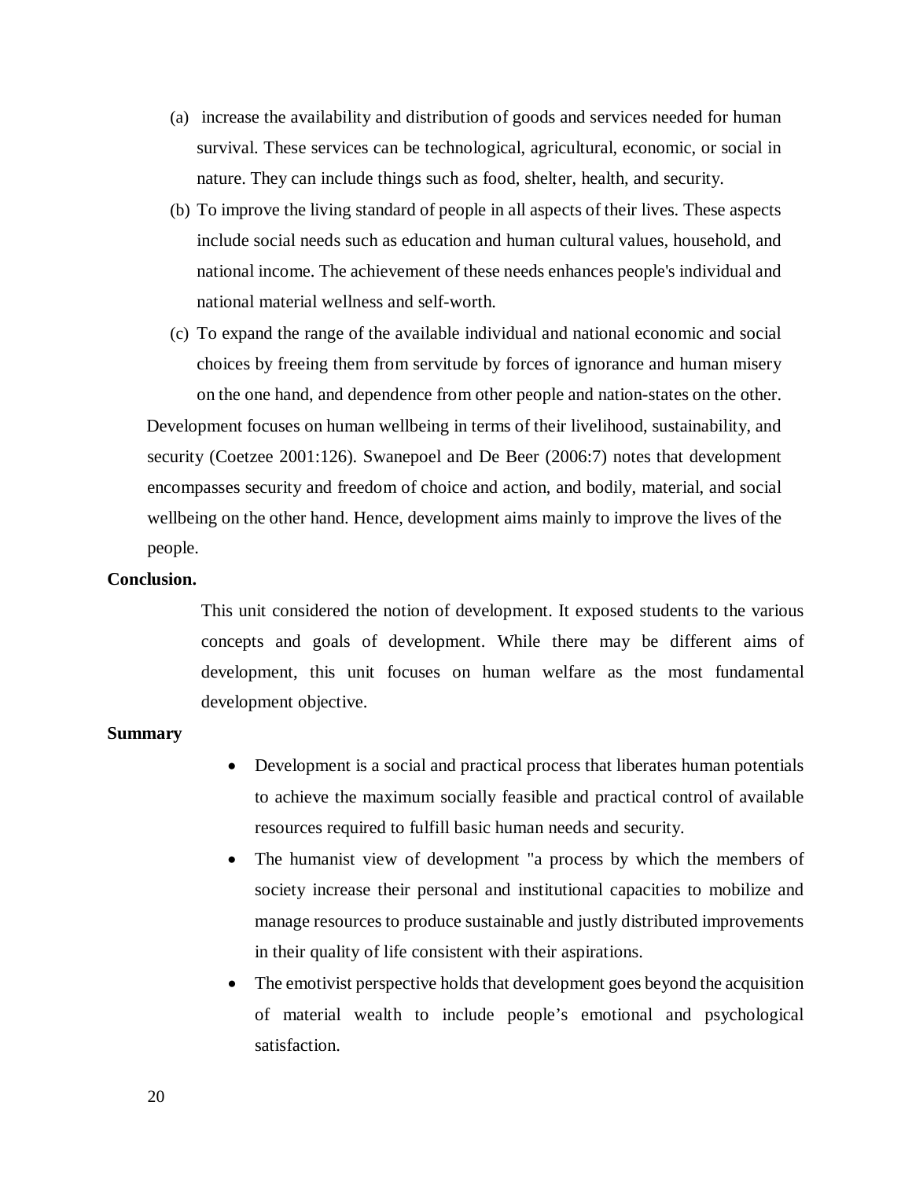(a) increase the availability and distribution of goods and services needed for human survival. These services can be technological, agricultural, economic, or social in nature. They can include things such as food, shelter, health, and security.

(b) To improve the living standard of people in all aspects of their lives. These aspects include social needs such as education and human cultural values, household, and national income. The achievement of these needs enhances people's individual and national material wellness and self-worth.

(c) To expand the range of the available individual and national economic and social choices by freeing them from servitude by forces of ignorance and human misery on the one hand, and dependence from other people and nation-states on the other.

Development focuses on human wellbeing in terms of their livelihood, sustainability, and security (Coetzee 2001:126). Swanepoel and De Beer (2006:7) notes that development encompasses security and freedom of choice and action, and bodily, material, and social wellbeing on the other hand. Hence, development aims mainly to improve the lives of the people.

**Conclusion.**

This unit considered the notion of development. It exposed students to the various concepts and goals of development. While there may be different aims of development, this unit focuses on human welfare as the most fundamental development objective.

**Summary**

- Development is a social and practical process that liberates human potentials to achieve the maximum socially feasible and practical control of available resources required to fulfill basic human needs and security.
- The humanist view of development "a process by which the members of society increase their personal and institutional capacities to mobilize and manage resources to produce sustainable and justly distributed improvements in their quality of life consistent with their aspirations.
- The emotivist perspective holds that development goes beyond the acquisition of material wealth to include people's emotional and psychological satisfaction.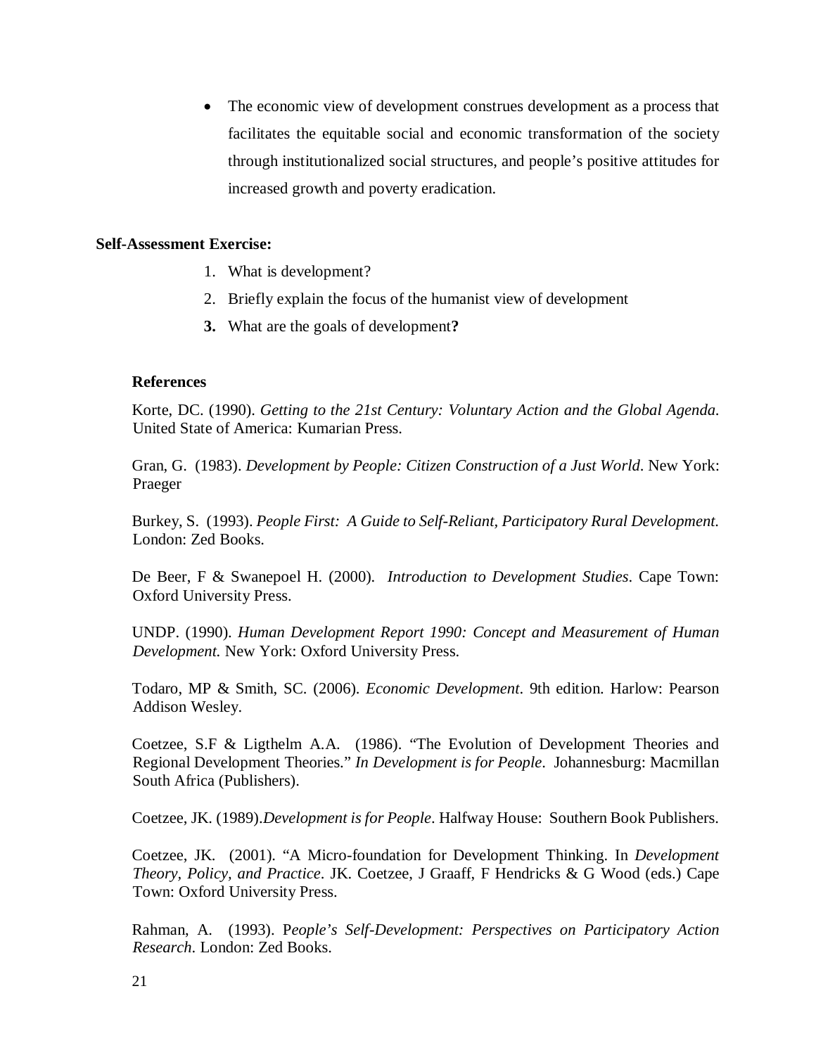- The economic view of development construes development as a process that facilitates the equitable social and economic transformation of the society through institutionalized social structures, and people's positive attitudes for increased growth and poverty eradication.

**Self-Assessment Exercise:**

1. What is development?
2. Briefly explain the focus of the humanist view of development
3. What are the goals of development**?**

**References**

Korte, DC. (1990). *Getting to the 21st Century: Voluntary Action and the Global Agenda.* United State of America: Kumarian Press.

Gran, G. (1983). *Development by People: Citizen Construction of a Just World*. New York: Praeger

Burkey, S. (1993). *People First: A Guide to Self-Reliant, Participatory Rural Development.* London: Zed Books.

De Beer, F & Swanepoel H. (2000). *Introduction to Development Studies*. Cape Town: Oxford University Press.

UNDP. (1990). *Human Development Report 1990: Concept and Measurement of Human Development.* New York: Oxford University Press.

Todaro, MP & Smith, SC. (2006). *Economic Development*. 9th edition. Harlow: Pearson Addison Wesley.

Coetzee, S.F & Ligthelm A.A. (1986). "The Evolution of Development Theories and Regional Development Theories." *In Development is for People*. Johannesburg: Macmillan South Africa (Publishers).

Coetzee, JK. (1989).*Development is for People*. Halfway House: Southern Book Publishers.

Coetzee, JK. (2001). "A Micro-foundation for Development Thinking. In *Development Theory, Policy, and Practice*. JK. Coetzee, J Graaff, F Hendricks & G Wood (eds.) Cape Town: Oxford University Press.

Rahman, A. (1993). P*eople's Self-Development: Perspectives on Participatory Action Research*. London: Zed Books.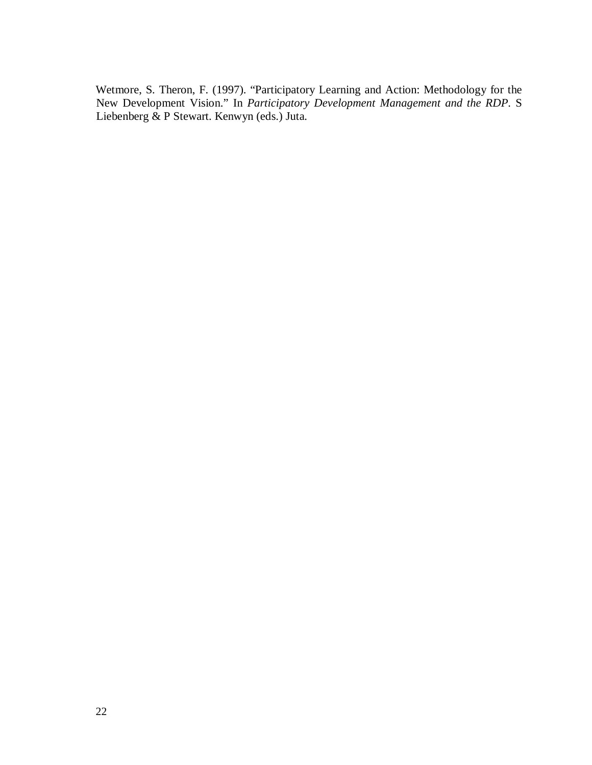Wetmore, S. Theron, F. (1997). "Participatory Learning and Action: Methodology for the New Development Vision." In *Participatory Development Management and the RDP*. S Liebenberg & P Stewart. Kenwyn (eds.) Juta.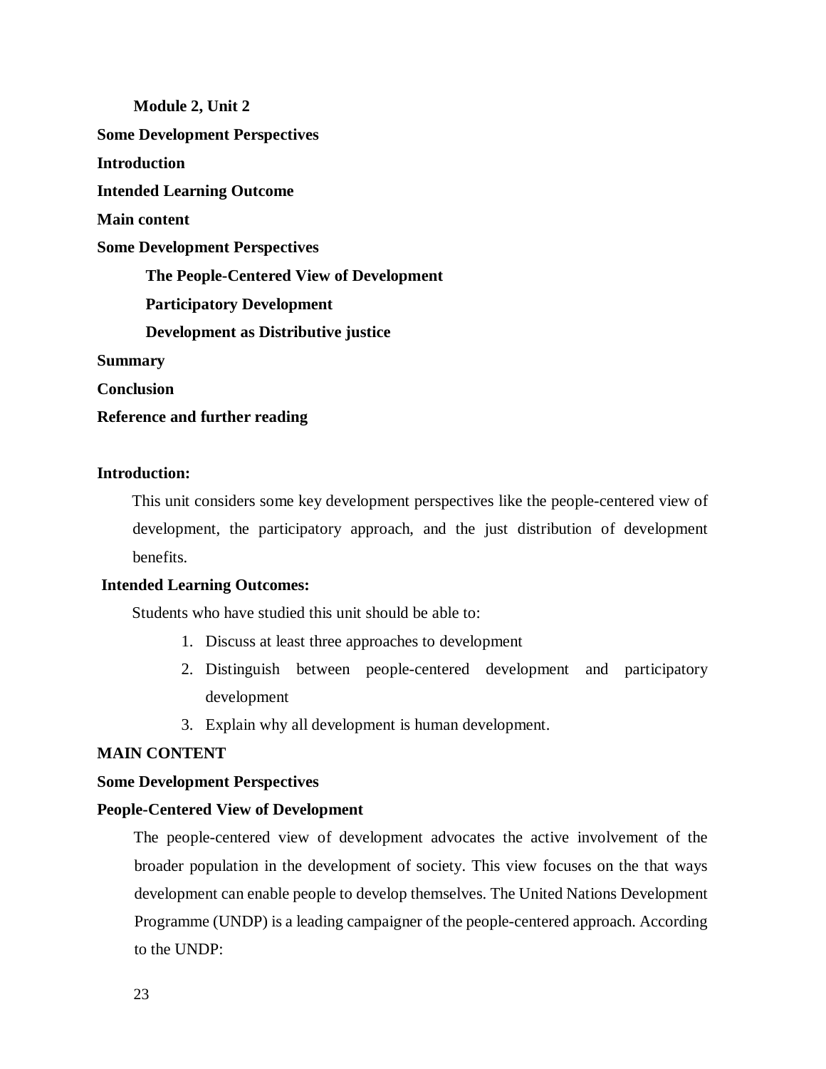**Module 2, Unit 2**

**Some Development Perspectives**

**Introduction**

**Intended Learning Outcome**

**Main content**

**Some Development Perspectives**

**The People-Centered View of Development**

**Participatory Development**

**Development as Distributive justice**

**Summary**

**Conclusion**

**Reference and further reading**

## Introduction:

This unit considers some key development perspectives like the people-centered view of development, the participatory approach, and the just distribution of development benefits.

## Intended Learning Outcomes:

Students who have studied this unit should be able to:

1. Discuss at least three approaches to development
2. Distinguish between people-centered development and participatory development
3. Explain why all development is human development.

## MAIN CONTENT

### Some Development Perspectives

### People-Centered View of Development

The people-centered view of development advocates the active involvement of the broader population in the development of society. This view focuses on the that ways development can enable people to develop themselves. The United Nations Development Programme (UNDP) is a leading campaigner of the people-centered approach. According to the UNDP: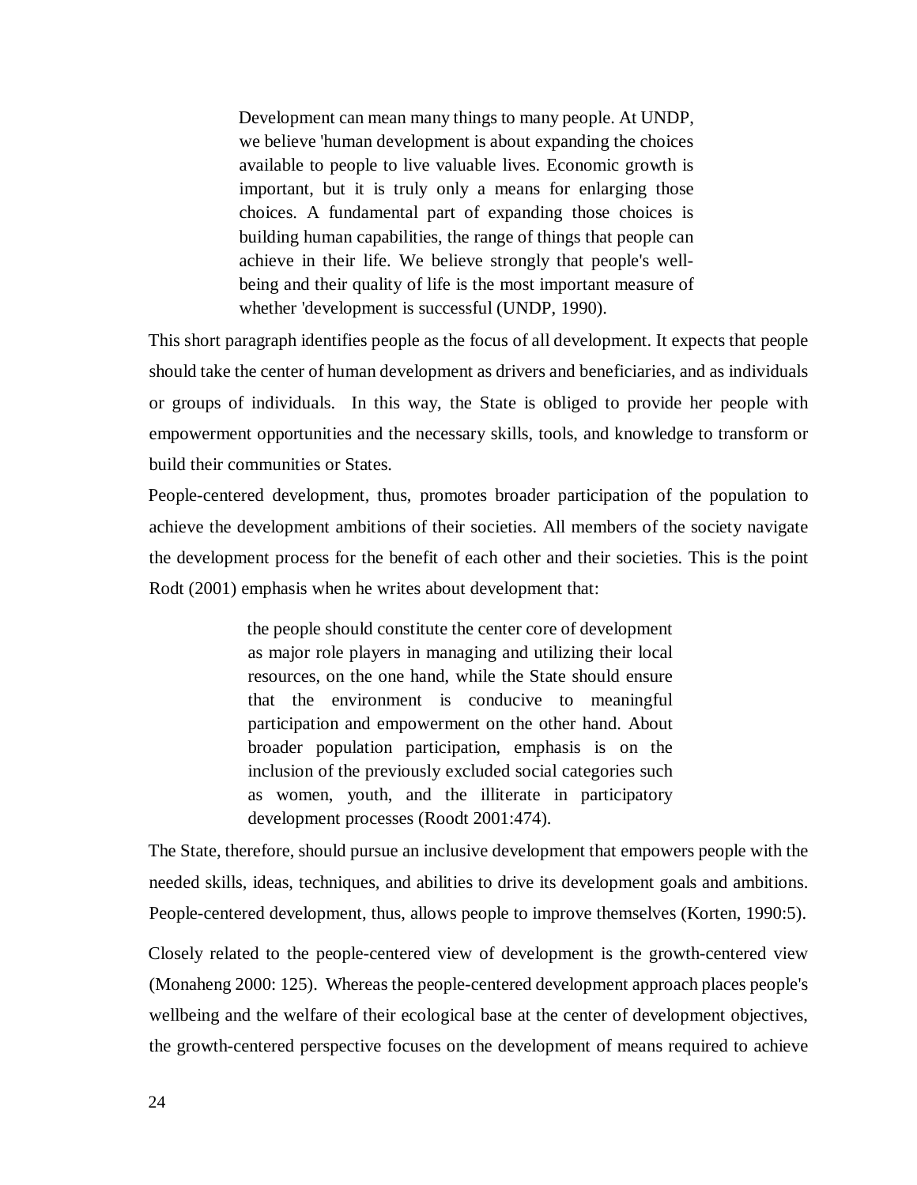> Development can mean many things to many people. At UNDP, we believe 'human development is about expanding the choices available to people to live valuable lives. Economic growth is important, but it is truly only a means for enlarging those choices. A fundamental part of expanding those choices is building human capabilities, the range of things that people can achieve in their life. We believe strongly that people's well-being and their quality of life is the most important measure of whether 'development is successful (UNDP, 1990).

This short paragraph identifies people as the focus of all development. It expects that people should take the center of human development as drivers and beneficiaries, and as individuals or groups of individuals. In this way, the State is obliged to provide her people with empowerment opportunities and the necessary skills, tools, and knowledge to transform or build their communities or States.

People-centered development, thus, promotes broader participation of the population to achieve the development ambitions of their societies. All members of the society navigate the development process for the benefit of each other and their societies. This is the point Rodt (2001) emphasis when he writes about development that:

> the people should constitute the center core of development as major role players in managing and utilizing their local resources, on the one hand, while the State should ensure that the environment is conducive to meaningful participation and empowerment on the other hand. About broader population participation, emphasis is on the inclusion of the previously excluded social categories such as women, youth, and the illiterate in participatory development processes (Roodt 2001:474).

The State, therefore, should pursue an inclusive development that empowers people with the needed skills, ideas, techniques, and abilities to drive its development goals and ambitions. People-centered development, thus, allows people to improve themselves (Korten, 1990:5).

Closely related to the people-centered view of development is the growth-centered view (Monaheng 2000: 125). Whereas the people-centered development approach places people's wellbeing and the welfare of their ecological base at the center of development objectives, the growth-centered perspective focuses on the development of means required to achieve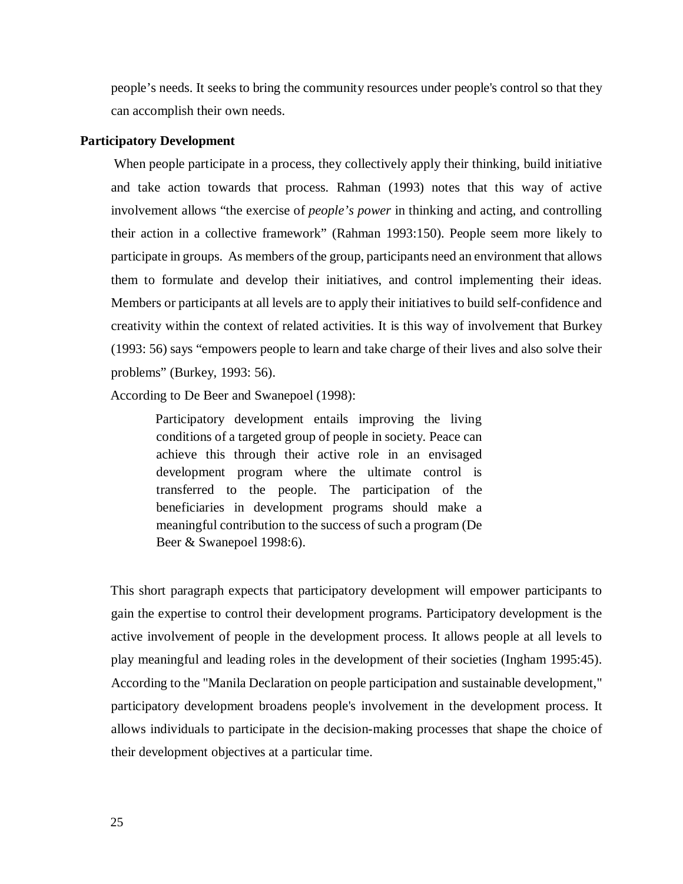people's needs. It seeks to bring the community resources under people's control so that they can accomplish their own needs.

**Participatory Development**

When people participate in a process, they collectively apply their thinking, build initiative and take action towards that process. Rahman (1993) notes that this way of active involvement allows "the exercise of *people's power* in thinking and acting, and controlling their action in a collective framework" (Rahman 1993:150). People seem more likely to participate in groups. As members of the group, participants need an environment that allows them to formulate and develop their initiatives, and control implementing their ideas. Members or participants at all levels are to apply their initiatives to build self-confidence and creativity within the context of related activities. It is this way of involvement that Burkey (1993: 56) says "empowers people to learn and take charge of their lives and also solve their problems" (Burkey, 1993: 56).

According to De Beer and Swanepoel (1998):

> Participatory development entails improving the living conditions of a targeted group of people in society. Peace can achieve this through their active role in an envisaged development program where the ultimate control is transferred to the people. The participation of the beneficiaries in development programs should make a meaningful contribution to the success of such a program (De Beer & Swanepoel 1998:6).

This short paragraph expects that participatory development will empower participants to gain the expertise to control their development programs. Participatory development is the active involvement of people in the development process. It allows people at all levels to play meaningful and leading roles in the development of their societies (Ingham 1995:45). According to the "Manila Declaration on people participation and sustainable development," participatory development broadens people's involvement in the development process. It allows individuals to participate in the decision-making processes that shape the choice of their development objectives at a particular time.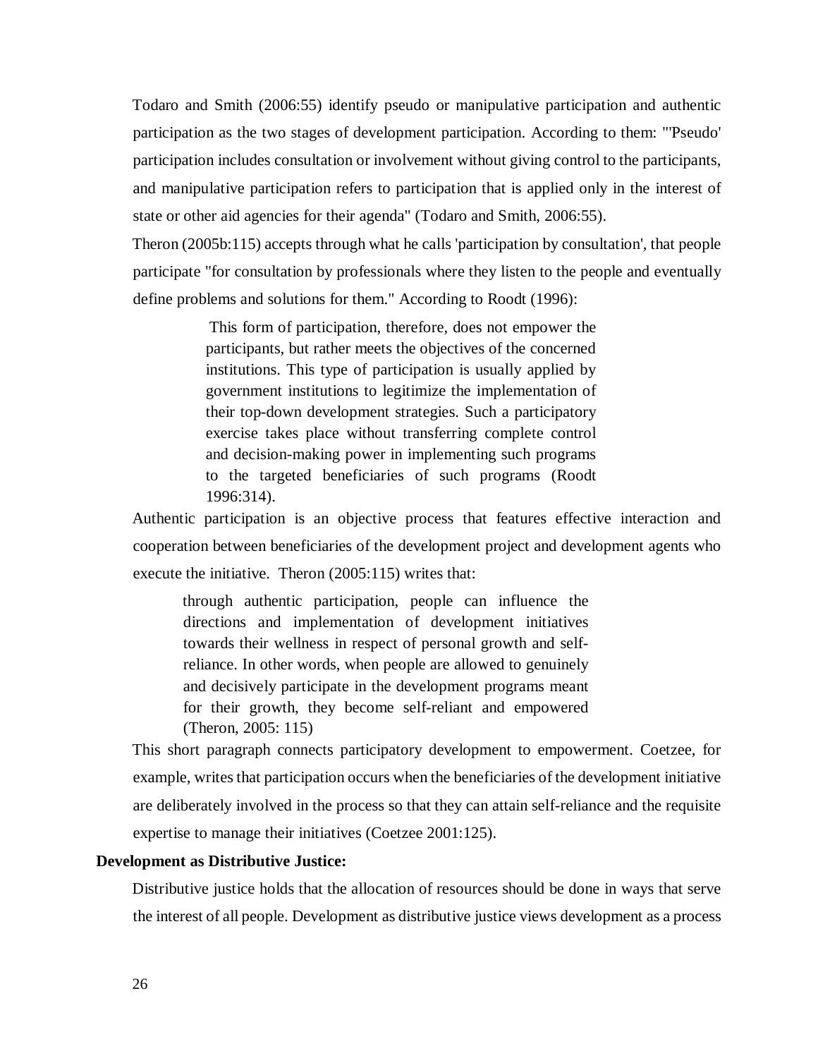Todaro and Smith (2006:55) identify pseudo or manipulative participation and authentic participation as the two stages of development participation. According to them: "'Pseudo' participation includes consultation or involvement without giving control to the participants, and manipulative participation refers to participation that is applied only in the interest of state or other aid agencies for their agenda" (Todaro and Smith, 2006:55).

Theron (2005b:115) accepts through what he calls 'participation by consultation', that people participate "for consultation by professionals where they listen to the people and eventually define problems and solutions for them." According to Roodt (1996):

> This form of participation, therefore, does not empower the participants, but rather meets the objectives of the concerned institutions. This type of participation is usually applied by government institutions to legitimize the implementation of their top-down development strategies. Such a participatory exercise takes place without transferring complete control and decision-making power in implementing such programs to the targeted beneficiaries of such programs (Roodt 1996:314).

Authentic participation is an objective process that features effective interaction and cooperation between beneficiaries of the development project and development agents who execute the initiative. Theron (2005:115) writes that:

> through authentic participation, people can influence the directions and implementation of development initiatives towards their wellness in respect of personal growth and self-reliance. In other words, when people are allowed to genuinely and decisively participate in the development programs meant for their growth, they become self-reliant and empowered (Theron, 2005: 115)

This short paragraph connects participatory development to empowerment. Coetzee, for example, writes that participation occurs when the beneficiaries of the development initiative are deliberately involved in the process so that they can attain self-reliance and the requisite expertise to manage their initiatives (Coetzee 2001:125).

**Development as Distributive Justice:**

Distributive justice holds that the allocation of resources should be done in ways that serve the interest of all people. Development as distributive justice views development as a process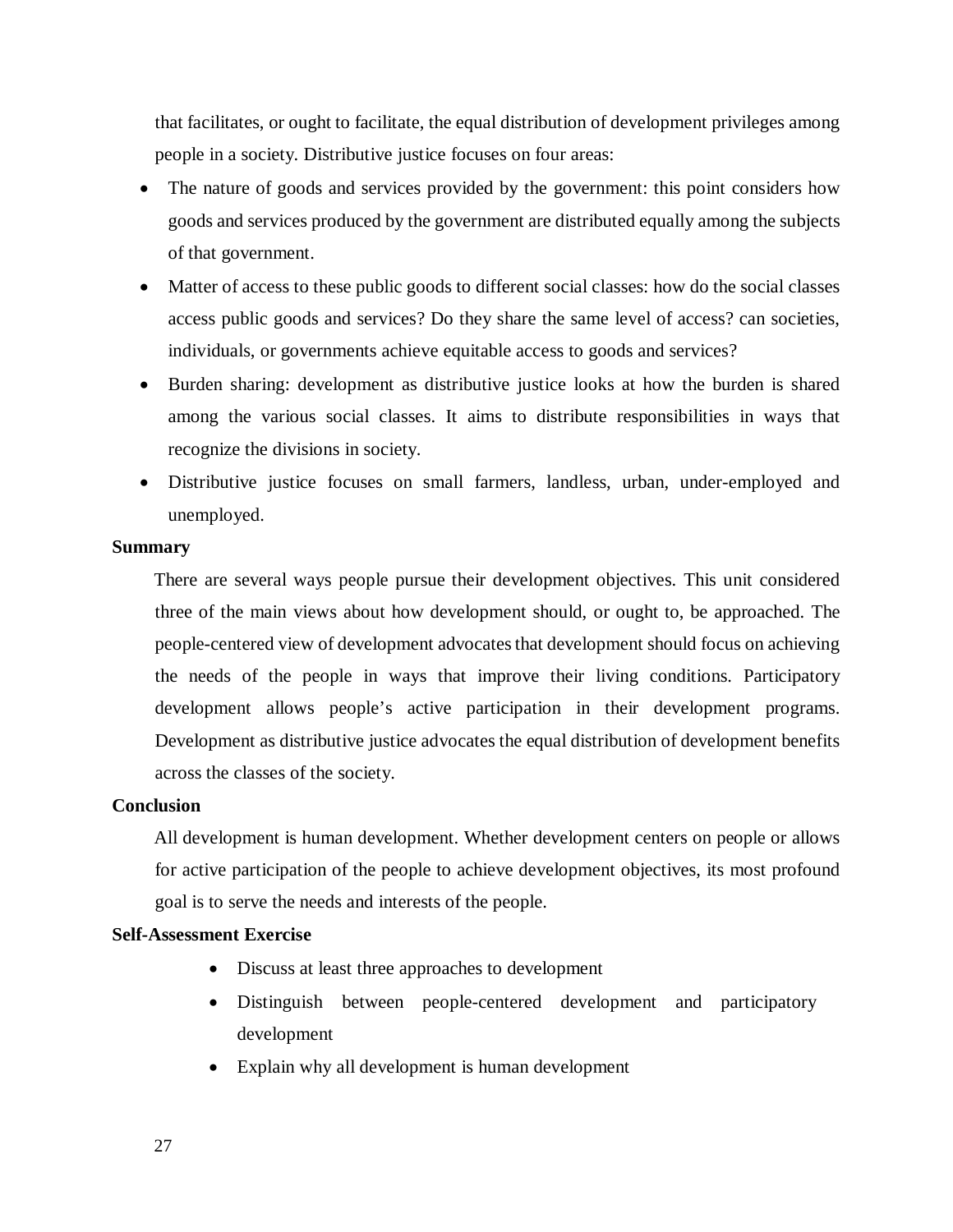that facilitates, or ought to facilitate, the equal distribution of development privileges among people in a society. Distributive justice focuses on four areas:

- The nature of goods and services provided by the government: this point considers how goods and services produced by the government are distributed equally among the subjects of that government.
- Matter of access to these public goods to different social classes: how do the social classes access public goods and services? Do they share the same level of access? can societies, individuals, or governments achieve equitable access to goods and services?
- Burden sharing: development as distributive justice looks at how the burden is shared among the various social classes. It aims to distribute responsibilities in ways that recognize the divisions in society.
- Distributive justice focuses on small farmers, landless, urban, under-employed and unemployed.

**Summary**

There are several ways people pursue their development objectives. This unit considered three of the main views about how development should, or ought to, be approached. The people-centered view of development advocates that development should focus on achieving the needs of the people in ways that improve their living conditions. Participatory development allows people's active participation in their development programs. Development as distributive justice advocates the equal distribution of development benefits across the classes of the society.

**Conclusion**

All development is human development. Whether development centers on people or allows for active participation of the people to achieve development objectives, its most profound goal is to serve the needs and interests of the people.

**Self-Assessment Exercise**

- Discuss at least three approaches to development
- Distinguish between people-centered development and participatory development
- Explain why all development is human development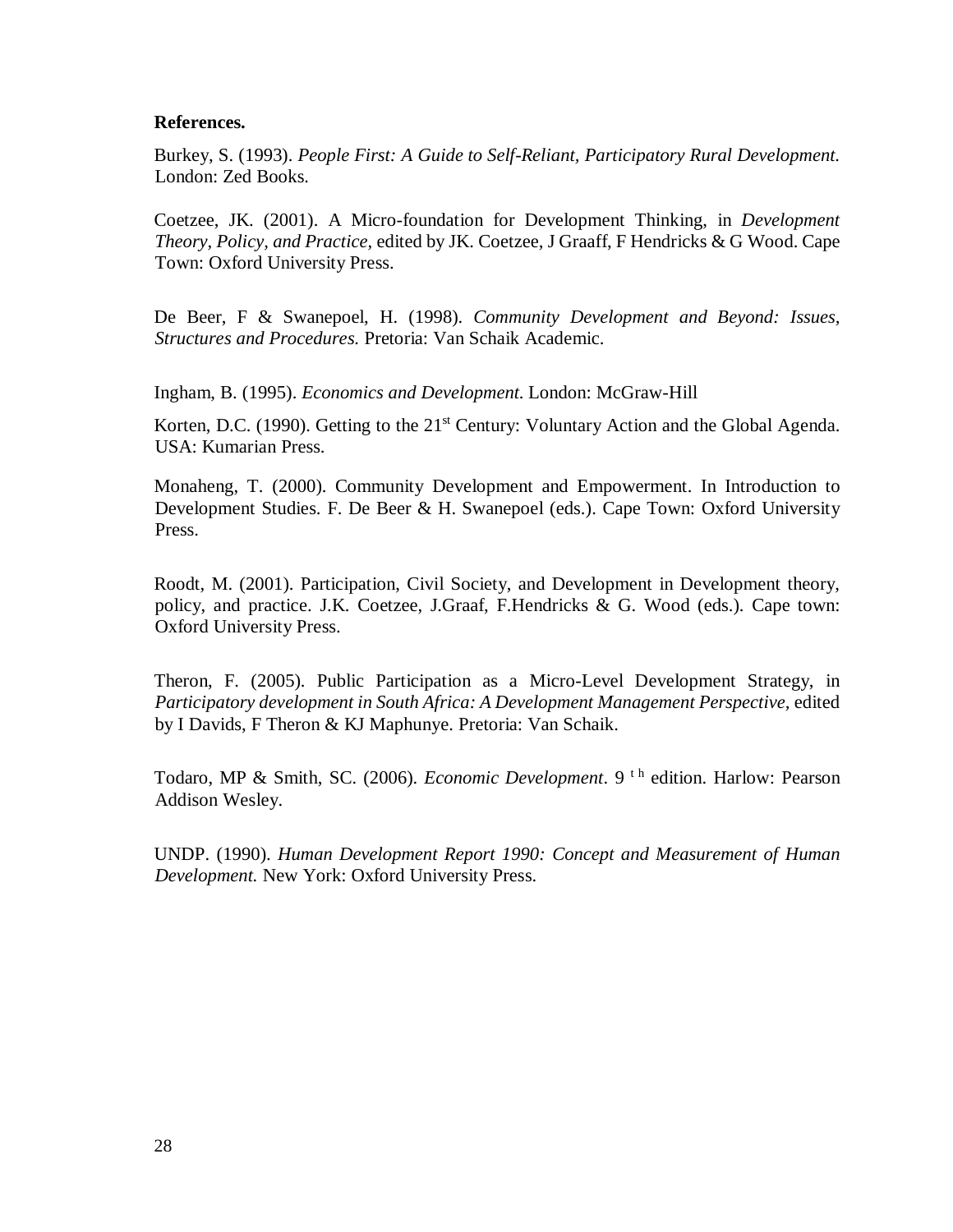**References.**

Burkey, S. (1993). *People First: A Guide to Self-Reliant, Participatory Rural Development.* London: Zed Books.

Coetzee, JK. (2001). A Micro-foundation for Development Thinking, in *Development Theory, Policy, and Practice*, edited by JK. Coetzee, J Graaff, F Hendricks & G Wood. Cape Town: Oxford University Press.

De Beer, F & Swanepoel, H. (1998). *Community Development and Beyond: Issues, Structures and Procedures.* Pretoria: Van Schaik Academic.

Ingham, B. (1995). *Economics and Development.* London: McGraw-Hill

Korten, D.C. (1990). Getting to the 21st Century: Voluntary Action and the Global Agenda. USA: Kumarian Press.

Monaheng, T. (2000). Community Development and Empowerment. In Introduction to Development Studies. F. De Beer & H. Swanepoel (eds.). Cape Town: Oxford University Press.

Roodt, M. (2001). Participation, Civil Society, and Development in Development theory, policy, and practice. J.K. Coetzee, J.Graaf, F.Hendricks & G. Wood (eds.). Cape town: Oxford University Press.

Theron, F. (2005). Public Participation as a Micro-Level Development Strategy, in *Participatory development in South Africa: A Development Management Perspective*, edited by I Davids, F Theron & KJ Maphunye. Pretoria: Van Schaik.

Todaro, MP & Smith, SC. (2006). *Economic Development*. 9th edition. Harlow: Pearson Addison Wesley.

UNDP. (1990). *Human Development Report 1990: Concept and Measurement of Human Development.* New York: Oxford University Press.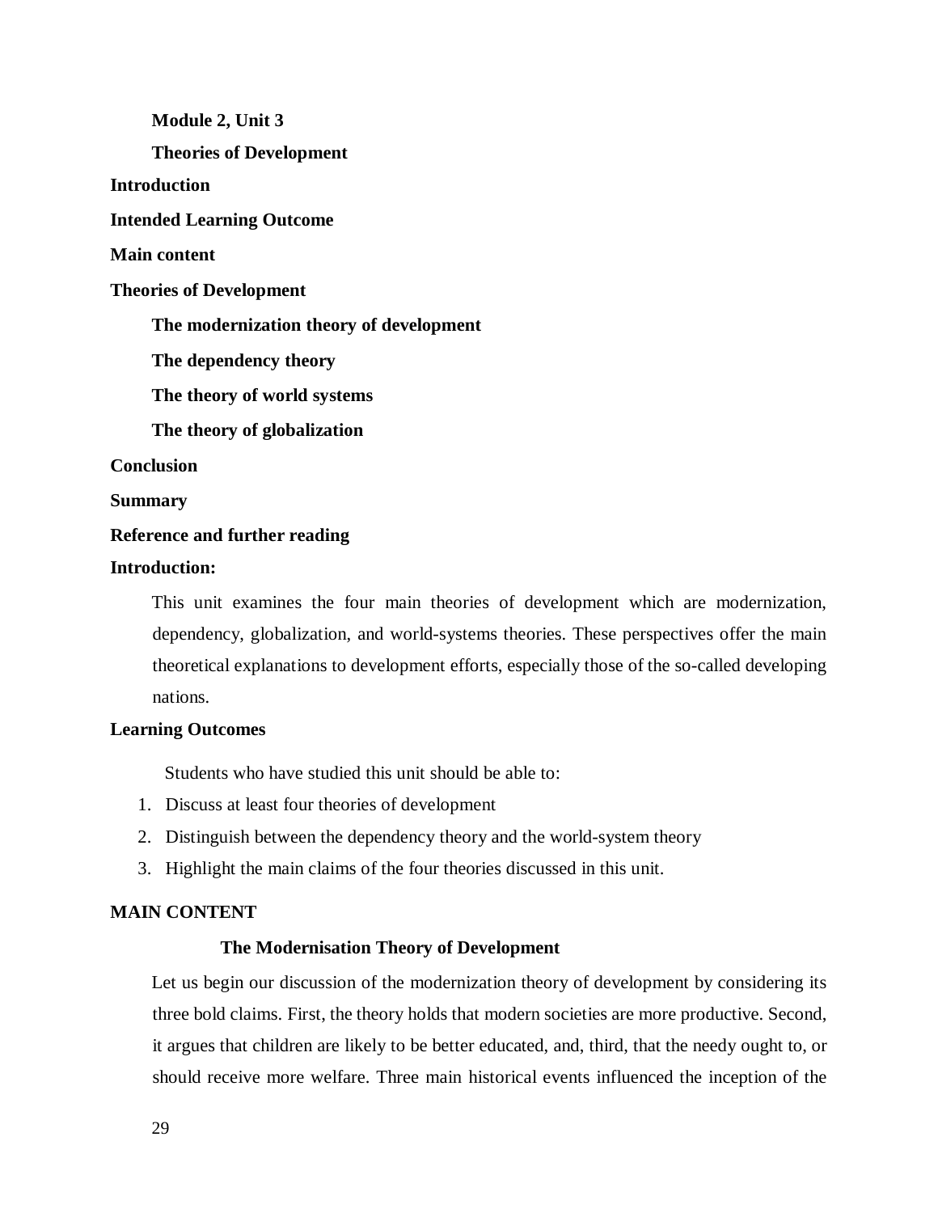**Module 2, Unit 3**

**Theories of Development**

**Introduction**

**Intended Learning Outcome**

**Main content**

**Theories of Development**

**The modernization theory of development**

**The dependency theory**

**The theory of world systems**

**The theory of globalization**

**Conclusion**

**Summary**

**Reference and further reading**

## Introduction:

This unit examines the four main theories of development which are modernization, dependency, globalization, and world-systems theories. These perspectives offer the main theoretical explanations to development efforts, especially those of the so-called developing nations.

## Learning Outcomes

Students who have studied this unit should be able to:

1. Discuss at least four theories of development
2. Distinguish between the dependency theory and the world-system theory
3. Highlight the main claims of the four theories discussed in this unit.

## MAIN CONTENT

### The Modernisation Theory of Development

Let us begin our discussion of the modernization theory of development by considering its three bold claims. First, the theory holds that modern societies are more productive. Second, it argues that children are likely to be better educated, and, third, that the needy ought to, or should receive more welfare. Three main historical events influenced the inception of the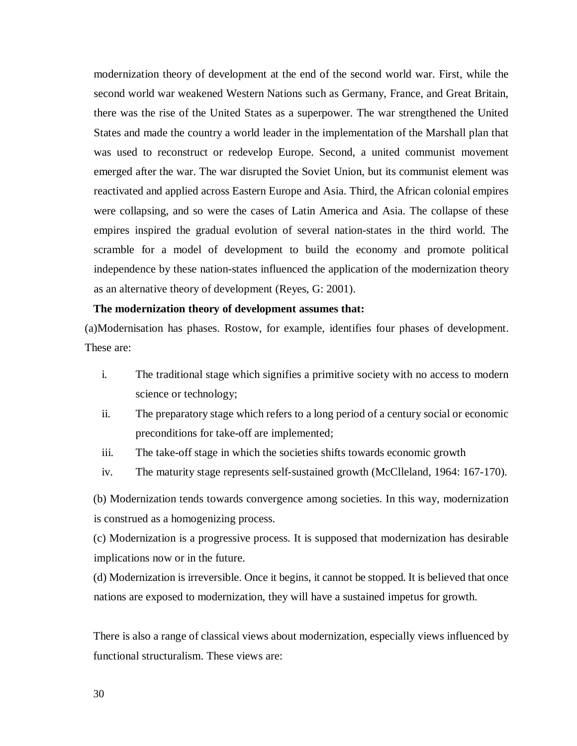modernization theory of development at the end of the second world war. First, while the second world war weakened Western Nations such as Germany, France, and Great Britain, there was the rise of the United States as a superpower. The war strengthened the United States and made the country a world leader in the implementation of the Marshall plan that was used to reconstruct or redevelop Europe. Second, a united communist movement emerged after the war. The war disrupted the Soviet Union, but its communist element was reactivated and applied across Eastern Europe and Asia. Third, the African colonial empires were collapsing, and so were the cases of Latin America and Asia. The collapse of these empires inspired the gradual evolution of several nation-states in the third world. The scramble for a model of development to build the economy and promote political independence by these nation-states influenced the application of the modernization theory as an alternative theory of development (Reyes, G: 2001).

**The modernization theory of development assumes that:**

(a)Modernisation has phases. Rostow, for example, identifies four phases of development. These are:

i. The traditional stage which signifies a primitive society with no access to modern science or technology;
ii. The preparatory stage which refers to a long period of a century social or economic preconditions for take-off are implemented;
iii. The take-off stage in which the societies shifts towards economic growth
iv. The maturity stage represents self-sustained growth (McClleland, 1964: 167-170).

(b) Modernization tends towards convergence among societies. In this way, modernization is construed as a homogenizing process.

(c) Modernization is a progressive process. It is supposed that modernization has desirable implications now or in the future.

(d) Modernization is irreversible. Once it begins, it cannot be stopped. It is believed that once nations are exposed to modernization, they will have a sustained impetus for growth.

There is also a range of classical views about modernization, especially views influenced by functional structuralism. These views are: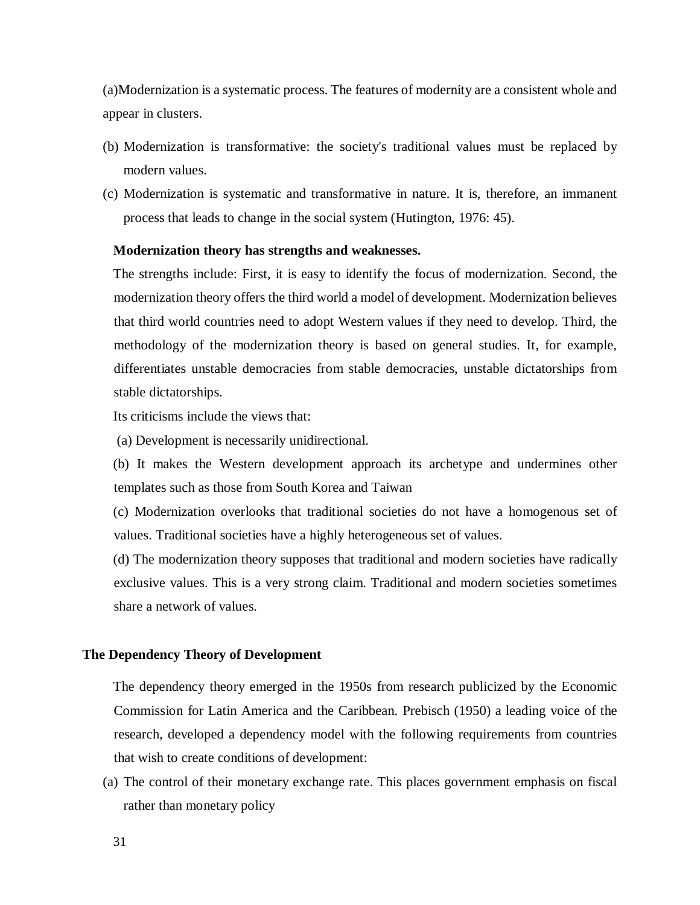(a)Modernization is a systematic process. The features of modernity are a consistent whole and appear in clusters.

(b) Modernization is transformative: the society's traditional values must be replaced by modern values.

(c) Modernization is systematic and transformative in nature. It is, therefore, an immanent process that leads to change in the social system (Hutington, 1976: 45).

**Modernization theory has strengths and weaknesses.**

The strengths include: First, it is easy to identify the focus of modernization. Second, the modernization theory offers the third world a model of development. Modernization believes that third world countries need to adopt Western values if they need to develop. Third, the methodology of the modernization theory is based on general studies. It, for example, differentiates unstable democracies from stable democracies, unstable dictatorships from stable dictatorships.

Its criticisms include the views that:

(a) Development is necessarily unidirectional.

(b) It makes the Western development approach its archetype and undermines other templates such as those from South Korea and Taiwan

(c) Modernization overlooks that traditional societies do not have a homogenous set of values. Traditional societies have a highly heterogeneous set of values.

(d) The modernization theory supposes that traditional and modern societies have radically exclusive values. This is a very strong claim. Traditional and modern societies sometimes share a network of values.

## The Dependency Theory of Development

The dependency theory emerged in the 1950s from research publicized by the Economic Commission for Latin America and the Caribbean. Prebisch (1950) a leading voice of the research, developed a dependency model with the following requirements from countries that wish to create conditions of development:

(a) The control of their monetary exchange rate. This places government emphasis on fiscal rather than monetary policy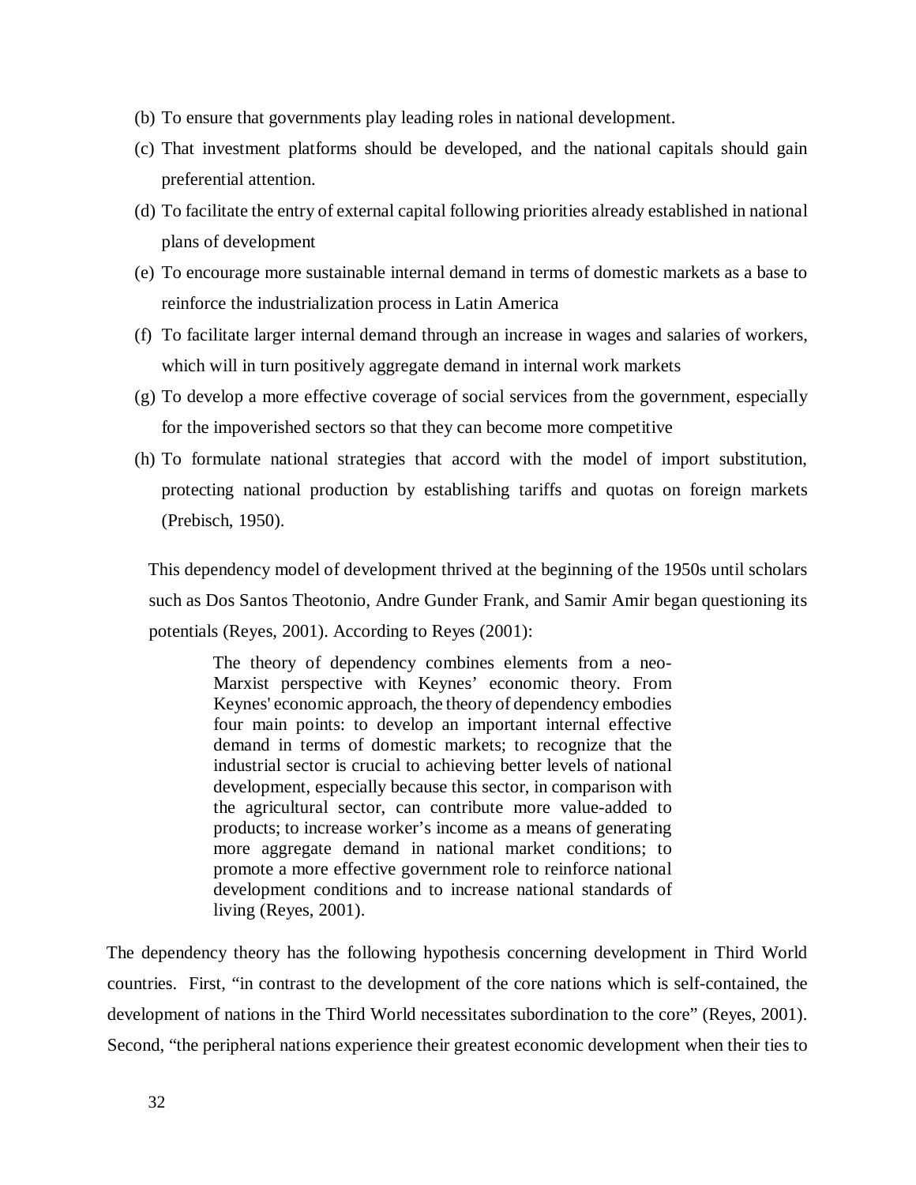(b) To ensure that governments play leading roles in national development.

(c) That investment platforms should be developed, and the national capitals should gain preferential attention.

(d) To facilitate the entry of external capital following priorities already established in national plans of development

(e) To encourage more sustainable internal demand in terms of domestic markets as a base to reinforce the industrialization process in Latin America

(f) To facilitate larger internal demand through an increase in wages and salaries of workers, which will in turn positively aggregate demand in internal work markets

(g) To develop a more effective coverage of social services from the government, especially for the impoverished sectors so that they can become more competitive

(h) To formulate national strategies that accord with the model of import substitution, protecting national production by establishing tariffs and quotas on foreign markets (Prebisch, 1950).

This dependency model of development thrived at the beginning of the 1950s until scholars such as Dos Santos Theotonio, Andre Gunder Frank, and Samir Amir began questioning its potentials (Reyes, 2001). According to Reyes (2001):

> The theory of dependency combines elements from a neo-Marxist perspective with Keynes' economic theory. From Keynes' economic approach, the theory of dependency embodies four main points: to develop an important internal effective demand in terms of domestic markets; to recognize that the industrial sector is crucial to achieving better levels of national development, especially because this sector, in comparison with the agricultural sector, can contribute more value-added to products; to increase worker's income as a means of generating more aggregate demand in national market conditions; to promote a more effective government role to reinforce national development conditions and to increase national standards of living (Reyes, 2001).

The dependency theory has the following hypothesis concerning development in Third World countries. First, "in contrast to the development of the core nations which is self-contained, the development of nations in the Third World necessitates subordination to the core" (Reyes, 2001). Second, "the peripheral nations experience their greatest economic development when their ties to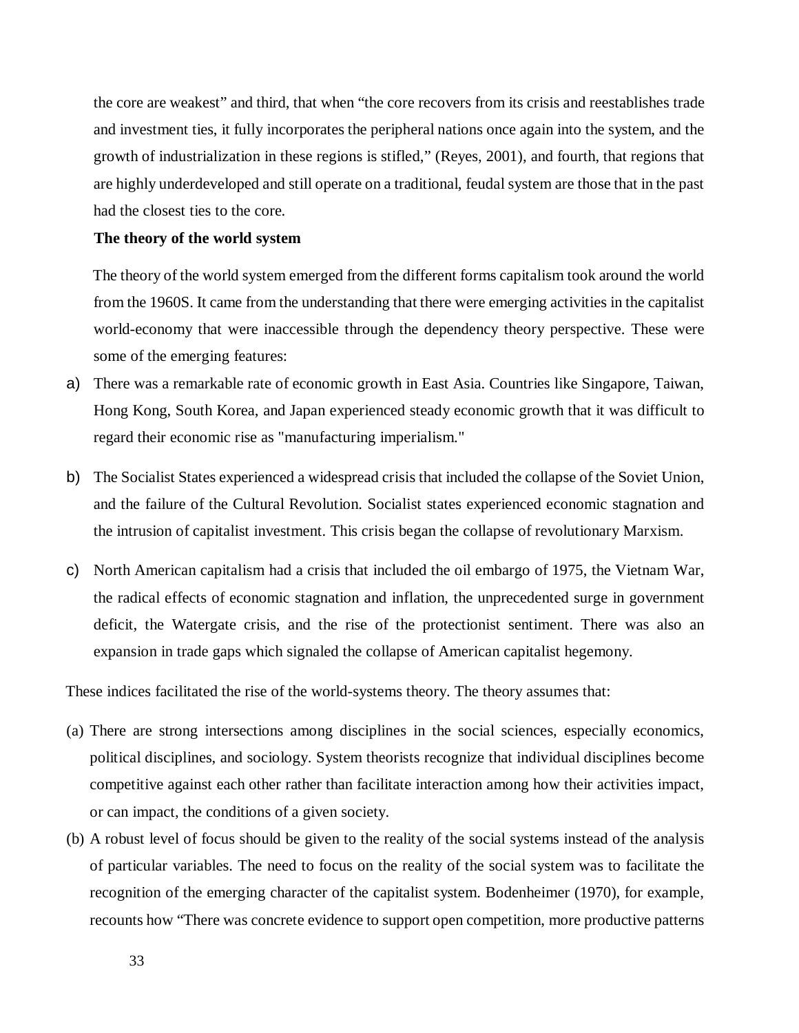the core are weakest" and third, that when "the core recovers from its crisis and reestablishes trade and investment ties, it fully incorporates the peripheral nations once again into the system, and the growth of industrialization in these regions is stifled," (Reyes, 2001), and fourth, that regions that are highly underdeveloped and still operate on a traditional, feudal system are those that in the past had the closest ties to the core.

**The theory of the world system**

The theory of the world system emerged from the different forms capitalism took around the world from the 1960S. It came from the understanding that there were emerging activities in the capitalist world-economy that were inaccessible through the dependency theory perspective. These were some of the emerging features:

a) There was a remarkable rate of economic growth in East Asia. Countries like Singapore, Taiwan, Hong Kong, South Korea, and Japan experienced steady economic growth that it was difficult to regard their economic rise as "manufacturing imperialism."

b) The Socialist States experienced a widespread crisis that included the collapse of the Soviet Union, and the failure of the Cultural Revolution. Socialist states experienced economic stagnation and the intrusion of capitalist investment. This crisis began the collapse of revolutionary Marxism.

c) North American capitalism had a crisis that included the oil embargo of 1975, the Vietnam War, the radical effects of economic stagnation and inflation, the unprecedented surge in government deficit, the Watergate crisis, and the rise of the protectionist sentiment. There was also an expansion in trade gaps which signaled the collapse of American capitalist hegemony.

These indices facilitated the rise of the world-systems theory. The theory assumes that:

(a) There are strong intersections among disciplines in the social sciences, especially economics, political disciplines, and sociology. System theorists recognize that individual disciplines become competitive against each other rather than facilitate interaction among how their activities impact, or can impact, the conditions of a given society.

(b) A robust level of focus should be given to the reality of the social systems instead of the analysis of particular variables. The need to focus on the reality of the social system was to facilitate the recognition of the emerging character of the capitalist system. Bodenheimer (1970), for example, recounts how "There was concrete evidence to support open competition, more productive patterns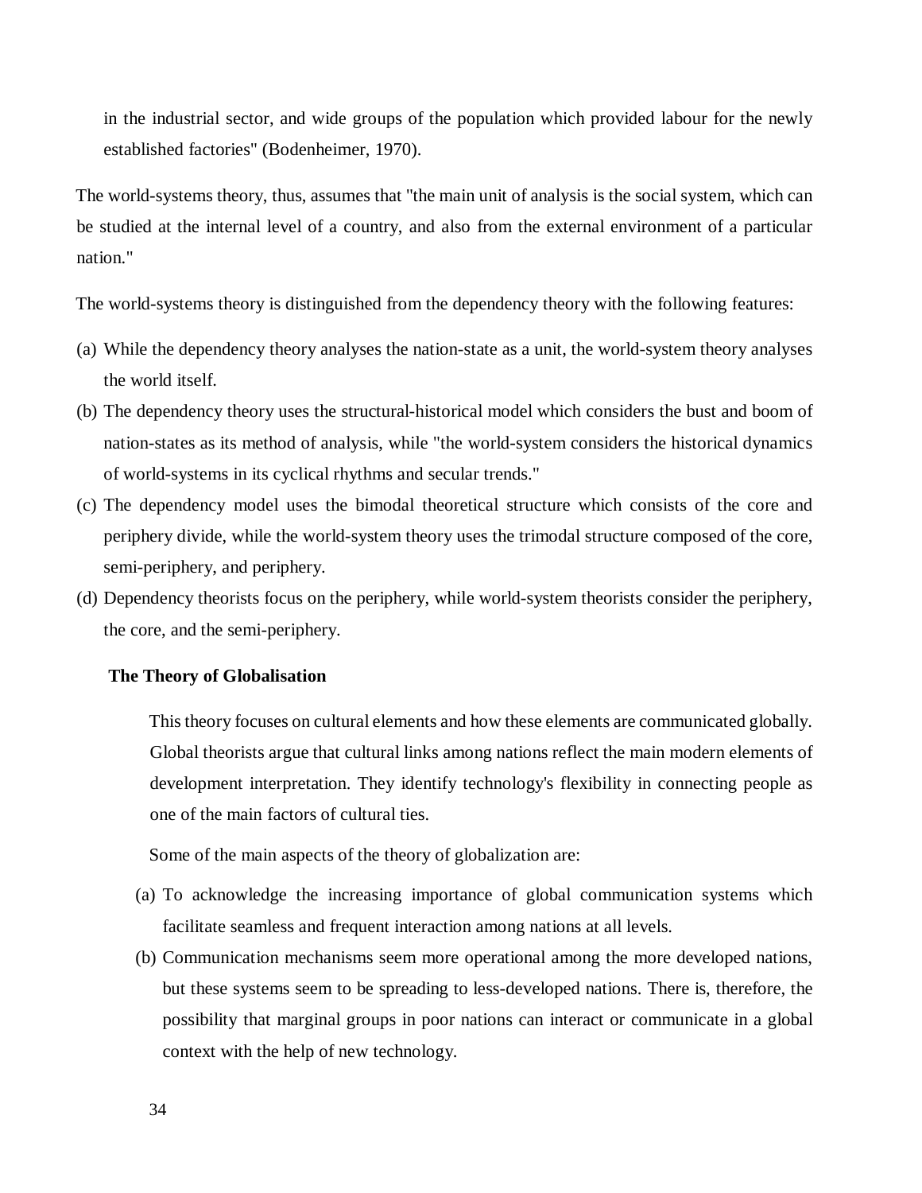in the industrial sector, and wide groups of the population which provided labour for the newly established factories" (Bodenheimer, 1970).

The world-systems theory, thus, assumes that "the main unit of analysis is the social system, which can be studied at the internal level of a country, and also from the external environment of a particular nation."

The world-systems theory is distinguished from the dependency theory with the following features:

(a) While the dependency theory analyses the nation-state as a unit, the world-system theory analyses the world itself.
(b) The dependency theory uses the structural-historical model which considers the bust and boom of nation-states as its method of analysis, while "the world-system considers the historical dynamics of world-systems in its cyclical rhythms and secular trends."
(c) The dependency model uses the bimodal theoretical structure which consists of the core and periphery divide, while the world-system theory uses the trimodal structure composed of the core, semi-periphery, and periphery.
(d) Dependency theorists focus on the periphery, while world-system theorists consider the periphery, the core, and the semi-periphery.

**The Theory of Globalisation**

This theory focuses on cultural elements and how these elements are communicated globally. Global theorists argue that cultural links among nations reflect the main modern elements of development interpretation. They identify technology's flexibility in connecting people as one of the main factors of cultural ties.

Some of the main aspects of the theory of globalization are:

(a) To acknowledge the increasing importance of global communication systems which facilitate seamless and frequent interaction among nations at all levels.
(b) Communication mechanisms seem more operational among the more developed nations, but these systems seem to be spreading to less-developed nations. There is, therefore, the possibility that marginal groups in poor nations can interact or communicate in a global context with the help of new technology.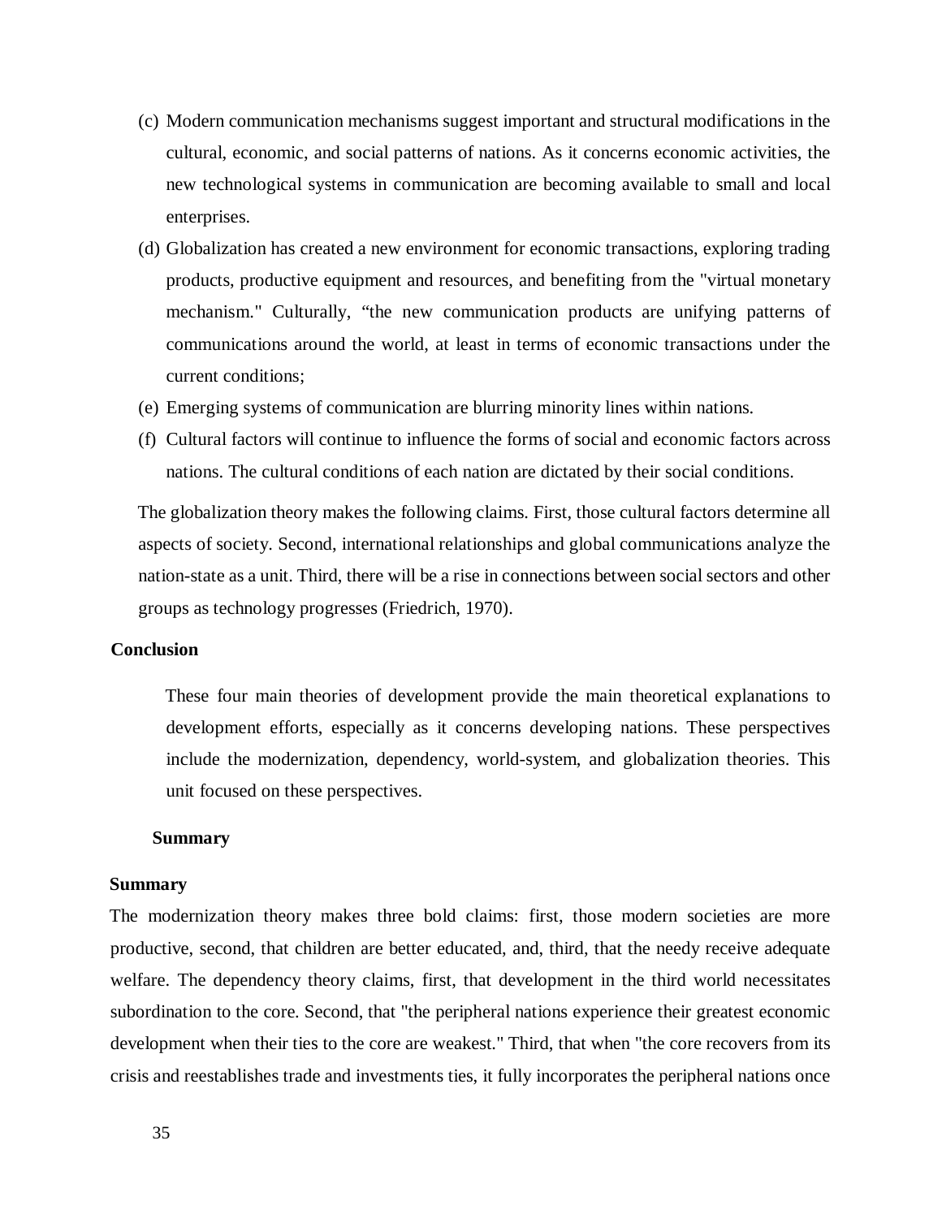(c) Modern communication mechanisms suggest important and structural modifications in the cultural, economic, and social patterns of nations. As it concerns economic activities, the new technological systems in communication are becoming available to small and local enterprises.

(d) Globalization has created a new environment for economic transactions, exploring trading products, productive equipment and resources, and benefiting from the "virtual monetary mechanism." Culturally, "the new communication products are unifying patterns of communications around the world, at least in terms of economic transactions under the current conditions;

(e) Emerging systems of communication are blurring minority lines within nations.

(f) Cultural factors will continue to influence the forms of social and economic factors across nations. The cultural conditions of each nation are dictated by their social conditions.

The globalization theory makes the following claims. First, those cultural factors determine all aspects of society. Second, international relationships and global communications analyze the nation-state as a unit. Third, there will be a rise in connections between social sectors and other groups as technology progresses (Friedrich, 1970).

**Conclusion**

These four main theories of development provide the main theoretical explanations to development efforts, especially as it concerns developing nations. These perspectives include the modernization, dependency, world-system, and globalization theories. This unit focused on these perspectives.

**Summary**

**Summary**

The modernization theory makes three bold claims: first, those modern societies are more productive, second, that children are better educated, and, third, that the needy receive adequate welfare. The dependency theory claims, first, that development in the third world necessitates subordination to the core. Second, that "the peripheral nations experience their greatest economic development when their ties to the core are weakest." Third, that when "the core recovers from its crisis and reestablishes trade and investments ties, it fully incorporates the peripheral nations once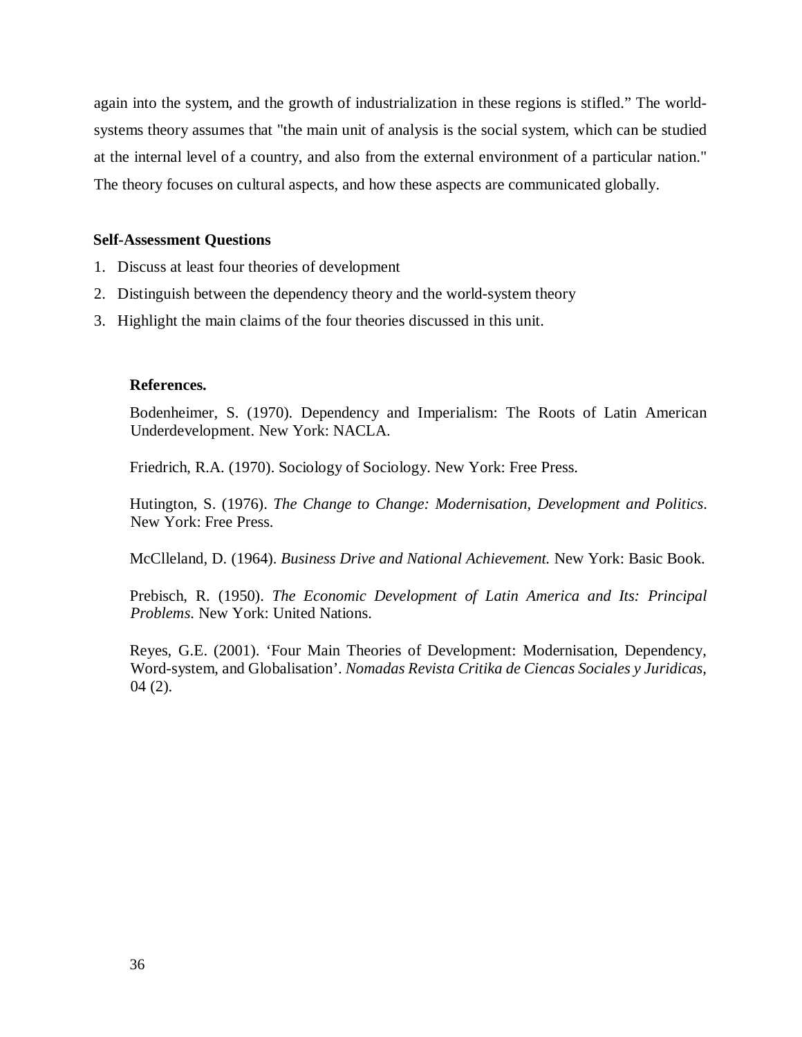again into the system, and the growth of industrialization in these regions is stifled." The world-systems theory assumes that "the main unit of analysis is the social system, which can be studied at the internal level of a country, and also from the external environment of a particular nation." The theory focuses on cultural aspects, and how these aspects are communicated globally.

**Self-Assessment Questions**

1. Discuss at least four theories of development
2. Distinguish between the dependency theory and the world-system theory
3. Highlight the main claims of the four theories discussed in this unit.

**References.**

Bodenheimer, S. (1970). Dependency and Imperialism: The Roots of Latin American Underdevelopment. New York: NACLA.

Friedrich, R.A. (1970). Sociology of Sociology. New York: Free Press.

Hutington, S. (1976). *The Change to Change: Modernisation, Development and Politics*. New York: Free Press.

McClleland, D. (1964). *Business Drive and National Achievement.* New York: Basic Book.

Prebisch, R. (1950). *The Economic Development of Latin America and Its: Principal Problems*. New York: United Nations.

Reyes, G.E. (2001). 'Four Main Theories of Development: Modernisation, Dependency, Word-system, and Globalisation'. *Nomadas Revista Critika de Ciencas Sociales y Juridicas*, 04 (2).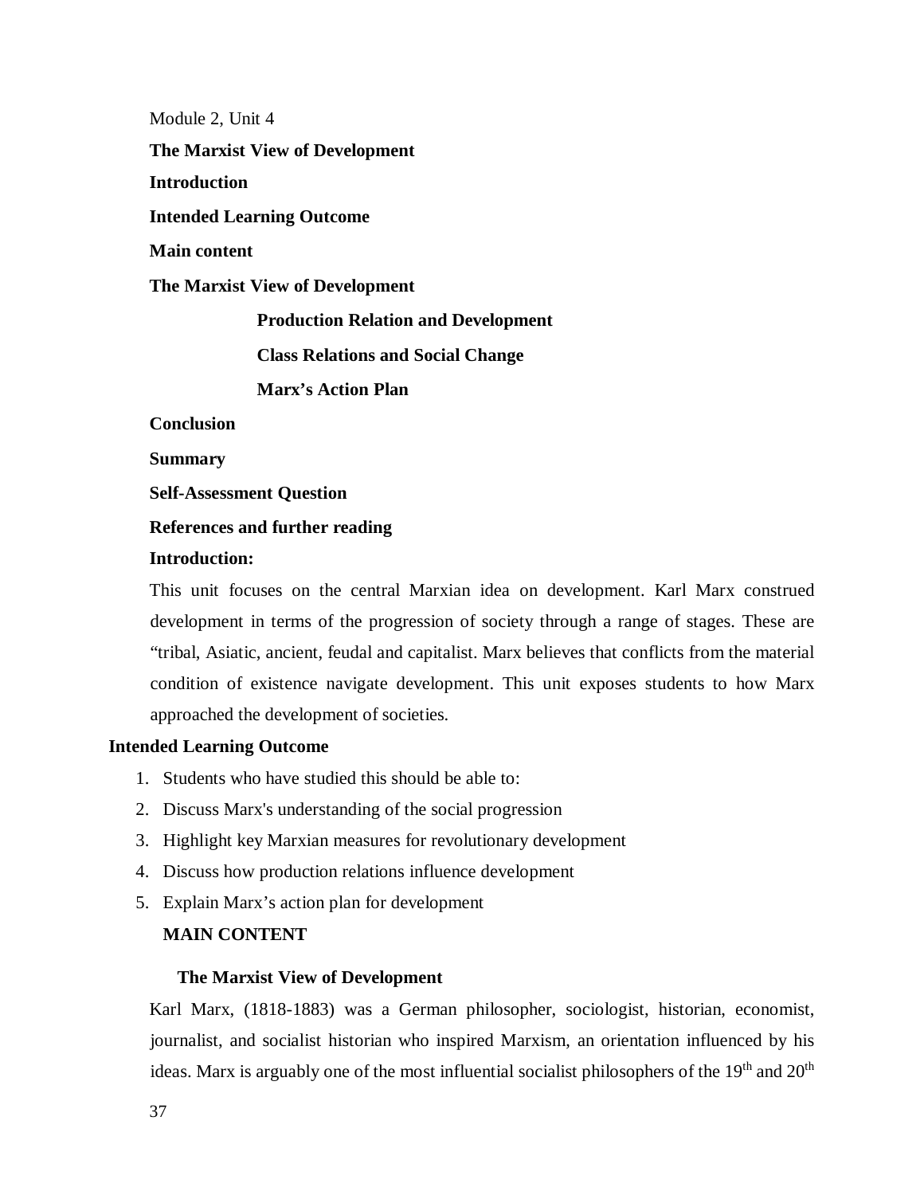Module 2, Unit 4

**The Marxist View of Development**

**Introduction**

**Intended Learning Outcome**

**Main content**

**The Marxist View of Development**

- **Production Relation and Development**
- **Class Relations and Social Change**
- **Marx's Action Plan**

**Conclusion**

**Summary**

**Self-Assessment Question**

**References and further reading**

## Introduction:

This unit focuses on the central Marxian idea on development. Karl Marx construed development in terms of the progression of society through a range of stages. These are "tribal, Asiatic, ancient, feudal and capitalist. Marx believes that conflicts from the material condition of existence navigate development. This unit exposes students to how Marx approached the development of societies.

## Intended Learning Outcome

1. Students who have studied this should be able to:
2. Discuss Marx's understanding of the social progression
3. Highlight key Marxian measures for revolutionary development
4. Discuss how production relations influence development
5. Explain Marx's action plan for development

## MAIN CONTENT

### The Marxist View of Development

Karl Marx, (1818-1883) was a German philosopher, sociologist, historian, economist, journalist, and socialist historian who inspired Marxism, an orientation influenced by his ideas. Marx is arguably one of the most influential socialist philosophers of the 19th and 20th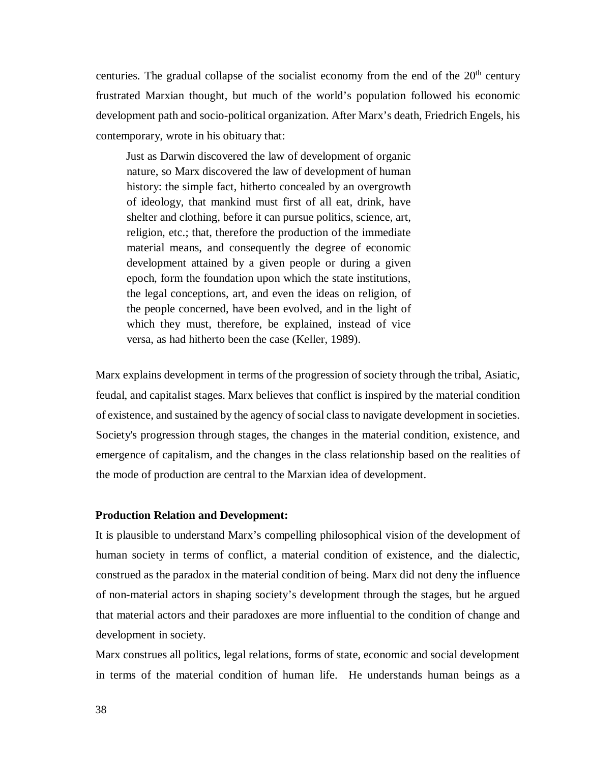centuries. The gradual collapse of the socialist economy from the end of the 20th century frustrated Marxian thought, but much of the world's population followed his economic development path and socio-political organization. After Marx's death, Friedrich Engels, his contemporary, wrote in his obituary that:

> Just as Darwin discovered the law of development of organic nature, so Marx discovered the law of development of human history: the simple fact, hitherto concealed by an overgrowth of ideology, that mankind must first of all eat, drink, have shelter and clothing, before it can pursue politics, science, art, religion, etc.; that, therefore the production of the immediate material means, and consequently the degree of economic development attained by a given people or during a given epoch, form the foundation upon which the state institutions, the legal conceptions, art, and even the ideas on religion, of the people concerned, have been evolved, and in the light of which they must, therefore, be explained, instead of vice versa, as had hitherto been the case (Keller, 1989).

Marx explains development in terms of the progression of society through the tribal, Asiatic, feudal, and capitalist stages. Marx believes that conflict is inspired by the material condition of existence, and sustained by the agency of social class to navigate development in societies. Society's progression through stages, the changes in the material condition, existence, and emergence of capitalism, and the changes in the class relationship based on the realities of the mode of production are central to the Marxian idea of development.

**Production Relation and Development:**

It is plausible to understand Marx's compelling philosophical vision of the development of human society in terms of conflict, a material condition of existence, and the dialectic, construed as the paradox in the material condition of being. Marx did not deny the influence of non-material actors in shaping society's development through the stages, but he argued that material actors and their paradoxes are more influential to the condition of change and development in society.

Marx construes all politics, legal relations, forms of state, economic and social development in terms of the material condition of human life. He understands human beings as a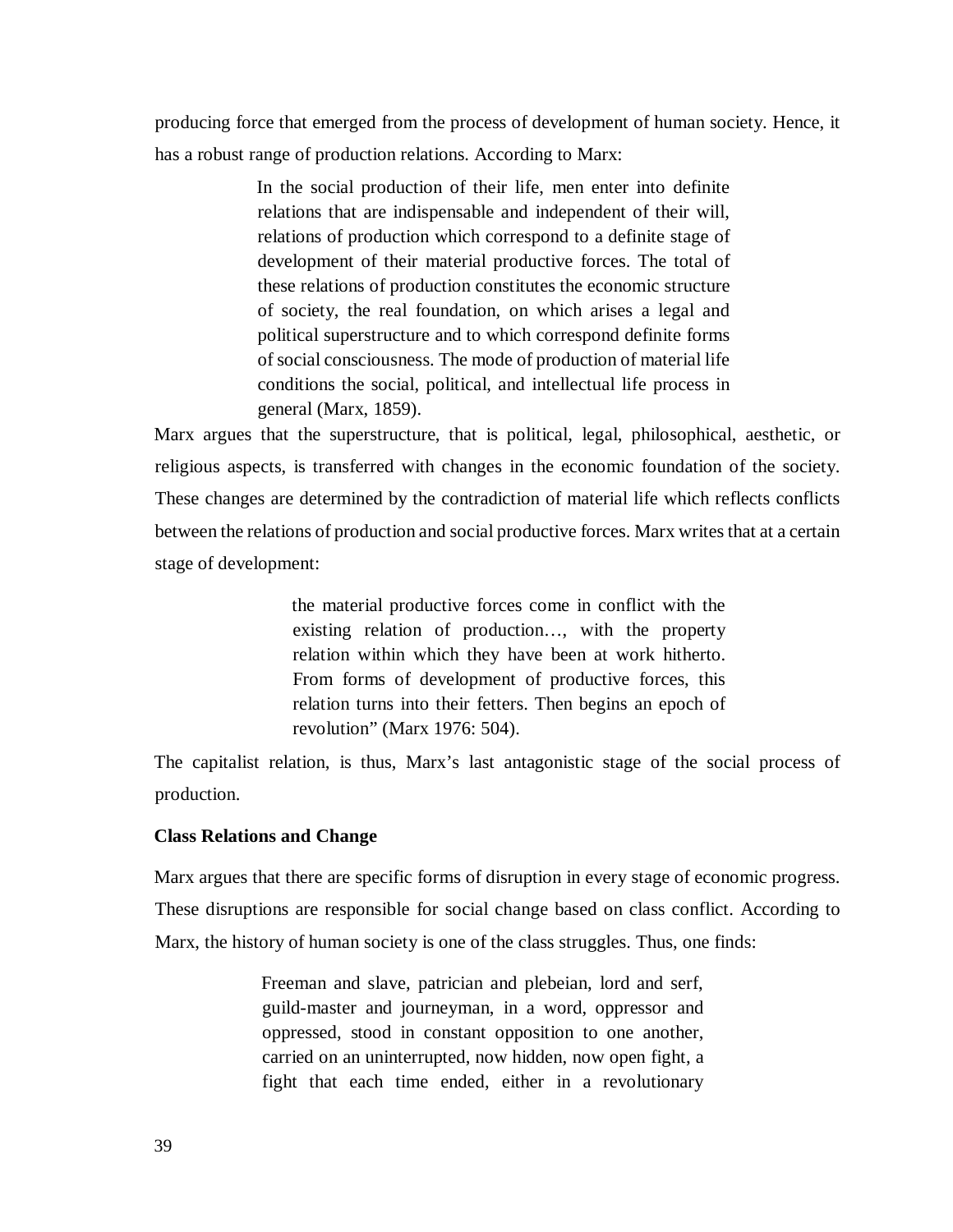producing force that emerged from the process of development of human society. Hence, it has a robust range of production relations. According to Marx:

> In the social production of their life, men enter into definite relations that are indispensable and independent of their will, relations of production which correspond to a definite stage of development of their material productive forces. The total of these relations of production constitutes the economic structure of society, the real foundation, on which arises a legal and political superstructure and to which correspond definite forms of social consciousness. The mode of production of material life conditions the social, political, and intellectual life process in general (Marx, 1859).

Marx argues that the superstructure, that is political, legal, philosophical, aesthetic, or religious aspects, is transferred with changes in the economic foundation of the society. These changes are determined by the contradiction of material life which reflects conflicts between the relations of production and social productive forces. Marx writes that at a certain stage of development:

> the material productive forces come in conflict with the existing relation of production…, with the property relation within which they have been at work hitherto. From forms of development of productive forces, this relation turns into their fetters. Then begins an epoch of revolution" (Marx 1976: 504).

The capitalist relation, is thus, Marx's last antagonistic stage of the social process of production.

**Class Relations and Change**

Marx argues that there are specific forms of disruption in every stage of economic progress. These disruptions are responsible for social change based on class conflict. According to Marx, the history of human society is one of the class struggles. Thus, one finds:

> Freeman and slave, patrician and plebeian, lord and serf, guild-master and journeyman, in a word, oppressor and oppressed, stood in constant opposition to one another, carried on an uninterrupted, now hidden, now open fight, a fight that each time ended, either in a revolutionary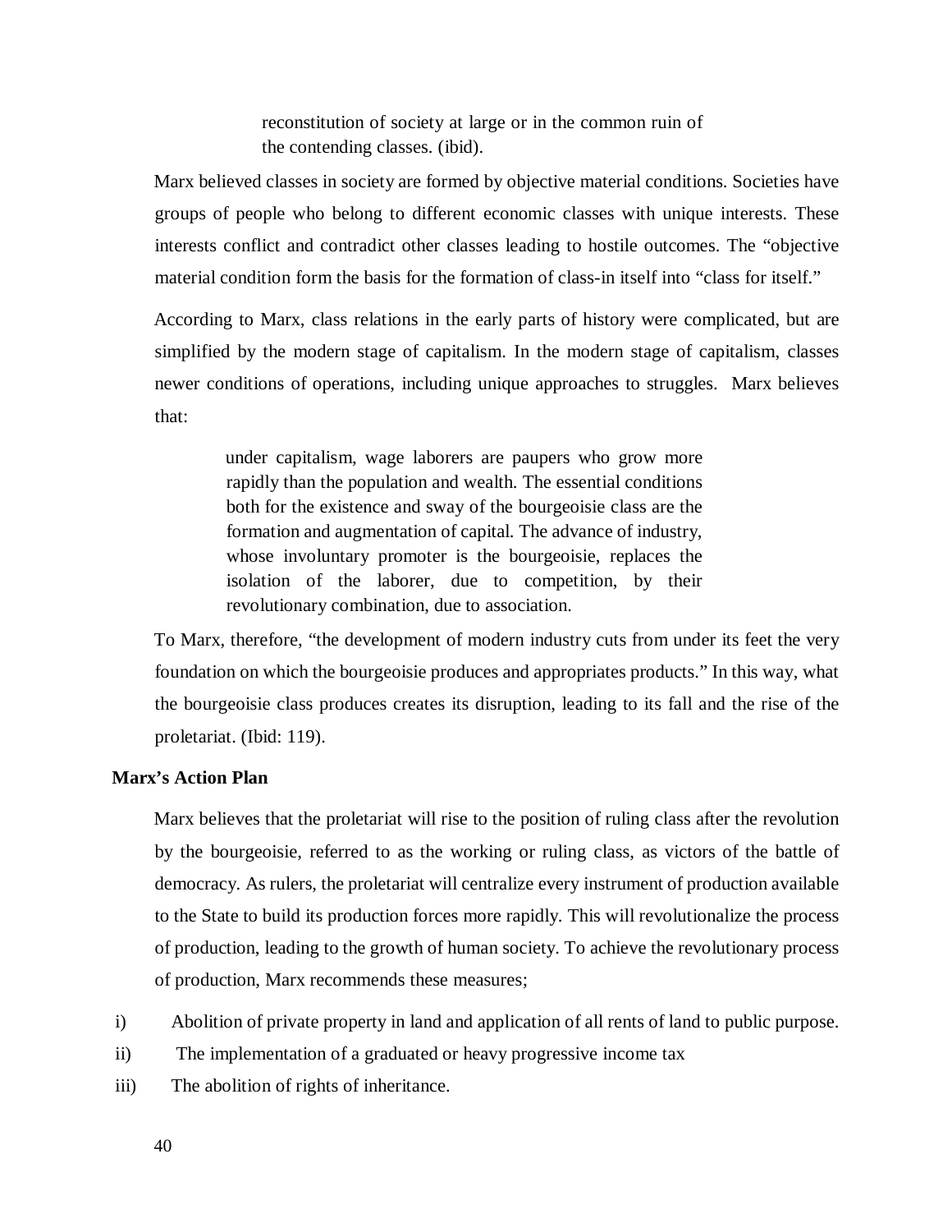> reconstitution of society at large or in the common ruin of the contending classes. (ibid).

Marx believed classes in society are formed by objective material conditions. Societies have groups of people who belong to different economic classes with unique interests. These interests conflict and contradict other classes leading to hostile outcomes. The "objective material condition form the basis for the formation of class-in itself into "class for itself."

According to Marx, class relations in the early parts of history were complicated, but are simplified by the modern stage of capitalism. In the modern stage of capitalism, classes newer conditions of operations, including unique approaches to struggles. Marx believes that:

> under capitalism, wage laborers are paupers who grow more rapidly than the population and wealth. The essential conditions both for the existence and sway of the bourgeoisie class are the formation and augmentation of capital. The advance of industry, whose involuntary promoter is the bourgeoisie, replaces the isolation of the laborer, due to competition, by their revolutionary combination, due to association.

To Marx, therefore, "the development of modern industry cuts from under its feet the very foundation on which the bourgeoisie produces and appropriates products." In this way, what the bourgeoisie class produces creates its disruption, leading to its fall and the rise of the proletariat. (Ibid: 119).

**Marx's Action Plan**

Marx believes that the proletariat will rise to the position of ruling class after the revolution by the bourgeoisie, referred to as the working or ruling class, as victors of the battle of democracy. As rulers, the proletariat will centralize every instrument of production available to the State to build its production forces more rapidly. This will revolutionalize the process of production, leading to the growth of human society. To achieve the revolutionary process of production, Marx recommends these measures;

i) Abolition of private property in land and application of all rents of land to public purpose.

ii) The implementation of a graduated or heavy progressive income tax

iii) The abolition of rights of inheritance.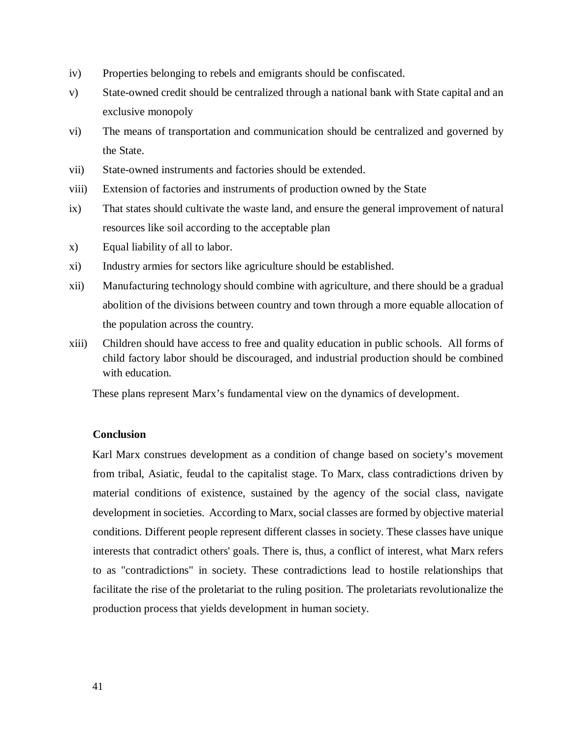iv) Properties belonging to rebels and emigrants should be confiscated.

v) State-owned credit should be centralized through a national bank with State capital and an exclusive monopoly

vi) The means of transportation and communication should be centralized and governed by the State.

vii) State-owned instruments and factories should be extended.

viii) Extension of factories and instruments of production owned by the State

ix) That states should cultivate the waste land, and ensure the general improvement of natural resources like soil according to the acceptable plan

x) Equal liability of all to labor.

xi) Industry armies for sectors like agriculture should be established.

xii) Manufacturing technology should combine with agriculture, and there should be a gradual abolition of the divisions between country and town through a more equable allocation of the population across the country.

xiii) Children should have access to free and quality education in public schools. All forms of child factory labor should be discouraged, and industrial production should be combined with education.

These plans represent Marx's fundamental view on the dynamics of development.

**Conclusion**

Karl Marx construes development as a condition of change based on society's movement from tribal, Asiatic, feudal to the capitalist stage. To Marx, class contradictions driven by material conditions of existence, sustained by the agency of the social class, navigate development in societies. According to Marx, social classes are formed by objective material conditions. Different people represent different classes in society. These classes have unique interests that contradict others' goals. There is, thus, a conflict of interest, what Marx refers to as "contradictions" in society. These contradictions lead to hostile relationships that facilitate the rise of the proletariat to the ruling position. The proletariats revolutionalize the production process that yields development in human society.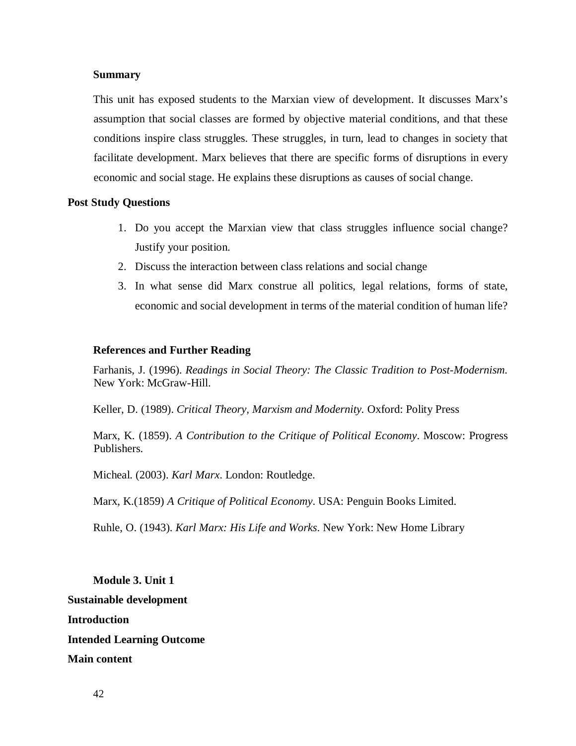### Summary

This unit has exposed students to the Marxian view of development. It discusses Marx's assumption that social classes are formed by objective material conditions, and that these conditions inspire class struggles. These struggles, in turn, lead to changes in society that facilitate development. Marx believes that there are specific forms of disruptions in every economic and social stage. He explains these disruptions as causes of social change.

### Post Study Questions

1. Do you accept the Marxian view that class struggles influence social change? Justify your position.
2. Discuss the interaction between class relations and social change
3. In what sense did Marx construe all politics, legal relations, forms of state, economic and social development in terms of the material condition of human life?

### References and Further Reading

Farhanis, J. (1996). *Readings in Social Theory: The Classic Tradition to Post-Modernism.* New York: McGraw-Hill.

Keller, D. (1989). *Critical Theory, Marxism and Modernity.* Oxford: Polity Press

Marx, K. (1859). *A Contribution to the Critique of Political Economy*. Moscow: Progress Publishers.

Micheal. (2003). *Karl Marx*. London: Routledge.

Marx, K.(1859) *A Critique of Political Economy*. USA: Penguin Books Limited.

Ruhle, O. (1943). *Karl Marx: His Life and Works*. New York: New Home Library

## Module 3. Unit 1

## Sustainable development

**Introduction**

**Intended Learning Outcome**

**Main content**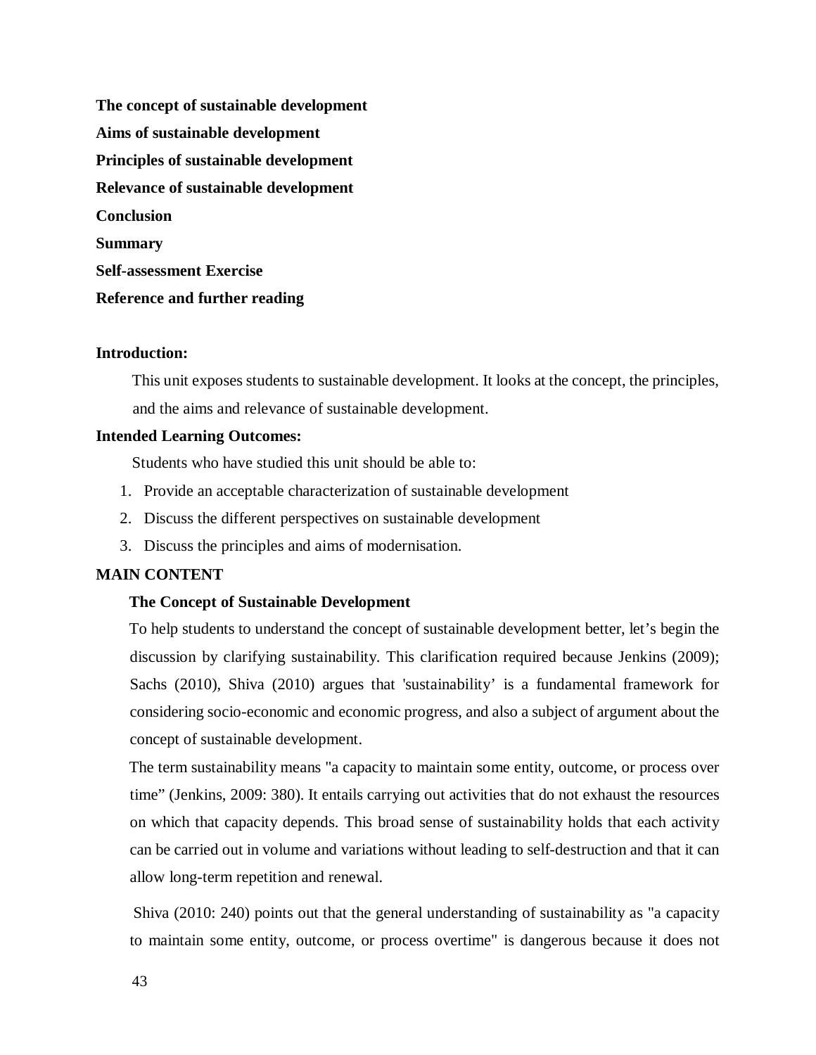**The concept of sustainable development**

**Aims of sustainable development**

**Principles of sustainable development**

**Relevance of sustainable development**

**Conclusion**

**Summary**

**Self-assessment Exercise**

**Reference and further reading**

**Introduction:**

This unit exposes students to sustainable development. It looks at the concept, the principles, and the aims and relevance of sustainable development.

**Intended Learning Outcomes:**

Students who have studied this unit should be able to:

1. Provide an acceptable characterization of sustainable development
2. Discuss the different perspectives on sustainable development
3. Discuss the principles and aims of modernisation.

**MAIN CONTENT**

**The Concept of Sustainable Development**

To help students to understand the concept of sustainable development better, let's begin the discussion by clarifying sustainability. This clarification required because Jenkins (2009); Sachs (2010), Shiva (2010) argues that 'sustainability' is a fundamental framework for considering socio-economic and economic progress, and also a subject of argument about the concept of sustainable development.

The term sustainability means "a capacity to maintain some entity, outcome, or process over time" (Jenkins, 2009: 380). It entails carrying out activities that do not exhaust the resources on which that capacity depends. This broad sense of sustainability holds that each activity can be carried out in volume and variations without leading to self-destruction and that it can allow long-term repetition and renewal.

Shiva (2010: 240) points out that the general understanding of sustainability as "a capacity to maintain some entity, outcome, or process overtime" is dangerous because it does not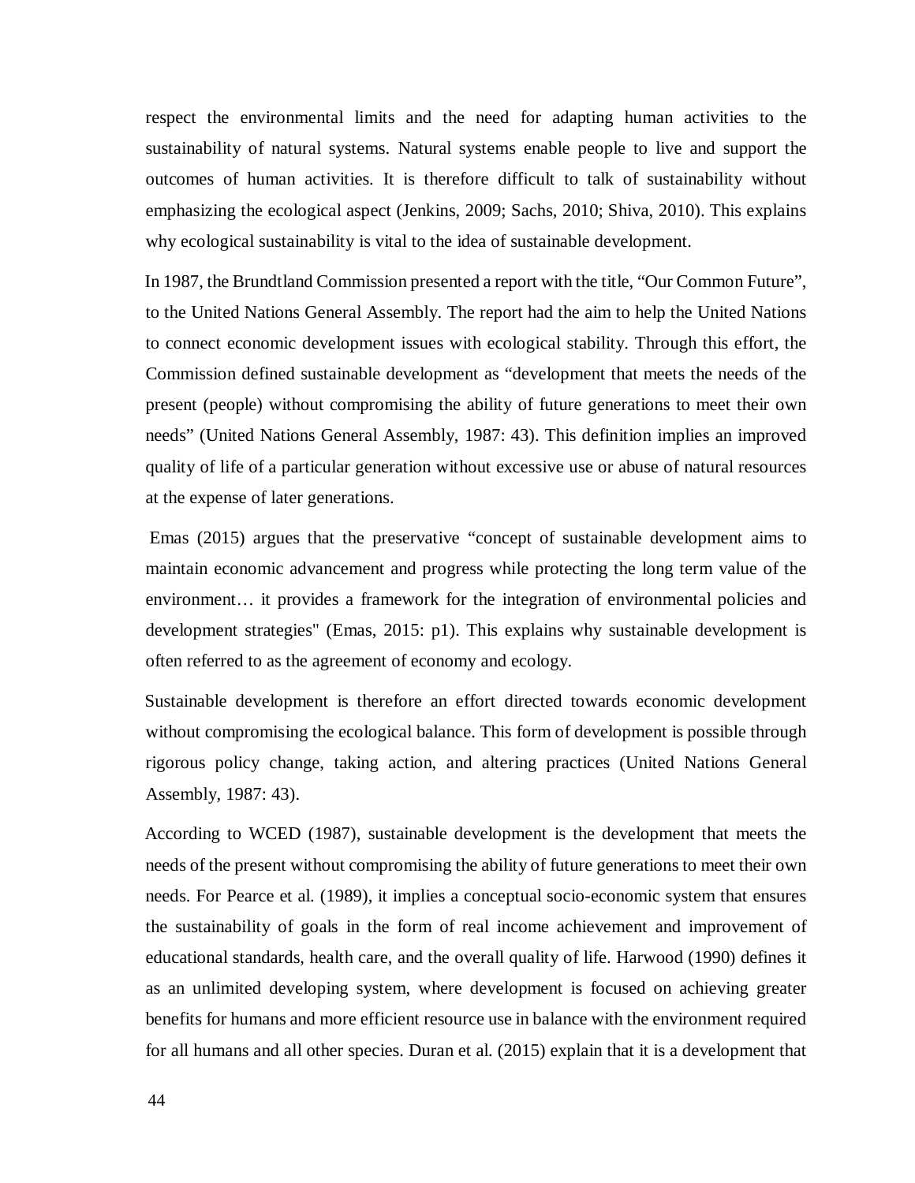respect the environmental limits and the need for adapting human activities to the sustainability of natural systems. Natural systems enable people to live and support the outcomes of human activities. It is therefore difficult to talk of sustainability without emphasizing the ecological aspect (Jenkins, 2009; Sachs, 2010; Shiva, 2010). This explains why ecological sustainability is vital to the idea of sustainable development.

In 1987, the Brundtland Commission presented a report with the title, "Our Common Future", to the United Nations General Assembly. The report had the aim to help the United Nations to connect economic development issues with ecological stability. Through this effort, the Commission defined sustainable development as "development that meets the needs of the present (people) without compromising the ability of future generations to meet their own needs" (United Nations General Assembly, 1987: 43). This definition implies an improved quality of life of a particular generation without excessive use or abuse of natural resources at the expense of later generations.

Emas (2015) argues that the preservative "concept of sustainable development aims to maintain economic advancement and progress while protecting the long term value of the environment… it provides a framework for the integration of environmental policies and development strategies" (Emas, 2015: p1). This explains why sustainable development is often referred to as the agreement of economy and ecology.

Sustainable development is therefore an effort directed towards economic development without compromising the ecological balance. This form of development is possible through rigorous policy change, taking action, and altering practices (United Nations General Assembly, 1987: 43).

According to WCED (1987), sustainable development is the development that meets the needs of the present without compromising the ability of future generations to meet their own needs. For Pearce et al. (1989), it implies a conceptual socio-economic system that ensures the sustainability of goals in the form of real income achievement and improvement of educational standards, health care, and the overall quality of life. Harwood (1990) defines it as an unlimited developing system, where development is focused on achieving greater benefits for humans and more efficient resource use in balance with the environment required for all humans and all other species. Duran et al. (2015) explain that it is a development that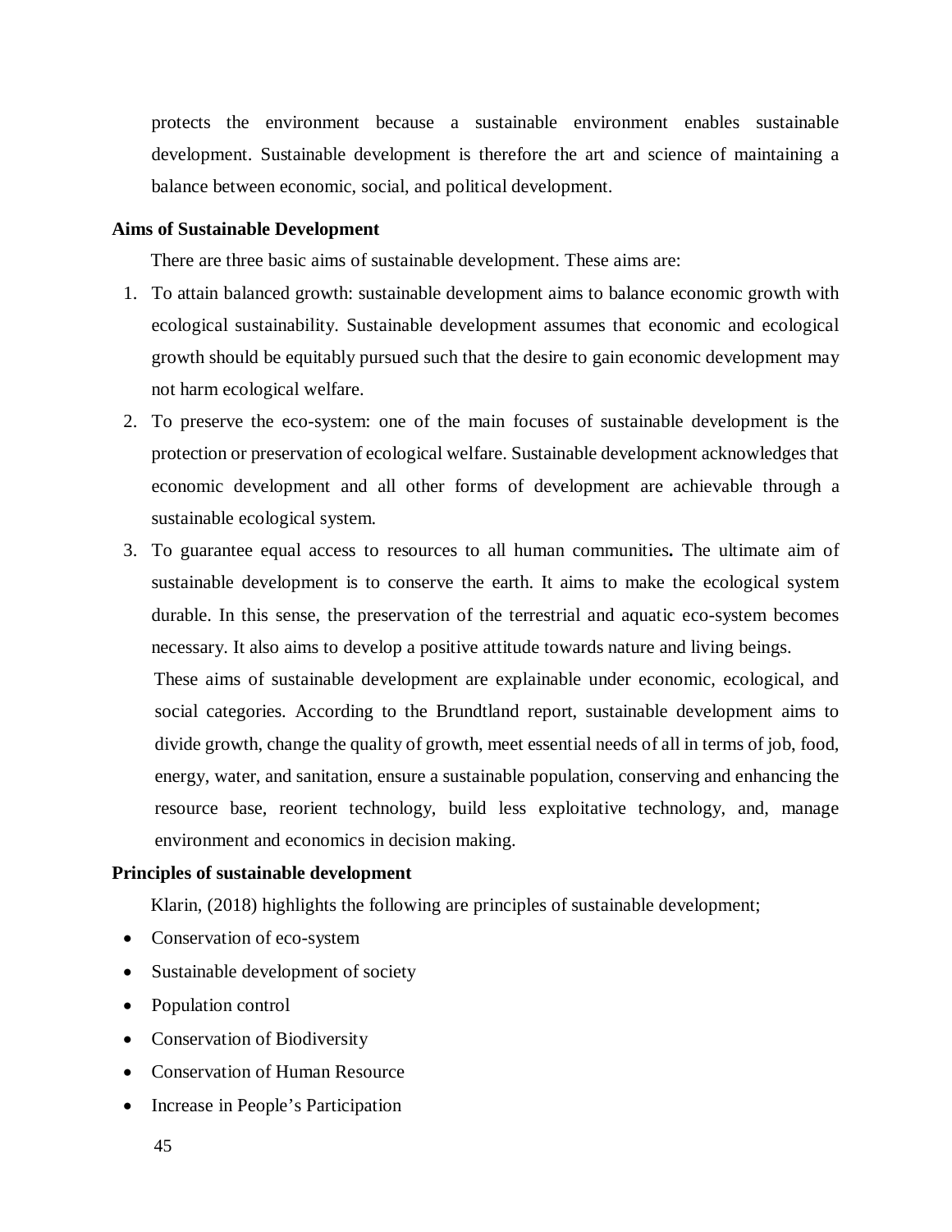protects the environment because a sustainable environment enables sustainable development. Sustainable development is therefore the art and science of maintaining a balance between economic, social, and political development.

**Aims of Sustainable Development**

There are three basic aims of sustainable development. These aims are:

1. To attain balanced growth: sustainable development aims to balance economic growth with ecological sustainability. Sustainable development assumes that economic and ecological growth should be equitably pursued such that the desire to gain economic development may not harm ecological welfare.
2. To preserve the eco-system: one of the main focuses of sustainable development is the protection or preservation of ecological welfare. Sustainable development acknowledges that economic development and all other forms of development are achievable through a sustainable ecological system.
3. To guarantee equal access to resources to all human communities**.** The ultimate aim of sustainable development is to conserve the earth. It aims to make the ecological system durable. In this sense, the preservation of the terrestrial and aquatic eco-system becomes necessary. It also aims to develop a positive attitude towards nature and living beings.

These aims of sustainable development are explainable under economic, ecological, and social categories. According to the Brundtland report, sustainable development aims to divide growth, change the quality of growth, meet essential needs of all in terms of job, food, energy, water, and sanitation, ensure a sustainable population, conserving and enhancing the resource base, reorient technology, build less exploitative technology, and, manage environment and economics in decision making.

**Principles of sustainable development**

Klarin, (2018) highlights the following are principles of sustainable development;

- Conservation of eco-system
- Sustainable development of society
- Population control
- Conservation of Biodiversity
- Conservation of Human Resource
- Increase in People's Participation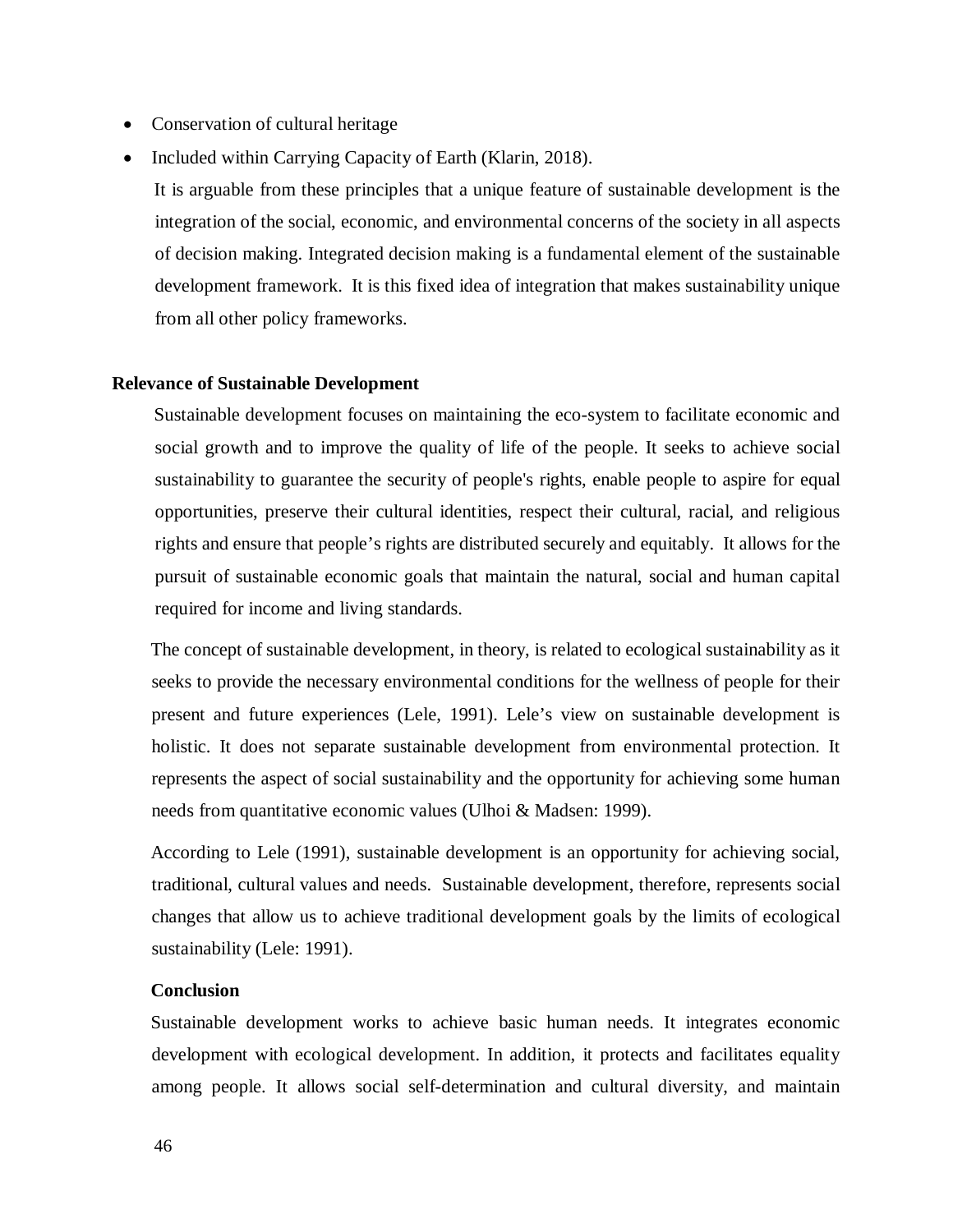- Conservation of cultural heritage
- Included within Carrying Capacity of Earth (Klarin, 2018).

It is arguable from these principles that a unique feature of sustainable development is the integration of the social, economic, and environmental concerns of the society in all aspects of decision making. Integrated decision making is a fundamental element of the sustainable development framework. It is this fixed idea of integration that makes sustainability unique from all other policy frameworks.

## Relevance of Sustainable Development

Sustainable development focuses on maintaining the eco-system to facilitate economic and social growth and to improve the quality of life of the people. It seeks to achieve social sustainability to guarantee the security of people's rights, enable people to aspire for equal opportunities, preserve their cultural identities, respect their cultural, racial, and religious rights and ensure that people's rights are distributed securely and equitably. It allows for the pursuit of sustainable economic goals that maintain the natural, social and human capital required for income and living standards.

The concept of sustainable development, in theory, is related to ecological sustainability as it seeks to provide the necessary environmental conditions for the wellness of people for their present and future experiences (Lele, 1991). Lele's view on sustainable development is holistic. It does not separate sustainable development from environmental protection. It represents the aspect of social sustainability and the opportunity for achieving some human needs from quantitative economic values (Ulhoi & Madsen: 1999).

According to Lele (1991), sustainable development is an opportunity for achieving social, traditional, cultural values and needs. Sustainable development, therefore, represents social changes that allow us to achieve traditional development goals by the limits of ecological sustainability (Lele: 1991).

## Conclusion

Sustainable development works to achieve basic human needs. It integrates economic development with ecological development. In addition, it protects and facilitates equality among people. It allows social self-determination and cultural diversity, and maintain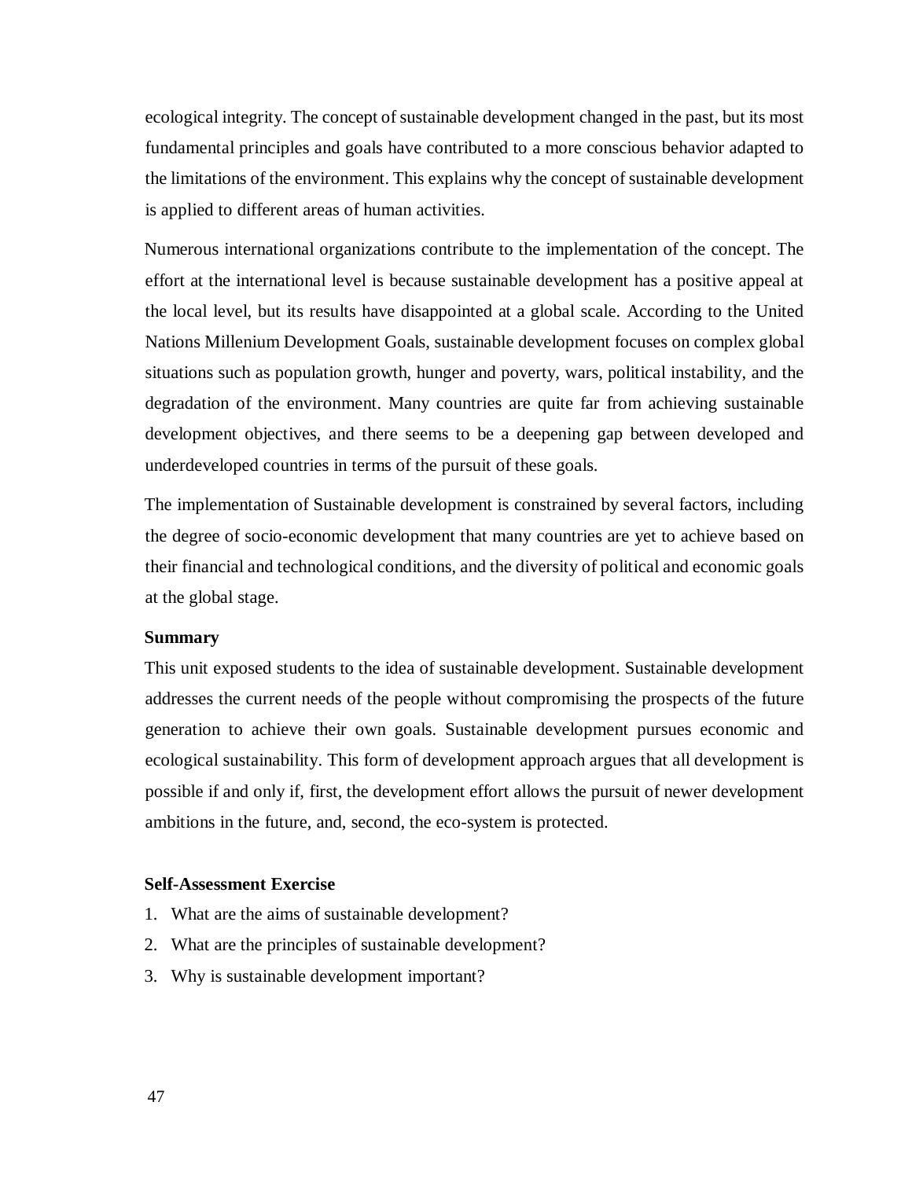ecological integrity. The concept of sustainable development changed in the past, but its most fundamental principles and goals have contributed to a more conscious behavior adapted to the limitations of the environment. This explains why the concept of sustainable development is applied to different areas of human activities.

Numerous international organizations contribute to the implementation of the concept. The effort at the international level is because sustainable development has a positive appeal at the local level, but its results have disappointed at a global scale. According to the United Nations Millenium Development Goals, sustainable development focuses on complex global situations such as population growth, hunger and poverty, wars, political instability, and the degradation of the environment. Many countries are quite far from achieving sustainable development objectives, and there seems to be a deepening gap between developed and underdeveloped countries in terms of the pursuit of these goals.

The implementation of Sustainable development is constrained by several factors, including the degree of socio-economic development that many countries are yet to achieve based on their financial and technological conditions, and the diversity of political and economic goals at the global stage.

**Summary**

This unit exposed students to the idea of sustainable development. Sustainable development addresses the current needs of the people without compromising the prospects of the future generation to achieve their own goals. Sustainable development pursues economic and ecological sustainability. This form of development approach argues that all development is possible if and only if, first, the development effort allows the pursuit of newer development ambitions in the future, and, second, the eco-system is protected.

**Self-Assessment Exercise**

1. What are the aims of sustainable development?
2. What are the principles of sustainable development?
3. Why is sustainable development important?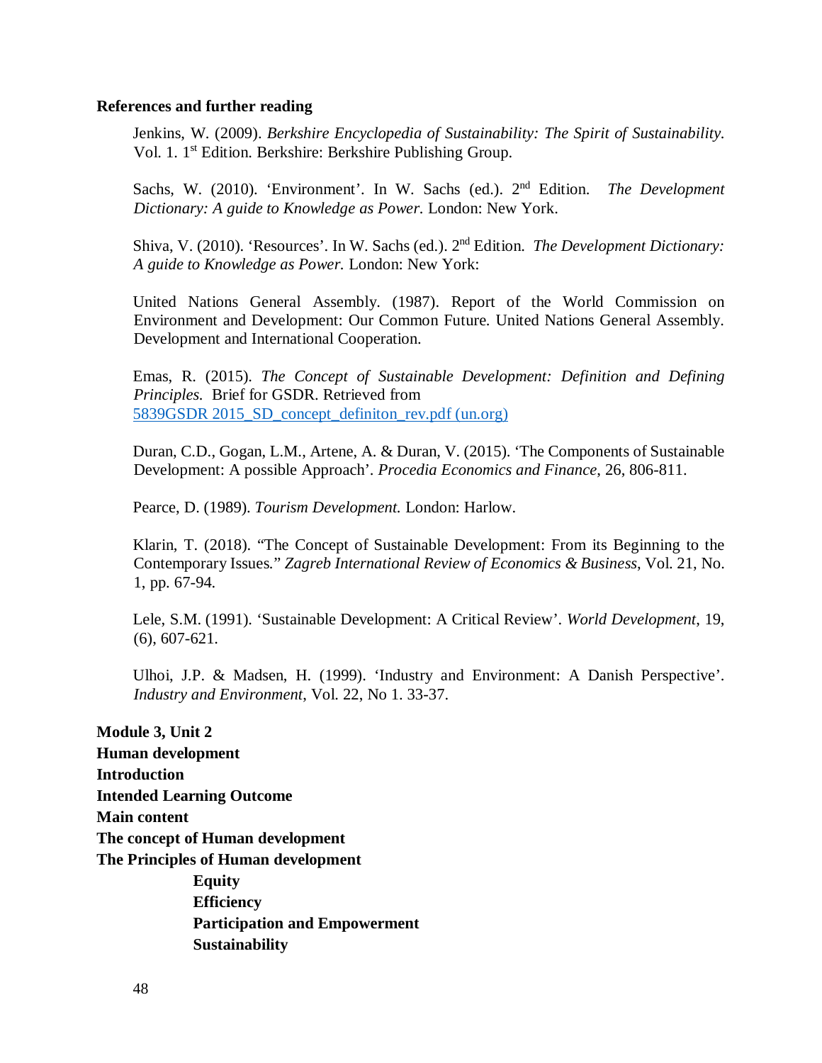**References and further reading**

Jenkins, W. (2009). *Berkshire Encyclopedia of Sustainability: The Spirit of Sustainability.* Vol. 1. 1st Edition. Berkshire: Berkshire Publishing Group.

Sachs, W. (2010). 'Environment'. In W. Sachs (ed.). 2nd Edition. *The Development Dictionary: A guide to Knowledge as Power.* London: New York.

Shiva, V. (2010). 'Resources'. In W. Sachs (ed.). 2nd Edition. *The Development Dictionary: A guide to Knowledge as Power.* London: New York:

United Nations General Assembly. (1987). Report of the World Commission on Environment and Development: Our Common Future. United Nations General Assembly. Development and International Cooperation.

Emas, R. (2015). *The Concept of Sustainable Development: Definition and Defining Principles.* Brief for GSDR. Retrieved from [5839GSDR 2015_SD_concept_definiton_rev.pdf (un.org)](5839GSDR 2015_SD_concept_definiton_rev.pdf (un.org))

Duran, C.D., Gogan, L.M., Artene, A. & Duran, V. (2015). 'The Components of Sustainable Development: A possible Approach'. *Procedia Economics and Finance*, 26, 806-811.

Pearce, D. (1989). *Tourism Development.* London: Harlow.

Klarin, T. (2018). "The Concept of Sustainable Development: From its Beginning to the Contemporary Issues." *Zagreb International Review of Economics & Business*, Vol. 21, No. 1, pp. 67-94.

Lele, S.M. (1991). 'Sustainable Development: A Critical Review'. *World Development*, 19, (6), 607-621.

Ulhoi, J.P. & Madsen, H. (1999). 'Industry and Environment: A Danish Perspective'. *Industry and Environment*, Vol. 22, No 1. 33-37.

**Module 3, Unit 2**
**Human development**
**Introduction**
**Intended Learning Outcome**
**Main content**
**The concept of Human development**
**The Principles of Human development**

- **Equity**
- **Efficiency**
- **Participation and Empowerment**
- **Sustainability**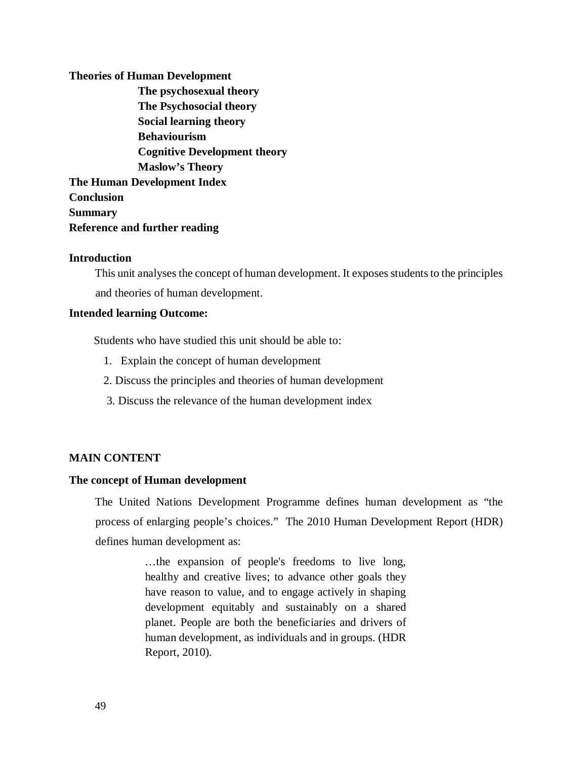**Theories of Human Development**

- **The psychosexual theory**
- **The Psychosocial theory**
- **Social learning theory**
- **Behaviourism**
- **Cognitive Development theory**
- **Maslow's Theory**

**The Human Development Index**

**Conclusion**

**Summary**

**Reference and further reading**

## Introduction

This unit analyses the concept of human development. It exposes students to the principles and theories of human development.

## Intended learning Outcome:

Students who have studied this unit should be able to:

1. Explain the concept of human development
2. Discuss the principles and theories of human development
3. Discuss the relevance of the human development index

## MAIN CONTENT

### The concept of Human development

The United Nations Development Programme defines human development as "the process of enlarging people's choices." The 2010 Human Development Report (HDR) defines human development as:

> …the expansion of people's freedoms to live long, healthy and creative lives; to advance other goals they have reason to value, and to engage actively in shaping development equitably and sustainably on a shared planet. People are both the beneficiaries and drivers of human development, as individuals and in groups. (HDR Report, 2010).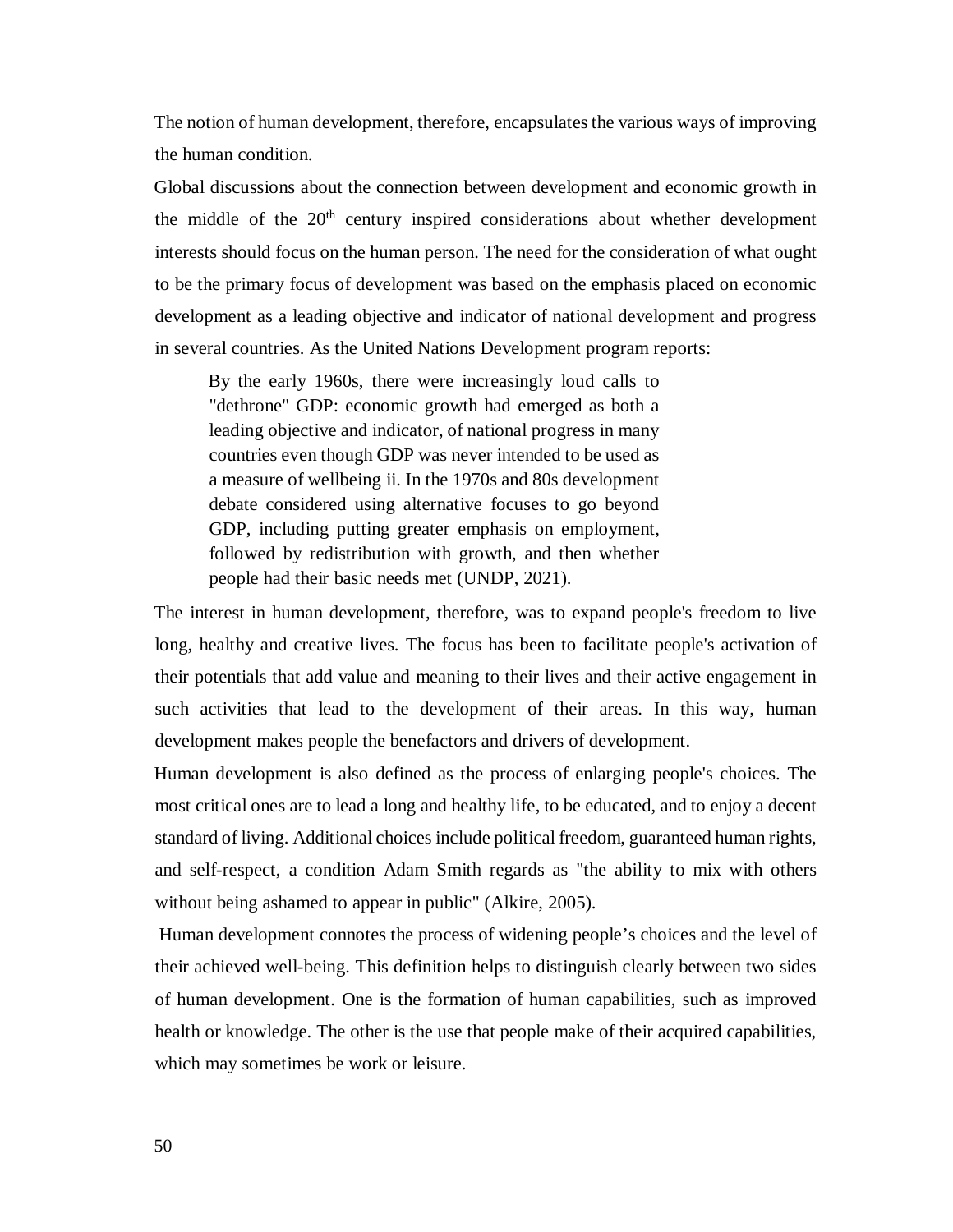The notion of human development, therefore, encapsulates the various ways of improving the human condition.

Global discussions about the connection between development and economic growth in the middle of the 20th century inspired considerations about whether development interests should focus on the human person. The need for the consideration of what ought to be the primary focus of development was based on the emphasis placed on economic development as a leading objective and indicator of national development and progress in several countries. As the United Nations Development program reports:

> By the early 1960s, there were increasingly loud calls to "dethrone" GDP: economic growth had emerged as both a leading objective and indicator, of national progress in many countries even though GDP was never intended to be used as a measure of wellbeing ii. In the 1970s and 80s development debate considered using alternative focuses to go beyond GDP, including putting greater emphasis on employment, followed by redistribution with growth, and then whether people had their basic needs met (UNDP, 2021).

The interest in human development, therefore, was to expand people's freedom to live long, healthy and creative lives. The focus has been to facilitate people's activation of their potentials that add value and meaning to their lives and their active engagement in such activities that lead to the development of their areas. In this way, human development makes people the benefactors and drivers of development.

Human development is also defined as the process of enlarging people's choices. The most critical ones are to lead a long and healthy life, to be educated, and to enjoy a decent standard of living. Additional choices include political freedom, guaranteed human rights, and self-respect, a condition Adam Smith regards as "the ability to mix with others without being ashamed to appear in public" (Alkire, 2005).

Human development connotes the process of widening people's choices and the level of their achieved well-being. This definition helps to distinguish clearly between two sides of human development. One is the formation of human capabilities, such as improved health or knowledge. The other is the use that people make of their acquired capabilities, which may sometimes be work or leisure.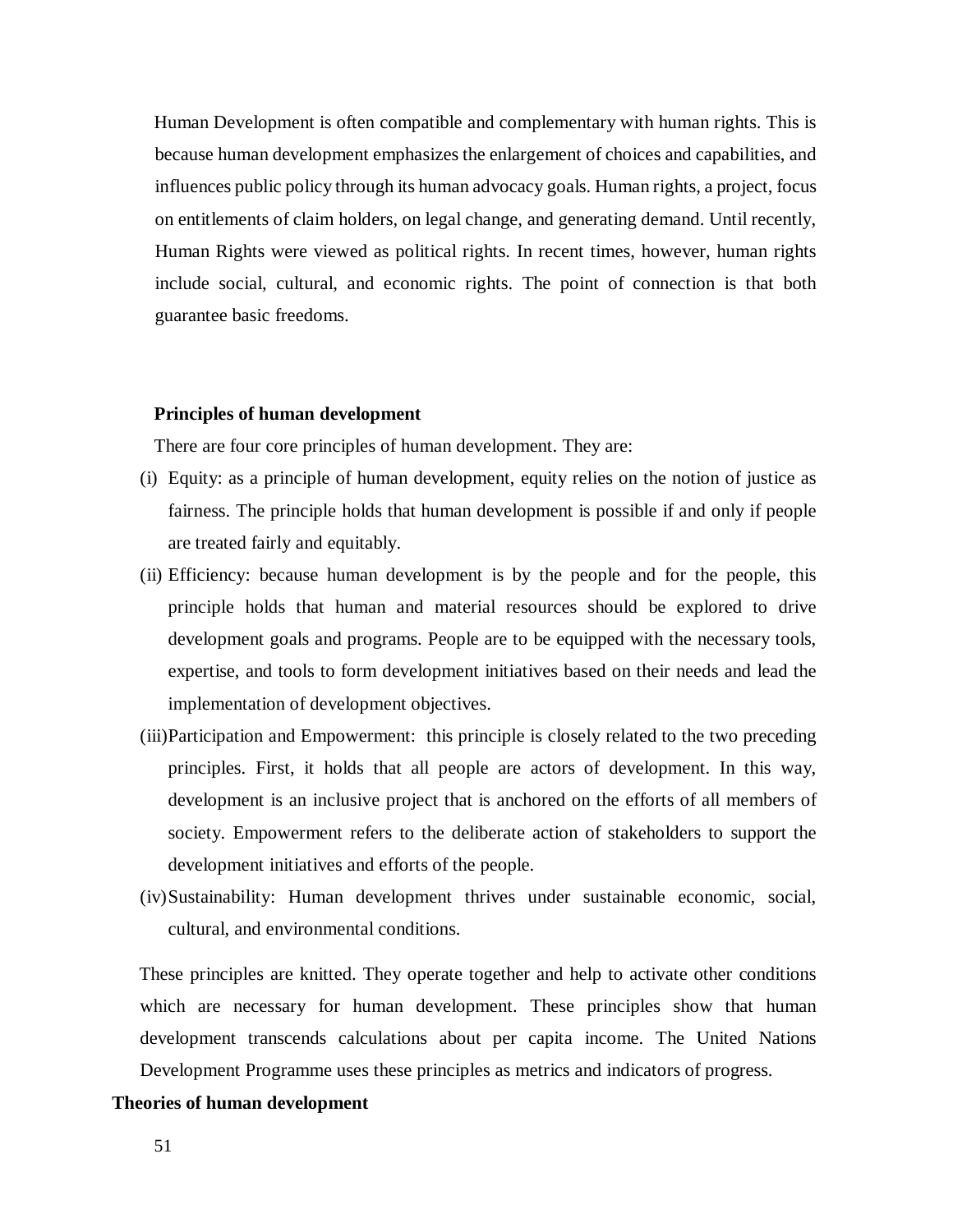Human Development is often compatible and complementary with human rights. This is because human development emphasizes the enlargement of choices and capabilities, and influences public policy through its human advocacy goals. Human rights, a project, focus on entitlements of claim holders, on legal change, and generating demand. Until recently, Human Rights were viewed as political rights. In recent times, however, human rights include social, cultural, and economic rights. The point of connection is that both guarantee basic freedoms.

### Principles of human development

There are four core principles of human development. They are:

(i) Equity: as a principle of human development, equity relies on the notion of justice as fairness. The principle holds that human development is possible if and only if people are treated fairly and equitably.

(ii) Efficiency: because human development is by the people and for the people, this principle holds that human and material resources should be explored to drive development goals and programs. People are to be equipped with the necessary tools, expertise, and tools to form development initiatives based on their needs and lead the implementation of development objectives.

(iii) Participation and Empowerment: this principle is closely related to the two preceding principles. First, it holds that all people are actors of development. In this way, development is an inclusive project that is anchored on the efforts of all members of society. Empowerment refers to the deliberate action of stakeholders to support the development initiatives and efforts of the people.

(iv) Sustainability: Human development thrives under sustainable economic, social, cultural, and environmental conditions.

These principles are knitted. They operate together and help to activate other conditions which are necessary for human development. These principles show that human development transcends calculations about per capita income. The United Nations Development Programme uses these principles as metrics and indicators of progress.

### Theories of human development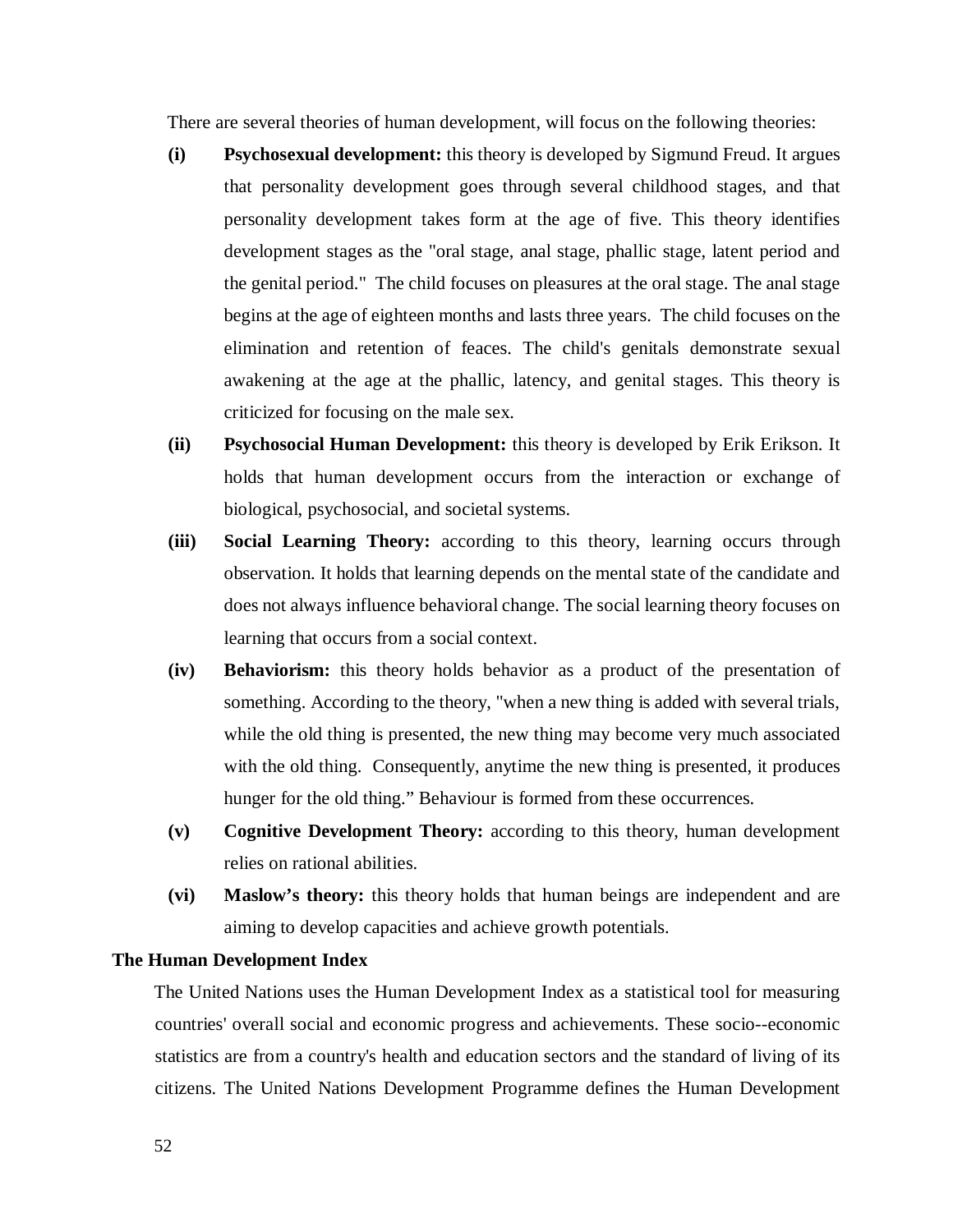There are several theories of human development, will focus on the following theories:

**(i) Psychosexual development:** this theory is developed by Sigmund Freud. It argues that personality development goes through several childhood stages, and that personality development takes form at the age of five. This theory identifies development stages as the "oral stage, anal stage, phallic stage, latent period and the genital period." The child focuses on pleasures at the oral stage. The anal stage begins at the age of eighteen months and lasts three years. The child focuses on the elimination and retention of feaces. The child's genitals demonstrate sexual awakening at the age at the phallic, latency, and genital stages. This theory is criticized for focusing on the male sex.

**(ii) Psychosocial Human Development:** this theory is developed by Erik Erikson. It holds that human development occurs from the interaction or exchange of biological, psychosocial, and societal systems.

**(iii) Social Learning Theory:** according to this theory, learning occurs through observation. It holds that learning depends on the mental state of the candidate and does not always influence behavioral change. The social learning theory focuses on learning that occurs from a social context.

**(iv) Behaviorism:** this theory holds behavior as a product of the presentation of something. According to the theory, "when a new thing is added with several trials, while the old thing is presented, the new thing may become very much associated with the old thing. Consequently, anytime the new thing is presented, it produces hunger for the old thing." Behaviour is formed from these occurrences.

**(v) Cognitive Development Theory:** according to this theory, human development relies on rational abilities.

**(vi) Maslow's theory:** this theory holds that human beings are independent and are aiming to develop capacities and achieve growth potentials.

**The Human Development Index**

The United Nations uses the Human Development Index as a statistical tool for measuring countries' overall social and economic progress and achievements. These socio--economic statistics are from a country's health and education sectors and the standard of living of its citizens. The United Nations Development Programme defines the Human Development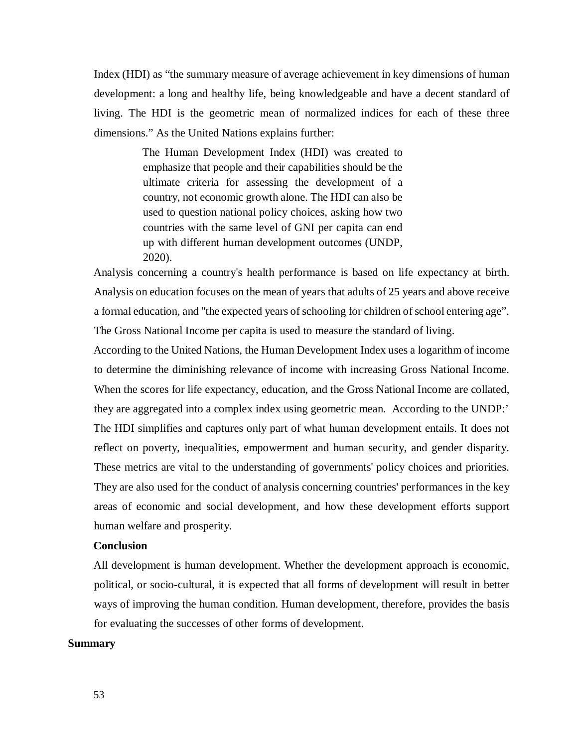Index (HDI) as "the summary measure of average achievement in key dimensions of human development: a long and healthy life, being knowledgeable and have a decent standard of living. The HDI is the geometric mean of normalized indices for each of these three dimensions." As the United Nations explains further:

> The Human Development Index (HDI) was created to emphasize that people and their capabilities should be the ultimate criteria for assessing the development of a country, not economic growth alone. The HDI can also be used to question national policy choices, asking how two countries with the same level of GNI per capita can end up with different human development outcomes (UNDP, 2020).

Analysis concerning a country's health performance is based on life expectancy at birth. Analysis on education focuses on the mean of years that adults of 25 years and above receive a formal education, and "the expected years of schooling for children of school entering age". The Gross National Income per capita is used to measure the standard of living.

According to the United Nations, the Human Development Index uses a logarithm of income to determine the diminishing relevance of income with increasing Gross National Income. When the scores for life expectancy, education, and the Gross National Income are collated, they are aggregated into a complex index using geometric mean. According to the UNDP:' The HDI simplifies and captures only part of what human development entails. It does not reflect on poverty, inequalities, empowerment and human security, and gender disparity. These metrics are vital to the understanding of governments' policy choices and priorities. They are also used for the conduct of analysis concerning countries' performances in the key areas of economic and social development, and how these development efforts support human welfare and prosperity.

**Conclusion**

All development is human development. Whether the development approach is economic, political, or socio-cultural, it is expected that all forms of development will result in better ways of improving the human condition. Human development, therefore, provides the basis for evaluating the successes of other forms of development.

**Summary**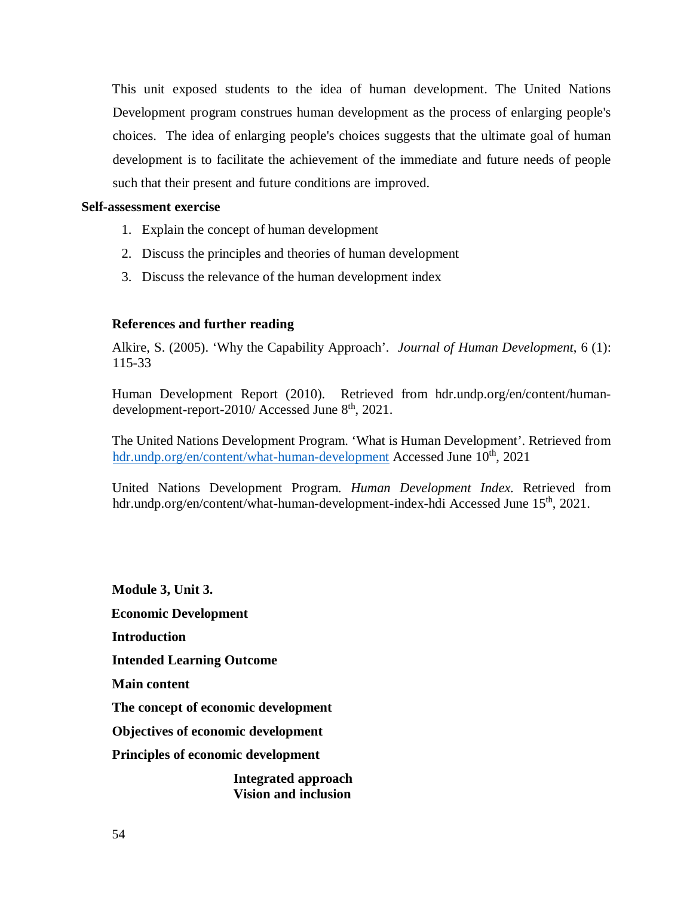This unit exposed students to the idea of human development. The United Nations Development program construes human development as the process of enlarging people's choices. The idea of enlarging people's choices suggests that the ultimate goal of human development is to facilitate the achievement of the immediate and future needs of people such that their present and future conditions are improved.

**Self-assessment exercise**

1. Explain the concept of human development
2. Discuss the principles and theories of human development
3. Discuss the relevance of the human development index

**References and further reading**

Alkire, S. (2005). 'Why the Capability Approach'. *Journal of Human Development*, 6 (1): 115-33

Human Development Report (2010). Retrieved from hdr.undp.org/en/content/human-development-report-2010/ Accessed June 8th, 2021.

The United Nations Development Program. 'What is Human Development'. Retrieved from hdr.undp.org/en/content/what-human-development Accessed June 10th, 2021

United Nations Development Program. *Human Development Index.* Retrieved from hdr.undp.org/en/content/what-human-development-index-hdi Accessed June 15th, 2021.

**Module 3, Unit 3.**

**Economic Development**

**Introduction**

**Intended Learning Outcome**

**Main content**

**The concept of economic development**

**Objectives of economic development**

**Principles of economic development**

**Integrated approach**
**Vision and inclusion**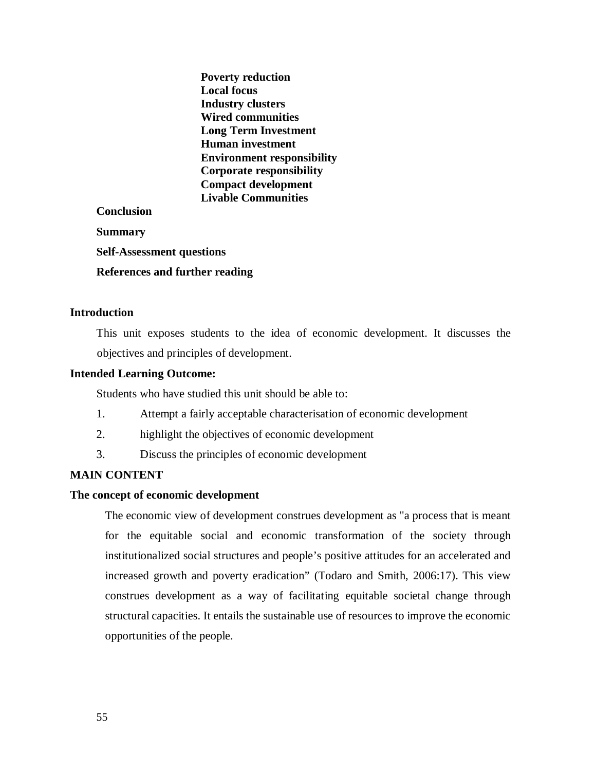**Poverty reduction**
**Local focus**
**Industry clusters**
**Wired communities**
**Long Term Investment**
**Human investment**
**Environment responsibility**
**Corporate responsibility**
**Compact development**
**Livable Communities**

**Conclusion**

**Summary**

**Self-Assessment questions**

**References and further reading**

## Introduction

This unit exposes students to the idea of economic development. It discusses the objectives and principles of development.

## Intended Learning Outcome:

Students who have studied this unit should be able to:

1. Attempt a fairly acceptable characterisation of economic development
2. highlight the objectives of economic development
3. Discuss the principles of economic development

## MAIN CONTENT

### The concept of economic development

The economic view of development construes development as "a process that is meant for the equitable social and economic transformation of the society through institutionalized social structures and people's positive attitudes for an accelerated and increased growth and poverty eradication" (Todaro and Smith, 2006:17). This view construes development as a way of facilitating equitable societal change through structural capacities. It entails the sustainable use of resources to improve the economic opportunities of the people.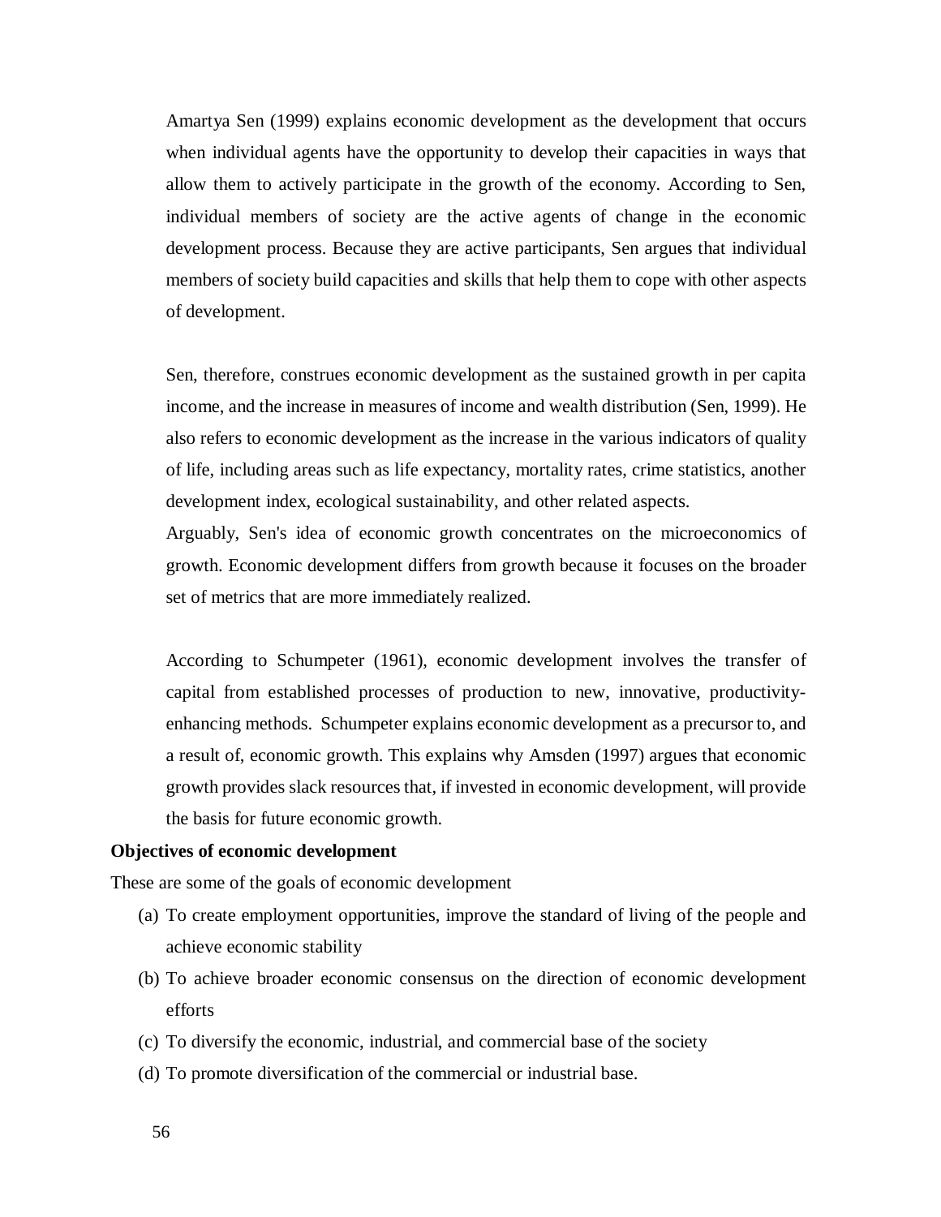Amartya Sen (1999) explains economic development as the development that occurs when individual agents have the opportunity to develop their capacities in ways that allow them to actively participate in the growth of the economy. According to Sen, individual members of society are the active agents of change in the economic development process. Because they are active participants, Sen argues that individual members of society build capacities and skills that help them to cope with other aspects of development.

Sen, therefore, construes economic development as the sustained growth in per capita income, and the increase in measures of income and wealth distribution (Sen, 1999). He also refers to economic development as the increase in the various indicators of quality of life, including areas such as life expectancy, mortality rates, crime statistics, another development index, ecological sustainability, and other related aspects.

Arguably, Sen's idea of economic growth concentrates on the microeconomics of growth. Economic development differs from growth because it focuses on the broader set of metrics that are more immediately realized.

According to Schumpeter (1961), economic development involves the transfer of capital from established processes of production to new, innovative, productivity-enhancing methods. Schumpeter explains economic development as a precursor to, and a result of, economic growth. This explains why Amsden (1997) argues that economic growth provides slack resources that, if invested in economic development, will provide the basis for future economic growth.

**Objectives of economic development**

These are some of the goals of economic development

(a) To create employment opportunities, improve the standard of living of the people and achieve economic stability

(b) To achieve broader economic consensus on the direction of economic development efforts

(c) To diversify the economic, industrial, and commercial base of the society

(d) To promote diversification of the commercial or industrial base.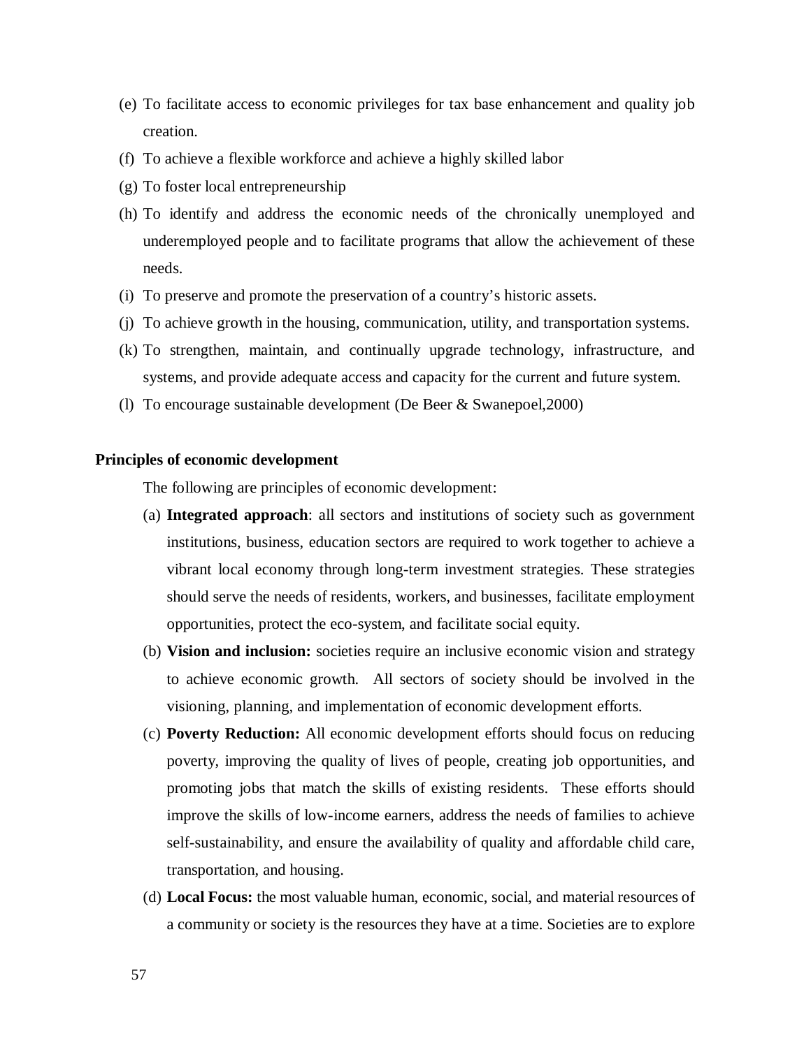(e) To facilitate access to economic privileges for tax base enhancement and quality job creation.

(f) To achieve a flexible workforce and achieve a highly skilled labor

(g) To foster local entrepreneurship

(h) To identify and address the economic needs of the chronically unemployed and underemployed people and to facilitate programs that allow the achievement of these needs.

(i) To preserve and promote the preservation of a country's historic assets.

(j) To achieve growth in the housing, communication, utility, and transportation systems.

(k) To strengthen, maintain, and continually upgrade technology, infrastructure, and systems, and provide adequate access and capacity for the current and future system.

(l) To encourage sustainable development (De Beer & Swanepoel,2000)

**Principles of economic development**

The following are principles of economic development:

(a) **Integrated approach**: all sectors and institutions of society such as government institutions, business, education sectors are required to work together to achieve a vibrant local economy through long-term investment strategies. These strategies should serve the needs of residents, workers, and businesses, facilitate employment opportunities, protect the eco-system, and facilitate social equity.

(b) **Vision and inclusion:** societies require an inclusive economic vision and strategy to achieve economic growth. All sectors of society should be involved in the visioning, planning, and implementation of economic development efforts.

(c) **Poverty Reduction:** All economic development efforts should focus on reducing poverty, improving the quality of lives of people, creating job opportunities, and promoting jobs that match the skills of existing residents. These efforts should improve the skills of low-income earners, address the needs of families to achieve self-sustainability, and ensure the availability of quality and affordable child care, transportation, and housing.

(d) **Local Focus:** the most valuable human, economic, social, and material resources of a community or society is the resources they have at a time. Societies are to explore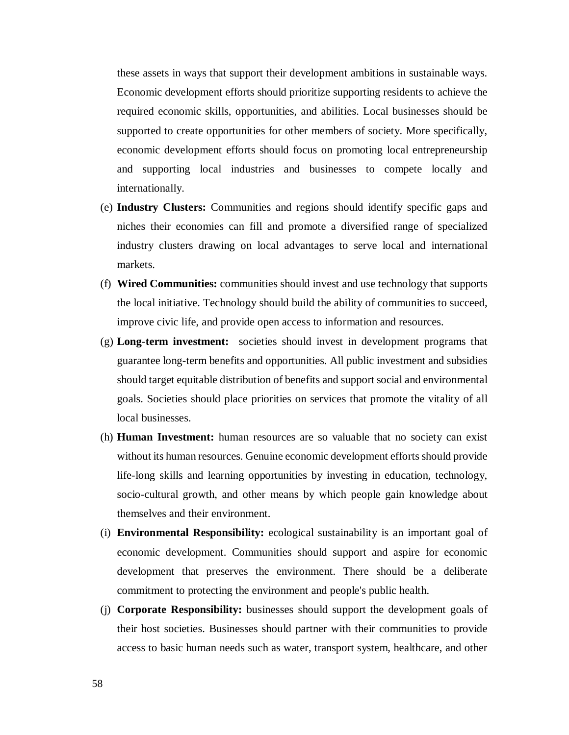these assets in ways that support their development ambitions in sustainable ways. Economic development efforts should prioritize supporting residents to achieve the required economic skills, opportunities, and abilities. Local businesses should be supported to create opportunities for other members of society. More specifically, economic development efforts should focus on promoting local entrepreneurship and supporting local industries and businesses to compete locally and internationally.

(e) **Industry Clusters:** Communities and regions should identify specific gaps and niches their economies can fill and promote a diversified range of specialized industry clusters drawing on local advantages to serve local and international markets.

(f) **Wired Communities:** communities should invest and use technology that supports the local initiative. Technology should build the ability of communities to succeed, improve civic life, and provide open access to information and resources.

(g) **Long-term investment:** societies should invest in development programs that guarantee long-term benefits and opportunities. All public investment and subsidies should target equitable distribution of benefits and support social and environmental goals. Societies should place priorities on services that promote the vitality of all local businesses.

(h) **Human Investment:** human resources are so valuable that no society can exist without its human resources. Genuine economic development efforts should provide life-long skills and learning opportunities by investing in education, technology, socio-cultural growth, and other means by which people gain knowledge about themselves and their environment.

(i) **Environmental Responsibility:** ecological sustainability is an important goal of economic development. Communities should support and aspire for economic development that preserves the environment. There should be a deliberate commitment to protecting the environment and people's public health.

(j) **Corporate Responsibility:** businesses should support the development goals of their host societies. Businesses should partner with their communities to provide access to basic human needs such as water, transport system, healthcare, and other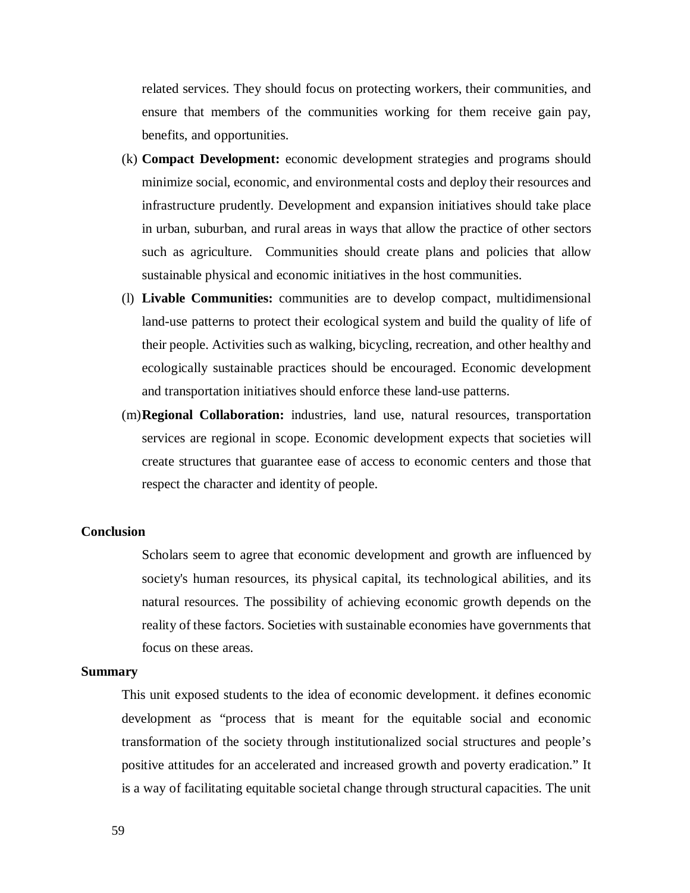related services. They should focus on protecting workers, their communities, and ensure that members of the communities working for them receive gain pay, benefits, and opportunities.

(k) **Compact Development:** economic development strategies and programs should minimize social, economic, and environmental costs and deploy their resources and infrastructure prudently. Development and expansion initiatives should take place in urban, suburban, and rural areas in ways that allow the practice of other sectors such as agriculture. Communities should create plans and policies that allow sustainable physical and economic initiatives in the host communities.

(l) **Livable Communities:** communities are to develop compact, multidimensional land-use patterns to protect their ecological system and build the quality of life of their people. Activities such as walking, bicycling, recreation, and other healthy and ecologically sustainable practices should be encouraged. Economic development and transportation initiatives should enforce these land-use patterns.

(m) **Regional Collaboration:** industries, land use, natural resources, transportation services are regional in scope. Economic development expects that societies will create structures that guarantee ease of access to economic centers and those that respect the character and identity of people.

**Conclusion**

Scholars seem to agree that economic development and growth are influenced by society's human resources, its physical capital, its technological abilities, and its natural resources. The possibility of achieving economic growth depends on the reality of these factors. Societies with sustainable economies have governments that focus on these areas.

**Summary**

This unit exposed students to the idea of economic development. it defines economic development as "process that is meant for the equitable social and economic transformation of the society through institutionalized social structures and people's positive attitudes for an accelerated and increased growth and poverty eradication." It is a way of facilitating equitable societal change through structural capacities. The unit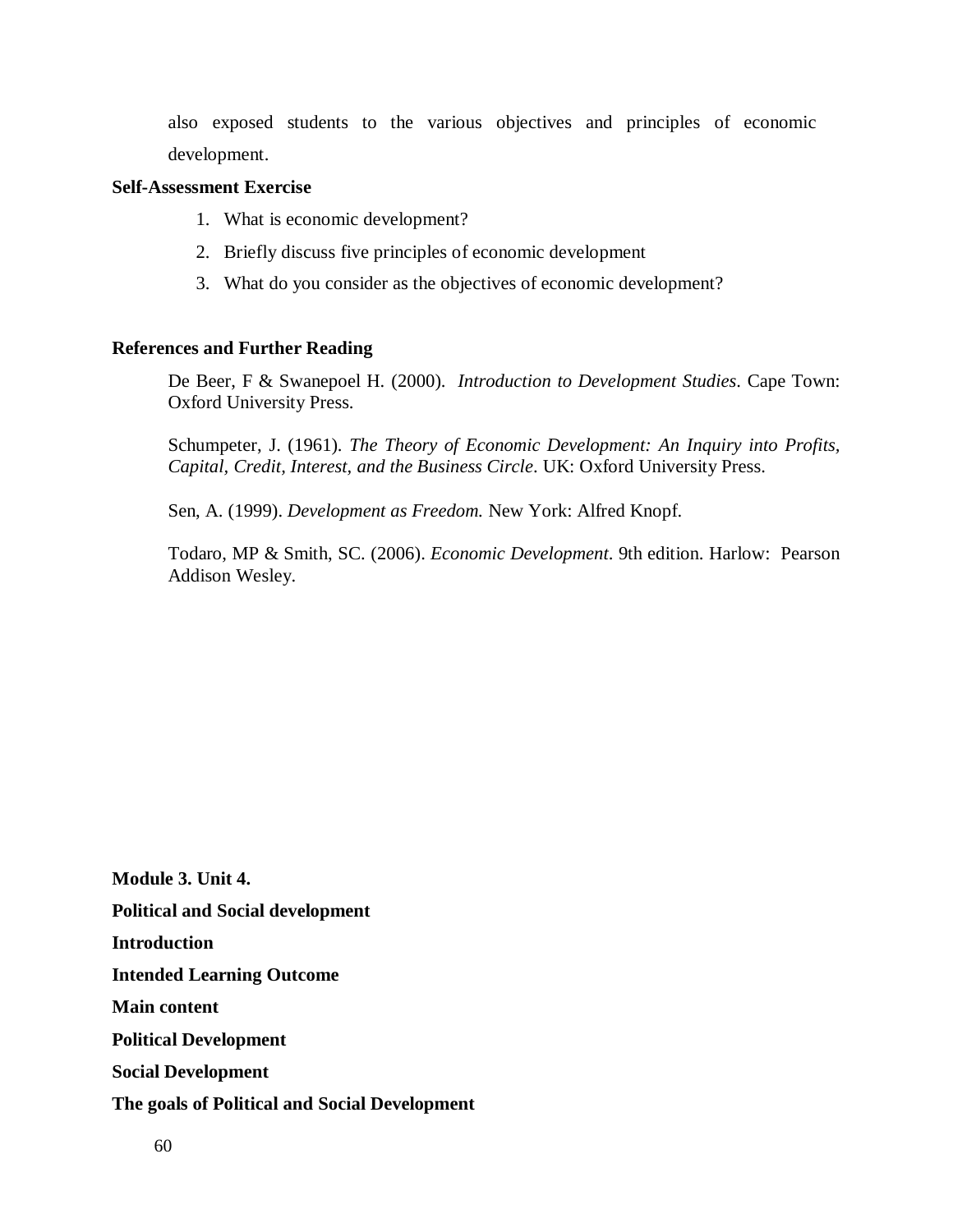also exposed students to the various objectives and principles of economic development.

**Self-Assessment Exercise**

1. What is economic development?
2. Briefly discuss five principles of economic development
3. What do you consider as the objectives of economic development?

**References and Further Reading**

De Beer, F & Swanepoel H. (2000). *Introduction to Development Studies*. Cape Town: Oxford University Press.

Schumpeter, J. (1961). *The Theory of Economic Development: An Inquiry into Profits, Capital, Credit, Interest, and the Business Circle*. UK: Oxford University Press.

Sen, A. (1999). *Development as Freedom.* New York: Alfred Knopf.

Todaro, MP & Smith, SC. (2006). *Economic Development*. 9th edition. Harlow: Pearson Addison Wesley.

**Module 3. Unit 4.**

**Political and Social development**

**Introduction**

**Intended Learning Outcome**

**Main content**

**Political Development**

**Social Development**

**The goals of Political and Social Development**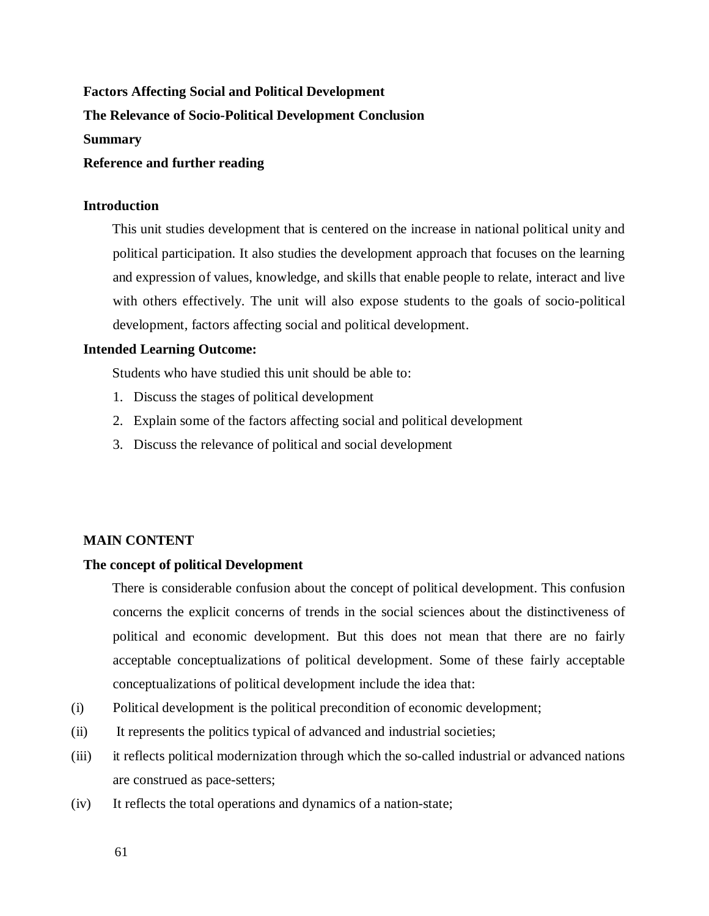**Factors Affecting Social and Political Development**

**The Relevance of Socio-Political Development Conclusion**

**Summary**

**Reference and further reading**

**Introduction**

This unit studies development that is centered on the increase in national political unity and political participation. It also studies the development approach that focuses on the learning and expression of values, knowledge, and skills that enable people to relate, interact and live with others effectively. The unit will also expose students to the goals of socio-political development, factors affecting social and political development.

**Intended Learning Outcome:**

Students who have studied this unit should be able to:

1. Discuss the stages of political development
2. Explain some of the factors affecting social and political development
3. Discuss the relevance of political and social development

**MAIN CONTENT**

**The concept of political Development**

There is considerable confusion about the concept of political development. This confusion concerns the explicit concerns of trends in the social sciences about the distinctiveness of political and economic development. But this does not mean that there are no fairly acceptable conceptualizations of political development. Some of these fairly acceptable conceptualizations of political development include the idea that:

(i) Political development is the political precondition of economic development;

(ii) It represents the politics typical of advanced and industrial societies;

(iii) it reflects political modernization through which the so-called industrial or advanced nations are construed as pace-setters;

(iv) It reflects the total operations and dynamics of a nation-state;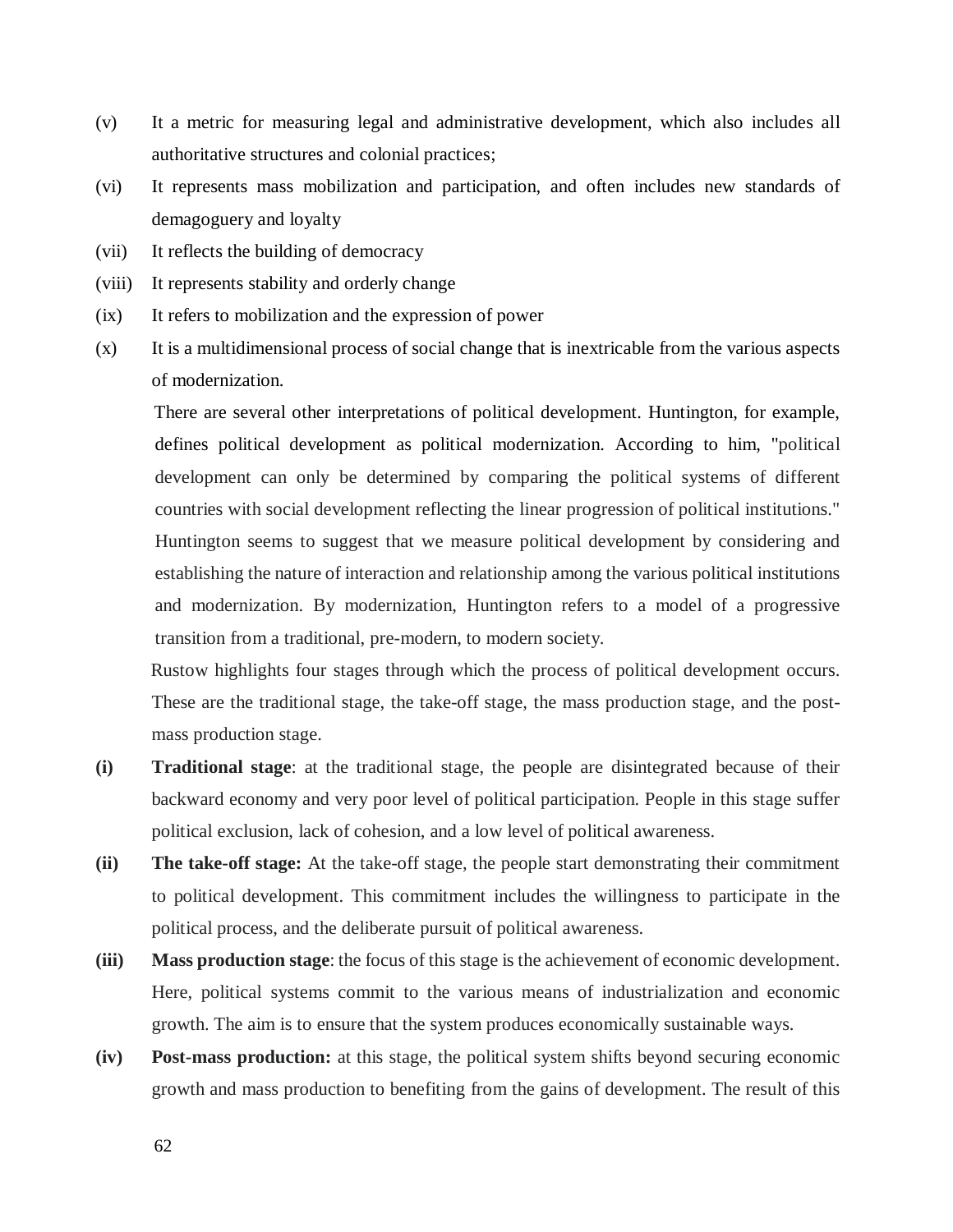(v) It a metric for measuring legal and administrative development, which also includes all authoritative structures and colonial practices;

(vi) It represents mass mobilization and participation, and often includes new standards of demagoguery and loyalty

(vii) It reflects the building of democracy

(viii) It represents stability and orderly change

(ix) It refers to mobilization and the expression of power

(x) It is a multidimensional process of social change that is inextricable from the various aspects of modernization.

There are several other interpretations of political development. Huntington, for example, defines political development as political modernization. According to him, "political development can only be determined by comparing the political systems of different countries with social development reflecting the linear progression of political institutions." Huntington seems to suggest that we measure political development by considering and establishing the nature of interaction and relationship among the various political institutions and modernization. By modernization, Huntington refers to a model of a progressive transition from a traditional, pre-modern, to modern society.

Rustow highlights four stages through which the process of political development occurs. These are the traditional stage, the take-off stage, the mass production stage, and the post-mass production stage.

**(i) Traditional stage**: at the traditional stage, the people are disintegrated because of their backward economy and very poor level of political participation. People in this stage suffer political exclusion, lack of cohesion, and a low level of political awareness.

**(ii) The take-off stage:** At the take-off stage, the people start demonstrating their commitment to political development. This commitment includes the willingness to participate in the political process, and the deliberate pursuit of political awareness.

**(iii) Mass production stage**: the focus of this stage is the achievement of economic development. Here, political systems commit to the various means of industrialization and economic growth. The aim is to ensure that the system produces economically sustainable ways.

**(iv) Post-mass production:** at this stage, the political system shifts beyond securing economic growth and mass production to benefiting from the gains of development. The result of this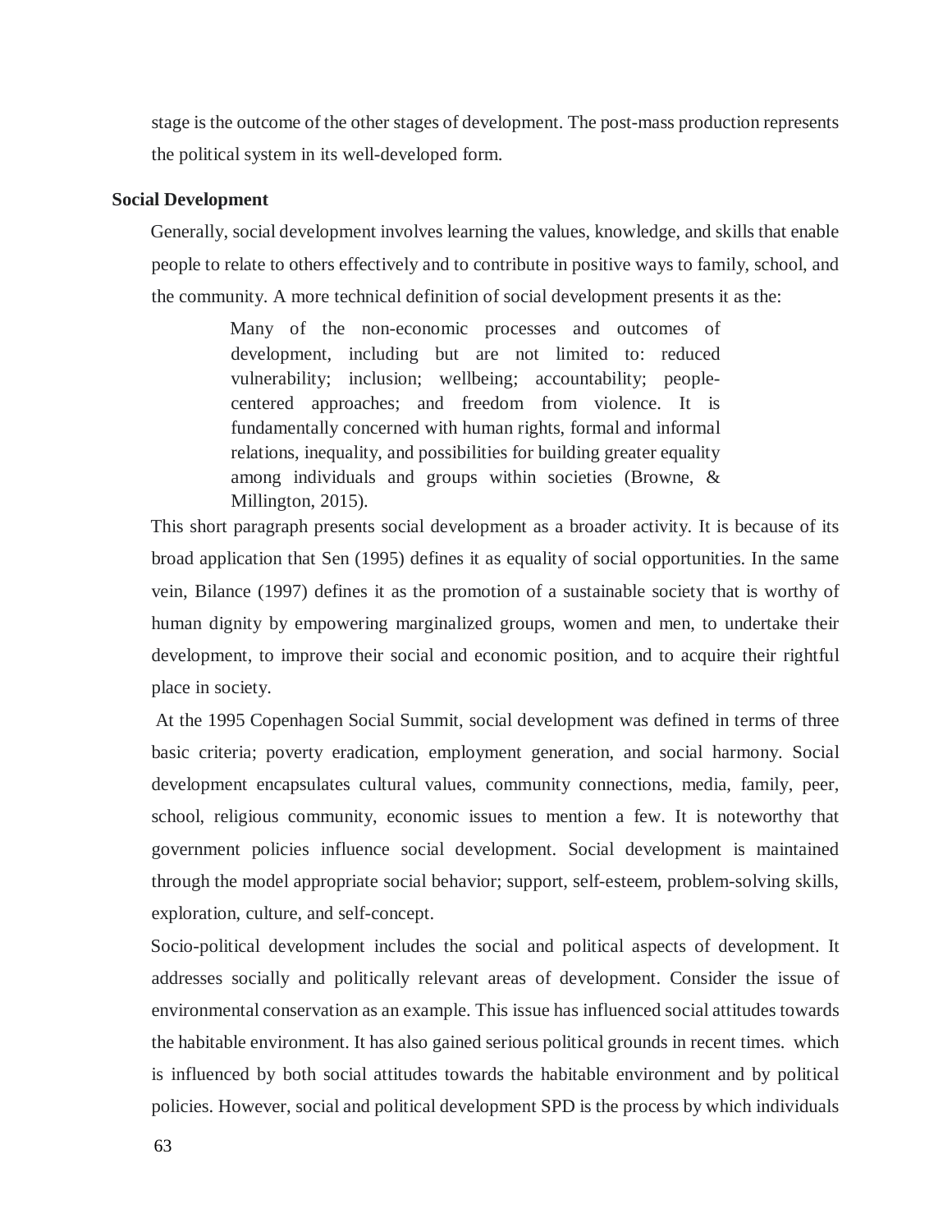stage is the outcome of the other stages of development. The post-mass production represents the political system in its well-developed form.

**Social Development**

Generally, social development involves learning the values, knowledge, and skills that enable people to relate to others effectively and to contribute in positive ways to family, school, and the community. A more technical definition of social development presents it as the:

> Many of the non-economic processes and outcomes of development, including but are not limited to: reduced vulnerability; inclusion; wellbeing; accountability; people-centered approaches; and freedom from violence. It is fundamentally concerned with human rights, formal and informal relations, inequality, and possibilities for building greater equality among individuals and groups within societies (Browne, & Millington, 2015).

This short paragraph presents social development as a broader activity. It is because of its broad application that Sen (1995) defines it as equality of social opportunities. In the same vein, Bilance (1997) defines it as the promotion of a sustainable society that is worthy of human dignity by empowering marginalized groups, women and men, to undertake their development, to improve their social and economic position, and to acquire their rightful place in society.

At the 1995 Copenhagen Social Summit, social development was defined in terms of three basic criteria; poverty eradication, employment generation, and social harmony. Social development encapsulates cultural values, community connections, media, family, peer, school, religious community, economic issues to mention a few. It is noteworthy that government policies influence social development. Social development is maintained through the model appropriate social behavior; support, self-esteem, problem-solving skills, exploration, culture, and self-concept.

Socio-political development includes the social and political aspects of development. It addresses socially and politically relevant areas of development. Consider the issue of environmental conservation as an example. This issue has influenced social attitudes towards the habitable environment. It has also gained serious political grounds in recent times. which is influenced by both social attitudes towards the habitable environment and by political policies. However, social and political development SPD is the process by which individuals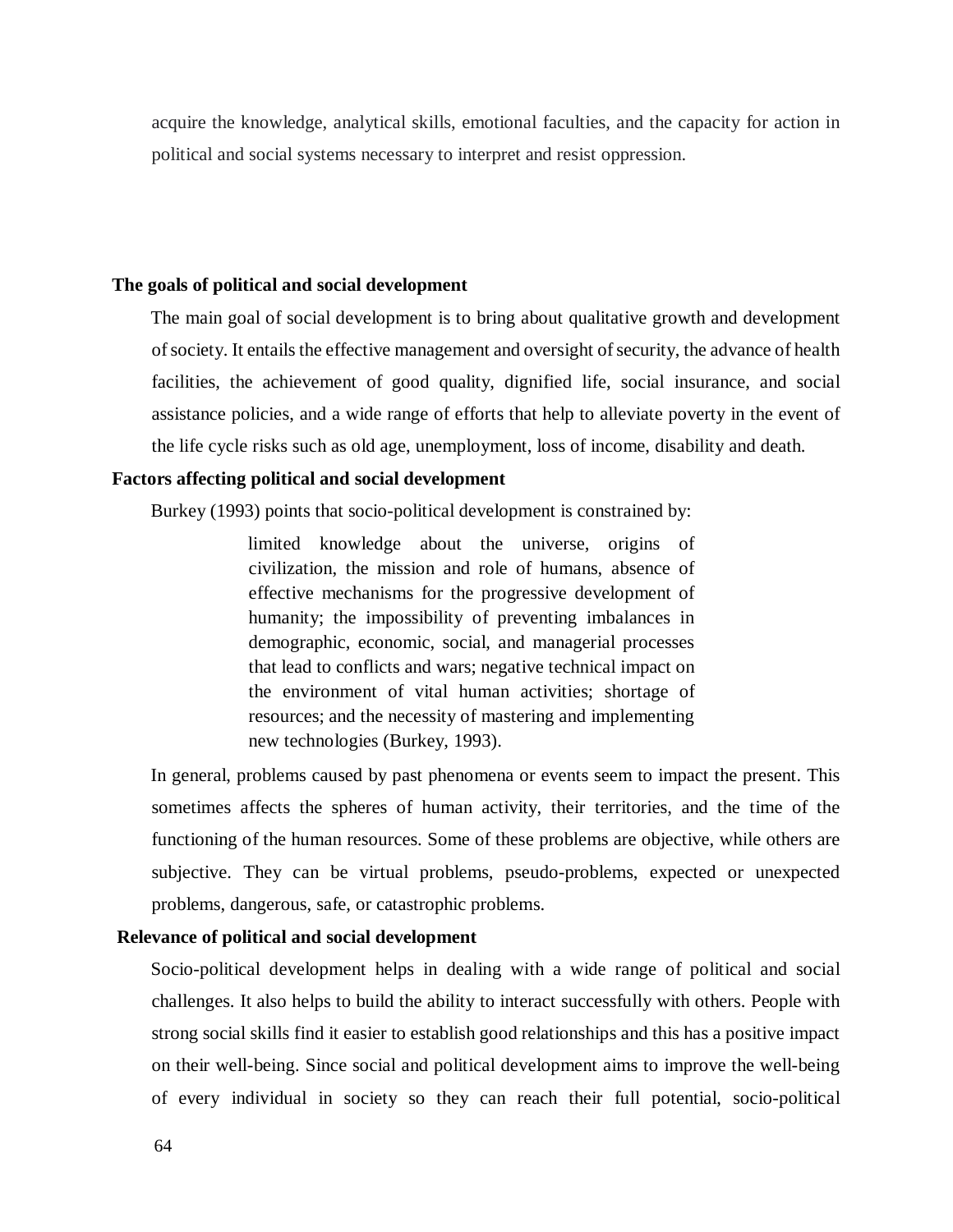acquire the knowledge, analytical skills, emotional faculties, and the capacity for action in political and social systems necessary to interpret and resist oppression.

**The goals of political and social development**

The main goal of social development is to bring about qualitative growth and development of society. It entails the effective management and oversight of security, the advance of health facilities, the achievement of good quality, dignified life, social insurance, and social assistance policies, and a wide range of efforts that help to alleviate poverty in the event of the life cycle risks such as old age, unemployment, loss of income, disability and death.

**Factors affecting political and social development**

Burkey (1993) points that socio-political development is constrained by:

> limited knowledge about the universe, origins of civilization, the mission and role of humans, absence of effective mechanisms for the progressive development of humanity; the impossibility of preventing imbalances in demographic, economic, social, and managerial processes that lead to conflicts and wars; negative technical impact on the environment of vital human activities; shortage of resources; and the necessity of mastering and implementing new technologies (Burkey, 1993).

In general, problems caused by past phenomena or events seem to impact the present. This sometimes affects the spheres of human activity, their territories, and the time of the functioning of the human resources. Some of these problems are objective, while others are subjective. They can be virtual problems, pseudo-problems, expected or unexpected problems, dangerous, safe, or catastrophic problems.

**Relevance of political and social development**

Socio-political development helps in dealing with a wide range of political and social challenges. It also helps to build the ability to interact successfully with others. People with strong social skills find it easier to establish good relationships and this has a positive impact on their well-being. Since social and political development aims to improve the well-being of every individual in society so they can reach their full potential, socio-political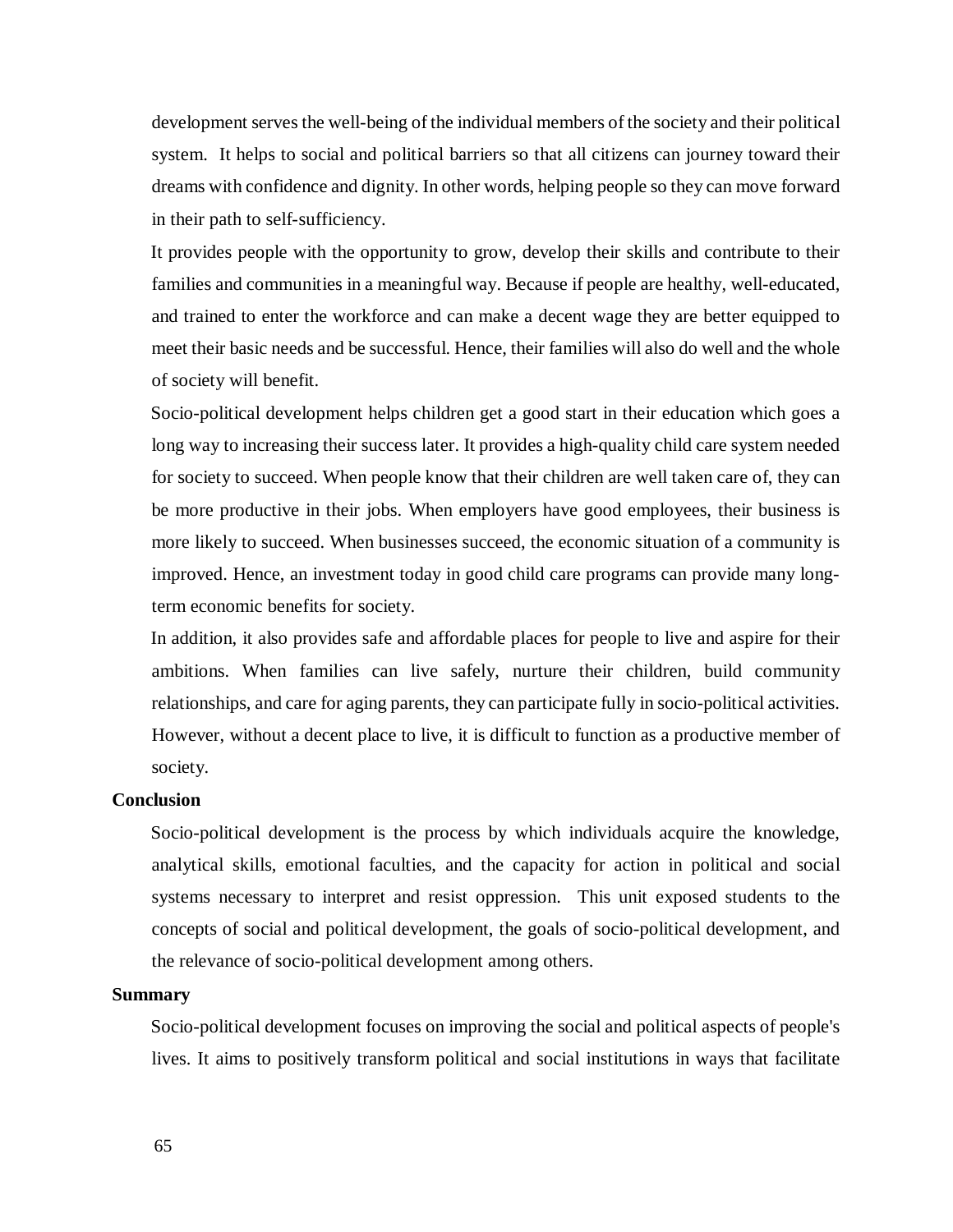development serves the well-being of the individual members of the society and their political system. It helps to social and political barriers so that all citizens can journey toward their dreams with confidence and dignity. In other words, helping people so they can move forward in their path to self-sufficiency.

It provides people with the opportunity to grow, develop their skills and contribute to their families and communities in a meaningful way. Because if people are healthy, well-educated, and trained to enter the workforce and can make a decent wage they are better equipped to meet their basic needs and be successful. Hence, their families will also do well and the whole of society will benefit.

Socio-political development helps children get a good start in their education which goes a long way to increasing their success later. It provides a high-quality child care system needed for society to succeed. When people know that their children are well taken care of, they can be more productive in their jobs. When employers have good employees, their business is more likely to succeed. When businesses succeed, the economic situation of a community is improved. Hence, an investment today in good child care programs can provide many long-term economic benefits for society.

In addition, it also provides safe and affordable places for people to live and aspire for their ambitions. When families can live safely, nurture their children, build community relationships, and care for aging parents, they can participate fully in socio-political activities. However, without a decent place to live, it is difficult to function as a productive member of society.

**Conclusion**

Socio-political development is the process by which individuals acquire the knowledge, analytical skills, emotional faculties, and the capacity for action in political and social systems necessary to interpret and resist oppression. This unit exposed students to the concepts of social and political development, the goals of socio-political development, and the relevance of socio-political development among others.

**Summary**

Socio-political development focuses on improving the social and political aspects of people's lives. It aims to positively transform political and social institutions in ways that facilitate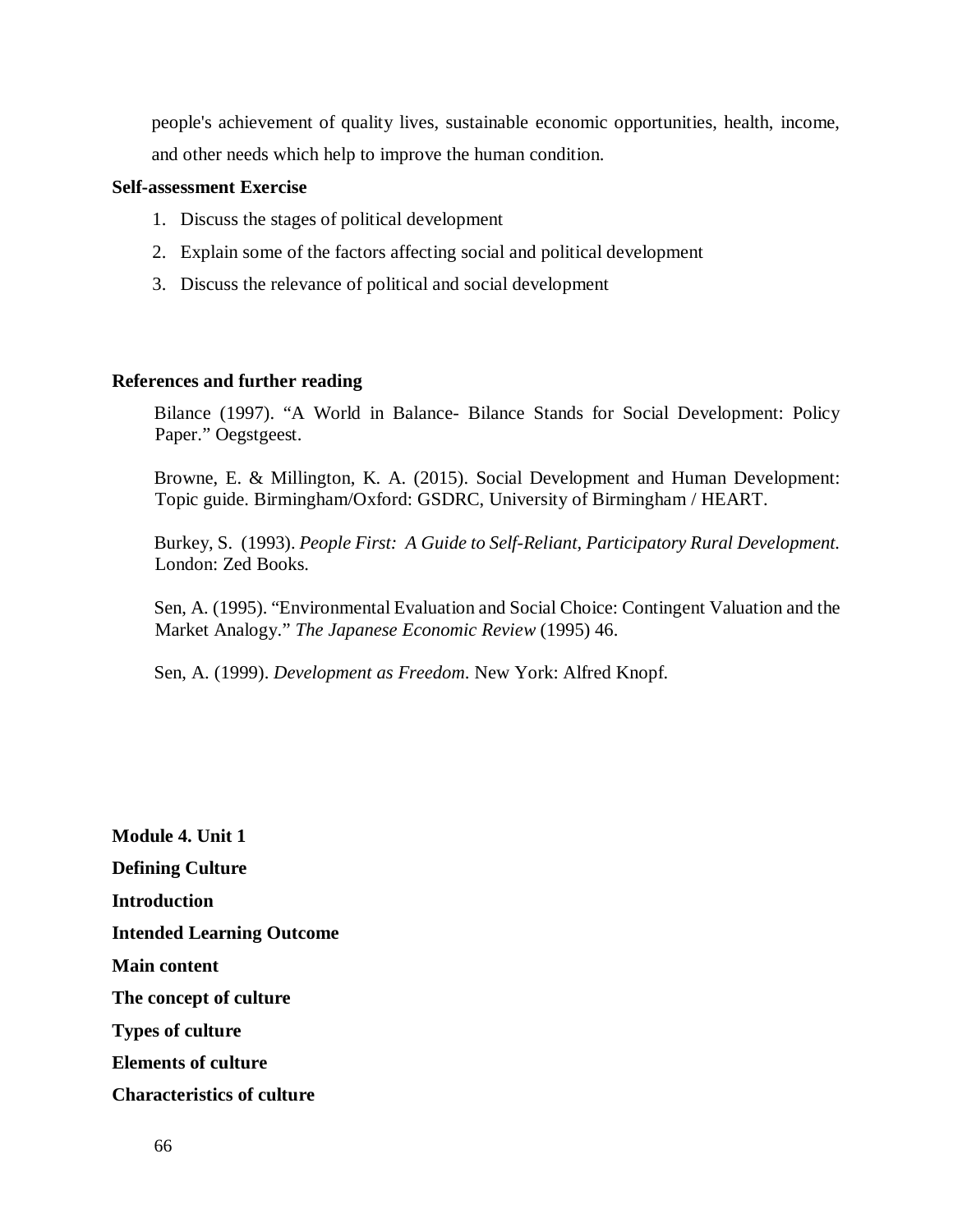people's achievement of quality lives, sustainable economic opportunities, health, income, and other needs which help to improve the human condition.

**Self-assessment Exercise**

1. Discuss the stages of political development
2. Explain some of the factors affecting social and political development
3. Discuss the relevance of political and social development

**References and further reading**

Bilance (1997). "A World in Balance- Bilance Stands for Social Development: Policy Paper." Oegstgeest.

Browne, E. & Millington, K. A. (2015). Social Development and Human Development: Topic guide. Birmingham/Oxford: GSDRC, University of Birmingham / HEART.

Burkey, S. (1993). *People First: A Guide to Self-Reliant, Participatory Rural Development.* London: Zed Books.

Sen, A. (1995). "Environmental Evaluation and Social Choice: Contingent Valuation and the Market Analogy." *The Japanese Economic Review* (1995) 46.

Sen, A. (1999). *Development as Freedom*. New York: Alfred Knopf.

**Module 4. Unit 1**

**Defining Culture**

**Introduction**

**Intended Learning Outcome**

**Main content**

**The concept of culture**

**Types of culture**

**Elements of culture**

**Characteristics of culture**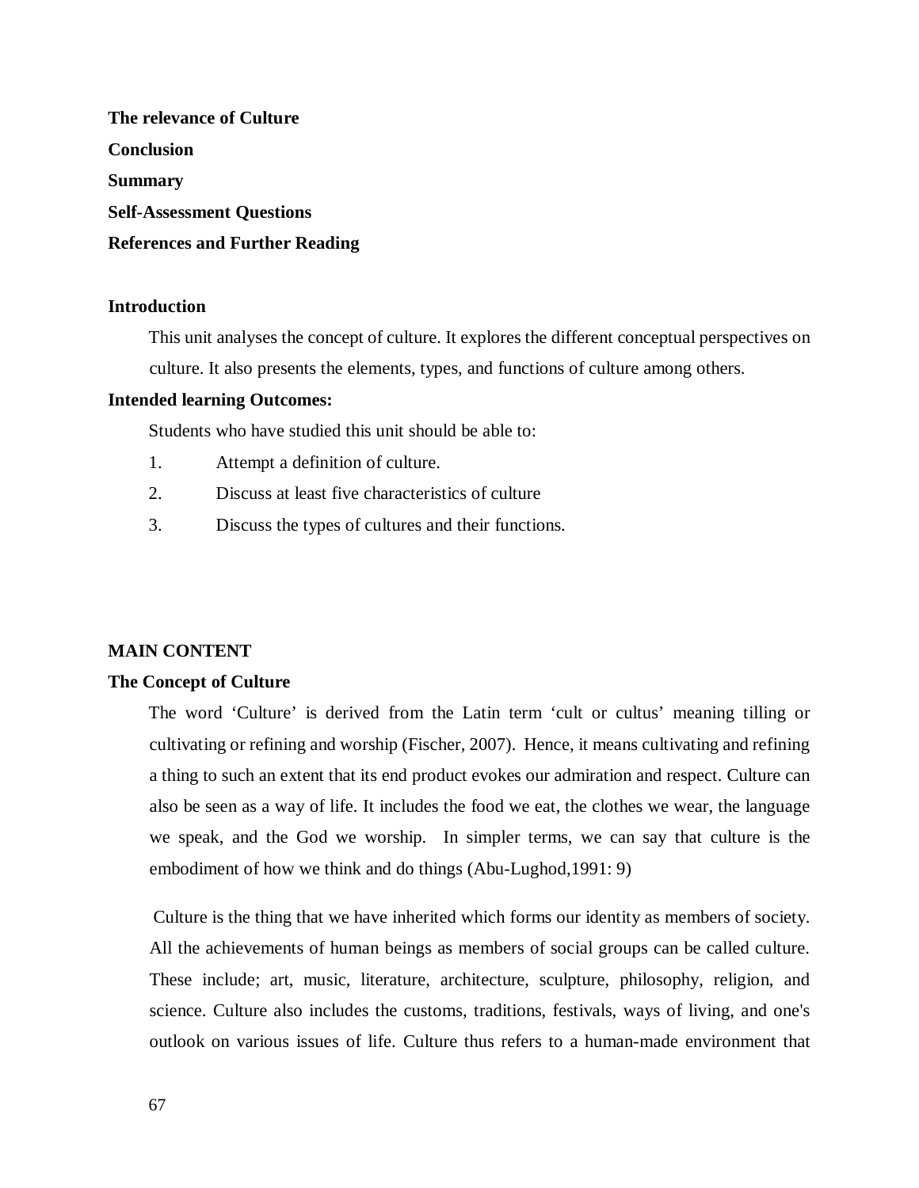**The relevance of Culture**

**Conclusion**

**Summary**

**Self-Assessment Questions**

**References and Further Reading**

## Introduction

This unit analyses the concept of culture. It explores the different conceptual perspectives on culture. It also presents the elements, types, and functions of culture among others.

## Intended learning Outcomes:

Students who have studied this unit should be able to:

1. Attempt a definition of culture.
2. Discuss at least five characteristics of culture
3. Discuss the types of cultures and their functions.

## MAIN CONTENT

### The Concept of Culture

The word 'Culture' is derived from the Latin term 'cult or cultus' meaning tilling or cultivating or refining and worship (Fischer, 2007). Hence, it means cultivating and refining a thing to such an extent that its end product evokes our admiration and respect. Culture can also be seen as a way of life. It includes the food we eat, the clothes we wear, the language we speak, and the God we worship. In simpler terms, we can say that culture is the embodiment of how we think and do things (Abu-Lughod,1991: 9)

Culture is the thing that we have inherited which forms our identity as members of society. All the achievements of human beings as members of social groups can be called culture. These include; art, music, literature, architecture, sculpture, philosophy, religion, and science. Culture also includes the customs, traditions, festivals, ways of living, and one's outlook on various issues of life. Culture thus refers to a human-made environment that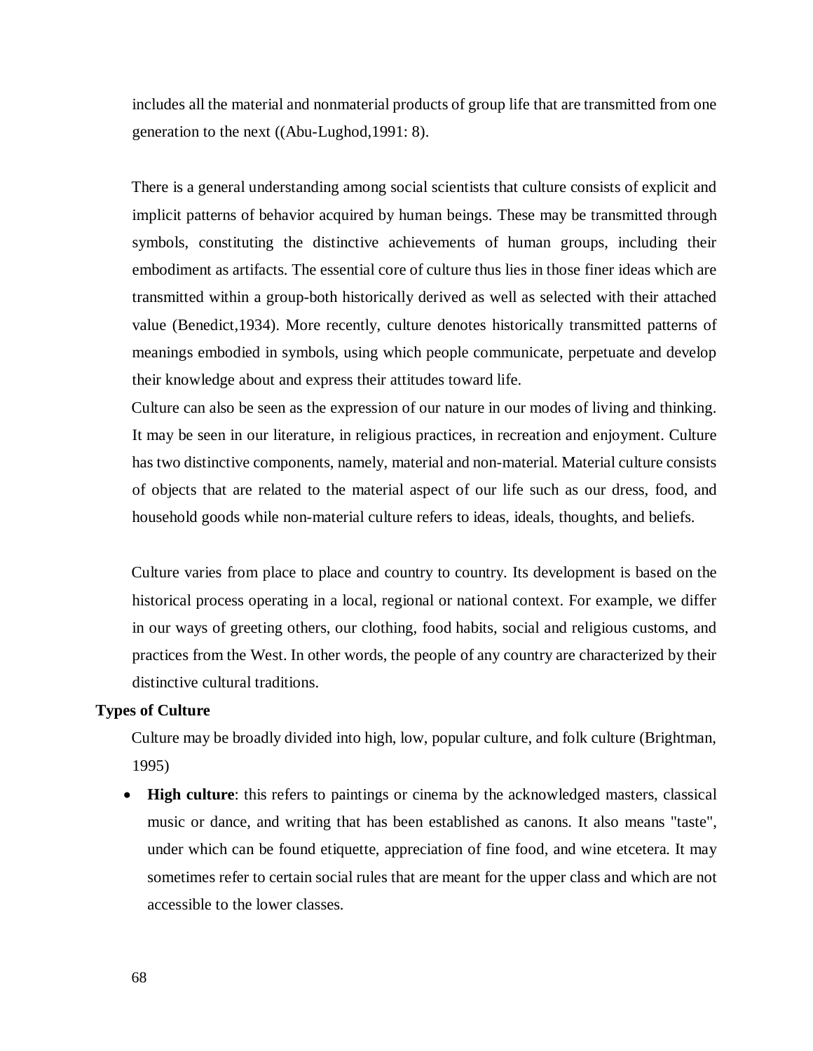includes all the material and nonmaterial products of group life that are transmitted from one generation to the next ((Abu-Lughod,1991: 8).

There is a general understanding among social scientists that culture consists of explicit and implicit patterns of behavior acquired by human beings. These may be transmitted through symbols, constituting the distinctive achievements of human groups, including their embodiment as artifacts. The essential core of culture thus lies in those finer ideas which are transmitted within a group-both historically derived as well as selected with their attached value (Benedict,1934). More recently, culture denotes historically transmitted patterns of meanings embodied in symbols, using which people communicate, perpetuate and develop their knowledge about and express their attitudes toward life.

Culture can also be seen as the expression of our nature in our modes of living and thinking. It may be seen in our literature, in religious practices, in recreation and enjoyment. Culture has two distinctive components, namely, material and non-material. Material culture consists of objects that are related to the material aspect of our life such as our dress, food, and household goods while non-material culture refers to ideas, ideals, thoughts, and beliefs.

Culture varies from place to place and country to country. Its development is based on the historical process operating in a local, regional or national context. For example, we differ in our ways of greeting others, our clothing, food habits, social and religious customs, and practices from the West. In other words, the people of any country are characterized by their distinctive cultural traditions.

**Types of Culture**

Culture may be broadly divided into high, low, popular culture, and folk culture (Brightman, 1995)

- **High culture**: this refers to paintings or cinema by the acknowledged masters, classical music or dance, and writing that has been established as canons. It also means "taste", under which can be found etiquette, appreciation of fine food, and wine etcetera. It may sometimes refer to certain social rules that are meant for the upper class and which are not accessible to the lower classes.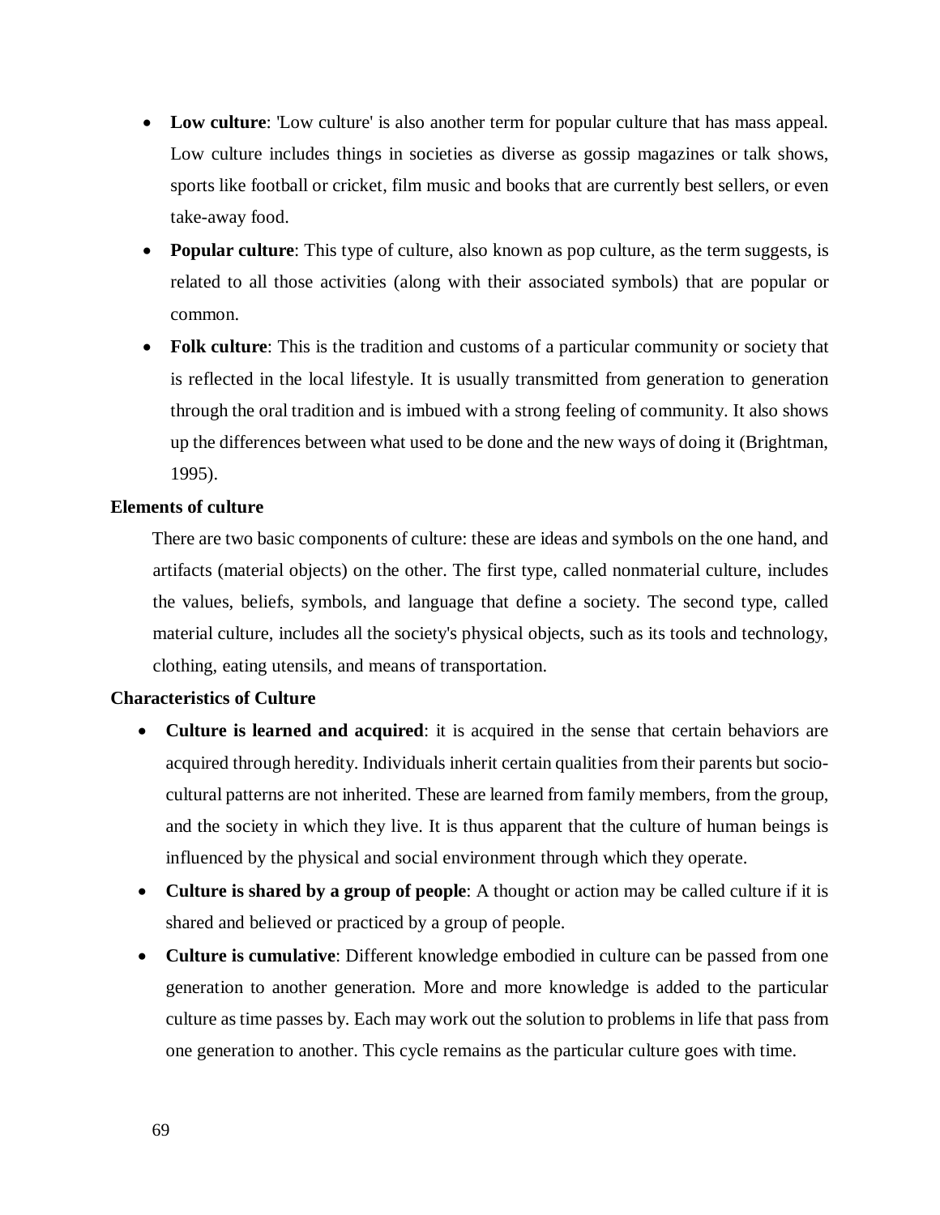- **Low culture**: 'Low culture' is also another term for popular culture that has mass appeal. Low culture includes things in societies as diverse as gossip magazines or talk shows, sports like football or cricket, film music and books that are currently best sellers, or even take-away food.
- **Popular culture**: This type of culture, also known as pop culture, as the term suggests, is related to all those activities (along with their associated symbols) that are popular or common.
- **Folk culture**: This is the tradition and customs of a particular community or society that is reflected in the local lifestyle. It is usually transmitted from generation to generation through the oral tradition and is imbued with a strong feeling of community. It also shows up the differences between what used to be done and the new ways of doing it (Brightman, 1995).

**Elements of culture**

There are two basic components of culture: these are ideas and symbols on the one hand, and artifacts (material objects) on the other. The first type, called nonmaterial culture, includes the values, beliefs, symbols, and language that define a society. The second type, called material culture, includes all the society's physical objects, such as its tools and technology, clothing, eating utensils, and means of transportation.

**Characteristics of Culture**

- **Culture is learned and acquired**: it is acquired in the sense that certain behaviors are acquired through heredity. Individuals inherit certain qualities from their parents but socio-cultural patterns are not inherited. These are learned from family members, from the group, and the society in which they live. It is thus apparent that the culture of human beings is influenced by the physical and social environment through which they operate.
- **Culture is shared by a group of people**: A thought or action may be called culture if it is shared and believed or practiced by a group of people.
- **Culture is cumulative**: Different knowledge embodied in culture can be passed from one generation to another generation. More and more knowledge is added to the particular culture as time passes by. Each may work out the solution to problems in life that pass from one generation to another. This cycle remains as the particular culture goes with time.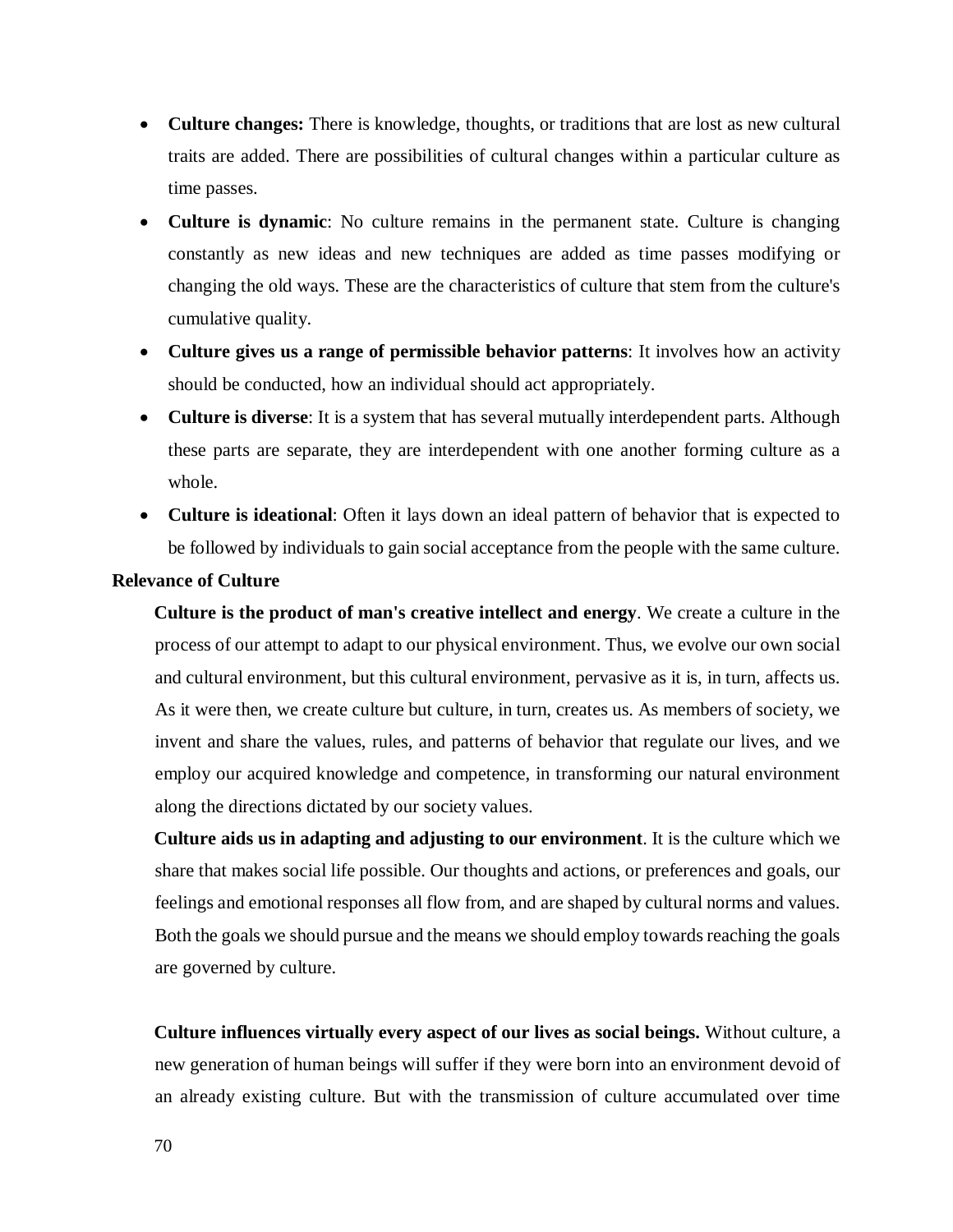- **Culture changes:** There is knowledge, thoughts, or traditions that are lost as new cultural traits are added. There are possibilities of cultural changes within a particular culture as time passes.
- **Culture is dynamic**: No culture remains in the permanent state. Culture is changing constantly as new ideas and new techniques are added as time passes modifying or changing the old ways. These are the characteristics of culture that stem from the culture's cumulative quality.
- **Culture gives us a range of permissible behavior patterns**: It involves how an activity should be conducted, how an individual should act appropriately.
- **Culture is diverse**: It is a system that has several mutually interdependent parts. Although these parts are separate, they are interdependent with one another forming culture as a whole.
- **Culture is ideational**: Often it lays down an ideal pattern of behavior that is expected to be followed by individuals to gain social acceptance from the people with the same culture.

**Relevance of Culture**

**Culture is the product of man's creative intellect and energy**. We create a culture in the process of our attempt to adapt to our physical environment. Thus, we evolve our own social and cultural environment, but this cultural environment, pervasive as it is, in turn, affects us. As it were then, we create culture but culture, in turn, creates us. As members of society, we invent and share the values, rules, and patterns of behavior that regulate our lives, and we employ our acquired knowledge and competence, in transforming our natural environment along the directions dictated by our society values.

**Culture aids us in adapting and adjusting to our environment**. It is the culture which we share that makes social life possible. Our thoughts and actions, or preferences and goals, our feelings and emotional responses all flow from, and are shaped by cultural norms and values. Both the goals we should pursue and the means we should employ towards reaching the goals are governed by culture.

**Culture influences virtually every aspect of our lives as social beings.** Without culture, a new generation of human beings will suffer if they were born into an environment devoid of an already existing culture. But with the transmission of culture accumulated over time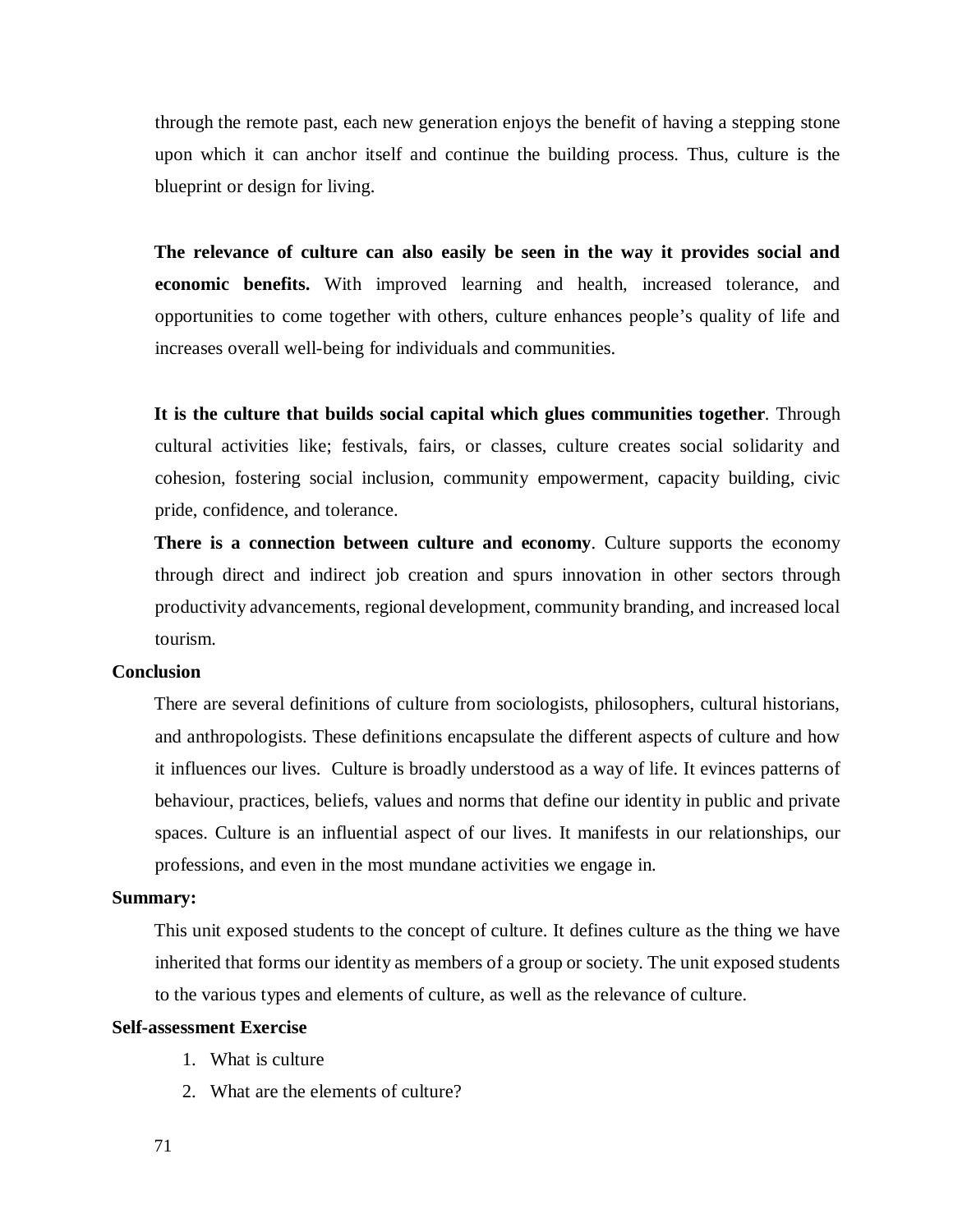through the remote past, each new generation enjoys the benefit of having a stepping stone upon which it can anchor itself and continue the building process. Thus, culture is the blueprint or design for living.

**The relevance of culture can also easily be seen in the way it provides social and economic benefits.** With improved learning and health, increased tolerance, and opportunities to come together with others, culture enhances people's quality of life and increases overall well-being for individuals and communities.

**It is the culture that builds social capital which glues communities together**. Through cultural activities like; festivals, fairs, or classes, culture creates social solidarity and cohesion, fostering social inclusion, community empowerment, capacity building, civic pride, confidence, and tolerance.

**There is a connection between culture and economy**. Culture supports the economy through direct and indirect job creation and spurs innovation in other sectors through productivity advancements, regional development, community branding, and increased local tourism.

**Conclusion**

There are several definitions of culture from sociologists, philosophers, cultural historians, and anthropologists. These definitions encapsulate the different aspects of culture and how it influences our lives. Culture is broadly understood as a way of life. It evinces patterns of behaviour, practices, beliefs, values and norms that define our identity in public and private spaces. Culture is an influential aspect of our lives. It manifests in our relationships, our professions, and even in the most mundane activities we engage in.

**Summary:**

This unit exposed students to the concept of culture. It defines culture as the thing we have inherited that forms our identity as members of a group or society. The unit exposed students to the various types and elements of culture, as well as the relevance of culture.

**Self-assessment Exercise**

1. What is culture
2. What are the elements of culture?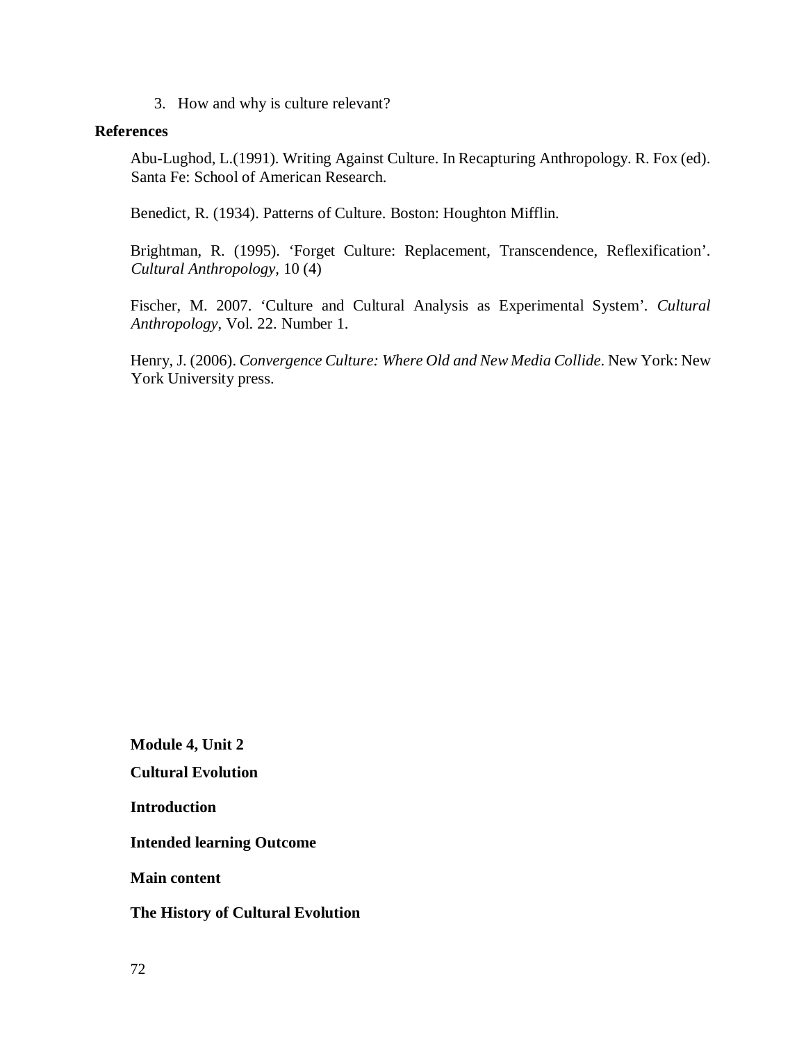3. How and why is culture relevant?

## References

Abu-Lughod, L.(1991). Writing Against Culture. In Recapturing Anthropology. R. Fox (ed). Santa Fe: School of American Research.

Benedict, R. (1934). Patterns of Culture. Boston: Houghton Mifflin.

Brightman, R. (1995). 'Forget Culture: Replacement, Transcendence, Reflexification'. *Cultural Anthropology,* 10 (4)

Fischer, M. 2007. 'Culture and Cultural Analysis as Experimental System'. *Cultural Anthropology*, Vol. 22. Number 1.

Henry, J. (2006). *Convergence Culture: Where Old and New Media Collide*. New York: New York University press.

**Module 4, Unit 2**

# Cultural Evolution

## Introduction

## Intended learning Outcome

## Main content

### The History of Cultural Evolution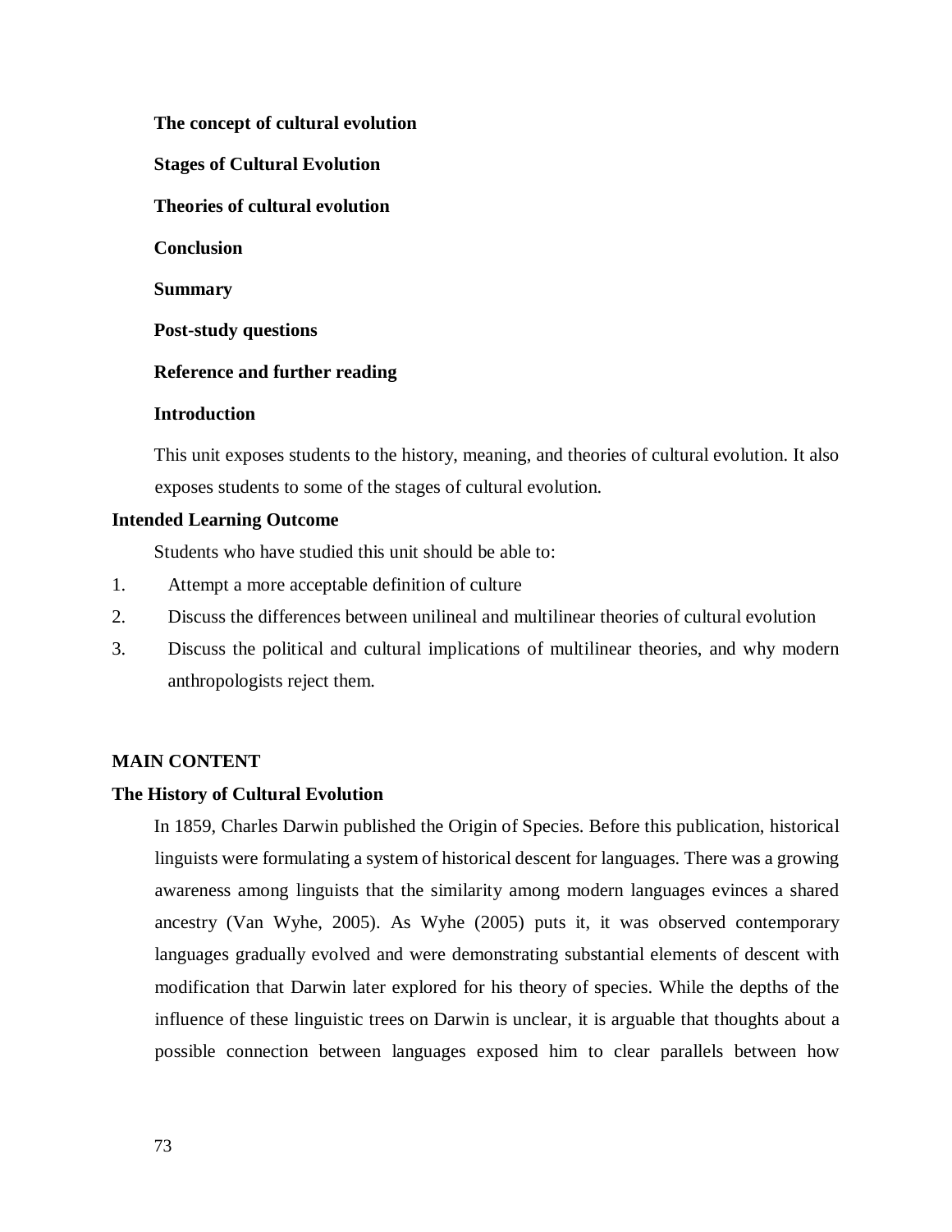**The concept of cultural evolution**

**Stages of Cultural Evolution**

**Theories of cultural evolution**

**Conclusion**

**Summary**

**Post-study questions**

**Reference and further reading**

**Introduction**

This unit exposes students to the history, meaning, and theories of cultural evolution. It also exposes students to some of the stages of cultural evolution.

**Intended Learning Outcome**

Students who have studied this unit should be able to:

1. Attempt a more acceptable definition of culture
2. Discuss the differences between unilineal and multilinear theories of cultural evolution
3. Discuss the political and cultural implications of multilinear theories, and why modern anthropologists reject them.

## MAIN CONTENT

### The History of Cultural Evolution

In 1859, Charles Darwin published the Origin of Species. Before this publication, historical linguists were formulating a system of historical descent for languages. There was a growing awareness among linguists that the similarity among modern languages evinces a shared ancestry (Van Wyhe, 2005). As Wyhe (2005) puts it, it was observed contemporary languages gradually evolved and were demonstrating substantial elements of descent with modification that Darwin later explored for his theory of species. While the depths of the influence of these linguistic trees on Darwin is unclear, it is arguable that thoughts about a possible connection between languages exposed him to clear parallels between how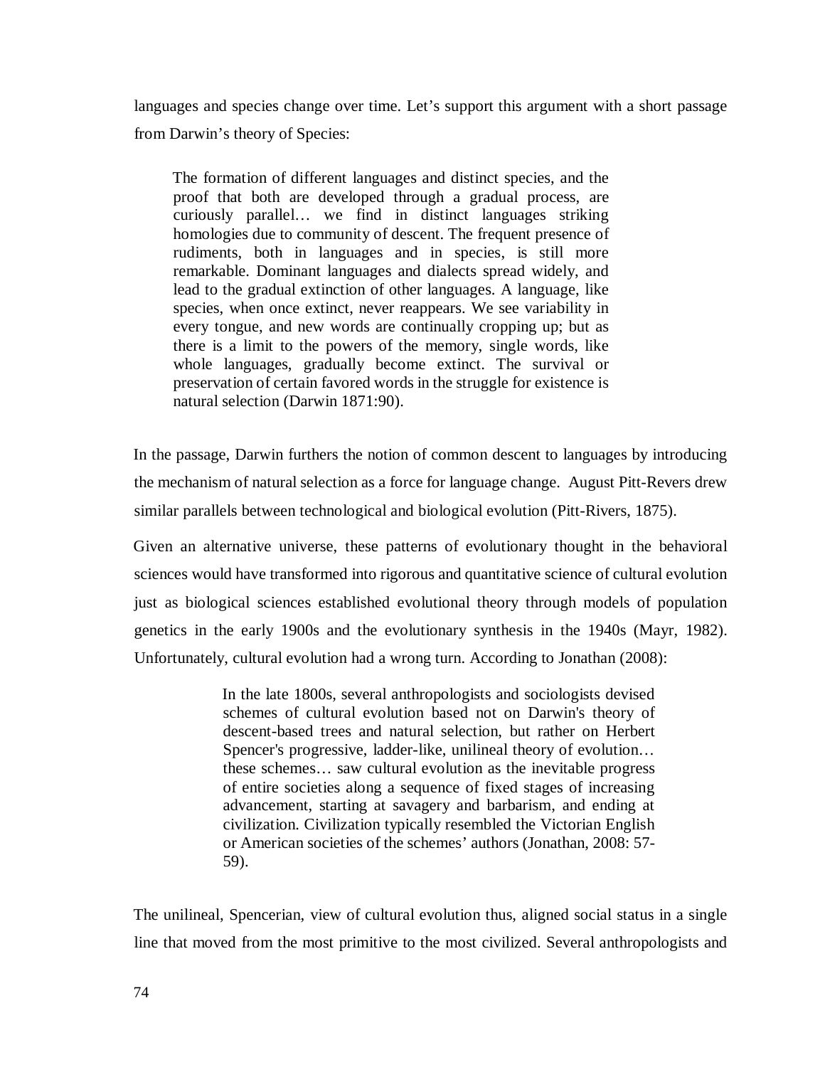languages and species change over time. Let's support this argument with a short passage from Darwin's theory of Species:

> The formation of different languages and distinct species, and the proof that both are developed through a gradual process, are curiously parallel… we find in distinct languages striking homologies due to community of descent. The frequent presence of rudiments, both in languages and in species, is still more remarkable. Dominant languages and dialects spread widely, and lead to the gradual extinction of other languages. A language, like species, when once extinct, never reappears. We see variability in every tongue, and new words are continually cropping up; but as there is a limit to the powers of the memory, single words, like whole languages, gradually become extinct. The survival or preservation of certain favored words in the struggle for existence is natural selection (Darwin 1871:90).

In the passage, Darwin furthers the notion of common descent to languages by introducing the mechanism of natural selection as a force for language change. August Pitt-Revers drew similar parallels between technological and biological evolution (Pitt-Rivers, 1875).

Given an alternative universe, these patterns of evolutionary thought in the behavioral sciences would have transformed into rigorous and quantitative science of cultural evolution just as biological sciences established evolutional theory through models of population genetics in the early 1900s and the evolutionary synthesis in the 1940s (Mayr, 1982). Unfortunately, cultural evolution had a wrong turn. According to Jonathan (2008):

> In the late 1800s, several anthropologists and sociologists devised schemes of cultural evolution based not on Darwin's theory of descent-based trees and natural selection, but rather on Herbert Spencer's progressive, ladder-like, unilineal theory of evolution… these schemes… saw cultural evolution as the inevitable progress of entire societies along a sequence of fixed stages of increasing advancement, starting at savagery and barbarism, and ending at civilization. Civilization typically resembled the Victorian English or American societies of the schemes' authors (Jonathan, 2008: 57-59).

The unilineal, Spencerian, view of cultural evolution thus, aligned social status in a single line that moved from the most primitive to the most civilized. Several anthropologists and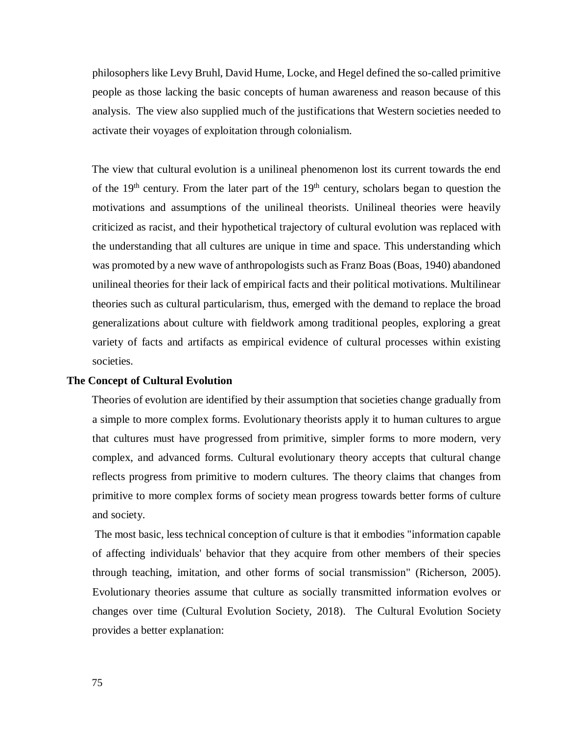philosophers like Levy Bruhl, David Hume, Locke, and Hegel defined the so-called primitive people as those lacking the basic concepts of human awareness and reason because of this analysis. The view also supplied much of the justifications that Western societies needed to activate their voyages of exploitation through colonialism.

The view that cultural evolution is a unilineal phenomenon lost its current towards the end of the 19th century. From the later part of the 19th century, scholars began to question the motivations and assumptions of the unilineal theorists. Unilineal theories were heavily criticized as racist, and their hypothetical trajectory of cultural evolution was replaced with the understanding that all cultures are unique in time and space. This understanding which was promoted by a new wave of anthropologists such as Franz Boas (Boas, 1940) abandoned unilineal theories for their lack of empirical facts and their political motivations. Multilinear theories such as cultural particularism, thus, emerged with the demand to replace the broad generalizations about culture with fieldwork among traditional peoples, exploring a great variety of facts and artifacts as empirical evidence of cultural processes within existing societies.

**The Concept of Cultural Evolution**

Theories of evolution are identified by their assumption that societies change gradually from a simple to more complex forms. Evolutionary theorists apply it to human cultures to argue that cultures must have progressed from primitive, simpler forms to more modern, very complex, and advanced forms. Cultural evolutionary theory accepts that cultural change reflects progress from primitive to modern cultures. The theory claims that changes from primitive to more complex forms of society mean progress towards better forms of culture and society.

The most basic, less technical conception of culture is that it embodies "information capable of affecting individuals' behavior that they acquire from other members of their species through teaching, imitation, and other forms of social transmission" (Richerson, 2005). Evolutionary theories assume that culture as socially transmitted information evolves or changes over time (Cultural Evolution Society, 2018). The Cultural Evolution Society provides a better explanation: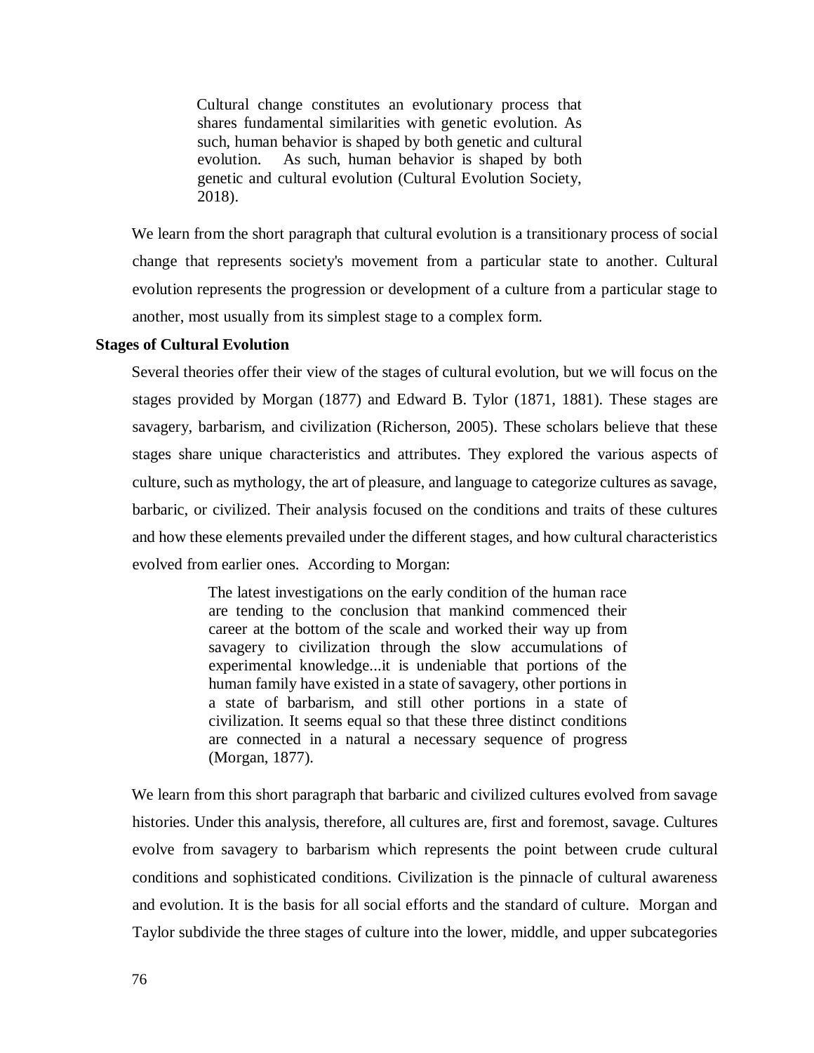> Cultural change constitutes an evolutionary process that shares fundamental similarities with genetic evolution. As such, human behavior is shaped by both genetic and cultural evolution. As such, human behavior is shaped by both genetic and cultural evolution (Cultural Evolution Society, 2018).

We learn from the short paragraph that cultural evolution is a transitionary process of social change that represents society's movement from a particular state to another. Cultural evolution represents the progression or development of a culture from a particular stage to another, most usually from its simplest stage to a complex form.

**Stages of Cultural Evolution**

Several theories offer their view of the stages of cultural evolution, but we will focus on the stages provided by Morgan (1877) and Edward B. Tylor (1871, 1881). These stages are savagery, barbarism, and civilization (Richerson, 2005). These scholars believe that these stages share unique characteristics and attributes. They explored the various aspects of culture, such as mythology, the art of pleasure, and language to categorize cultures as savage, barbaric, or civilized. Their analysis focused on the conditions and traits of these cultures and how these elements prevailed under the different stages, and how cultural characteristics evolved from earlier ones. According to Morgan:

> The latest investigations on the early condition of the human race are tending to the conclusion that mankind commenced their career at the bottom of the scale and worked their way up from savagery to civilization through the slow accumulations of experimental knowledge...it is undeniable that portions of the human family have existed in a state of savagery, other portions in a state of barbarism, and still other portions in a state of civilization. It seems equal so that these three distinct conditions are connected in a natural a necessary sequence of progress (Morgan, 1877).

We learn from this short paragraph that barbaric and civilized cultures evolved from savage histories. Under this analysis, therefore, all cultures are, first and foremost, savage. Cultures evolve from savagery to barbarism which represents the point between crude cultural conditions and sophisticated conditions. Civilization is the pinnacle of cultural awareness and evolution. It is the basis for all social efforts and the standard of culture. Morgan and Taylor subdivide the three stages of culture into the lower, middle, and upper subcategories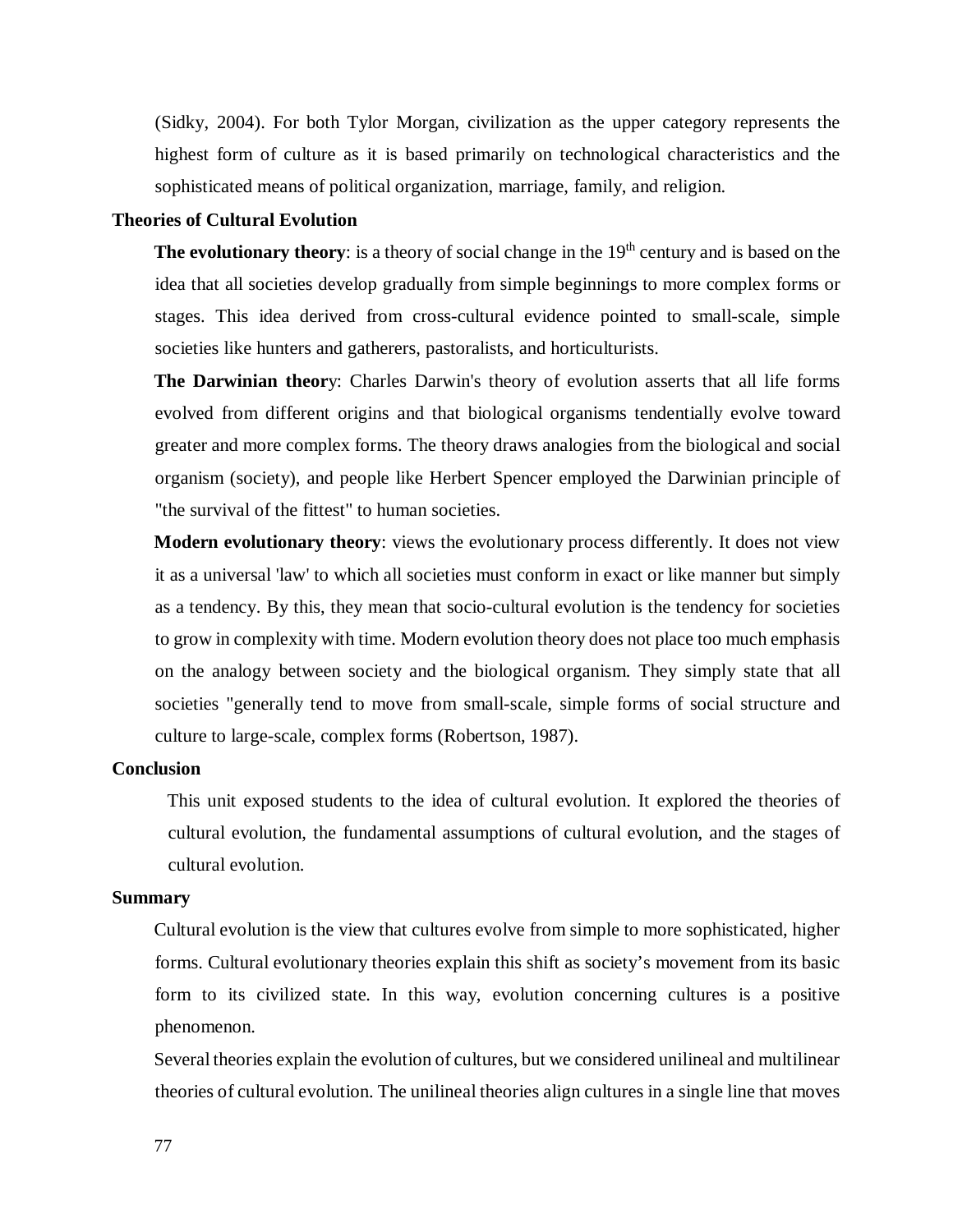(Sidky, 2004). For both Tylor Morgan, civilization as the upper category represents the highest form of culture as it is based primarily on technological characteristics and the sophisticated means of political organization, marriage, family, and religion.

**Theories of Cultural Evolution**

**The evolutionary theory**: is a theory of social change in the $19^{th}$ century and is based on the idea that all societies develop gradually from simple beginnings to more complex forms or stages. This idea derived from cross-cultural evidence pointed to small-scale, simple societies like hunters and gatherers, pastoralists, and horticulturists.

**The Darwinian theor**y: Charles Darwin's theory of evolution asserts that all life forms evolved from different origins and that biological organisms tendentially evolve toward greater and more complex forms. The theory draws analogies from the biological and social organism (society), and people like Herbert Spencer employed the Darwinian principle of "the survival of the fittest" to human societies.

**Modern evolutionary theory**: views the evolutionary process differently. It does not view it as a universal 'law' to which all societies must conform in exact or like manner but simply as a tendency. By this, they mean that socio-cultural evolution is the tendency for societies to grow in complexity with time. Modern evolution theory does not place too much emphasis on the analogy between society and the biological organism. They simply state that all societies "generally tend to move from small-scale, simple forms of social structure and culture to large-scale, complex forms (Robertson, 1987).

**Conclusion**

This unit exposed students to the idea of cultural evolution. It explored the theories of cultural evolution, the fundamental assumptions of cultural evolution, and the stages of cultural evolution.

**Summary**

Cultural evolution is the view that cultures evolve from simple to more sophisticated, higher forms. Cultural evolutionary theories explain this shift as society's movement from its basic form to its civilized state. In this way, evolution concerning cultures is a positive phenomenon.

Several theories explain the evolution of cultures, but we considered unilineal and multilinear theories of cultural evolution. The unilineal theories align cultures in a single line that moves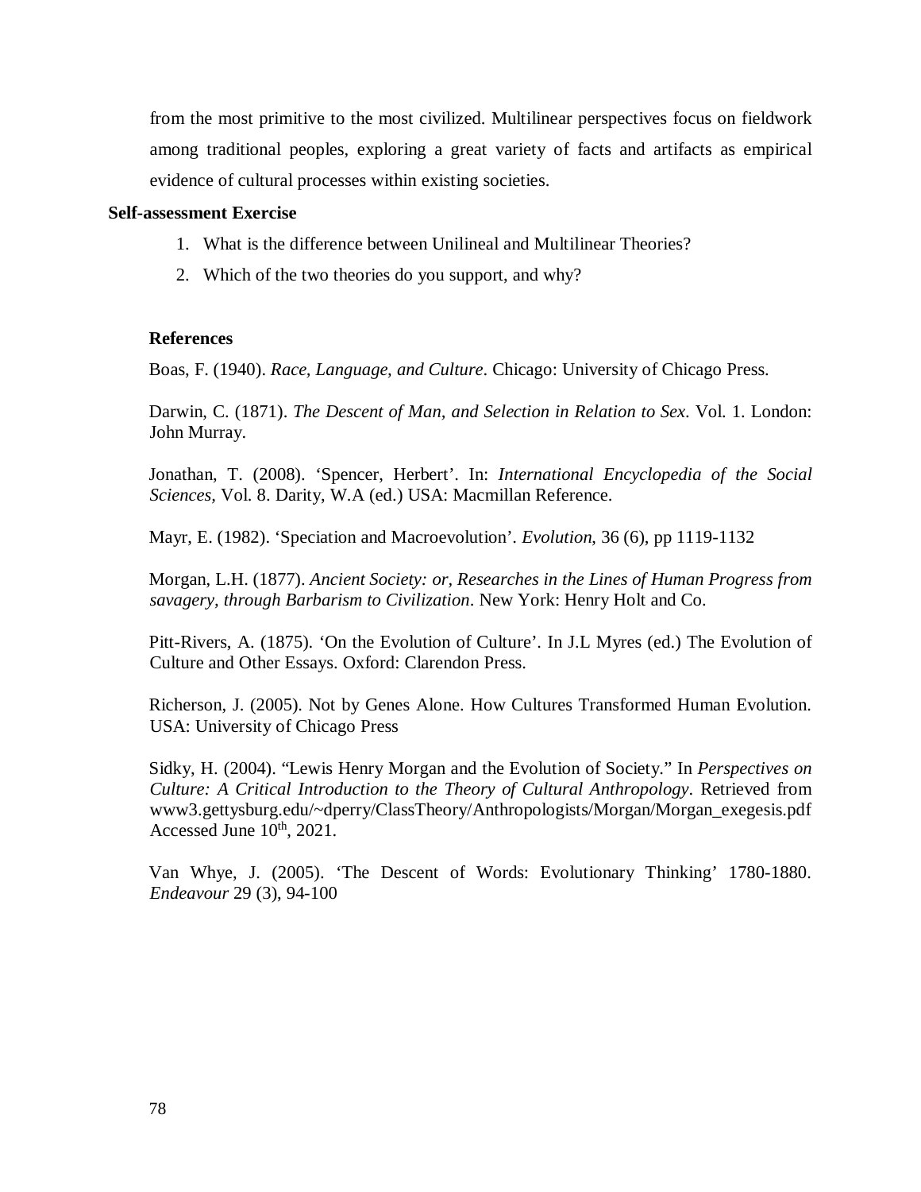from the most primitive to the most civilized. Multilinear perspectives focus on fieldwork among traditional peoples, exploring a great variety of facts and artifacts as empirical evidence of cultural processes within existing societies.

**Self-assessment Exercise**

1. What is the difference between Unilineal and Multilinear Theories?
2. Which of the two theories do you support, and why?

**References**

Boas, F. (1940). *Race, Language, and Culture*. Chicago: University of Chicago Press.

Darwin, C. (1871). *The Descent of Man, and Selection in Relation to Sex*. Vol. 1. London: John Murray.

Jonathan, T. (2008). 'Spencer, Herbert'. In: *International Encyclopedia of the Social Sciences,* Vol. 8. Darity, W.A (ed.) USA: Macmillan Reference.

Mayr, E. (1982). 'Speciation and Macroevolution'. *Evolution*, 36 (6), pp 1119-1132

Morgan, L.H. (1877). *Ancient Society: or, Researches in the Lines of Human Progress from savagery, through Barbarism to Civilization*. New York: Henry Holt and Co.

Pitt-Rivers, A. (1875). 'On the Evolution of Culture'. In J.L Myres (ed.) The Evolution of Culture and Other Essays. Oxford: Clarendon Press.

Richerson, J. (2005). Not by Genes Alone. How Cultures Transformed Human Evolution. USA: University of Chicago Press

Sidky, H. (2004). "Lewis Henry Morgan and the Evolution of Society." In *Perspectives on Culture: A Critical Introduction to the Theory of Cultural Anthropology*. Retrieved from www3.gettysburg.edu/~dperry/ClassTheory/Anthropologists/Morgan/Morgan_exegesis.pdf Accessed June 10th, 2021.

Van Whye, J. (2005). 'The Descent of Words: Evolutionary Thinking' 1780-1880. *Endeavour* 29 (3), 94-100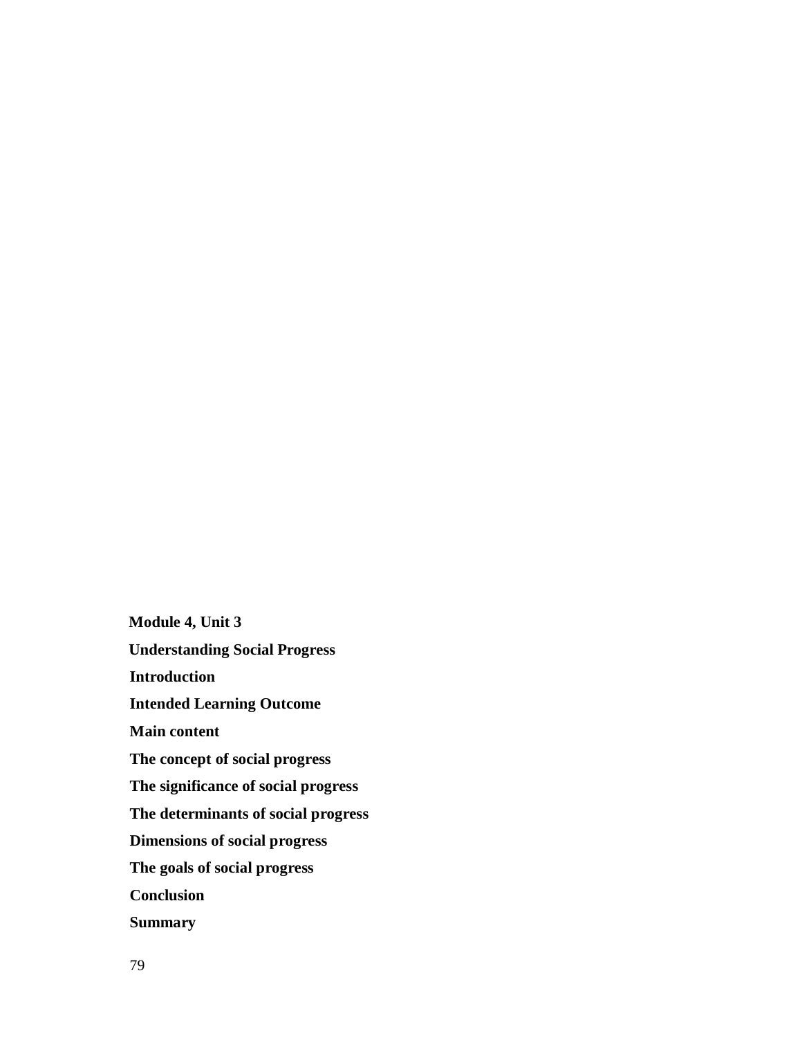**Module 4, Unit 3**

**Understanding Social Progress**

**Introduction**

**Intended Learning Outcome**

**Main content**

**The concept of social progress**

**The significance of social progress**

**The determinants of social progress**

**Dimensions of social progress**

**The goals of social progress**

**Conclusion**

**Summary**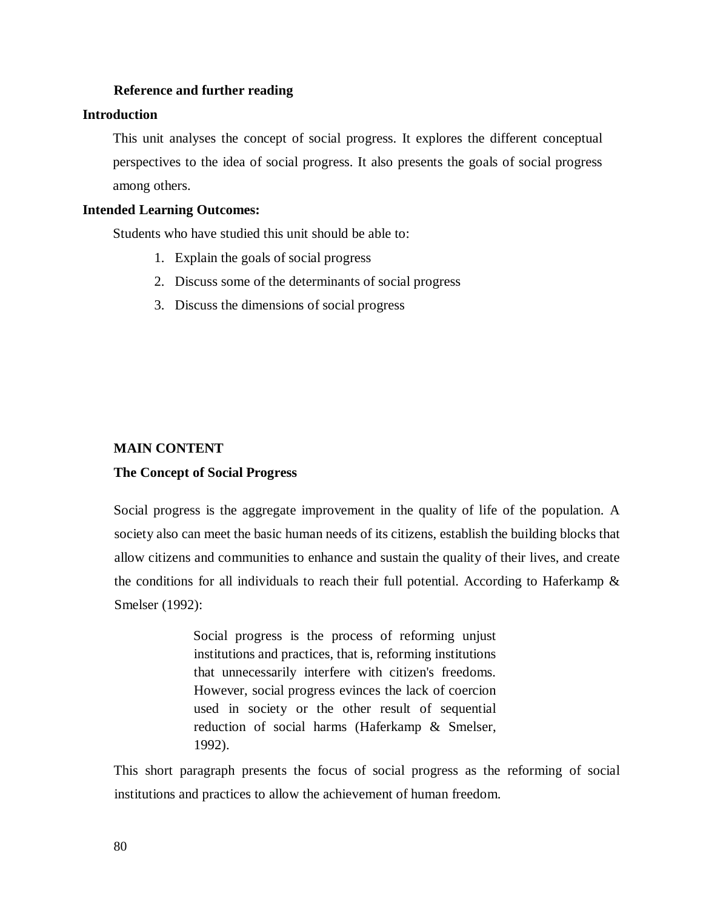**Reference and further reading**

## Introduction

This unit analyses the concept of social progress. It explores the different conceptual perspectives to the idea of social progress. It also presents the goals of social progress among others.

## Intended Learning Outcomes:

Students who have studied this unit should be able to:

1. Explain the goals of social progress
2. Discuss some of the determinants of social progress
3. Discuss the dimensions of social progress

## MAIN CONTENT

### The Concept of Social Progress

Social progress is the aggregate improvement in the quality of life of the population. A society also can meet the basic human needs of its citizens, establish the building blocks that allow citizens and communities to enhance and sustain the quality of their lives, and create the conditions for all individuals to reach their full potential. According to Haferkamp & Smelser (1992):

> Social progress is the process of reforming unjust institutions and practices, that is, reforming institutions that unnecessarily interfere with citizen's freedoms. However, social progress evinces the lack of coercion used in society or the other result of sequential reduction of social harms (Haferkamp & Smelser, 1992).

This short paragraph presents the focus of social progress as the reforming of social institutions and practices to allow the achievement of human freedom.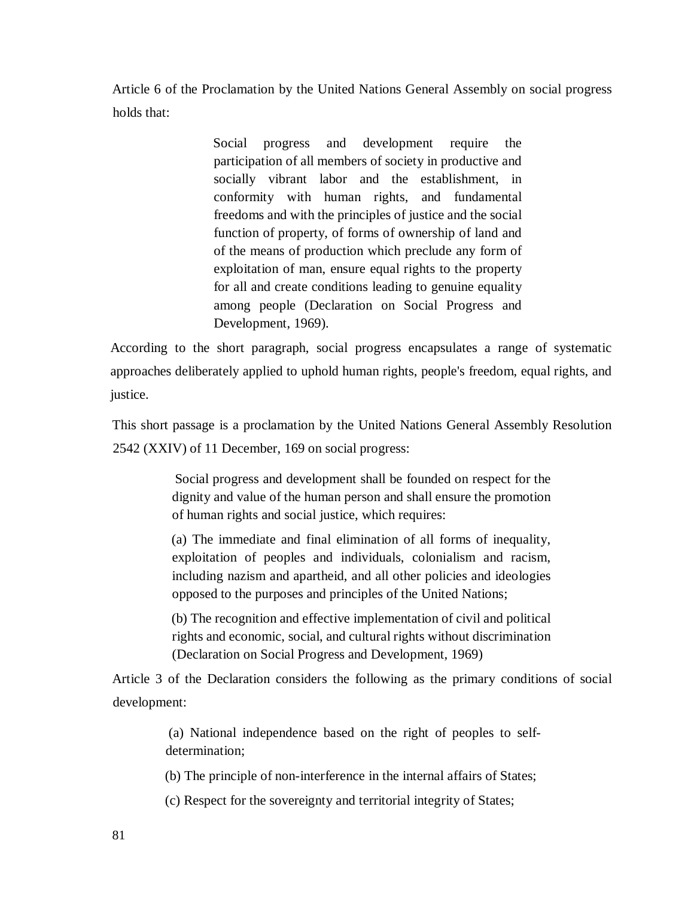Article 6 of the Proclamation by the United Nations General Assembly on social progress holds that:

> Social progress and development require the participation of all members of society in productive and socially vibrant labor and the establishment, in conformity with human rights, and fundamental freedoms and with the principles of justice and the social function of property, of forms of ownership of land and of the means of production which preclude any form of exploitation of man, ensure equal rights to the property for all and create conditions leading to genuine equality among people (Declaration on Social Progress and Development, 1969).

According to the short paragraph, social progress encapsulates a range of systematic approaches deliberately applied to uphold human rights, people's freedom, equal rights, and justice.

This short passage is a proclamation by the United Nations General Assembly Resolution 2542 (XXIV) of 11 December, 169 on social progress:

> Social progress and development shall be founded on respect for the dignity and value of the human person and shall ensure the promotion of human rights and social justice, which requires:
>
> (a) The immediate and final elimination of all forms of inequality, exploitation of peoples and individuals, colonialism and racism, including nazism and apartheid, and all other policies and ideologies opposed to the purposes and principles of the United Nations;
>
> (b) The recognition and effective implementation of civil and political rights and economic, social, and cultural rights without discrimination (Declaration on Social Progress and Development, 1969)

Article 3 of the Declaration considers the following as the primary conditions of social development:

> (a) National independence based on the right of peoples to self-determination;
>
> (b) The principle of non-interference in the internal affairs of States;
>
> (c) Respect for the sovereignty and territorial integrity of States;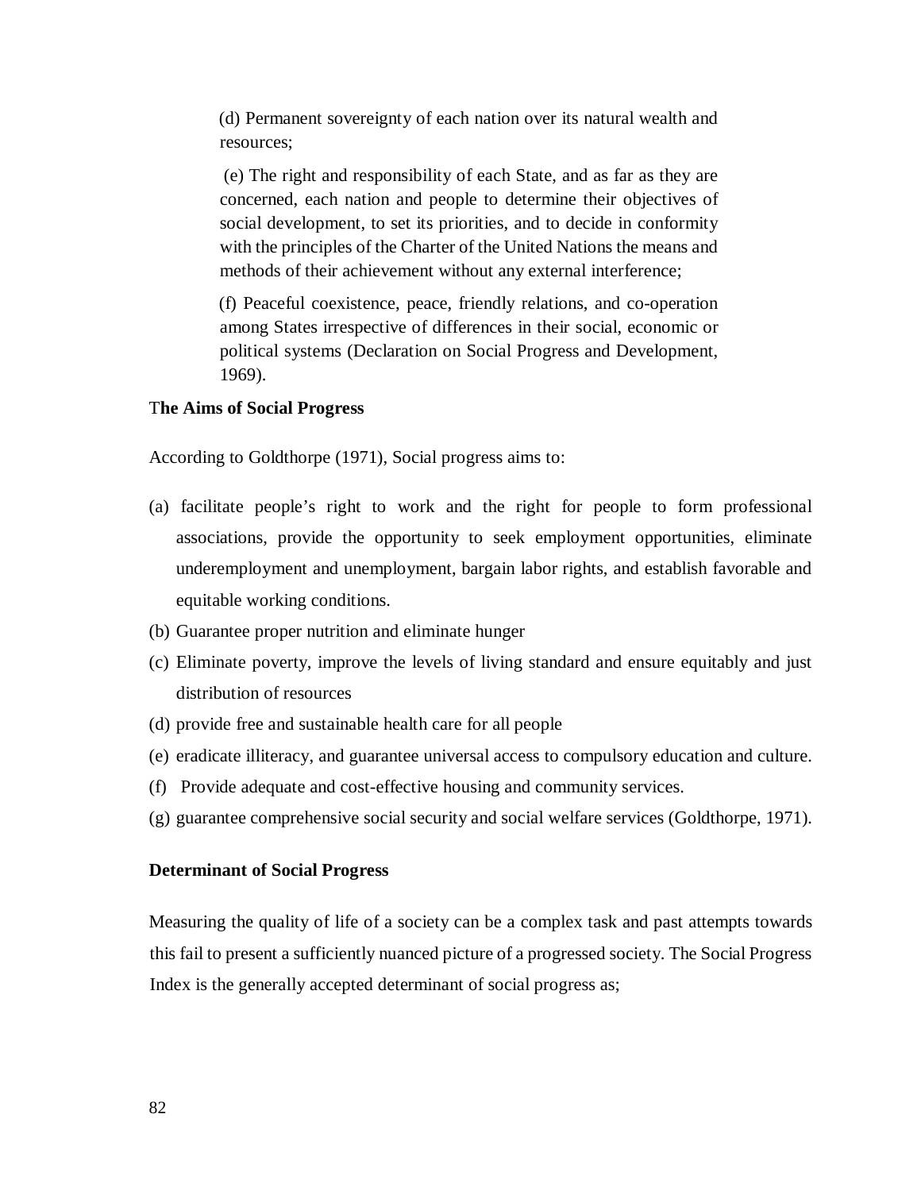(d) Permanent sovereignty of each nation over its natural wealth and resources;

(e) The right and responsibility of each State, and as far as they are concerned, each nation and people to determine their objectives of social development, to set its priorities, and to decide in conformity with the principles of the Charter of the United Nations the means and methods of their achievement without any external interference;

(f) Peaceful coexistence, peace, friendly relations, and co-operation among States irrespective of differences in their social, economic or political systems (Declaration on Social Progress and Development, 1969).

**The Aims of Social Progress**

According to Goldthorpe (1971), Social progress aims to:

(a) facilitate people's right to work and the right for people to form professional associations, provide the opportunity to seek employment opportunities, eliminate underemployment and unemployment, bargain labor rights, and establish favorable and equitable working conditions.
(b) Guarantee proper nutrition and eliminate hunger
(c) Eliminate poverty, improve the levels of living standard and ensure equitably and just distribution of resources
(d) provide free and sustainable health care for all people
(e) eradicate illiteracy, and guarantee universal access to compulsory education and culture.
(f) Provide adequate and cost-effective housing and community services.
(g) guarantee comprehensive social security and social welfare services (Goldthorpe, 1971).

**Determinant of Social Progress**

Measuring the quality of life of a society can be a complex task and past attempts towards this fail to present a sufficiently nuanced picture of a progressed society. The Social Progress Index is the generally accepted determinant of social progress as;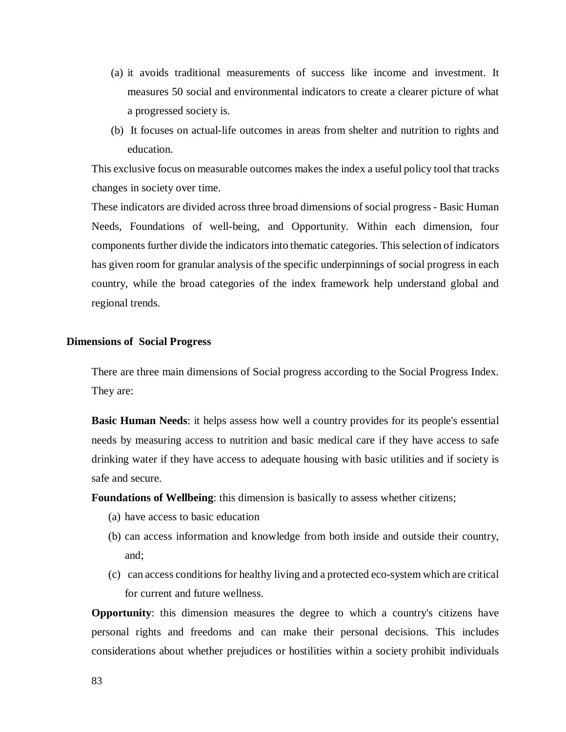(a) it avoids traditional measurements of success like income and investment. It measures 50 social and environmental indicators to create a clearer picture of what a progressed society is.

(b) It focuses on actual-life outcomes in areas from shelter and nutrition to rights and education.

This exclusive focus on measurable outcomes makes the index a useful policy tool that tracks changes in society over time.

These indicators are divided across three broad dimensions of social progress - Basic Human Needs, Foundations of well-being, and Opportunity. Within each dimension, four components further divide the indicators into thematic categories. This selection of indicators has given room for granular analysis of the specific underpinnings of social progress in each country, while the broad categories of the index framework help understand global and regional trends.

**Dimensions of Social Progress**

There are three main dimensions of Social progress according to the Social Progress Index. They are:

**Basic Human Needs**: it helps assess how well a country provides for its people's essential needs by measuring access to nutrition and basic medical care if they have access to safe drinking water if they have access to adequate housing with basic utilities and if society is safe and secure.

**Foundations of Wellbeing**: this dimension is basically to assess whether citizens;

(a) have access to basic education

(b) can access information and knowledge from both inside and outside their country, and;

(c) can access conditions for healthy living and a protected eco-system which are critical for current and future wellness.

**Opportunity**: this dimension measures the degree to which a country's citizens have personal rights and freedoms and can make their personal decisions. This includes considerations about whether prejudices or hostilities within a society prohibit individuals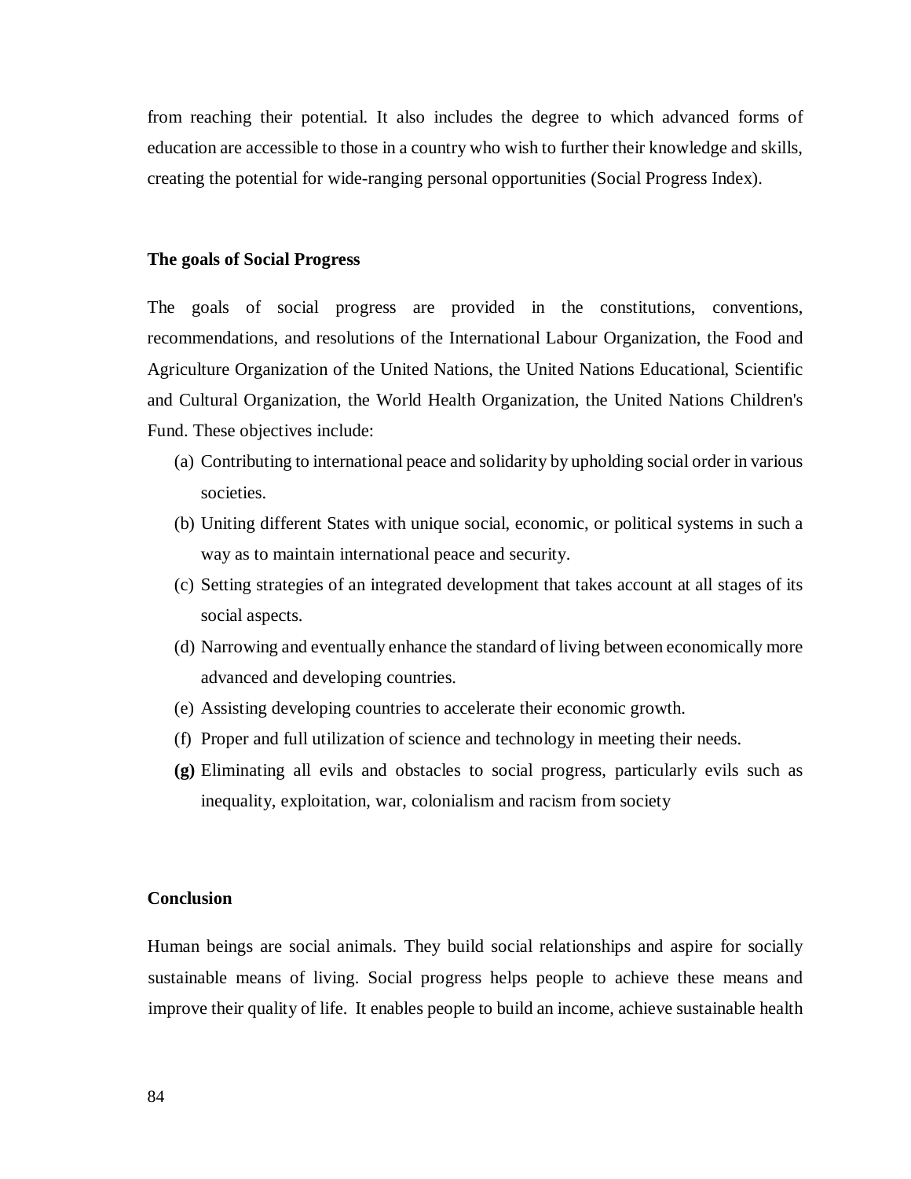from reaching their potential. It also includes the degree to which advanced forms of education are accessible to those in a country who wish to further their knowledge and skills, creating the potential for wide-ranging personal opportunities (Social Progress Index).

### The goals of Social Progress

The goals of social progress are provided in the constitutions, conventions, recommendations, and resolutions of the International Labour Organization, the Food and Agriculture Organization of the United Nations, the United Nations Educational, Scientific and Cultural Organization, the World Health Organization, the United Nations Children's Fund. These objectives include:

(a) Contributing to international peace and solidarity by upholding social order in various societies.

(b) Uniting different States with unique social, economic, or political systems in such a way as to maintain international peace and security.

(c) Setting strategies of an integrated development that takes account at all stages of its social aspects.

(d) Narrowing and eventually enhance the standard of living between economically more advanced and developing countries.

(e) Assisting developing countries to accelerate their economic growth.

(f) Proper and full utilization of science and technology in meeting their needs.

**(g)** Eliminating all evils and obstacles to social progress, particularly evils such as inequality, exploitation, war, colonialism and racism from society

### Conclusion

Human beings are social animals. They build social relationships and aspire for socially sustainable means of living. Social progress helps people to achieve these means and improve their quality of life. It enables people to build an income, achieve sustainable health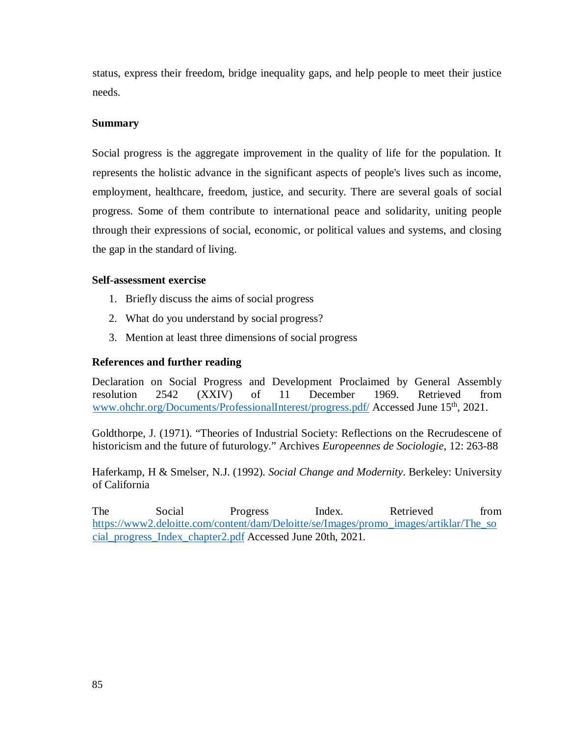status, express their freedom, bridge inequality gaps, and help people to meet their justice needs.

**Summary**

Social progress is the aggregate improvement in the quality of life for the population. It represents the holistic advance in the significant aspects of people's lives such as income, employment, healthcare, freedom, justice, and security. There are several goals of social progress. Some of them contribute to international peace and solidarity, uniting people through their expressions of social, economic, or political values and systems, and closing the gap in the standard of living.

**Self-assessment exercise**

1. Briefly discuss the aims of social progress
2. What do you understand by social progress?
3. Mention at least three dimensions of social progress

**References and further reading**

Declaration on Social Progress and Development Proclaimed by General Assembly resolution 2542 (XXIV) of 11 December 1969. Retrieved from www.ohchr.org/Documents/ProfessionalInterest/progress.pdf/ Accessed June 15th, 2021.

Goldthorpe, J. (1971). "Theories of Industrial Society: Reflections on the Recrudescene of historicism and the future of futurology." Archives *Europeennes de Sociologie*, 12: 263-88

Haferkamp, H & Smelser, N.J. (1992). *Social Change and Modernity*. Berkeley: University of California

The Social Progress Index. Retrieved from https://www2.deloitte.com/content/dam/Deloitte/se/Images/promo_images/artiklar/The_social_progress_Index_chapter2.pdf Accessed June 20th, 2021.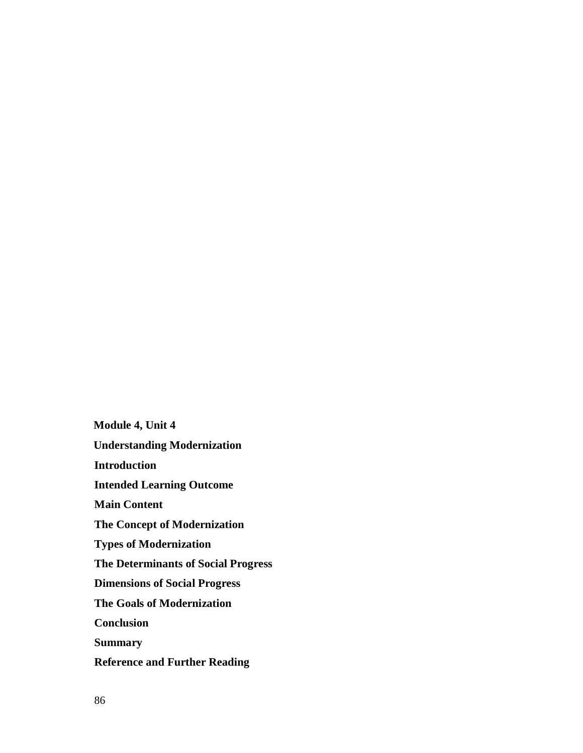**Module 4, Unit 4**

**Understanding Modernization**

**Introduction**

**Intended Learning Outcome**

**Main Content**

**The Concept of Modernization**

**Types of Modernization**

**The Determinants of Social Progress**

**Dimensions of Social Progress**

**The Goals of Modernization**

**Conclusion**

**Summary**

**Reference and Further Reading**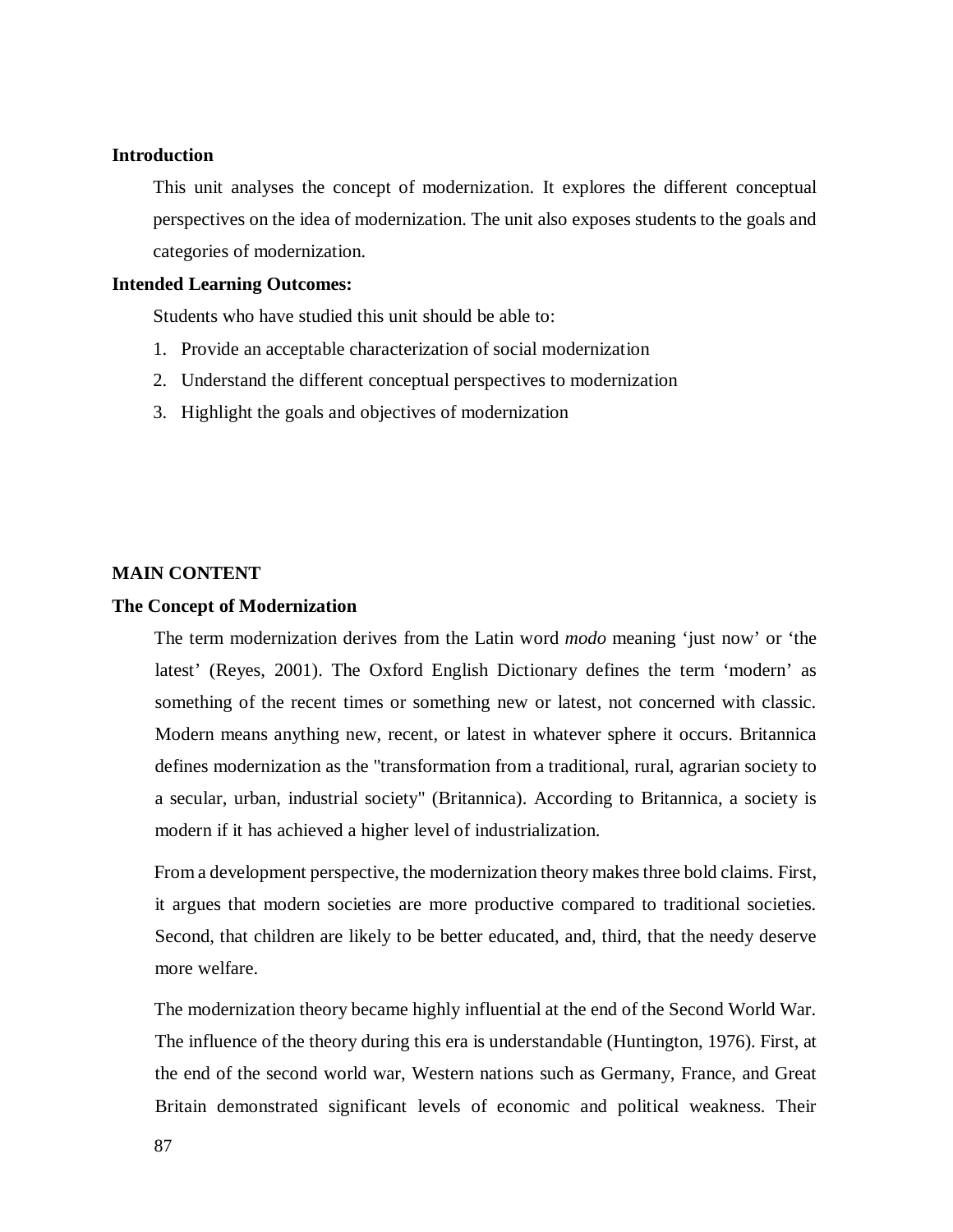**Introduction**

This unit analyses the concept of modernization. It explores the different conceptual perspectives on the idea of modernization. The unit also exposes students to the goals and categories of modernization.

**Intended Learning Outcomes:**

Students who have studied this unit should be able to:

1. Provide an acceptable characterization of social modernization
2. Understand the different conceptual perspectives to modernization
3. Highlight the goals and objectives of modernization

**MAIN CONTENT**

**The Concept of Modernization**

The term modernization derives from the Latin word *modo* meaning 'just now' or 'the latest' (Reyes, 2001). The Oxford English Dictionary defines the term 'modern' as something of the recent times or something new or latest, not concerned with classic. Modern means anything new, recent, or latest in whatever sphere it occurs. Britannica defines modernization as the "transformation from a traditional, rural, agrarian society to a secular, urban, industrial society" (Britannica). According to Britannica, a society is modern if it has achieved a higher level of industrialization.

From a development perspective, the modernization theory makes three bold claims. First, it argues that modern societies are more productive compared to traditional societies. Second, that children are likely to be better educated, and, third, that the needy deserve more welfare.

The modernization theory became highly influential at the end of the Second World War. The influence of the theory during this era is understandable (Huntington, 1976). First, at the end of the second world war, Western nations such as Germany, France, and Great Britain demonstrated significant levels of economic and political weakness. Their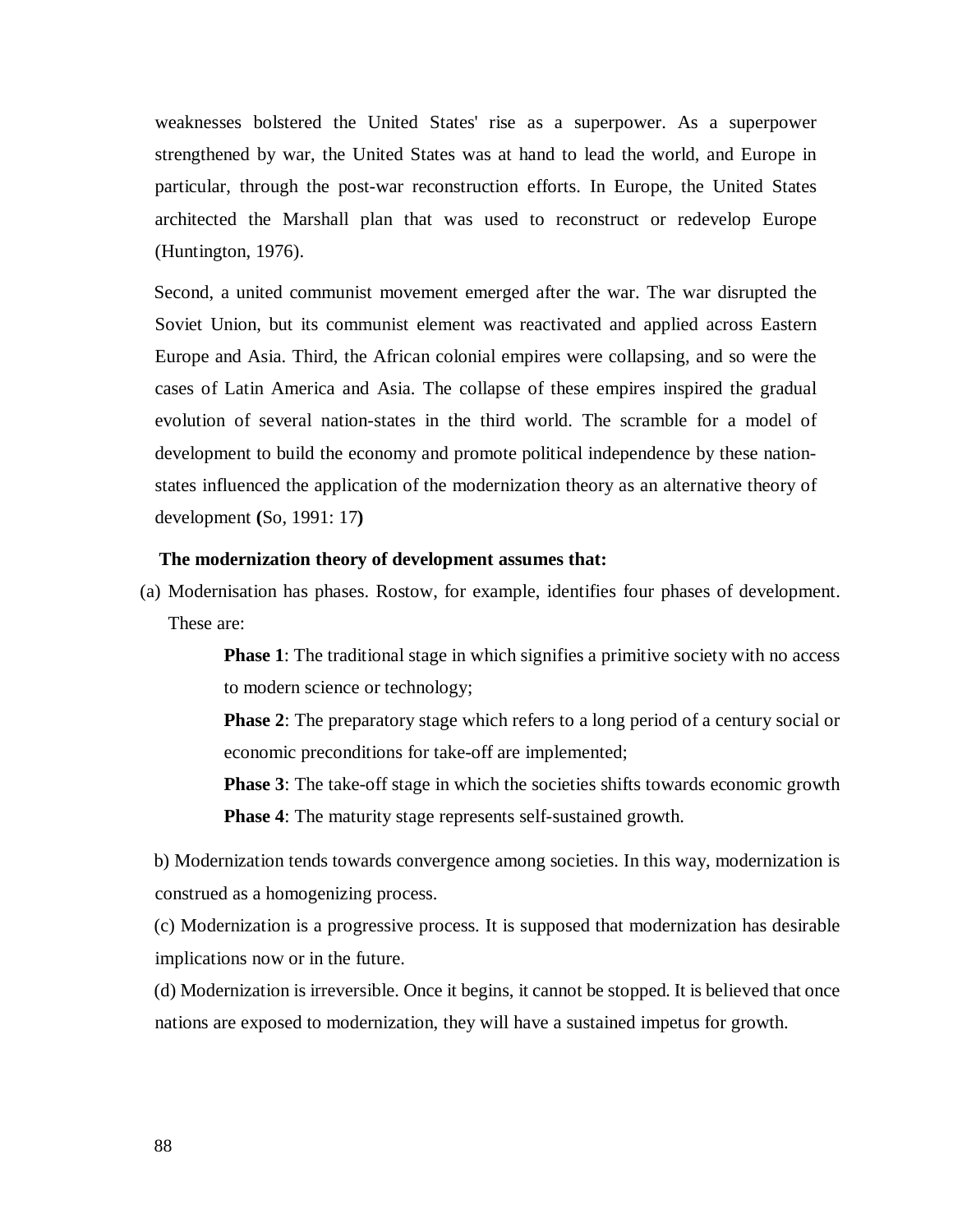weaknesses bolstered the United States' rise as a superpower. As a superpower strengthened by war, the United States was at hand to lead the world, and Europe in particular, through the post-war reconstruction efforts. In Europe, the United States architected the Marshall plan that was used to reconstruct or redevelop Europe (Huntington, 1976).

Second, a united communist movement emerged after the war. The war disrupted the Soviet Union, but its communist element was reactivated and applied across Eastern Europe and Asia. Third, the African colonial empires were collapsing, and so were the cases of Latin America and Asia. The collapse of these empires inspired the gradual evolution of several nation-states in the third world. The scramble for a model of development to build the economy and promote political independence by these nation-states influenced the application of the modernization theory as an alternative theory of development **(**So, 1991: 17**)**

**The modernization theory of development assumes that:**

(a) Modernisation has phases. Rostow, for example, identifies four phases of development. These are:

> **Phase 1**: The traditional stage in which signifies a primitive society with no access to modern science or technology;
>
> **Phase 2**: The preparatory stage which refers to a long period of a century social or economic preconditions for take-off are implemented;
>
> **Phase 3**: The take-off stage in which the societies shifts towards economic growth
>
> **Phase 4**: The maturity stage represents self-sustained growth.

b) Modernization tends towards convergence among societies. In this way, modernization is construed as a homogenizing process.

(c) Modernization is a progressive process. It is supposed that modernization has desirable implications now or in the future.

(d) Modernization is irreversible. Once it begins, it cannot be stopped. It is believed that once nations are exposed to modernization, they will have a sustained impetus for growth.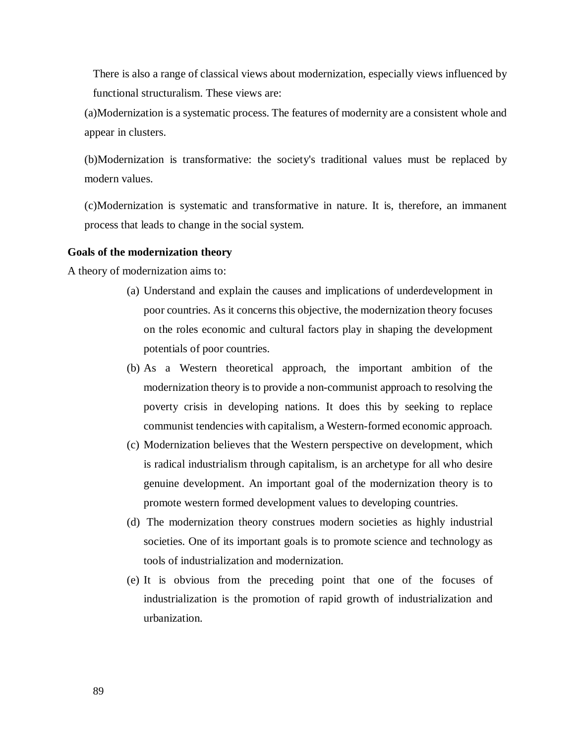There is also a range of classical views about modernization, especially views influenced by functional structuralism. These views are:

(a)Modernization is a systematic process. The features of modernity are a consistent whole and appear in clusters.

(b)Modernization is transformative: the society's traditional values must be replaced by modern values.

(c)Modernization is systematic and transformative in nature. It is, therefore, an immanent process that leads to change in the social system.

**Goals of the modernization theory**

A theory of modernization aims to:

(a) Understand and explain the causes and implications of underdevelopment in poor countries. As it concerns this objective, the modernization theory focuses on the roles economic and cultural factors play in shaping the development potentials of poor countries.

(b) As a Western theoretical approach, the important ambition of the modernization theory is to provide a non-communist approach to resolving the poverty crisis in developing nations. It does this by seeking to replace communist tendencies with capitalism, a Western-formed economic approach.

(c) Modernization believes that the Western perspective on development, which is radical industrialism through capitalism, is an archetype for all who desire genuine development. An important goal of the modernization theory is to promote western formed development values to developing countries.

(d) The modernization theory construes modern societies as highly industrial societies. One of its important goals is to promote science and technology as tools of industrialization and modernization.

(e) It is obvious from the preceding point that one of the focuses of industrialization is the promotion of rapid growth of industrialization and urbanization.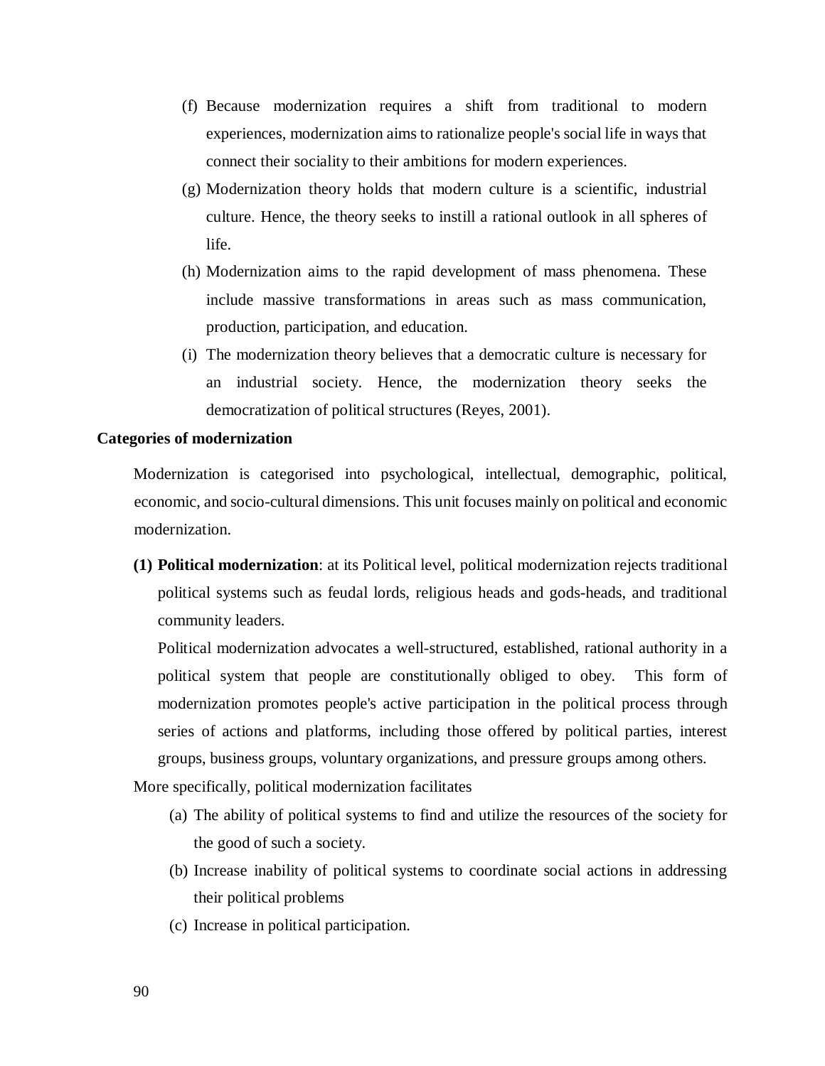(f) Because modernization requires a shift from traditional to modern experiences, modernization aims to rationalize people's social life in ways that connect their sociality to their ambitions for modern experiences.

(g) Modernization theory holds that modern culture is a scientific, industrial culture. Hence, the theory seeks to instill a rational outlook in all spheres of life.

(h) Modernization aims to the rapid development of mass phenomena. These include massive transformations in areas such as mass communication, production, participation, and education.

(i) The modernization theory believes that a democratic culture is necessary for an industrial society. Hence, the modernization theory seeks the democratization of political structures (Reyes, 2001).

**Categories of modernization**

Modernization is categorised into psychological, intellectual, demographic, political, economic, and socio-cultural dimensions. This unit focuses mainly on political and economic modernization.

**(1) Political modernization**: at its Political level, political modernization rejects traditional political systems such as feudal lords, religious heads and gods-heads, and traditional community leaders.

Political modernization advocates a well-structured, established, rational authority in a political system that people are constitutionally obliged to obey. This form of modernization promotes people's active participation in the political process through series of actions and platforms, including those offered by political parties, interest groups, business groups, voluntary organizations, and pressure groups among others.

More specifically, political modernization facilitates

(a) The ability of political systems to find and utilize the resources of the society for the good of such a society.

(b) Increase inability of political systems to coordinate social actions in addressing their political problems

(c) Increase in political participation.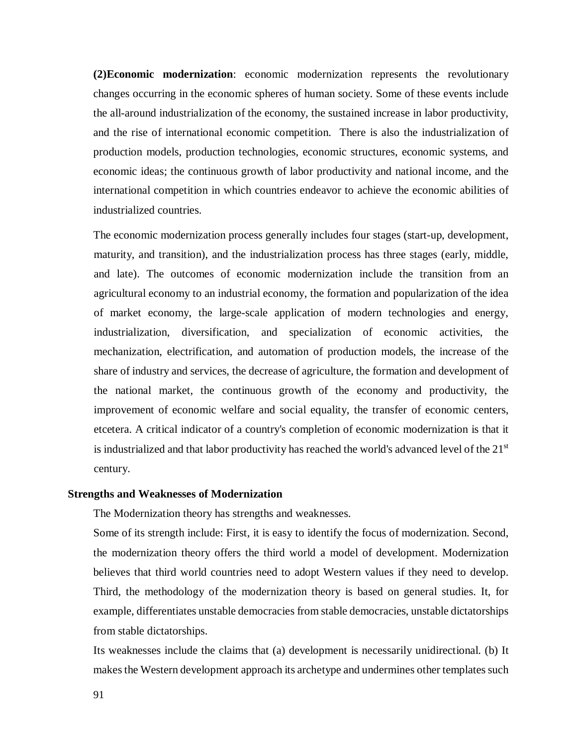**(2)Economic modernization**: economic modernization represents the revolutionary changes occurring in the economic spheres of human society. Some of these events include the all-around industrialization of the economy, the sustained increase in labor productivity, and the rise of international economic competition. There is also the industrialization of production models, production technologies, economic structures, economic systems, and economic ideas; the continuous growth of labor productivity and national income, and the international competition in which countries endeavor to achieve the economic abilities of industrialized countries.

The economic modernization process generally includes four stages (start-up, development, maturity, and transition), and the industrialization process has three stages (early, middle, and late). The outcomes of economic modernization include the transition from an agricultural economy to an industrial economy, the formation and popularization of the idea of market economy, the large-scale application of modern technologies and energy, industrialization, diversification, and specialization of economic activities, the mechanization, electrification, and automation of production models, the increase of the share of industry and services, the decrease of agriculture, the formation and development of the national market, the continuous growth of the economy and productivity, the improvement of economic welfare and social equality, the transfer of economic centers, etcetera. A critical indicator of a country's completion of economic modernization is that it is industrialized and that labor productivity has reached the world's advanced level of the 21st century.

**Strengths and Weaknesses of Modernization**

The Modernization theory has strengths and weaknesses.

Some of its strength include: First, it is easy to identify the focus of modernization. Second, the modernization theory offers the third world a model of development. Modernization believes that third world countries need to adopt Western values if they need to develop. Third, the methodology of the modernization theory is based on general studies. It, for example, differentiates unstable democracies from stable democracies, unstable dictatorships from stable dictatorships.

Its weaknesses include the claims that (a) development is necessarily unidirectional. (b) It makes the Western development approach its archetype and undermines other templates such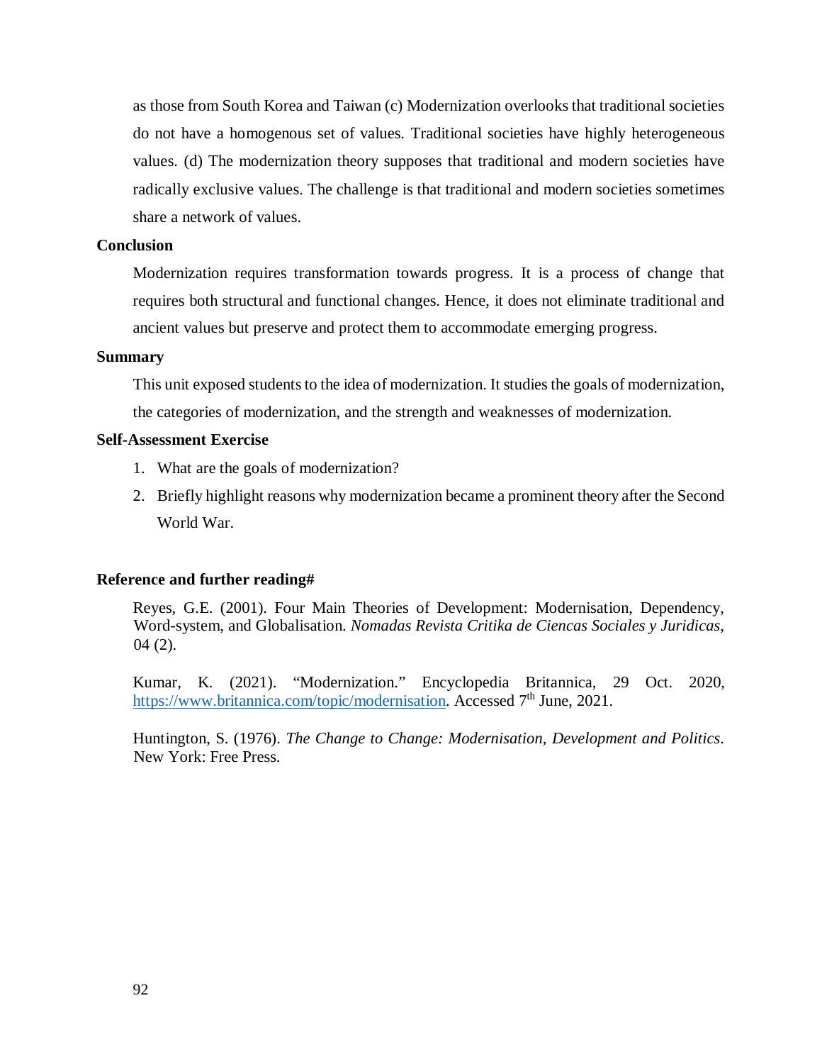as those from South Korea and Taiwan (c) Modernization overlooks that traditional societies do not have a homogenous set of values. Traditional societies have highly heterogeneous values. (d) The modernization theory supposes that traditional and modern societies have radically exclusive values. The challenge is that traditional and modern societies sometimes share a network of values.

## Conclusion

Modernization requires transformation towards progress. It is a process of change that requires both structural and functional changes. Hence, it does not eliminate traditional and ancient values but preserve and protect them to accommodate emerging progress.

## Summary

This unit exposed students to the idea of modernization. It studies the goals of modernization, the categories of modernization, and the strength and weaknesses of modernization.

## Self-Assessment Exercise

1. What are the goals of modernization?
2. Briefly highlight reasons why modernization became a prominent theory after the Second World War.

## Reference and further reading#

Reyes, G.E. (2001). Four Main Theories of Development: Modernisation, Dependency, Word-system, and Globalisation. *Nomadas Revista Critika de Ciencas Sociales y Juridicas*, 04 (2).

Kumar, K. (2021). "Modernization." Encyclopedia Britannica, 29 Oct. 2020, https://www.britannica.com/topic/modernisation. Accessed 7th June, 2021.

Huntington, S. (1976). *The Change to Change: Modernisation, Development and Politics*. New York: Free Press.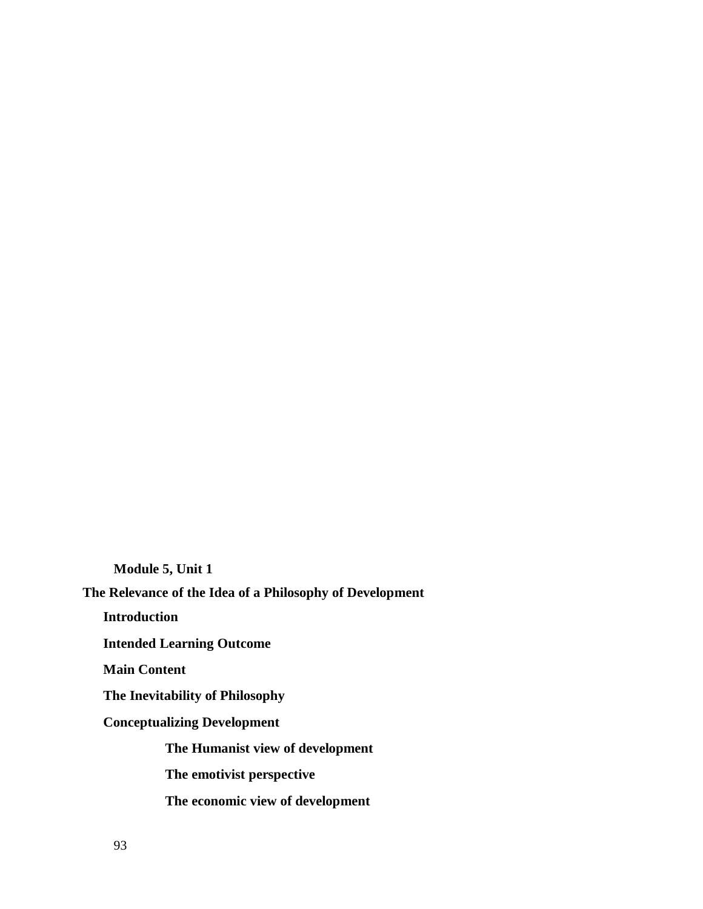**Module 5, Unit 1**

**The Relevance of the Idea of a Philosophy of Development**

**Introduction**

**Intended Learning Outcome**

**Main Content**

**The Inevitability of Philosophy**

**Conceptualizing Development**

**The Humanist view of development**

**The emotivist perspective**

**The economic view of development**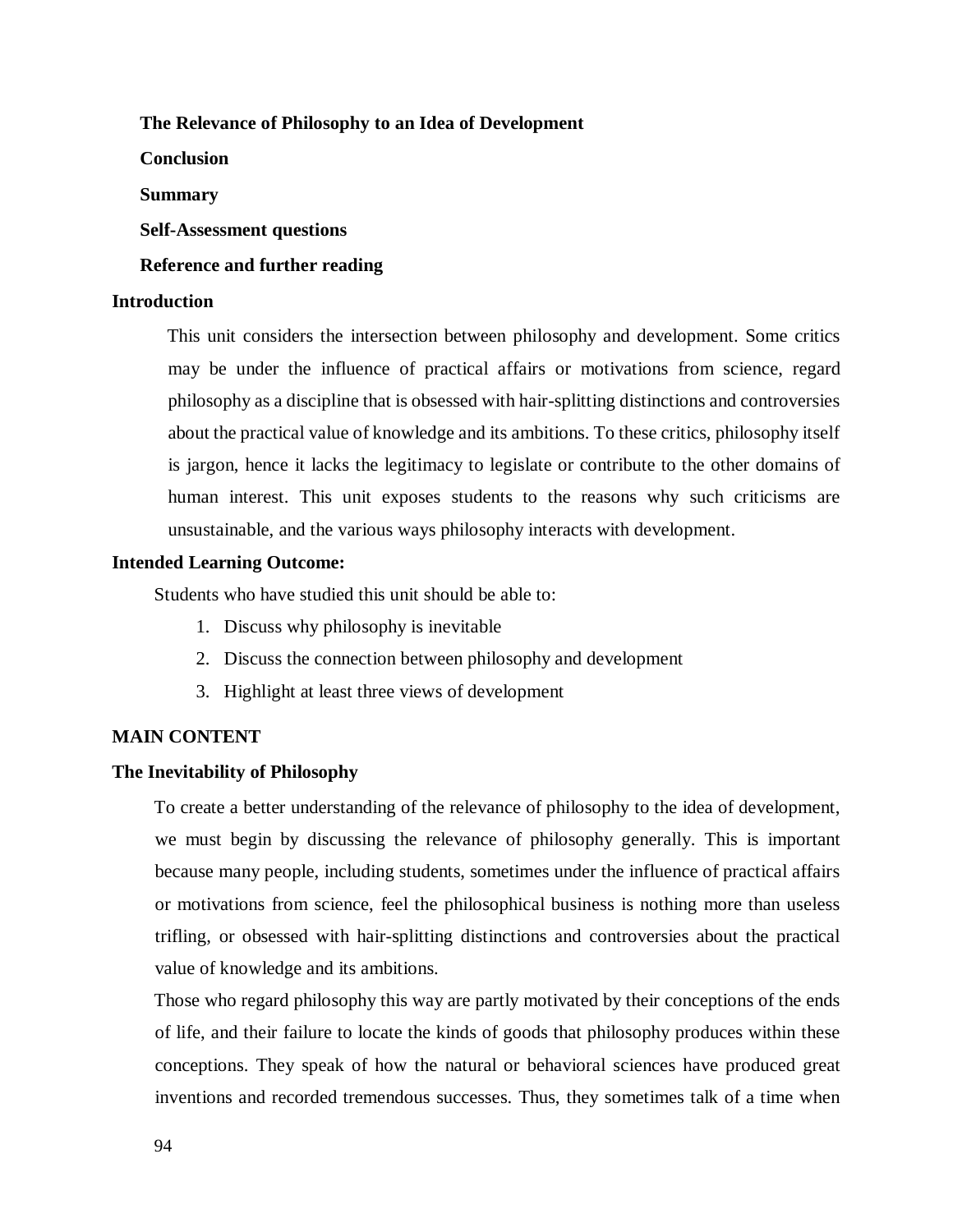**The Relevance of Philosophy to an Idea of Development**

**Conclusion**

**Summary**

**Self-Assessment questions**

**Reference and further reading**

## Introduction

This unit considers the intersection between philosophy and development. Some critics may be under the influence of practical affairs or motivations from science, regard philosophy as a discipline that is obsessed with hair-splitting distinctions and controversies about the practical value of knowledge and its ambitions. To these critics, philosophy itself is jargon, hence it lacks the legitimacy to legislate or contribute to the other domains of human interest. This unit exposes students to the reasons why such criticisms are unsustainable, and the various ways philosophy interacts with development.

## Intended Learning Outcome:

Students who have studied this unit should be able to:

1. Discuss why philosophy is inevitable
2. Discuss the connection between philosophy and development
3. Highlight at least three views of development

## MAIN CONTENT

### The Inevitability of Philosophy

To create a better understanding of the relevance of philosophy to the idea of development, we must begin by discussing the relevance of philosophy generally. This is important because many people, including students, sometimes under the influence of practical affairs or motivations from science, feel the philosophical business is nothing more than useless trifling, or obsessed with hair-splitting distinctions and controversies about the practical value of knowledge and its ambitions.

Those who regard philosophy this way are partly motivated by their conceptions of the ends of life, and their failure to locate the kinds of goods that philosophy produces within these conceptions. They speak of how the natural or behavioral sciences have produced great inventions and recorded tremendous successes. Thus, they sometimes talk of a time when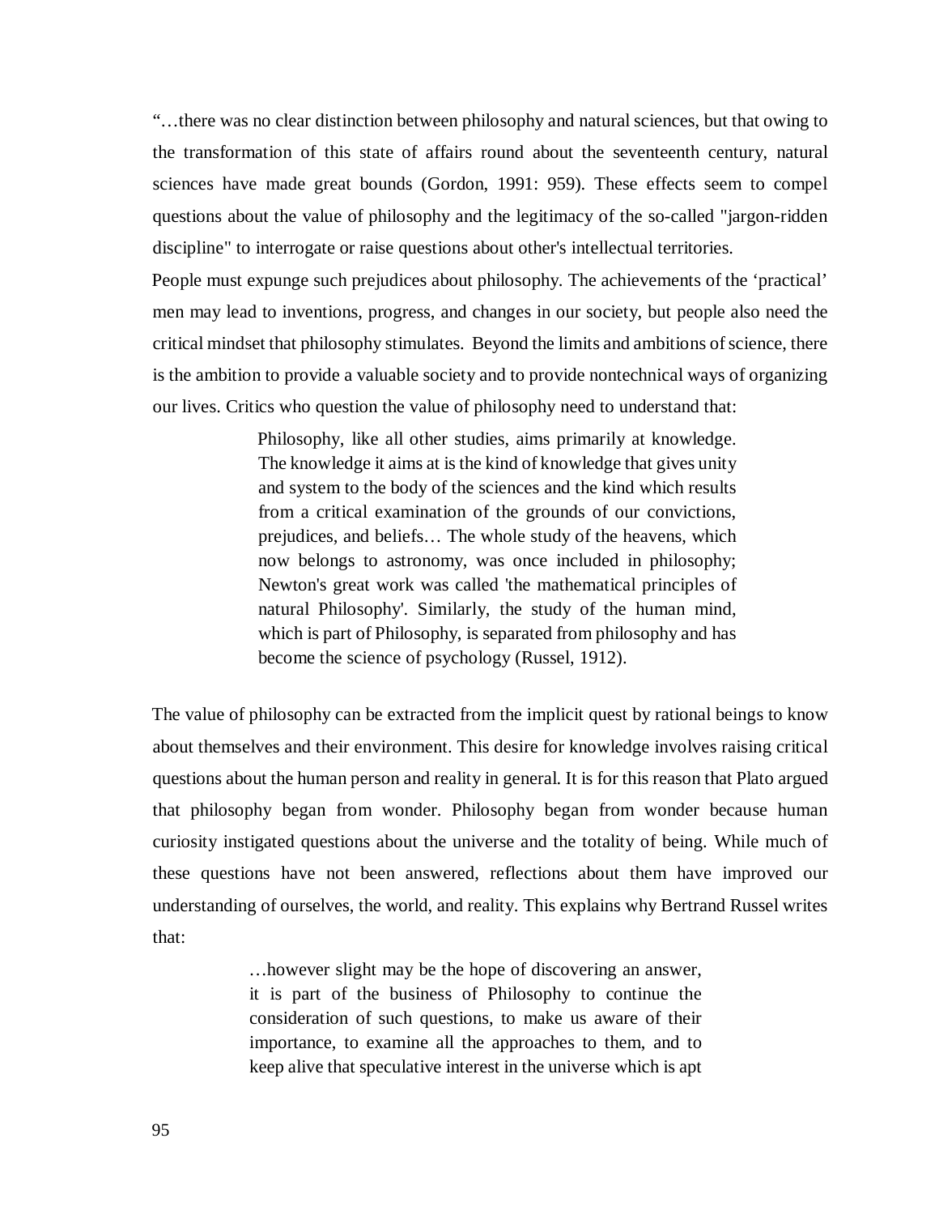"…there was no clear distinction between philosophy and natural sciences, but that owing to the transformation of this state of affairs round about the seventeenth century, natural sciences have made great bounds (Gordon, 1991: 959). These effects seem to compel questions about the value of philosophy and the legitimacy of the so-called "jargon-ridden discipline" to interrogate or raise questions about other's intellectual territories.

People must expunge such prejudices about philosophy. The achievements of the 'practical' men may lead to inventions, progress, and changes in our society, but people also need the critical mindset that philosophy stimulates. Beyond the limits and ambitions of science, there is the ambition to provide a valuable society and to provide nontechnical ways of organizing our lives. Critics who question the value of philosophy need to understand that:

> Philosophy, like all other studies, aims primarily at knowledge. The knowledge it aims at is the kind of knowledge that gives unity and system to the body of the sciences and the kind which results from a critical examination of the grounds of our convictions, prejudices, and beliefs… The whole study of the heavens, which now belongs to astronomy, was once included in philosophy; Newton's great work was called 'the mathematical principles of natural Philosophy'. Similarly, the study of the human mind, which is part of Philosophy, is separated from philosophy and has become the science of psychology (Russel, 1912).

The value of philosophy can be extracted from the implicit quest by rational beings to know about themselves and their environment. This desire for knowledge involves raising critical questions about the human person and reality in general. It is for this reason that Plato argued that philosophy began from wonder. Philosophy began from wonder because human curiosity instigated questions about the universe and the totality of being. While much of these questions have not been answered, reflections about them have improved our understanding of ourselves, the world, and reality. This explains why Bertrand Russel writes that:

> …however slight may be the hope of discovering an answer, it is part of the business of Philosophy to continue the consideration of such questions, to make us aware of their importance, to examine all the approaches to them, and to keep alive that speculative interest in the universe which is apt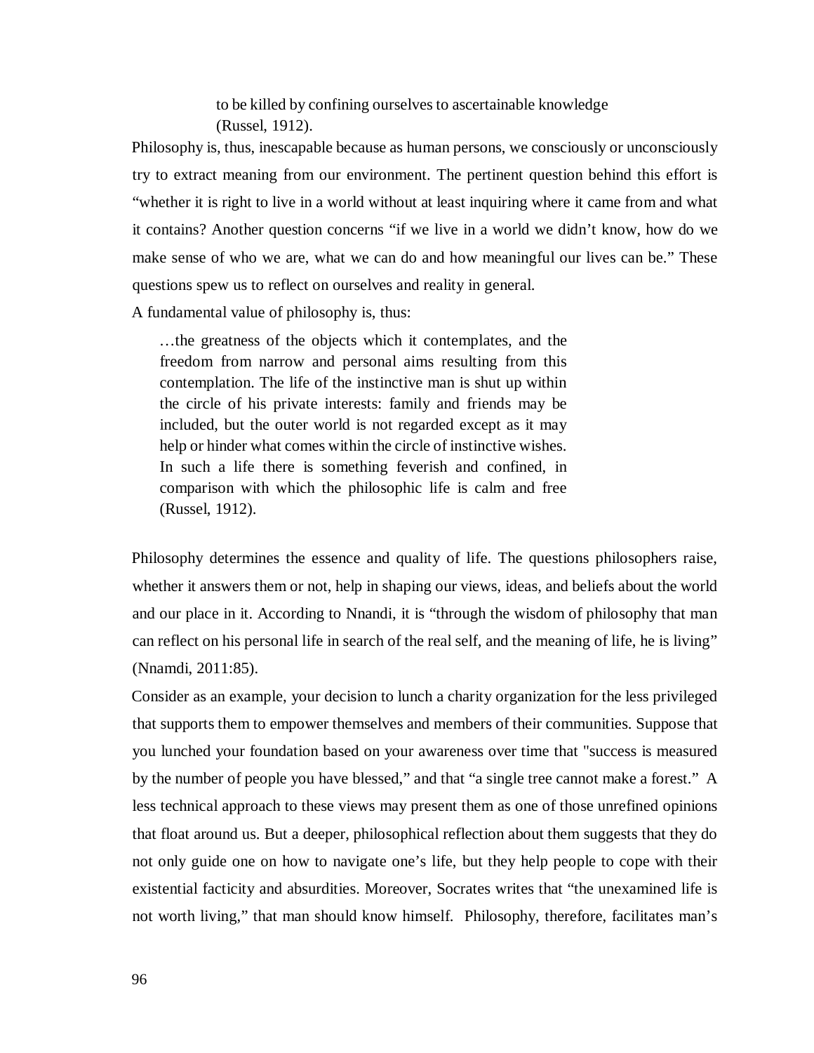> to be killed by confining ourselves to ascertainable knowledge (Russel, 1912).

Philosophy is, thus, inescapable because as human persons, we consciously or unconsciously try to extract meaning from our environment. The pertinent question behind this effort is "whether it is right to live in a world without at least inquiring where it came from and what it contains? Another question concerns "if we live in a world we didn't know, how do we make sense of who we are, what we can do and how meaningful our lives can be." These questions spew us to reflect on ourselves and reality in general.

A fundamental value of philosophy is, thus:

> …the greatness of the objects which it contemplates, and the freedom from narrow and personal aims resulting from this contemplation. The life of the instinctive man is shut up within the circle of his private interests: family and friends may be included, but the outer world is not regarded except as it may help or hinder what comes within the circle of instinctive wishes. In such a life there is something feverish and confined, in comparison with which the philosophic life is calm and free (Russel, 1912).

Philosophy determines the essence and quality of life. The questions philosophers raise, whether it answers them or not, help in shaping our views, ideas, and beliefs about the world and our place in it. According to Nnandi, it is "through the wisdom of philosophy that man can reflect on his personal life in search of the real self, and the meaning of life, he is living" (Nnamdi, 2011:85).

Consider as an example, your decision to lunch a charity organization for the less privileged that supports them to empower themselves and members of their communities. Suppose that you lunched your foundation based on your awareness over time that "success is measured by the number of people you have blessed," and that "a single tree cannot make a forest." A less technical approach to these views may present them as one of those unrefined opinions that float around us. But a deeper, philosophical reflection about them suggests that they do not only guide one on how to navigate one's life, but they help people to cope with their existential facticity and absurdities. Moreover, Socrates writes that "the unexamined life is not worth living," that man should know himself. Philosophy, therefore, facilitates man's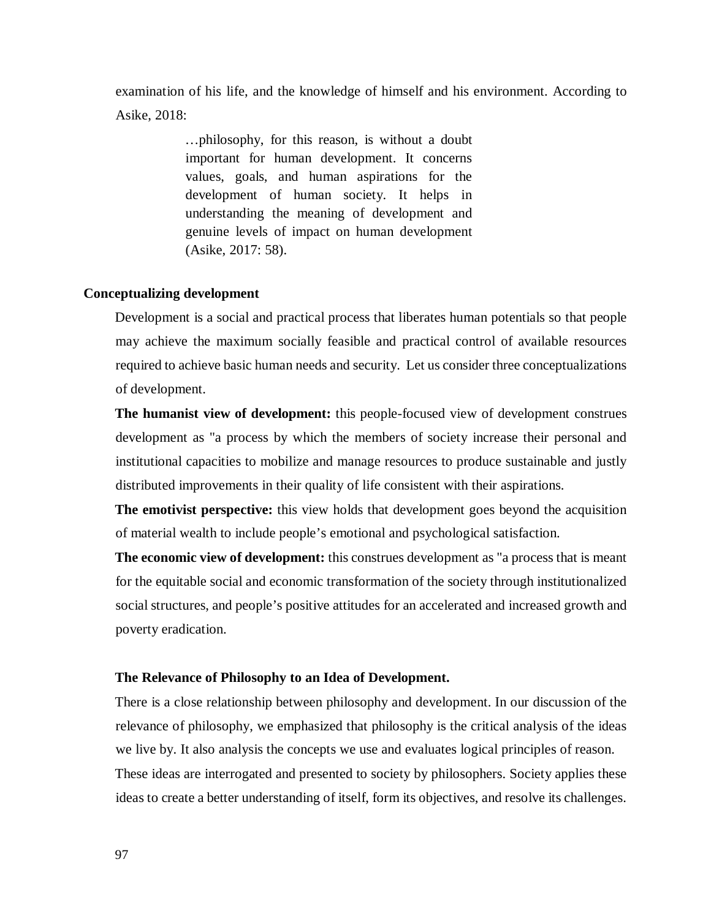examination of his life, and the knowledge of himself and his environment. According to Asike, 2018:

> …philosophy, for this reason, is without a doubt important for human development. It concerns values, goals, and human aspirations for the development of human society. It helps in understanding the meaning of development and genuine levels of impact on human development (Asike, 2017: 58).

**Conceptualizing development**

Development is a social and practical process that liberates human potentials so that people may achieve the maximum socially feasible and practical control of available resources required to achieve basic human needs and security. Let us consider three conceptualizations of development.

**The humanist view of development:** this people-focused view of development construes development as "a process by which the members of society increase their personal and institutional capacities to mobilize and manage resources to produce sustainable and justly distributed improvements in their quality of life consistent with their aspirations.

**The emotivist perspective:** this view holds that development goes beyond the acquisition of material wealth to include people's emotional and psychological satisfaction.

**The economic view of development:** this construes development as "a process that is meant for the equitable social and economic transformation of the society through institutionalized social structures, and people's positive attitudes for an accelerated and increased growth and poverty eradication.

**The Relevance of Philosophy to an Idea of Development.**

There is a close relationship between philosophy and development. In our discussion of the relevance of philosophy, we emphasized that philosophy is the critical analysis of the ideas we live by. It also analysis the concepts we use and evaluates logical principles of reason. These ideas are interrogated and presented to society by philosophers. Society applies these ideas to create a better understanding of itself, form its objectives, and resolve its challenges.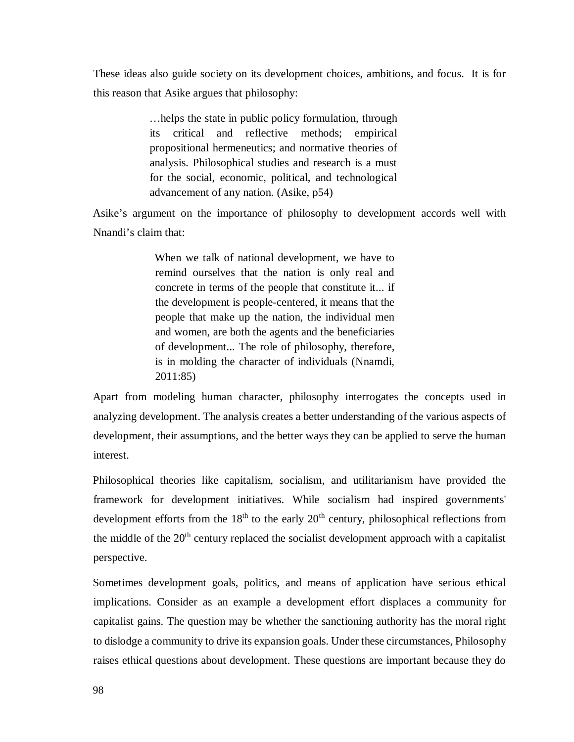These ideas also guide society on its development choices, ambitions, and focus. It is for this reason that Asike argues that philosophy:

> …helps the state in public policy formulation, through its critical and reflective methods; empirical propositional hermeneutics; and normative theories of analysis. Philosophical studies and research is a must for the social, economic, political, and technological advancement of any nation. (Asike, p54)

Asike's argument on the importance of philosophy to development accords well with Nnandi's claim that:

> When we talk of national development, we have to remind ourselves that the nation is only real and concrete in terms of the people that constitute it... if the development is people-centered, it means that the people that make up the nation, the individual men and women, are both the agents and the beneficiaries of development... The role of philosophy, therefore, is in molding the character of individuals (Nnamdi, 2011:85)

Apart from modeling human character, philosophy interrogates the concepts used in analyzing development. The analysis creates a better understanding of the various aspects of development, their assumptions, and the better ways they can be applied to serve the human interest.

Philosophical theories like capitalism, socialism, and utilitarianism have provided the framework for development initiatives. While socialism had inspired governments' development efforts from the 18th to the early 20th century, philosophical reflections from the middle of the 20th century replaced the socialist development approach with a capitalist perspective.

Sometimes development goals, politics, and means of application have serious ethical implications. Consider as an example a development effort displaces a community for capitalist gains. The question may be whether the sanctioning authority has the moral right to dislodge a community to drive its expansion goals. Under these circumstances, Philosophy raises ethical questions about development. These questions are important because they do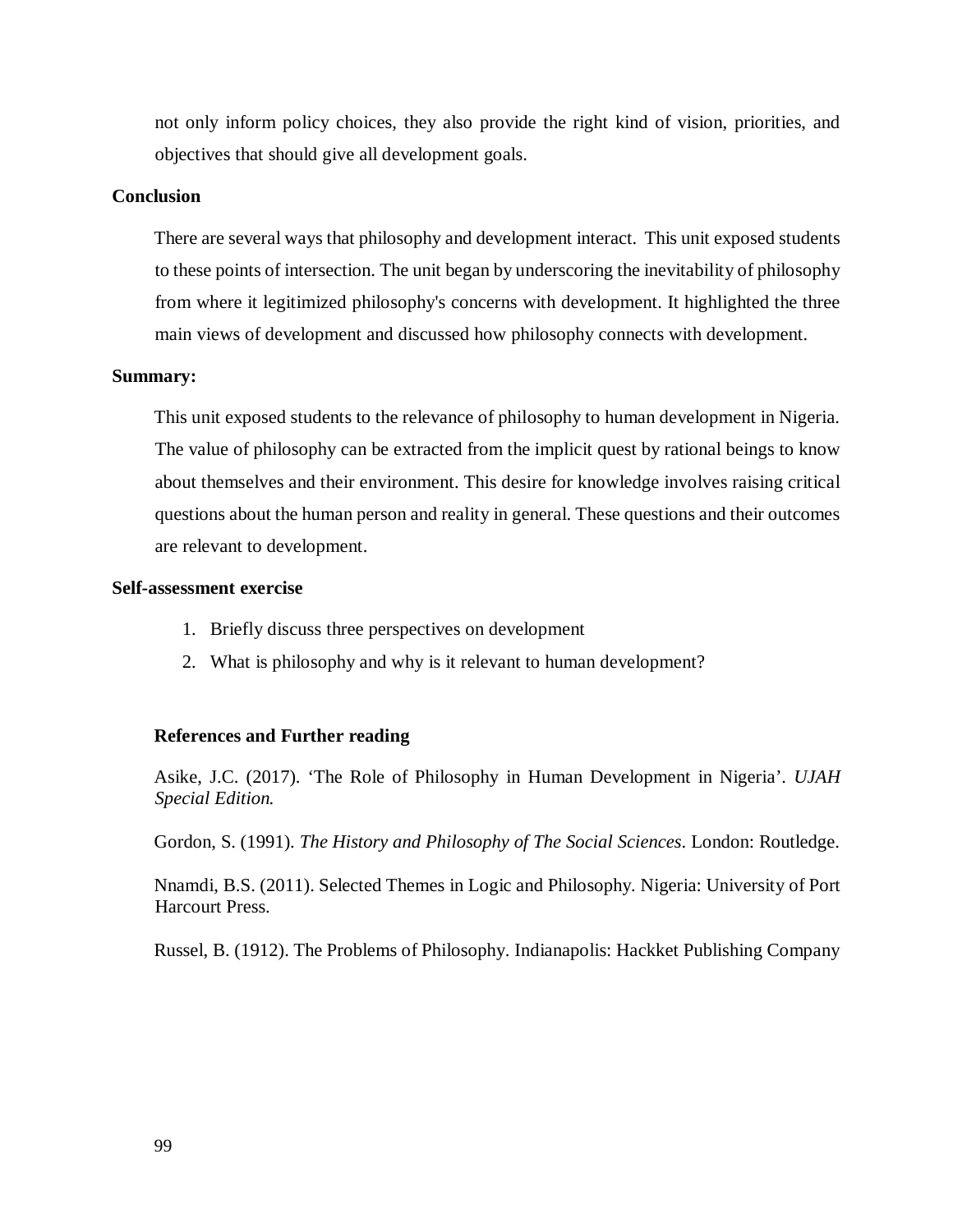not only inform policy choices, they also provide the right kind of vision, priorities, and objectives that should give all development goals.

## Conclusion

There are several ways that philosophy and development interact. This unit exposed students to these points of intersection. The unit began by underscoring the inevitability of philosophy from where it legitimized philosophy's concerns with development. It highlighted the three main views of development and discussed how philosophy connects with development.

## Summary:

This unit exposed students to the relevance of philosophy to human development in Nigeria. The value of philosophy can be extracted from the implicit quest by rational beings to know about themselves and their environment. This desire for knowledge involves raising critical questions about the human person and reality in general. These questions and their outcomes are relevant to development.

## Self-assessment exercise

1. Briefly discuss three perspectives on development
2. What is philosophy and why is it relevant to human development?

## References and Further reading

Asike, J.C. (2017). 'The Role of Philosophy in Human Development in Nigeria'. *UJAH Special Edition.*

Gordon, S. (1991). *The History and Philosophy of The Social Sciences*. London: Routledge.

Nnamdi, B.S. (2011). Selected Themes in Logic and Philosophy. Nigeria: University of Port Harcourt Press.

Russel, B. (1912). The Problems of Philosophy. Indianapolis: Hackket Publishing Company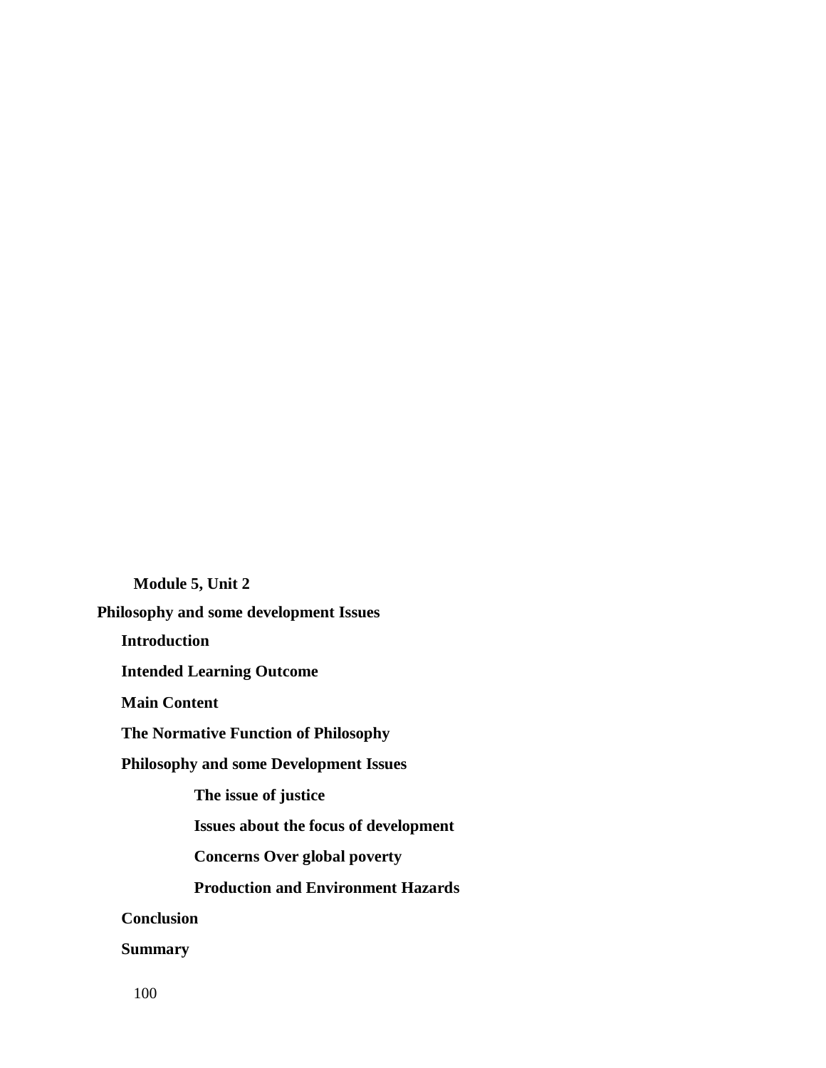**Module 5, Unit 2**

## Philosophy and some development Issues

**Introduction**

**Intended Learning Outcome**

**Main Content**

**The Normative Function of Philosophy**

**Philosophy and some Development Issues**

- **The issue of justice**
- **Issues about the focus of development**
- **Concerns Over global poverty**
- **Production and Environment Hazards**

**Conclusion**

**Summary**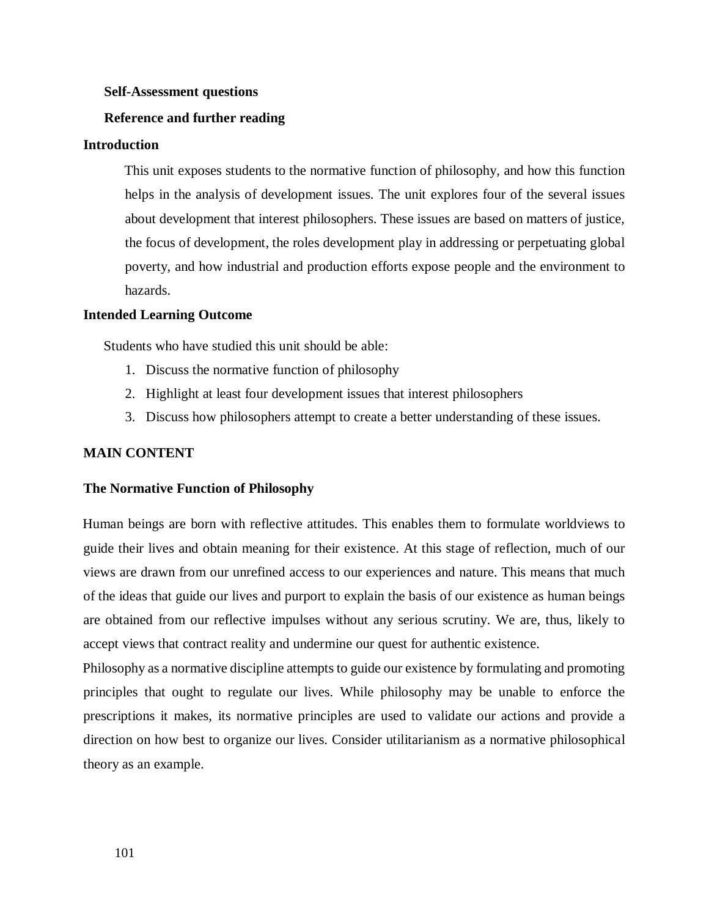**Self-Assessment questions**

**Reference and further reading**

**Introduction**

This unit exposes students to the normative function of philosophy, and how this function helps in the analysis of development issues. The unit explores four of the several issues about development that interest philosophers. These issues are based on matters of justice, the focus of development, the roles development play in addressing or perpetuating global poverty, and how industrial and production efforts expose people and the environment to hazards.

**Intended Learning Outcome**

Students who have studied this unit should be able:

1. Discuss the normative function of philosophy
2. Highlight at least four development issues that interest philosophers
3. Discuss how philosophers attempt to create a better understanding of these issues.

**MAIN CONTENT**

**The Normative Function of Philosophy**

Human beings are born with reflective attitudes. This enables them to formulate worldviews to guide their lives and obtain meaning for their existence. At this stage of reflection, much of our views are drawn from our unrefined access to our experiences and nature. This means that much of the ideas that guide our lives and purport to explain the basis of our existence as human beings are obtained from our reflective impulses without any serious scrutiny. We are, thus, likely to accept views that contract reality and undermine our quest for authentic existence.

Philosophy as a normative discipline attempts to guide our existence by formulating and promoting principles that ought to regulate our lives. While philosophy may be unable to enforce the prescriptions it makes, its normative principles are used to validate our actions and provide a direction on how best to organize our lives. Consider utilitarianism as a normative philosophical theory as an example.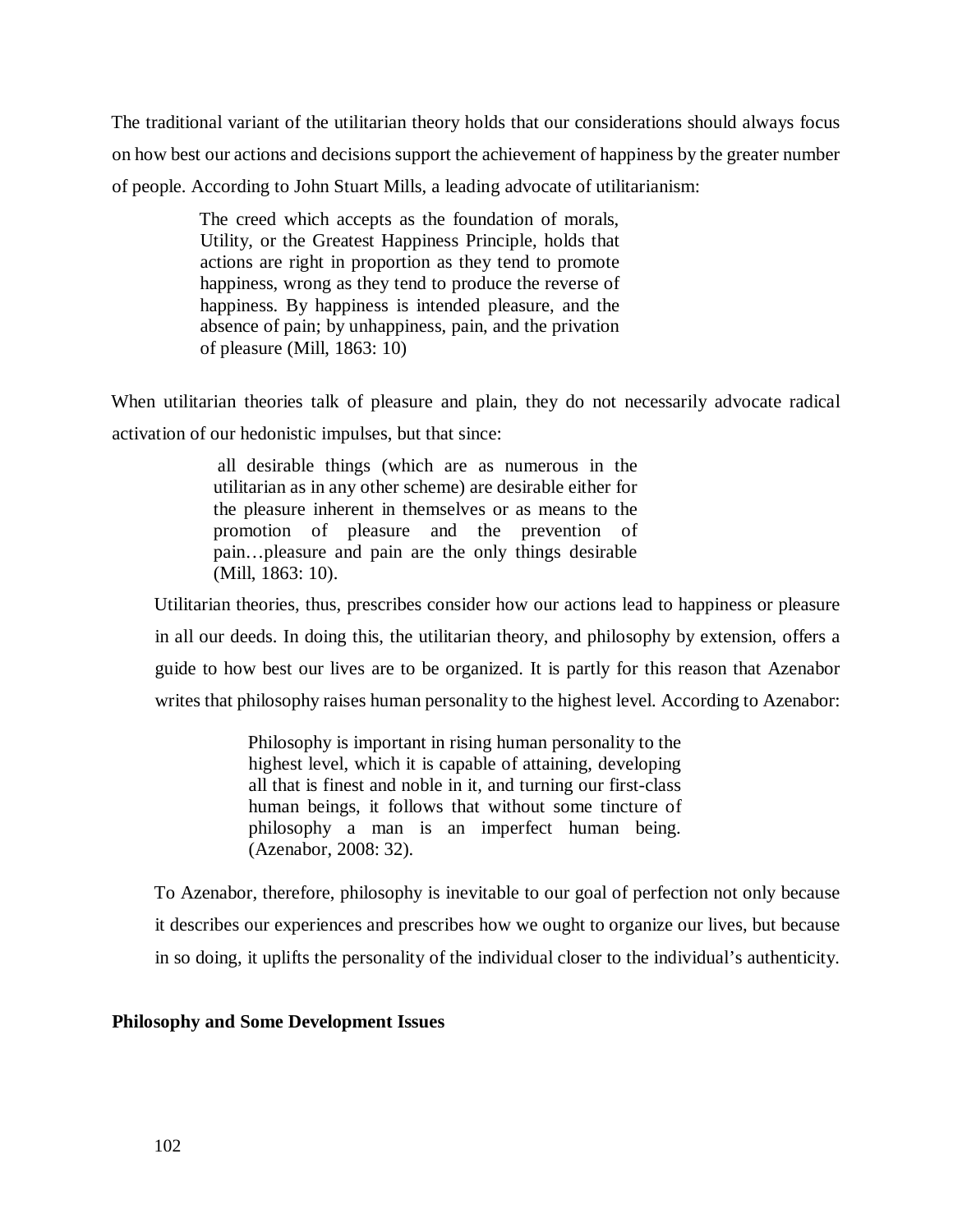The traditional variant of the utilitarian theory holds that our considerations should always focus on how best our actions and decisions support the achievement of happiness by the greater number of people. According to John Stuart Mills, a leading advocate of utilitarianism:

> The creed which accepts as the foundation of morals, Utility, or the Greatest Happiness Principle, holds that actions are right in proportion as they tend to promote happiness, wrong as they tend to produce the reverse of happiness. By happiness is intended pleasure, and the absence of pain; by unhappiness, pain, and the privation of pleasure (Mill, 1863: 10)

When utilitarian theories talk of pleasure and plain, they do not necessarily advocate radical activation of our hedonistic impulses, but that since:

> all desirable things (which are as numerous in the utilitarian as in any other scheme) are desirable either for the pleasure inherent in themselves or as means to the promotion of pleasure and the prevention of pain…pleasure and pain are the only things desirable (Mill, 1863: 10).

Utilitarian theories, thus, prescribes consider how our actions lead to happiness or pleasure in all our deeds. In doing this, the utilitarian theory, and philosophy by extension, offers a guide to how best our lives are to be organized. It is partly for this reason that Azenabor writes that philosophy raises human personality to the highest level. According to Azenabor:

> Philosophy is important in rising human personality to the highest level, which it is capable of attaining, developing all that is finest and noble in it, and turning our first-class human beings, it follows that without some tincture of philosophy a man is an imperfect human being. (Azenabor, 2008: 32).

To Azenabor, therefore, philosophy is inevitable to our goal of perfection not only because it describes our experiences and prescribes how we ought to organize our lives, but because in so doing, it uplifts the personality of the individual closer to the individual's authenticity.

**Philosophy and Some Development Issues**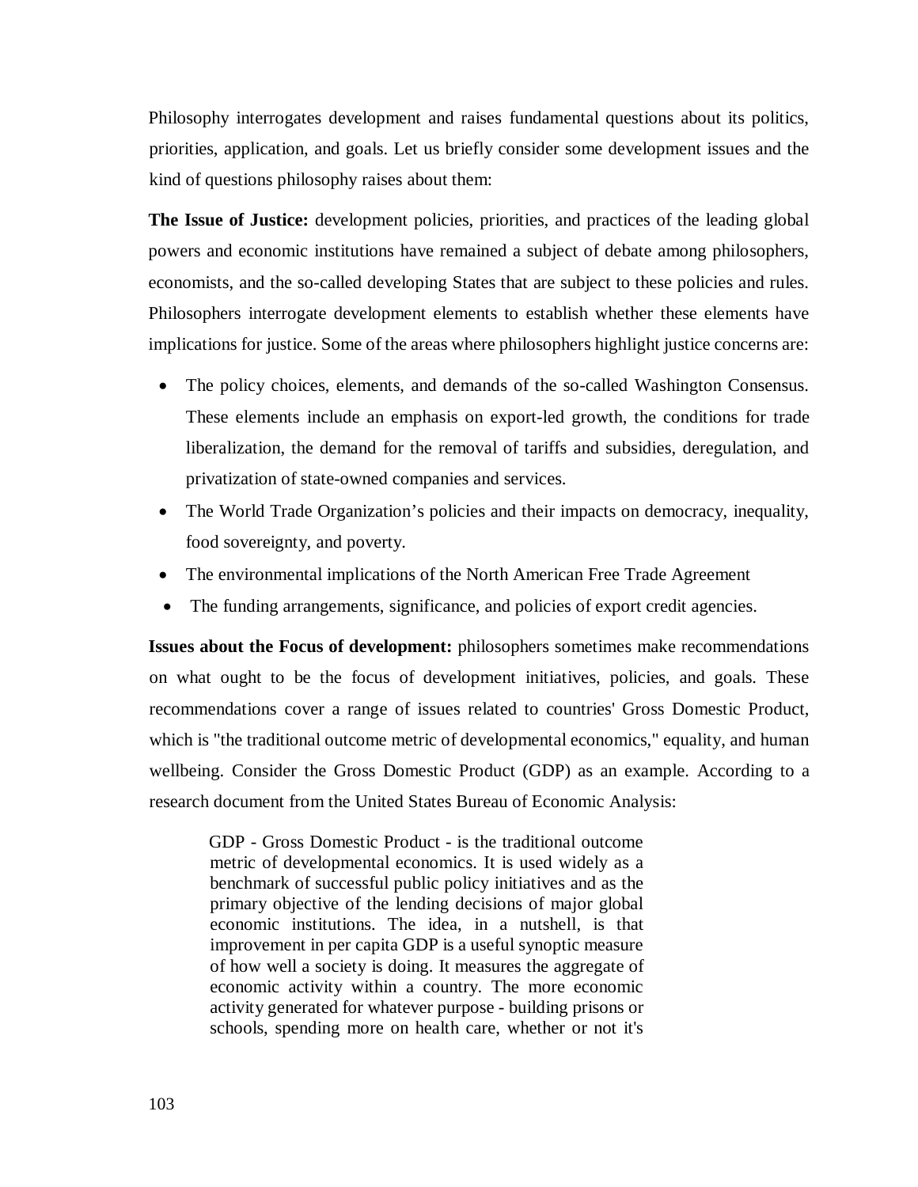Philosophy interrogates development and raises fundamental questions about its politics, priorities, application, and goals. Let us briefly consider some development issues and the kind of questions philosophy raises about them:

**The Issue of Justice:** development policies, priorities, and practices of the leading global powers and economic institutions have remained a subject of debate among philosophers, economists, and the so-called developing States that are subject to these policies and rules. Philosophers interrogate development elements to establish whether these elements have implications for justice. Some of the areas where philosophers highlight justice concerns are:

- The policy choices, elements, and demands of the so-called Washington Consensus. These elements include an emphasis on export-led growth, the conditions for trade liberalization, the demand for the removal of tariffs and subsidies, deregulation, and privatization of state-owned companies and services.
- The World Trade Organization's policies and their impacts on democracy, inequality, food sovereignty, and poverty.
- The environmental implications of the North American Free Trade Agreement
- The funding arrangements, significance, and policies of export credit agencies.

**Issues about the Focus of development:** philosophers sometimes make recommendations on what ought to be the focus of development initiatives, policies, and goals. These recommendations cover a range of issues related to countries' Gross Domestic Product, which is "the traditional outcome metric of developmental economics," equality, and human wellbeing. Consider the Gross Domestic Product (GDP) as an example. According to a research document from the United States Bureau of Economic Analysis:

> GDP - Gross Domestic Product - is the traditional outcome metric of developmental economics. It is used widely as a benchmark of successful public policy initiatives and as the primary objective of the lending decisions of major global economic institutions. The idea, in a nutshell, is that improvement in per capita GDP is a useful synoptic measure of how well a society is doing. It measures the aggregate of economic activity within a country. The more economic activity generated for whatever purpose - building prisons or schools, spending more on health care, whether or not it's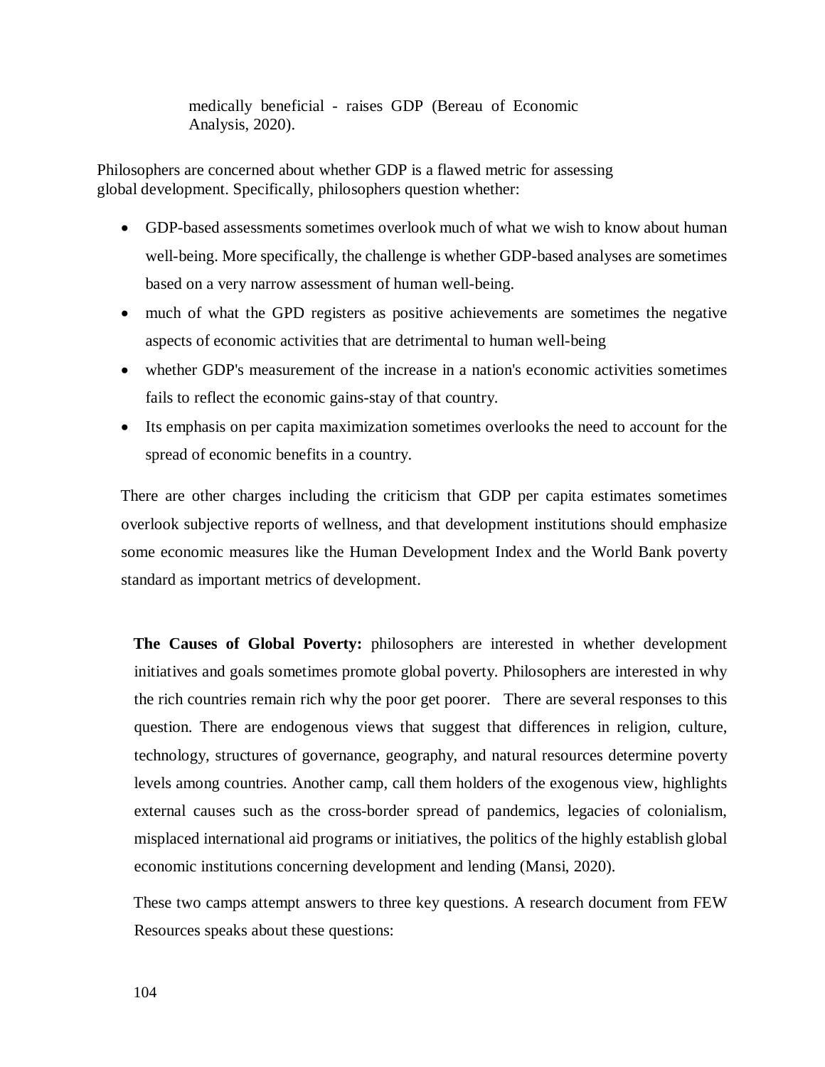medically beneficial - raises GDP (Bereau of Economic Analysis, 2020).

Philosophers are concerned about whether GDP is a flawed metric for assessing global development. Specifically, philosophers question whether:

- GDP-based assessments sometimes overlook much of what we wish to know about human well-being. More specifically, the challenge is whether GDP-based analyses are sometimes based on a very narrow assessment of human well-being.
- much of what the GPD registers as positive achievements are sometimes the negative aspects of economic activities that are detrimental to human well-being
- whether GDP's measurement of the increase in a nation's economic activities sometimes fails to reflect the economic gains-stay of that country.
- Its emphasis on per capita maximization sometimes overlooks the need to account for the spread of economic benefits in a country.

There are other charges including the criticism that GDP per capita estimates sometimes overlook subjective reports of wellness, and that development institutions should emphasize some economic measures like the Human Development Index and the World Bank poverty standard as important metrics of development.

**The Causes of Global Poverty:** philosophers are interested in whether development initiatives and goals sometimes promote global poverty. Philosophers are interested in why the rich countries remain rich why the poor get poorer. There are several responses to this question. There are endogenous views that suggest that differences in religion, culture, technology, structures of governance, geography, and natural resources determine poverty levels among countries. Another camp, call them holders of the exogenous view, highlights external causes such as the cross-border spread of pandemics, legacies of colonialism, misplaced international aid programs or initiatives, the politics of the highly establish global economic institutions concerning development and lending (Mansi, 2020).

These two camps attempt answers to three key questions. A research document from FEW Resources speaks about these questions: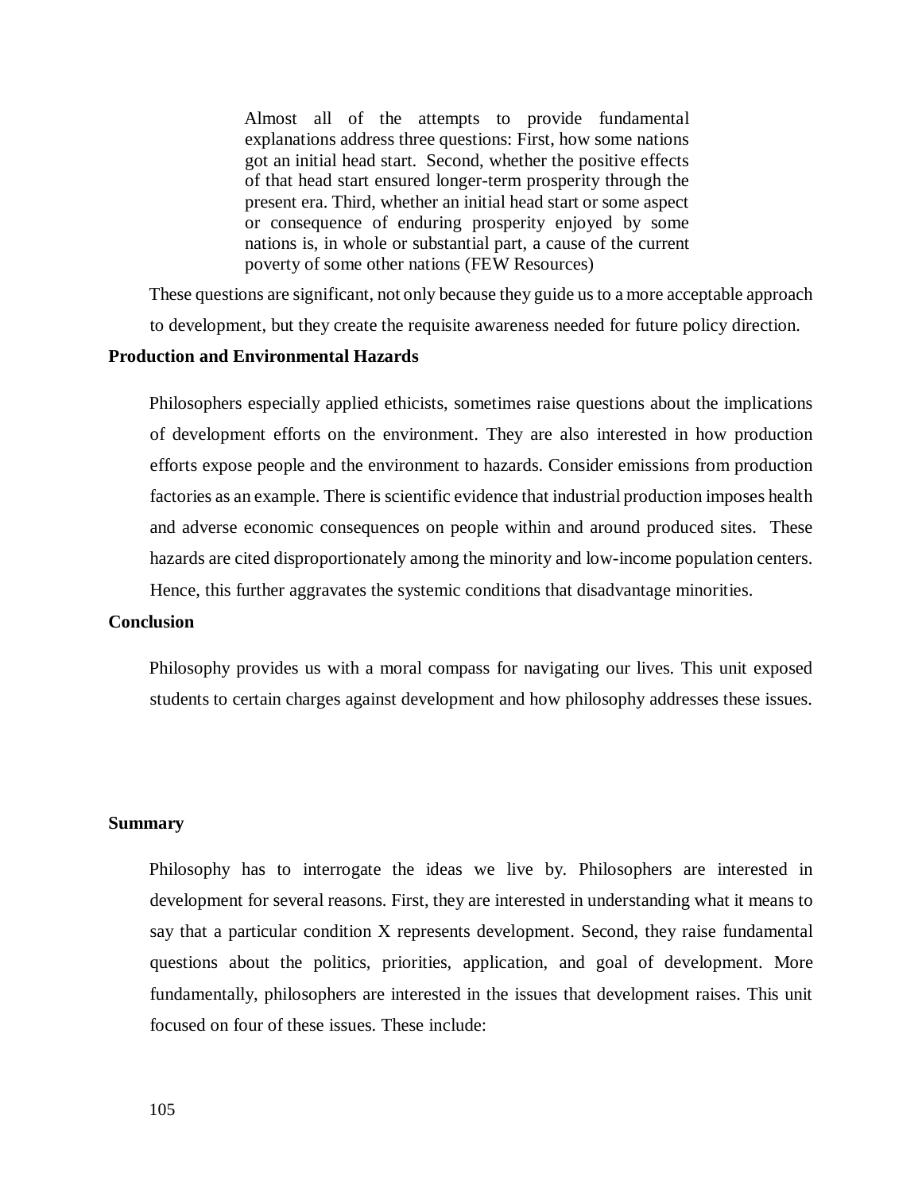> Almost all of the attempts to provide fundamental explanations address three questions: First, how some nations got an initial head start. Second, whether the positive effects of that head start ensured longer-term prosperity through the present era. Third, whether an initial head start or some aspect or consequence of enduring prosperity enjoyed by some nations is, in whole or substantial part, a cause of the current poverty of some other nations (FEW Resources)

These questions are significant, not only because they guide us to a more acceptable approach to development, but they create the requisite awareness needed for future policy direction.

**Production and Environmental Hazards**

Philosophers especially applied ethicists, sometimes raise questions about the implications of development efforts on the environment. They are also interested in how production efforts expose people and the environment to hazards. Consider emissions from production factories as an example. There is scientific evidence that industrial production imposes health and adverse economic consequences on people within and around produced sites. These hazards are cited disproportionately among the minority and low-income population centers. Hence, this further aggravates the systemic conditions that disadvantage minorities.

**Conclusion**

Philosophy provides us with a moral compass for navigating our lives. This unit exposed students to certain charges against development and how philosophy addresses these issues.

**Summary**

Philosophy has to interrogate the ideas we live by. Philosophers are interested in development for several reasons. First, they are interested in understanding what it means to say that a particular condition X represents development. Second, they raise fundamental questions about the politics, priorities, application, and goal of development. More fundamentally, philosophers are interested in the issues that development raises. This unit focused on four of these issues. These include: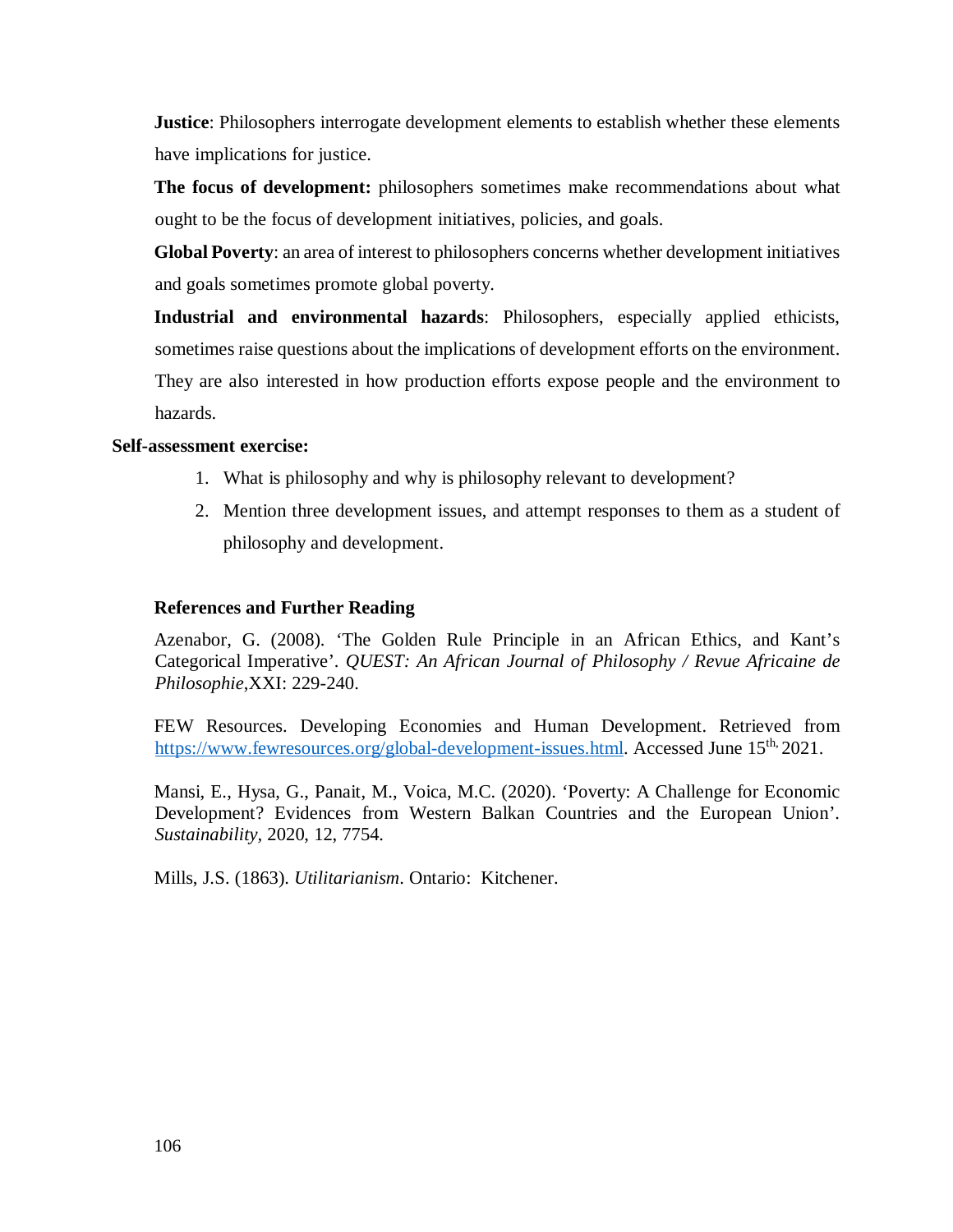**Justice**: Philosophers interrogate development elements to establish whether these elements have implications for justice.

**The focus of development:** philosophers sometimes make recommendations about what ought to be the focus of development initiatives, policies, and goals.

**Global Poverty**: an area of interest to philosophers concerns whether development initiatives and goals sometimes promote global poverty.

**Industrial and environmental hazards**: Philosophers, especially applied ethicists, sometimes raise questions about the implications of development efforts on the environment. They are also interested in how production efforts expose people and the environment to hazards.

**Self-assessment exercise:**

1. What is philosophy and why is philosophy relevant to development?
2. Mention three development issues, and attempt responses to them as a student of philosophy and development.

**References and Further Reading**

Azenabor, G. (2008). 'The Golden Rule Principle in an African Ethics, and Kant's Categorical Imperative'. *QUEST: An African Journal of Philosophy / Revue Africaine de Philosophie*,XXI: 229-240.

FEW Resources. Developing Economies and Human Development. Retrieved from https://www.fewresources.org/global-development-issues.html. Accessed June 15th, 2021.

Mansi, E., Hysa, G., Panait, M., Voica, M.C. (2020). 'Poverty: A Challenge for Economic Development? Evidences from Western Balkan Countries and the European Union'. *Sustainability*, 2020, 12, 7754.

Mills, J.S. (1863). *Utilitarianism*. Ontario: Kitchener.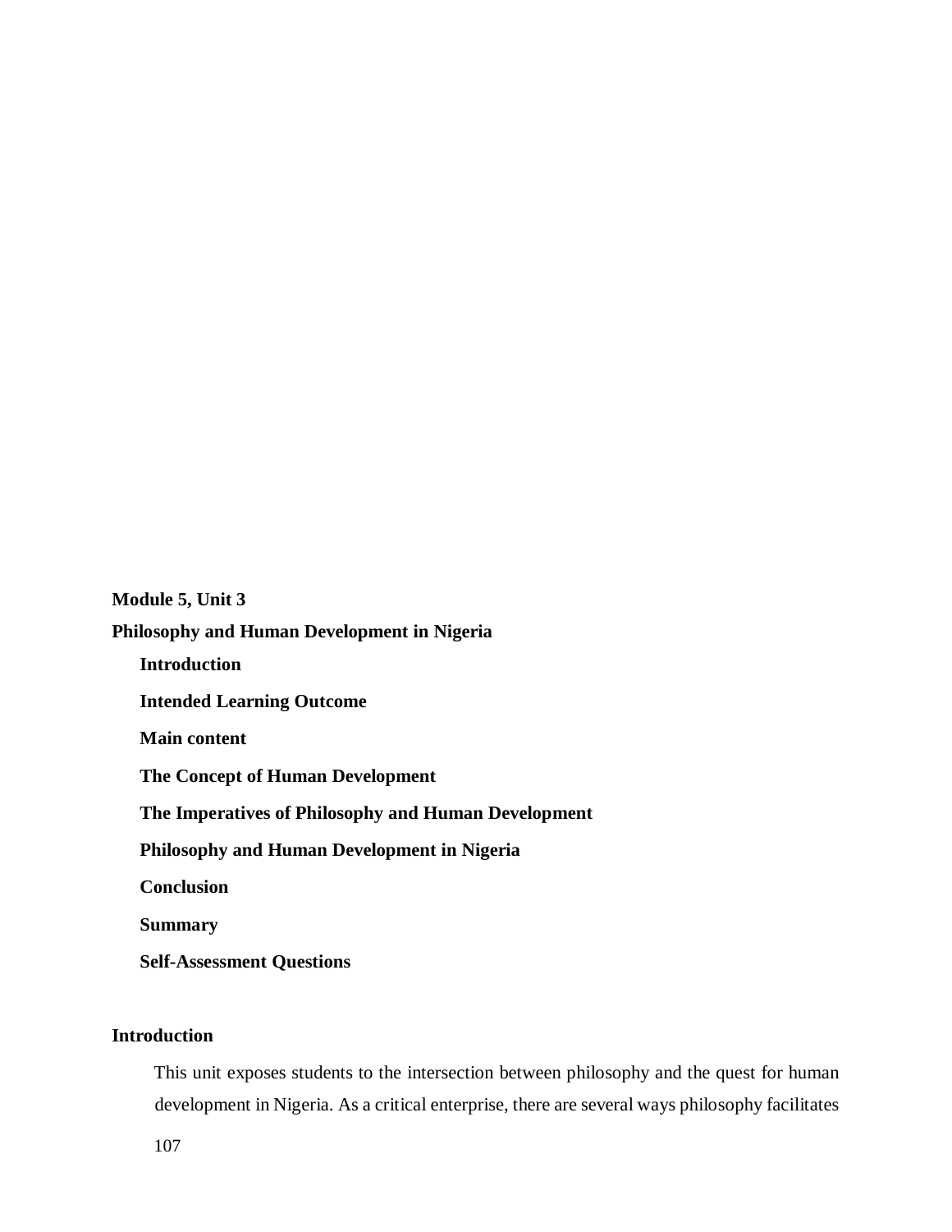**Module 5, Unit 3**

**Philosophy and Human Development in Nigeria**

- **Introduction**
- **Intended Learning Outcome**
- **Main content**
- **The Concept of Human Development**
- **The Imperatives of Philosophy and Human Development**
- **Philosophy and Human Development in Nigeria**
- **Conclusion**
- **Summary**
- **Self-Assessment Questions**

## Introduction

This unit exposes students to the intersection between philosophy and the quest for human development in Nigeria. As a critical enterprise, there are several ways philosophy facilitates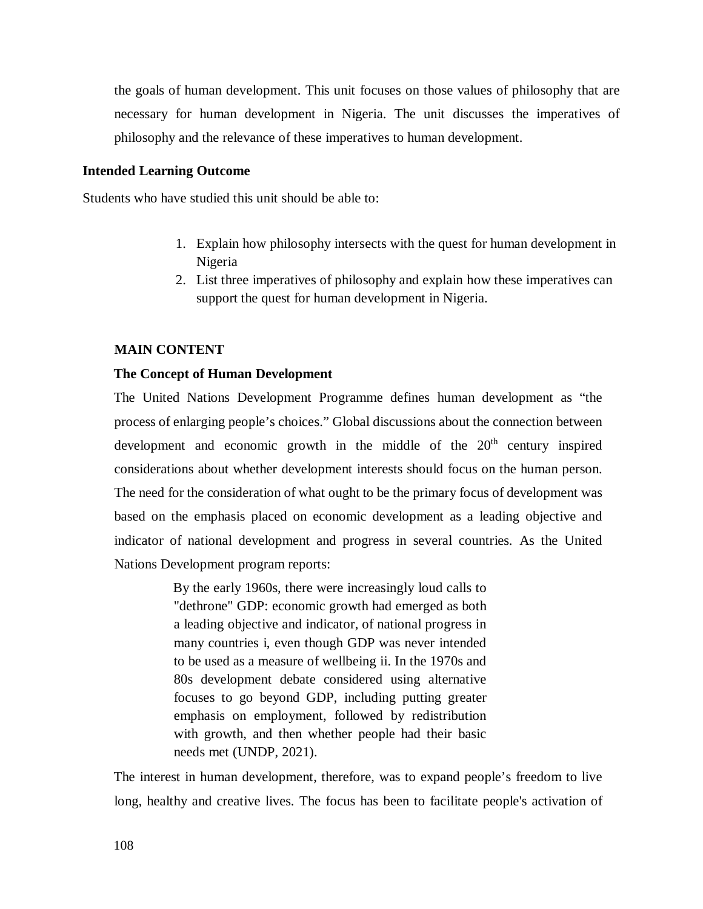the goals of human development. This unit focuses on those values of philosophy that are necessary for human development in Nigeria. The unit discusses the imperatives of philosophy and the relevance of these imperatives to human development.

**Intended Learning Outcome**

Students who have studied this unit should be able to:

1. Explain how philosophy intersects with the quest for human development in Nigeria
2. List three imperatives of philosophy and explain how these imperatives can support the quest for human development in Nigeria.

**MAIN CONTENT**

**The Concept of Human Development**

The United Nations Development Programme defines human development as "the process of enlarging people's choices." Global discussions about the connection between development and economic growth in the middle of the 20th century inspired considerations about whether development interests should focus on the human person. The need for the consideration of what ought to be the primary focus of development was based on the emphasis placed on economic development as a leading objective and indicator of national development and progress in several countries. As the United Nations Development program reports:

> By the early 1960s, there were increasingly loud calls to "dethrone" GDP: economic growth had emerged as both a leading objective and indicator, of national progress in many countries i, even though GDP was never intended to be used as a measure of wellbeing ii. In the 1970s and 80s development debate considered using alternative focuses to go beyond GDP, including putting greater emphasis on employment, followed by redistribution with growth, and then whether people had their basic needs met (UNDP, 2021).

The interest in human development, therefore, was to expand people's freedom to live long, healthy and creative lives. The focus has been to facilitate people's activation of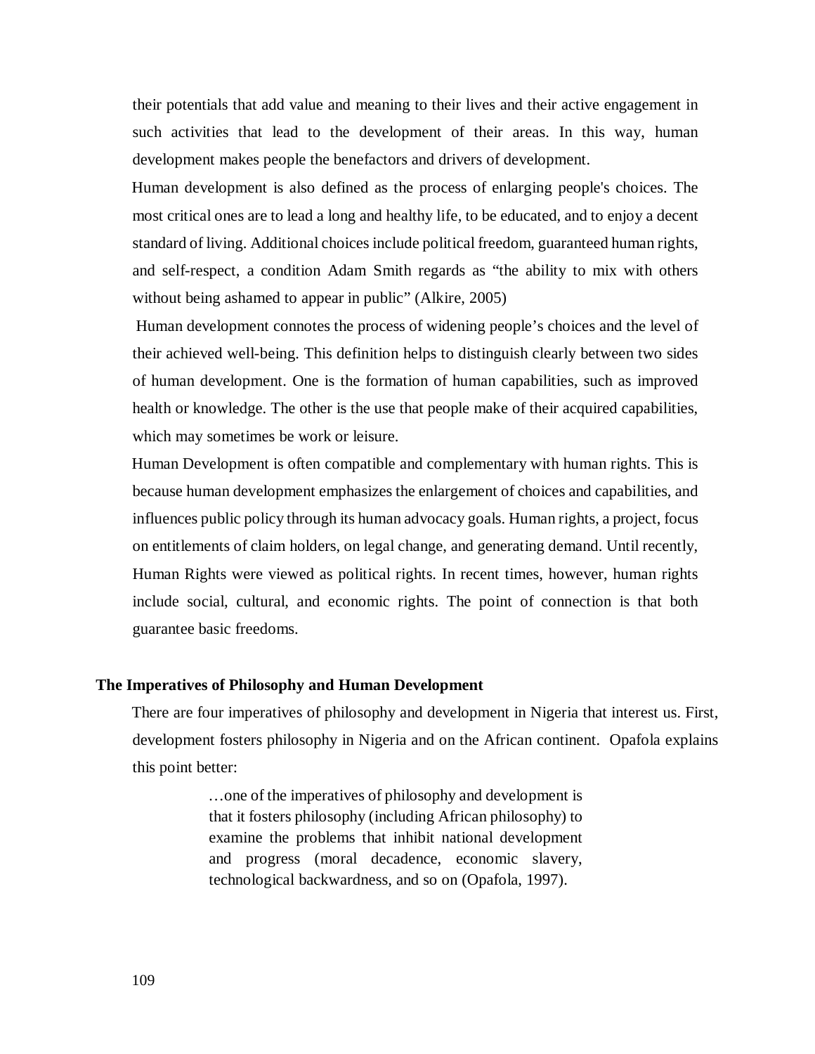their potentials that add value and meaning to their lives and their active engagement in such activities that lead to the development of their areas. In this way, human development makes people the benefactors and drivers of development.

Human development is also defined as the process of enlarging people's choices. The most critical ones are to lead a long and healthy life, to be educated, and to enjoy a decent standard of living. Additional choices include political freedom, guaranteed human rights, and self-respect, a condition Adam Smith regards as “the ability to mix with others without being ashamed to appear in public” (Alkire, 2005)

Human development connotes the process of widening people’s choices and the level of their achieved well-being. This definition helps to distinguish clearly between two sides of human development. One is the formation of human capabilities, such as improved health or knowledge. The other is the use that people make of their acquired capabilities, which may sometimes be work or leisure.

Human Development is often compatible and complementary with human rights. This is because human development emphasizes the enlargement of choices and capabilities, and influences public policy through its human advocacy goals. Human rights, a project, focus on entitlements of claim holders, on legal change, and generating demand. Until recently, Human Rights were viewed as political rights. In recent times, however, human rights include social, cultural, and economic rights. The point of connection is that both guarantee basic freedoms.

## The Imperatives of Philosophy and Human Development

There are four imperatives of philosophy and development in Nigeria that interest us. First, development fosters philosophy in Nigeria and on the African continent. Opafola explains this point better:

> …one of the imperatives of philosophy and development is that it fosters philosophy (including African philosophy) to examine the problems that inhibit national development and progress (moral decadence, economic slavery, technological backwardness, and so on (Opafola, 1997).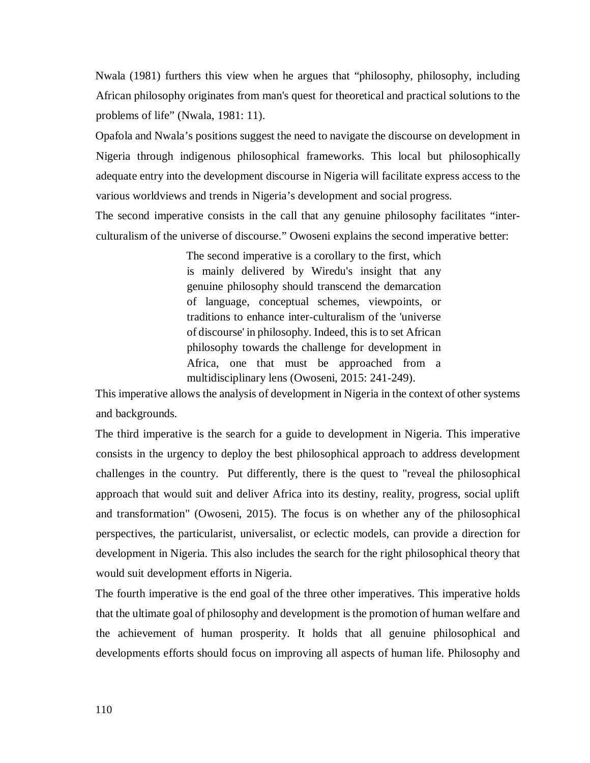Nwala (1981) furthers this view when he argues that "philosophy, philosophy, including African philosophy originates from man's quest for theoretical and practical solutions to the problems of life" (Nwala, 1981: 11).

Opafola and Nwala's positions suggest the need to navigate the discourse on development in Nigeria through indigenous philosophical frameworks. This local but philosophically adequate entry into the development discourse in Nigeria will facilitate express access to the various worldviews and trends in Nigeria's development and social progress.

The second imperative consists in the call that any genuine philosophy facilitates "inter-culturalism of the universe of discourse." Owoseni explains the second imperative better:

> The second imperative is a corollary to the first, which is mainly delivered by Wiredu's insight that any genuine philosophy should transcend the demarcation of language, conceptual schemes, viewpoints, or traditions to enhance inter-culturalism of the 'universe of discourse' in philosophy. Indeed, this is to set African philosophy towards the challenge for development in Africa, one that must be approached from a multidisciplinary lens (Owoseni, 2015: 241-249).

This imperative allows the analysis of development in Nigeria in the context of other systems and backgrounds.

The third imperative is the search for a guide to development in Nigeria. This imperative consists in the urgency to deploy the best philosophical approach to address development challenges in the country. Put differently, there is the quest to "reveal the philosophical approach that would suit and deliver Africa into its destiny, reality, progress, social uplift and transformation" (Owoseni, 2015). The focus is on whether any of the philosophical perspectives, the particularist, universalist, or eclectic models, can provide a direction for development in Nigeria. This also includes the search for the right philosophical theory that would suit development efforts in Nigeria.

The fourth imperative is the end goal of the three other imperatives. This imperative holds that the ultimate goal of philosophy and development is the promotion of human welfare and the achievement of human prosperity. It holds that all genuine philosophical and developments efforts should focus on improving all aspects of human life. Philosophy and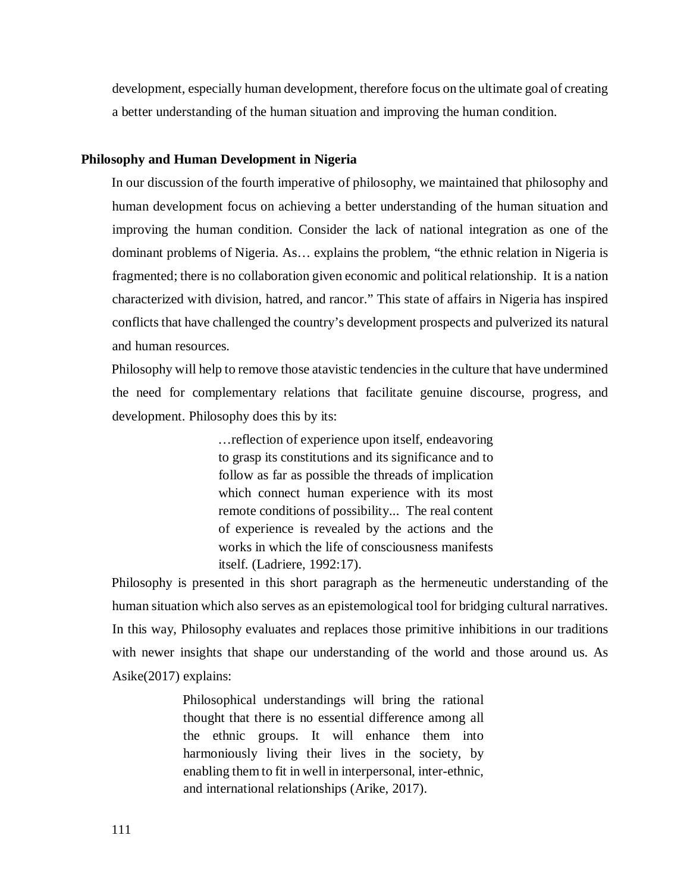development, especially human development, therefore focus on the ultimate goal of creating a better understanding of the human situation and improving the human condition.

**Philosophy and Human Development in Nigeria**

In our discussion of the fourth imperative of philosophy, we maintained that philosophy and human development focus on achieving a better understanding of the human situation and improving the human condition. Consider the lack of national integration as one of the dominant problems of Nigeria. As… explains the problem, "the ethnic relation in Nigeria is fragmented; there is no collaboration given economic and political relationship. It is a nation characterized with division, hatred, and rancor." This state of affairs in Nigeria has inspired conflicts that have challenged the country's development prospects and pulverized its natural and human resources.

Philosophy will help to remove those atavistic tendencies in the culture that have undermined the need for complementary relations that facilitate genuine discourse, progress, and development. Philosophy does this by its:

> …reflection of experience upon itself, endeavoring to grasp its constitutions and its significance and to follow as far as possible the threads of implication which connect human experience with its most remote conditions of possibility... The real content of experience is revealed by the actions and the works in which the life of consciousness manifests itself. (Ladriere, 1992:17).

Philosophy is presented in this short paragraph as the hermeneutic understanding of the human situation which also serves as an epistemological tool for bridging cultural narratives. In this way, Philosophy evaluates and replaces those primitive inhibitions in our traditions with newer insights that shape our understanding of the world and those around us. As Asike(2017) explains:

> Philosophical understandings will bring the rational thought that there is no essential difference among all the ethnic groups. It will enhance them into harmoniously living their lives in the society, by enabling them to fit in well in interpersonal, inter-ethnic, and international relationships (Arike, 2017).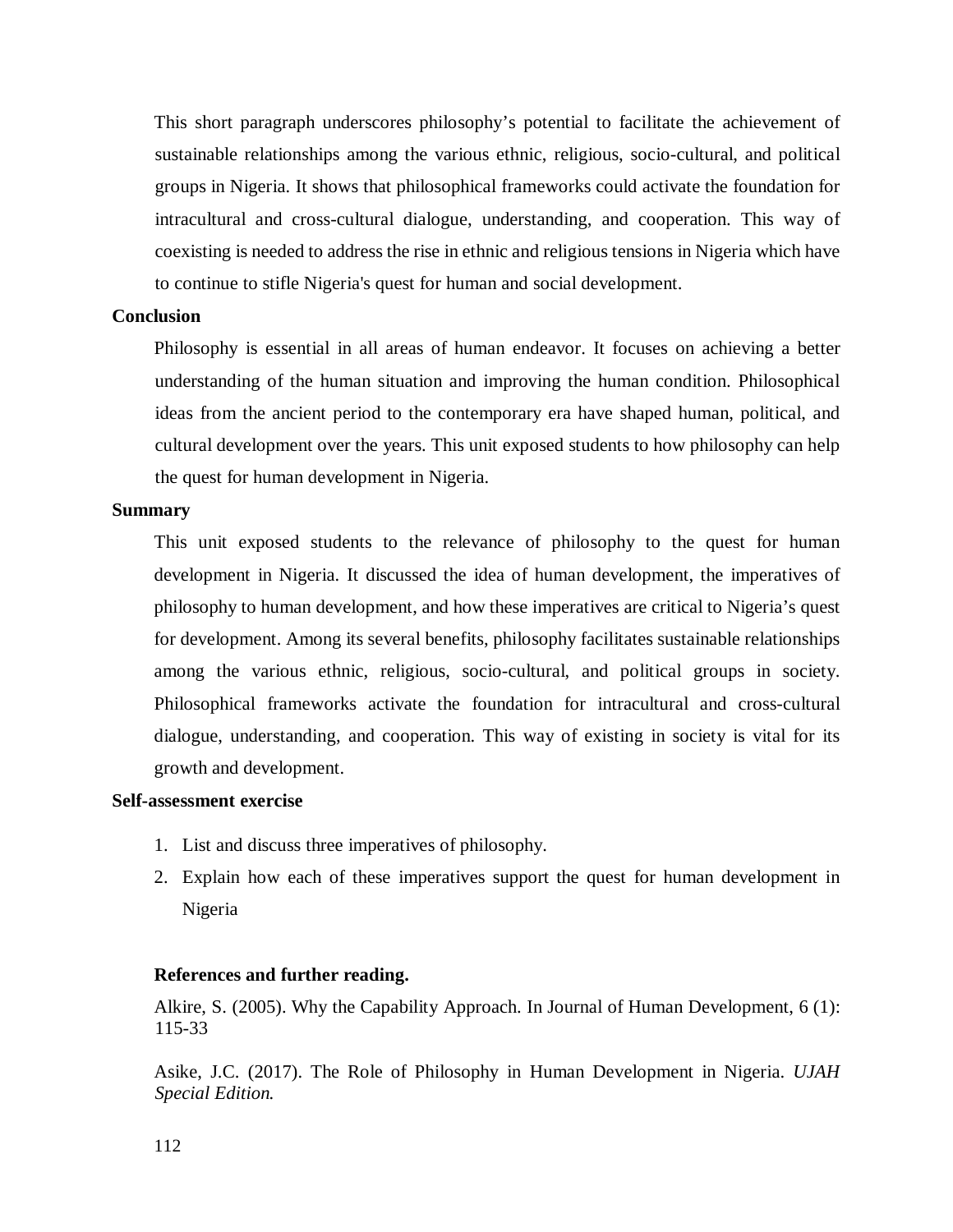This short paragraph underscores philosophy's potential to facilitate the achievement of sustainable relationships among the various ethnic, religious, socio-cultural, and political groups in Nigeria. It shows that philosophical frameworks could activate the foundation for intracultural and cross-cultural dialogue, understanding, and cooperation. This way of coexisting is needed to address the rise in ethnic and religious tensions in Nigeria which have to continue to stifle Nigeria's quest for human and social development.

## Conclusion

Philosophy is essential in all areas of human endeavor. It focuses on achieving a better understanding of the human situation and improving the human condition. Philosophical ideas from the ancient period to the contemporary era have shaped human, political, and cultural development over the years. This unit exposed students to how philosophy can help the quest for human development in Nigeria.

## Summary

This unit exposed students to the relevance of philosophy to the quest for human development in Nigeria. It discussed the idea of human development, the imperatives of philosophy to human development, and how these imperatives are critical to Nigeria's quest for development. Among its several benefits, philosophy facilitates sustainable relationships among the various ethnic, religious, socio-cultural, and political groups in society. Philosophical frameworks activate the foundation for intracultural and cross-cultural dialogue, understanding, and cooperation. This way of existing in society is vital for its growth and development.

## Self-assessment exercise

1. List and discuss three imperatives of philosophy.
2. Explain how each of these imperatives support the quest for human development in Nigeria

### References and further reading.

Alkire, S. (2005). Why the Capability Approach. In Journal of Human Development, 6 (1): 115-33

Asike, J.C. (2017). The Role of Philosophy in Human Development in Nigeria. *UJAH Special Edition.*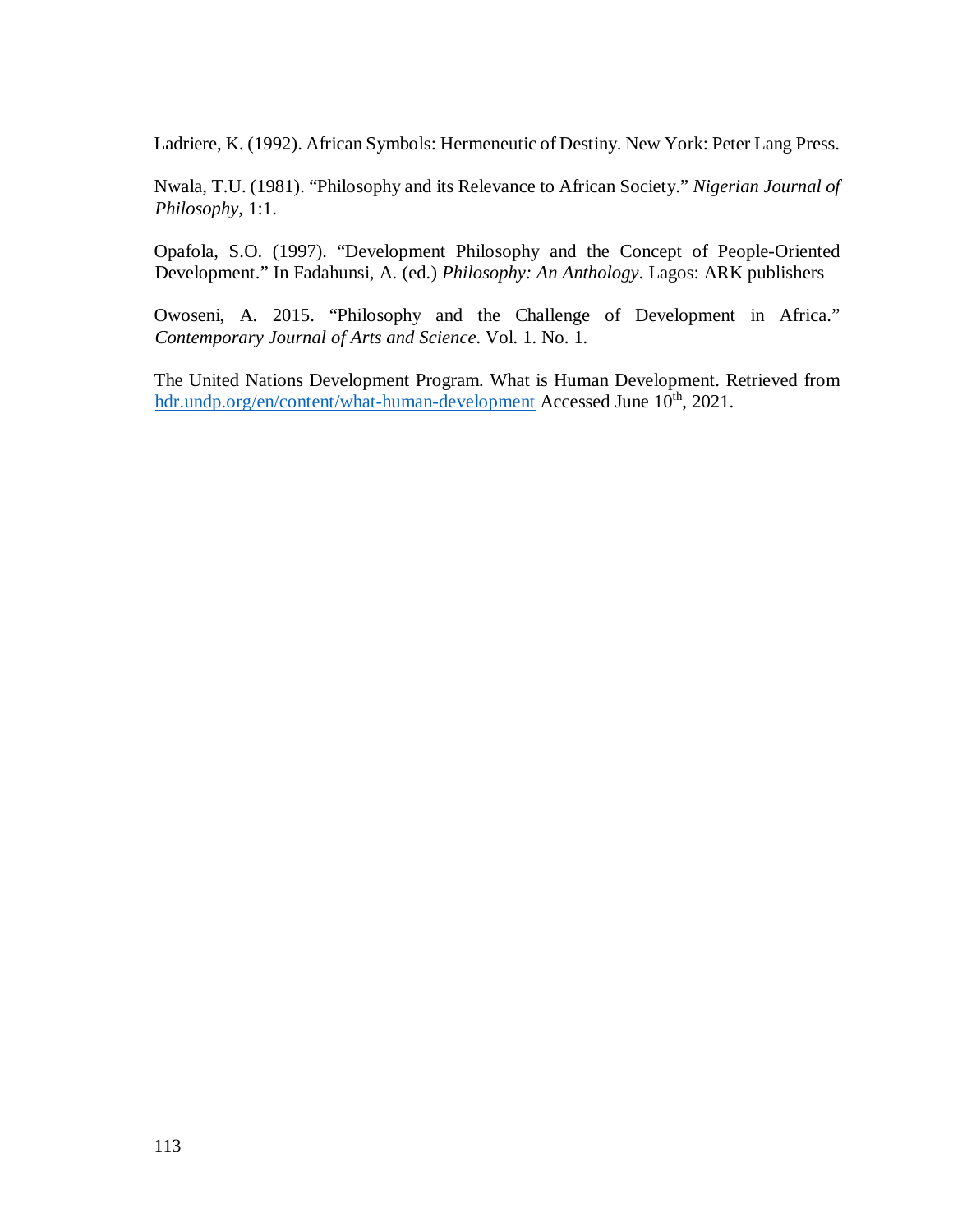Ladriere, K. (1992). African Symbols: Hermeneutic of Destiny. New York: Peter Lang Press.

Nwala, T.U. (1981). "Philosophy and its Relevance to African Society." *Nigerian Journal of Philosophy,* 1:1.

Opafola, S.O. (1997). "Development Philosophy and the Concept of People-Oriented Development." In Fadahunsi, A. (ed.) *Philosophy: An Anthology*. Lagos: ARK publishers

Owoseni, A. 2015. "Philosophy and the Challenge of Development in Africa." *Contemporary Journal of Arts and Science*. Vol. 1. No. 1.

The United Nations Development Program. What is Human Development. Retrieved from [hdr.undp.org/en/content/what-human-development](hdr.undp.org/en/content/what-human-development) Accessed June 10th, 2021.